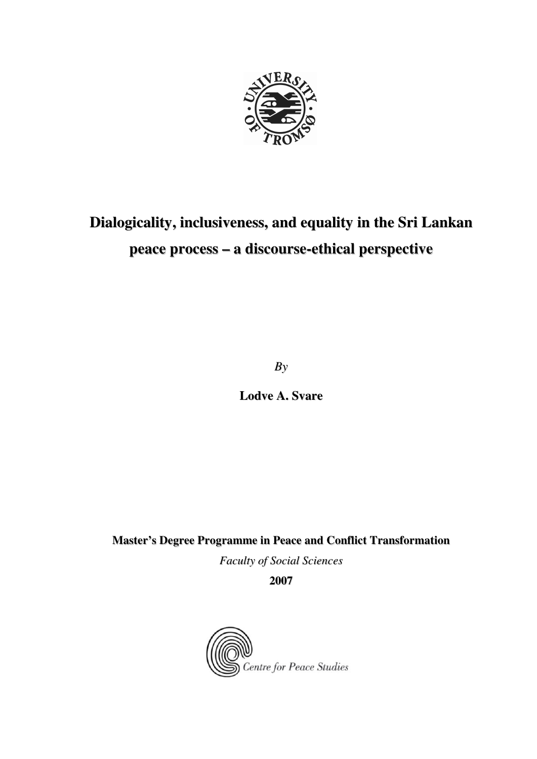# Dialogicality, inclusiveness, and equality in the Sri Lankan peace process – a discourse-ethical perspective

*By*

**Lodve A. Svare**

**Master's Degree Programme in Peace and Conflict Transformation**

*Faculty of Social Sciences*

**2007**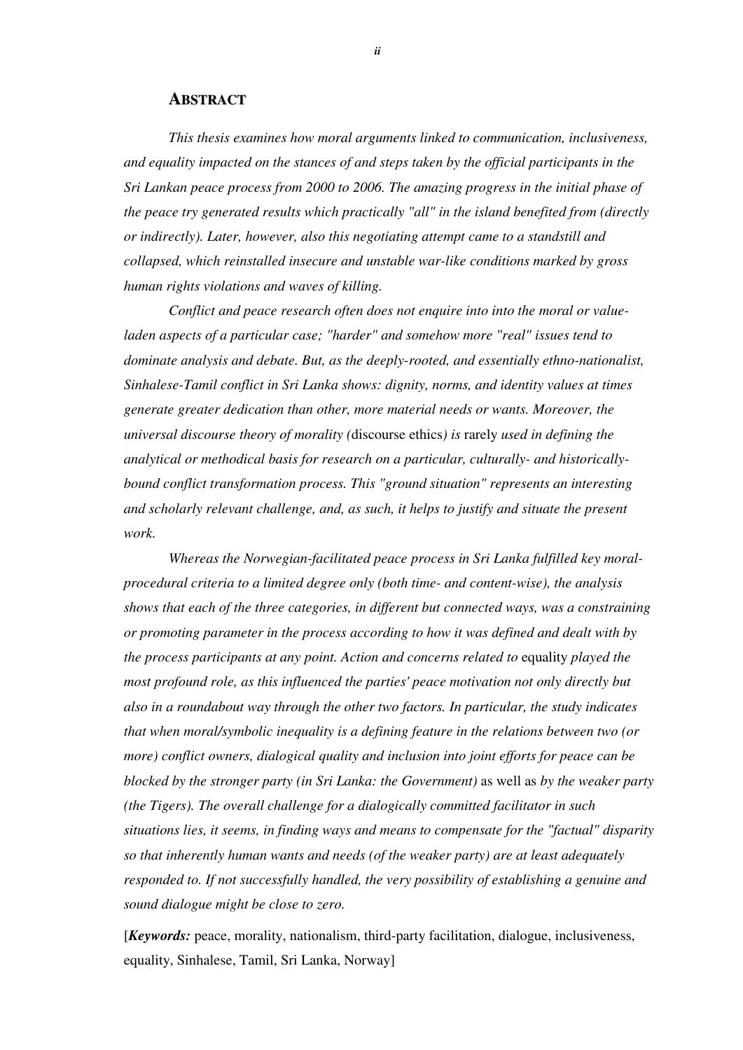## ABSTRACT

*This thesis examines how moral arguments linked to communication, inclusiveness, and equality impacted on the stances of and steps taken by the official participants in the Sri Lankan peace process from 2000 to 2006. The amazing progress in the initial phase of the peace try generated results which practically "all" in the island benefited from (directly or indirectly). Later, however, also this negotiating attempt came to a standstill and collapsed, which reinstalled insecure and unstable war-like conditions marked by gross human rights violations and waves of killing.*

*Conflict and peace research often does not enquire into into the moral or value-laden aspects of a particular case; "harder" and somehow more "real" issues tend to dominate analysis and debate. But, as the deeply-rooted, and essentially ethno-nationalist, Sinhalese-Tamil conflict in Sri Lanka shows: dignity, norms, and identity values at times generate greater dedication than other, more material needs or wants. Moreover, the universal discourse theory of morality (*discourse ethics*) is* rarely *used in defining the analytical or methodical basis for research on a particular, culturally- and historically-bound conflict transformation process. This "ground situation" represents an interesting and scholarly relevant challenge, and, as such, it helps to justify and situate the present work.*

*Whereas the Norwegian-facilitated peace process in Sri Lanka fulfilled key moral-procedural criteria to a limited degree only (both time- and content-wise), the analysis shows that each of the three categories, in different but connected ways, was a constraining or promoting parameter in the process according to how it was defined and dealt with by the process participants at any point. Action and concerns related to* equality *played the most profound role, as this influenced the parties' peace motivation not only directly but also in a roundabout way through the other two factors. In particular, the study indicates that when moral/symbolic inequality is a defining feature in the relations between two (or more) conflict owners, dialogical quality and inclusion into joint efforts for peace can be blocked by the stronger party (in Sri Lanka: the Government)* as well as *by the weaker party (the Tigers). The overall challenge for a dialogically committed facilitator in such situations lies, it seems, in finding ways and means to compensate for the "factual" disparity so that inherently human wants and needs (of the weaker party) are at least adequately responded to. If not successfully handled, the very possibility of establishing a genuine and sound dialogue might be close to zero.*

[***Keywords:*** peace, morality, nationalism, third-party facilitation, dialogue, inclusiveness, equality, Sinhalese, Tamil, Sri Lanka, Norway]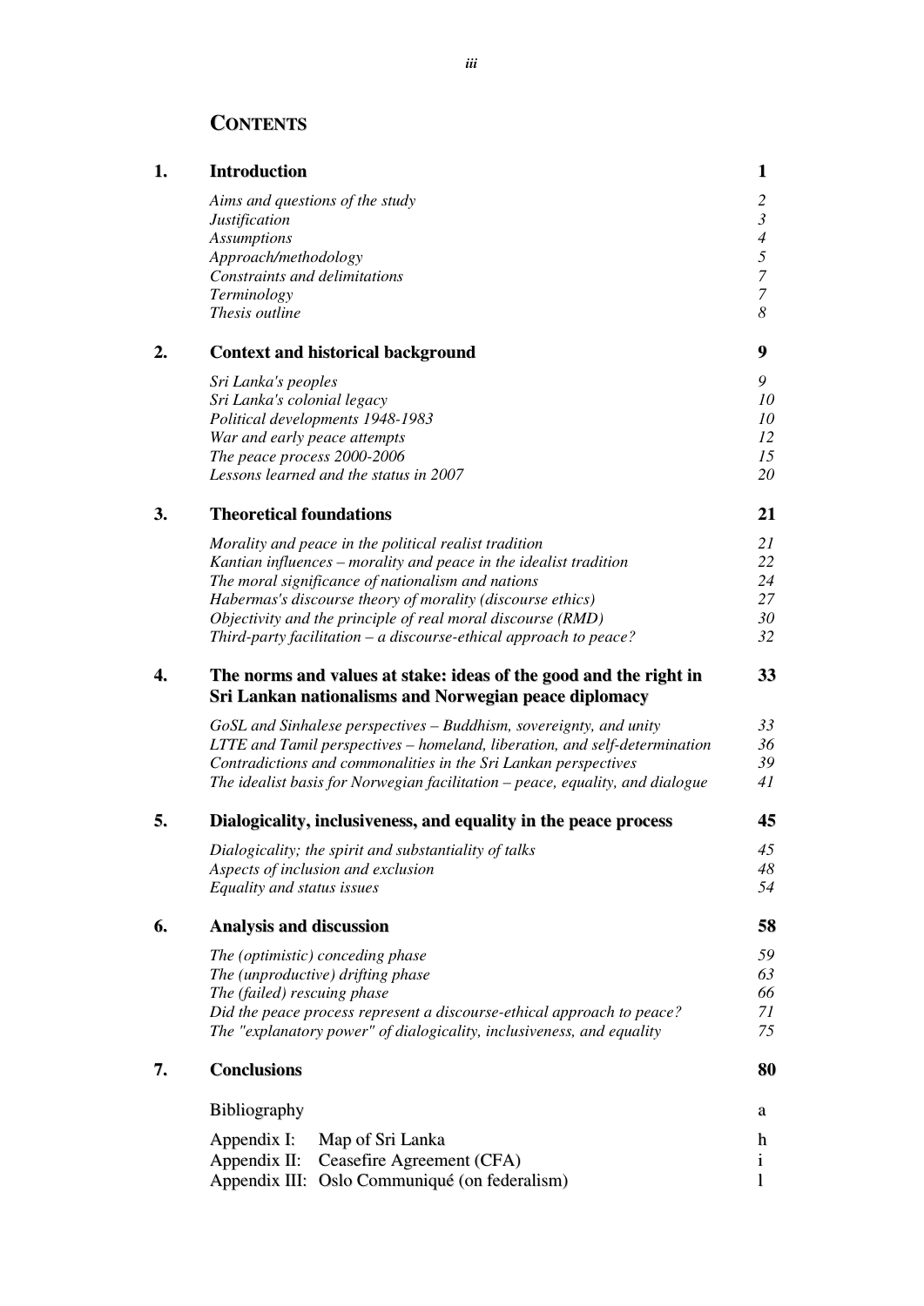# CONTENTS

| | | |
|---|---|---|
| **1.** | **Introduction** | **1** |
| | *Aims and questions of the study* | *2* |
| | *Justification* | *3* |
| | *Assumptions* | *4* |
| | *Approach/methodology* | *5* |
| | *Constraints and delimitations* | *7* |
| | *Terminology* | *7* |
| | *Thesis outline* | *8* |
| **2.** | **Context and historical background** | **9** |
| | *Sri Lanka's peoples* | *9* |
| | *Sri Lanka's colonial legacy* | *10* |
| | *Political developments 1948-1983* | *10* |
| | *War and early peace attempts* | *12* |
| | *The peace process 2000-2006* | *15* |
| | *Lessons learned and the status in 2007* | *20* |
| **3.** | **Theoretical foundations** | **21** |
| | *Morality and peace in the political realist tradition* | *21* |
| | *Kantian influences – morality and peace in the idealist tradition* | *22* |
| | *The moral significance of nationalism and nations* | *24* |
| | *Habermas's discourse theory of morality (discourse ethics)* | *27* |
| | *Objectivity and the principle of real moral discourse (RMD)* | *30* |
| | *Third-party facilitation – a discourse-ethical approach to peace?* | *32* |
| **4.** | **The norms and values at stake: ideas of the good and the right in Sri Lankan nationalisms and Norwegian peace diplomacy** | **33** |
| | *GoSL and Sinhalese perspectives – Buddhism, sovereignty, and unity* | *33* |
| | *LTTE and Tamil perspectives – homeland, liberation, and self-determination* | *36* |
| | *Contradictions and commonalities in the Sri Lankan perspectives* | *39* |
| | *The idealist basis for Norwegian facilitation – peace, equality, and dialogue* | *41* |
| **5.** | **Dialogicality, inclusiveness, and equality in the peace process** | **45** |
| | *Dialogicality; the spirit and substantiality of talks* | *45* |
| | *Aspects of inclusion and exclusion* | *48* |
| | *Equality and status issues* | *54* |
| **6.** | **Analysis and discussion** | **58** |
| | *The (optimistic) conceding phase* | *59* |
| | *The (unproductive) drifting phase* | *63* |
| | *The (failed) rescuing phase* | *66* |
| | *Did the peace process represent a discourse-ethical approach to peace?* | *71* |
| | *The "explanatory power" of dialogicality, inclusiveness, and equality* | *75* |
| **7.** | **Conclusions** | **80** |
| | Bibliography | a |
| | Appendix I: Map of Sri Lanka | h |
| | Appendix II: Ceasefire Agreement (CFA) | i |
| | Appendix III: Oslo Communiqué (on federalism) | l |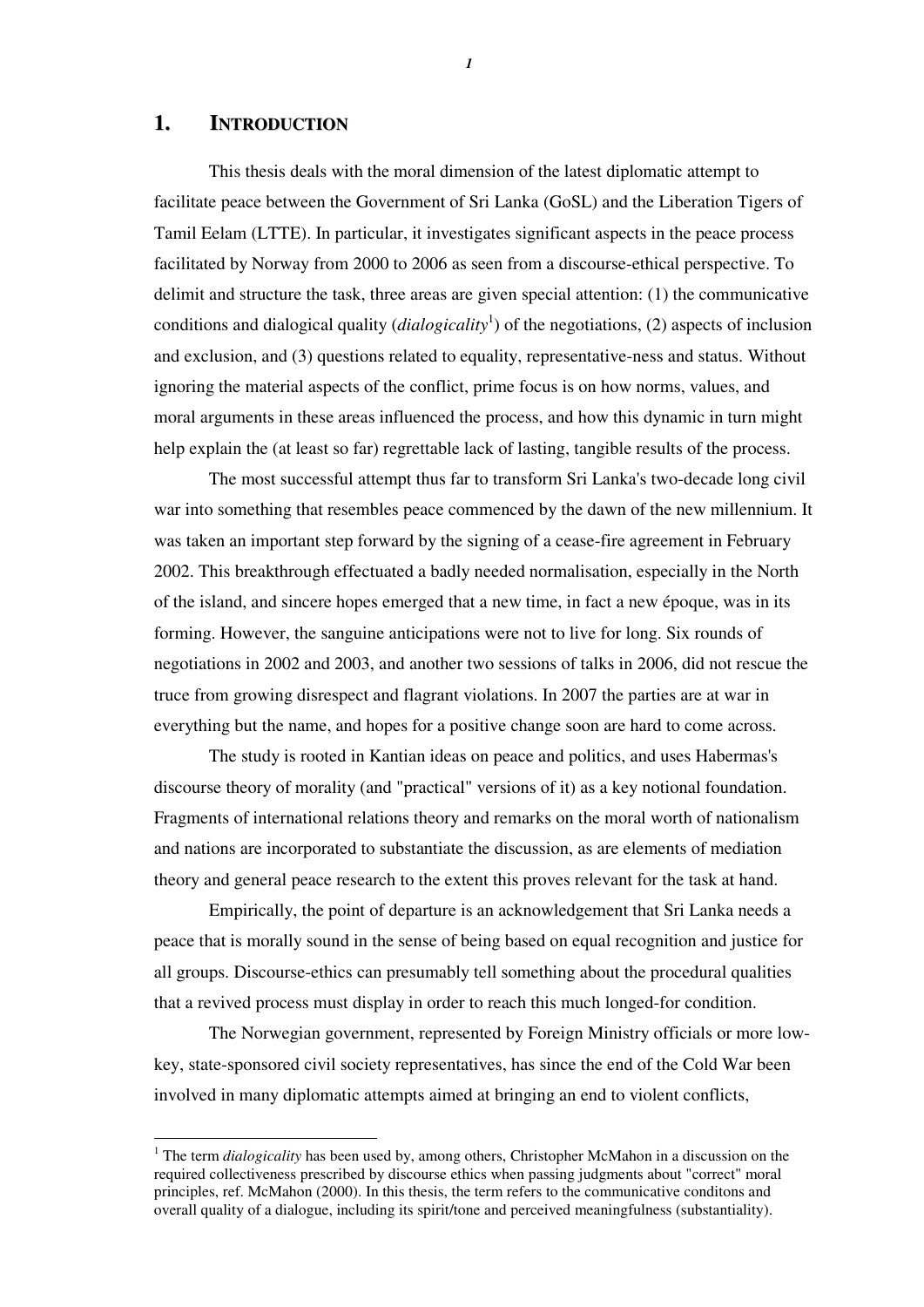# 1. INTRODUCTION

This thesis deals with the moral dimension of the latest diplomatic attempt to facilitate peace between the Government of Sri Lanka (GoSL) and the Liberation Tigers of Tamil Eelam (LTTE). In particular, it investigates significant aspects in the peace process facilitated by Norway from 2000 to 2006 as seen from a discourse-ethical perspective. To delimit and structure the task, three areas are given special attention: (1) the communicative conditions and dialogical quality (*dialogicality*[1]) of the negotiations, (2) aspects of inclusion and exclusion, and (3) questions related to equality, representative-ness and status. Without ignoring the material aspects of the conflict, prime focus is on how norms, values, and moral arguments in these areas influenced the process, and how this dynamic in turn might help explain the (at least so far) regrettable lack of lasting, tangible results of the process.

The most successful attempt thus far to transform Sri Lanka's two-decade long civil war into something that resembles peace commenced by the dawn of the new millennium. It was taken an important step forward by the signing of a cease-fire agreement in February 2002. This breakthrough effectuated a badly needed normalisation, especially in the North of the island, and sincere hopes emerged that a new time, in fact a new époque, was in its forming. However, the sanguine anticipations were not to live for long. Six rounds of negotiations in 2002 and 2003, and another two sessions of talks in 2006, did not rescue the truce from growing disrespect and flagrant violations. In 2007 the parties are at war in everything but the name, and hopes for a positive change soon are hard to come across.

The study is rooted in Kantian ideas on peace and politics, and uses Habermas's discourse theory of morality (and "practical" versions of it) as a key notional foundation. Fragments of international relations theory and remarks on the moral worth of nationalism and nations are incorporated to substantiate the discussion, as are elements of mediation theory and general peace research to the extent this proves relevant for the task at hand.

Empirically, the point of departure is an acknowledgement that Sri Lanka needs a peace that is morally sound in the sense of being based on equal recognition and justice for all groups. Discourse-ethics can presumably tell something about the procedural qualities that a revived process must display in order to reach this much longed-for condition.

The Norwegian government, represented by Foreign Ministry officials or more low-key, state-sponsored civil society representatives, has since the end of the Cold War been involved in many diplomatic attempts aimed at bringing an end to violent conflicts,

---

[1] The term *dialogicality* has been used by, among others, Christopher McMahon in a discussion on the required collectiveness prescribed by discourse ethics when passing judgments about "correct" moral principles, ref. McMahon (2000). In this thesis, the term refers to the communicative conditons and overall quality of a dialogue, including its spirit/tone and perceived meaningfulness (substantiality).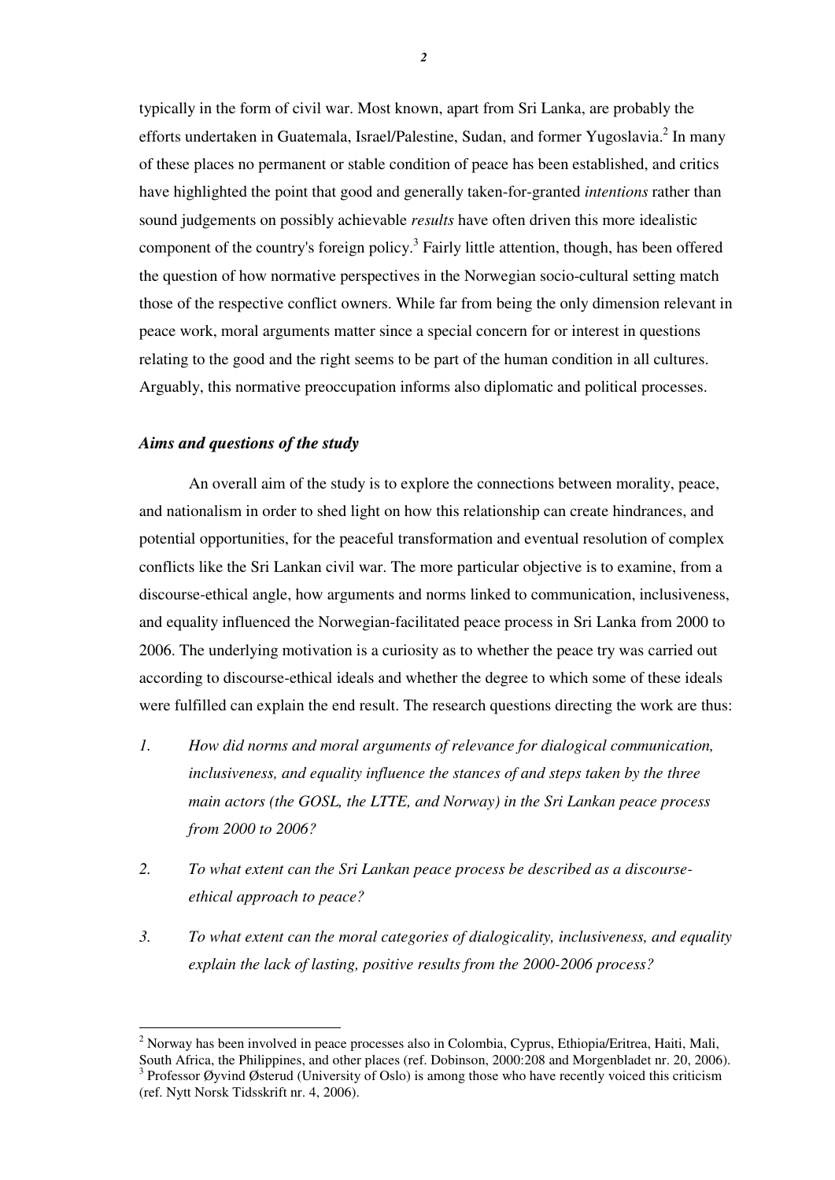typically in the form of civil war. Most known, apart from Sri Lanka, are probably the efforts undertaken in Guatemala, Israel/Palestine, Sudan, and former Yugoslavia.[2] In many of these places no permanent or stable condition of peace has been established, and critics have highlighted the point that good and generally taken-for-granted *intentions* rather than sound judgements on possibly achievable *results* have often driven this more idealistic component of the country's foreign policy.[3] Fairly little attention, though, has been offered the question of how normative perspectives in the Norwegian socio-cultural setting match those of the respective conflict owners. While far from being the only dimension relevant in peace work, moral arguments matter since a special concern for or interest in questions relating to the good and the right seems to be part of the human condition in all cultures. Arguably, this normative preoccupation informs also diplomatic and political processes.

### *Aims and questions of the study*

An overall aim of the study is to explore the connections between morality, peace, and nationalism in order to shed light on how this relationship can create hindrances, and potential opportunities, for the peaceful transformation and eventual resolution of complex conflicts like the Sri Lankan civil war. The more particular objective is to examine, from a discourse-ethical angle, how arguments and norms linked to communication, inclusiveness, and equality influenced the Norwegian-facilitated peace process in Sri Lanka from 2000 to 2006. The underlying motivation is a curiosity as to whether the peace try was carried out according to discourse-ethical ideals and whether the degree to which some of these ideals were fulfilled can explain the end result. The research questions directing the work are thus:

1. *How did norms and moral arguments of relevance for dialogical communication, inclusiveness, and equality influence the stances of and steps taken by the three main actors (the GOSL, the LTTE, and Norway) in the Sri Lankan peace process from 2000 to 2006?*

2. *To what extent can the Sri Lankan peace process be described as a discourse-ethical approach to peace?*

3. *To what extent can the moral categories of dialogicality, inclusiveness, and equality explain the lack of lasting, positive results from the 2000-2006 process?*

---

[2] Norway has been involved in peace processes also in Colombia, Cyprus, Ethiopia/Eritrea, Haiti, Mali, South Africa, the Philippines, and other places (ref. Dobinson, 2000:208 and Morgenbladet nr. 20, 2006).

[3] Professor Øyvind Østerud (University of Oslo) is among those who have recently voiced this criticism (ref. Nytt Norsk Tidsskrift nr. 4, 2006).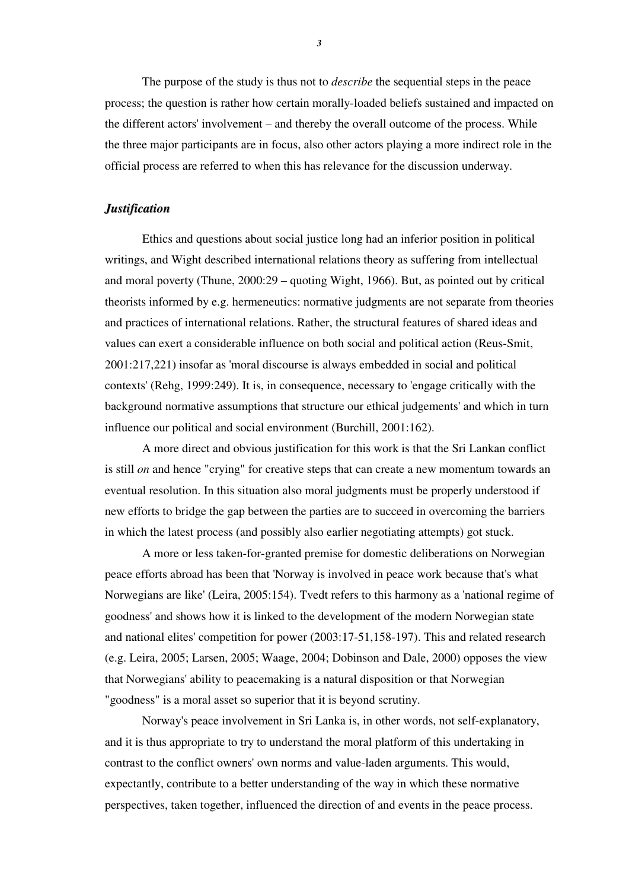The purpose of the study is thus not to *describe* the sequential steps in the peace process; the question is rather how certain morally-loaded beliefs sustained and impacted on the different actors' involvement – and thereby the overall outcome of the process. While the three major participants are in focus, also other actors playing a more indirect role in the official process are referred to when this has relevance for the discussion underway.

### *Justification*

Ethics and questions about social justice long had an inferior position in political writings, and Wight described international relations theory as suffering from intellectual and moral poverty (Thune, 2000:29 – quoting Wight, 1966). But, as pointed out by critical theorists informed by e.g. hermeneutics: normative judgments are not separate from theories and practices of international relations. Rather, the structural features of shared ideas and values can exert a considerable influence on both social and political action (Reus-Smit, 2001:217,221) insofar as 'moral discourse is always embedded in social and political contexts' (Rehg, 1999:249). It is, in consequence, necessary to 'engage critically with the background normative assumptions that structure our ethical judgements' and which in turn influence our political and social environment (Burchill, 2001:162).

A more direct and obvious justification for this work is that the Sri Lankan conflict is still *on* and hence "crying" for creative steps that can create a new momentum towards an eventual resolution. In this situation also moral judgments must be properly understood if new efforts to bridge the gap between the parties are to succeed in overcoming the barriers in which the latest process (and possibly also earlier negotiating attempts) got stuck.

A more or less taken-for-granted premise for domestic deliberations on Norwegian peace efforts abroad has been that 'Norway is involved in peace work because that's what Norwegians are like' (Leira, 2005:154). Tvedt refers to this harmony as a 'national regime of goodness' and shows how it is linked to the development of the modern Norwegian state and national elites' competition for power (2003:17-51,158-197). This and related research (e.g. Leira, 2005; Larsen, 2005; Waage, 2004; Dobinson and Dale, 2000) opposes the view that Norwegians' ability to peacemaking is a natural disposition or that Norwegian "goodness" is a moral asset so superior that it is beyond scrutiny.

Norway's peace involvement in Sri Lanka is, in other words, not self-explanatory, and it is thus appropriate to try to understand the moral platform of this undertaking in contrast to the conflict owners' own norms and value-laden arguments. This would, expectantly, contribute to a better understanding of the way in which these normative perspectives, taken together, influenced the direction of and events in the peace process.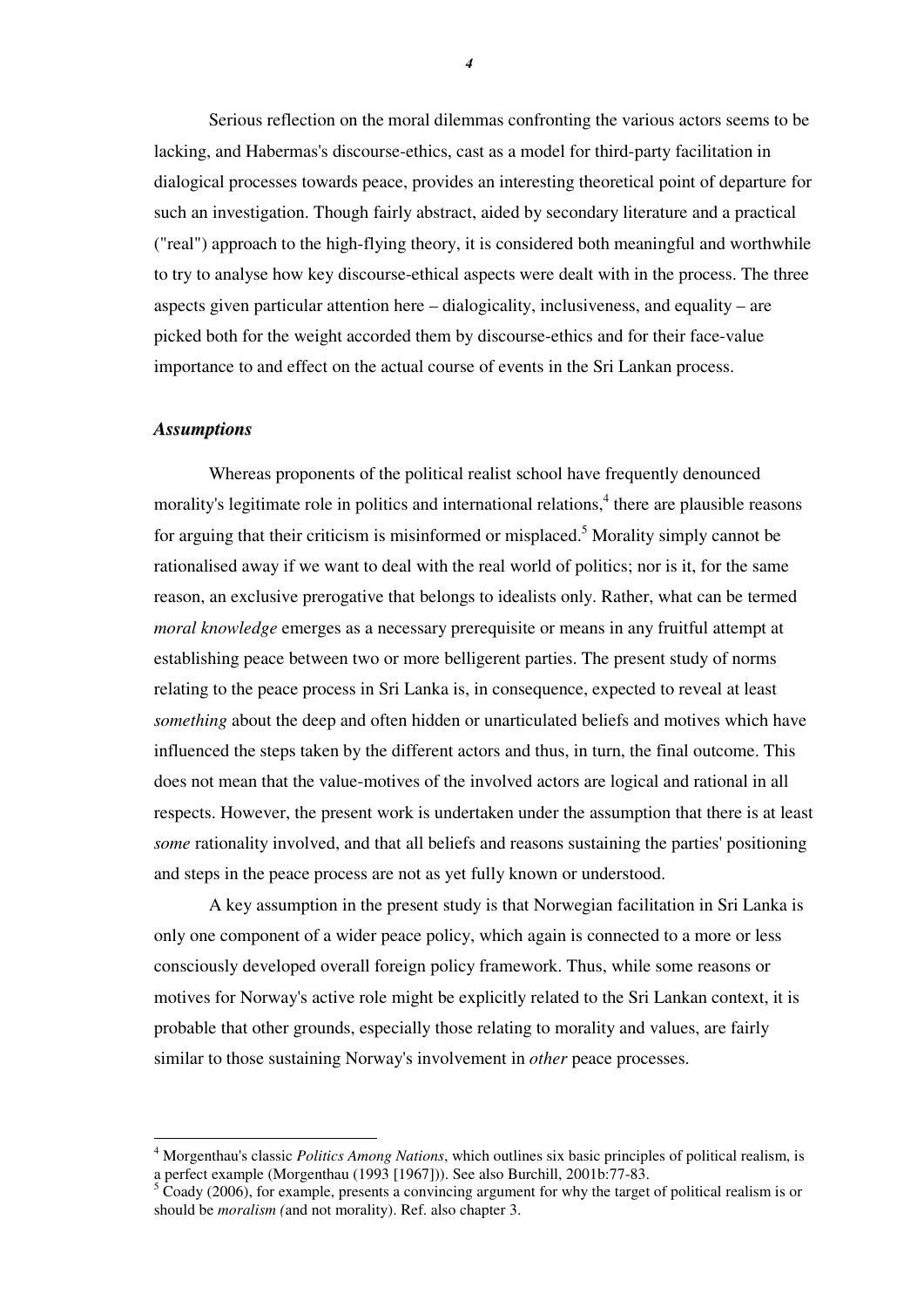Serious reflection on the moral dilemmas confronting the various actors seems to be lacking, and Habermas's discourse-ethics, cast as a model for third-party facilitation in dialogical processes towards peace, provides an interesting theoretical point of departure for such an investigation. Though fairly abstract, aided by secondary literature and a practical ("real") approach to the high-flying theory, it is considered both meaningful and worthwhile to try to analyse how key discourse-ethical aspects were dealt with in the process. The three aspects given particular attention here – dialogicality, inclusiveness, and equality – are picked both for the weight accorded them by discourse-ethics and for their face-value importance to and effect on the actual course of events in the Sri Lankan process.

### *Assumptions*

Whereas proponents of the political realist school have frequently denounced morality's legitimate role in politics and international relations,[4] there are plausible reasons for arguing that their criticism is misinformed or misplaced.[5] Morality simply cannot be rationalised away if we want to deal with the real world of politics; nor is it, for the same reason, an exclusive prerogative that belongs to idealists only. Rather, what can be termed *moral knowledge* emerges as a necessary prerequisite or means in any fruitful attempt at establishing peace between two or more belligerent parties. The present study of norms relating to the peace process in Sri Lanka is, in consequence, expected to reveal at least *something* about the deep and often hidden or unarticulated beliefs and motives which have influenced the steps taken by the different actors and thus, in turn, the final outcome. This does not mean that the value-motives of the involved actors are logical and rational in all respects. However, the present work is undertaken under the assumption that there is at least *some* rationality involved, and that all beliefs and reasons sustaining the parties' positioning and steps in the peace process are not as yet fully known or understood.

A key assumption in the present study is that Norwegian facilitation in Sri Lanka is only one component of a wider peace policy, which again is connected to a more or less consciously developed overall foreign policy framework. Thus, while some reasons or motives for Norway's active role might be explicitly related to the Sri Lankan context, it is probable that other grounds, especially those relating to morality and values, are fairly similar to those sustaining Norway's involvement in *other* peace processes.

---

[4] Morgenthau's classic *Politics Among Nations*, which outlines six basic principles of political realism, is a perfect example (Morgenthau (1993 [1967])). See also Burchill, 2001b:77-83.

[5] Coady (2006), for example, presents a convincing argument for why the target of political realism is or should be *moralism (*and not morality). Ref. also chapter 3.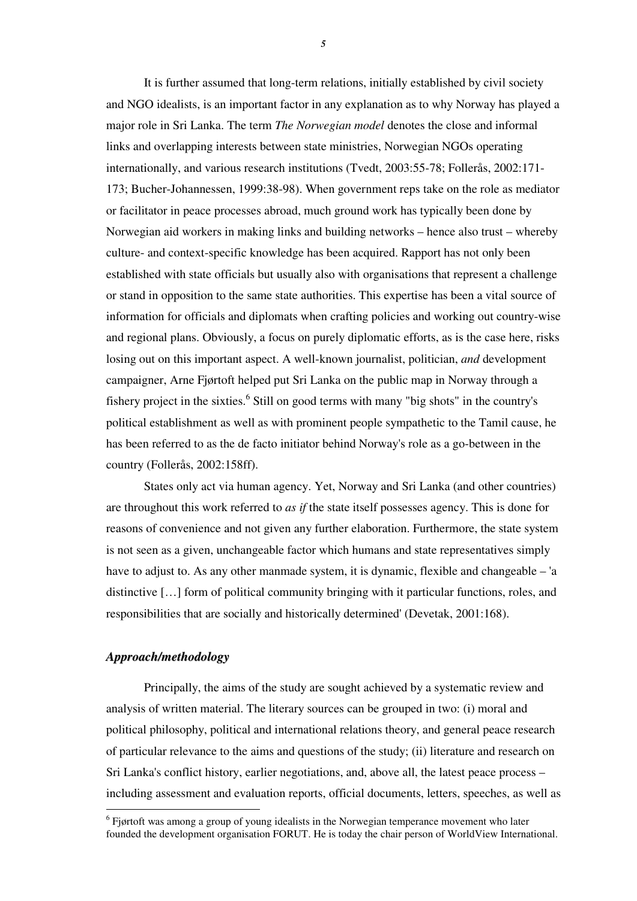It is further assumed that long-term relations, initially established by civil society and NGO idealists, is an important factor in any explanation as to why Norway has played a major role in Sri Lanka. The term *The Norwegian model* denotes the close and informal links and overlapping interests between state ministries, Norwegian NGOs operating internationally, and various research institutions (Tvedt, 2003:55-78; Follerås, 2002:171-173; Bucher-Johannessen, 1999:38-98). When government reps take on the role as mediator or facilitator in peace processes abroad, much ground work has typically been done by Norwegian aid workers in making links and building networks – hence also trust – whereby culture- and context-specific knowledge has been acquired. Rapport has not only been established with state officials but usually also with organisations that represent a challenge or stand in opposition to the same state authorities. This expertise has been a vital source of information for officials and diplomats when crafting policies and working out country-wise and regional plans. Obviously, a focus on purely diplomatic efforts, as is the case here, risks losing out on this important aspect. A well-known journalist, politician, *and* development campaigner, Arne Fjørtoft helped put Sri Lanka on the public map in Norway through a fishery project in the sixties.[6] Still on good terms with many "big shots" in the country's political establishment as well as with prominent people sympathetic to the Tamil cause, he has been referred to as the de facto initiator behind Norway's role as a go-between in the country (Follerås, 2002:158ff).

States only act via human agency. Yet, Norway and Sri Lanka (and other countries) are throughout this work referred to *as if* the state itself possesses agency. This is done for reasons of convenience and not given any further elaboration. Furthermore, the state system is not seen as a given, unchangeable factor which humans and state representatives simply have to adjust to. As any other manmade system, it is dynamic, flexible and changeable – 'a distinctive […] form of political community bringing with it particular functions, roles, and responsibilities that are socially and historically determined' (Devetak, 2001:168).

### *Approach/methodology*

Principally, the aims of the study are sought achieved by a systematic review and analysis of written material. The literary sources can be grouped in two: (i) moral and political philosophy, political and international relations theory, and general peace research of particular relevance to the aims and questions of the study; (ii) literature and research on Sri Lanka's conflict history, earlier negotiations, and, above all, the latest peace process – including assessment and evaluation reports, official documents, letters, speeches, as well as

[6] Fjørtoft was among a group of young idealists in the Norwegian temperance movement who later founded the development organisation FORUT. He is today the chair person of WorldView International.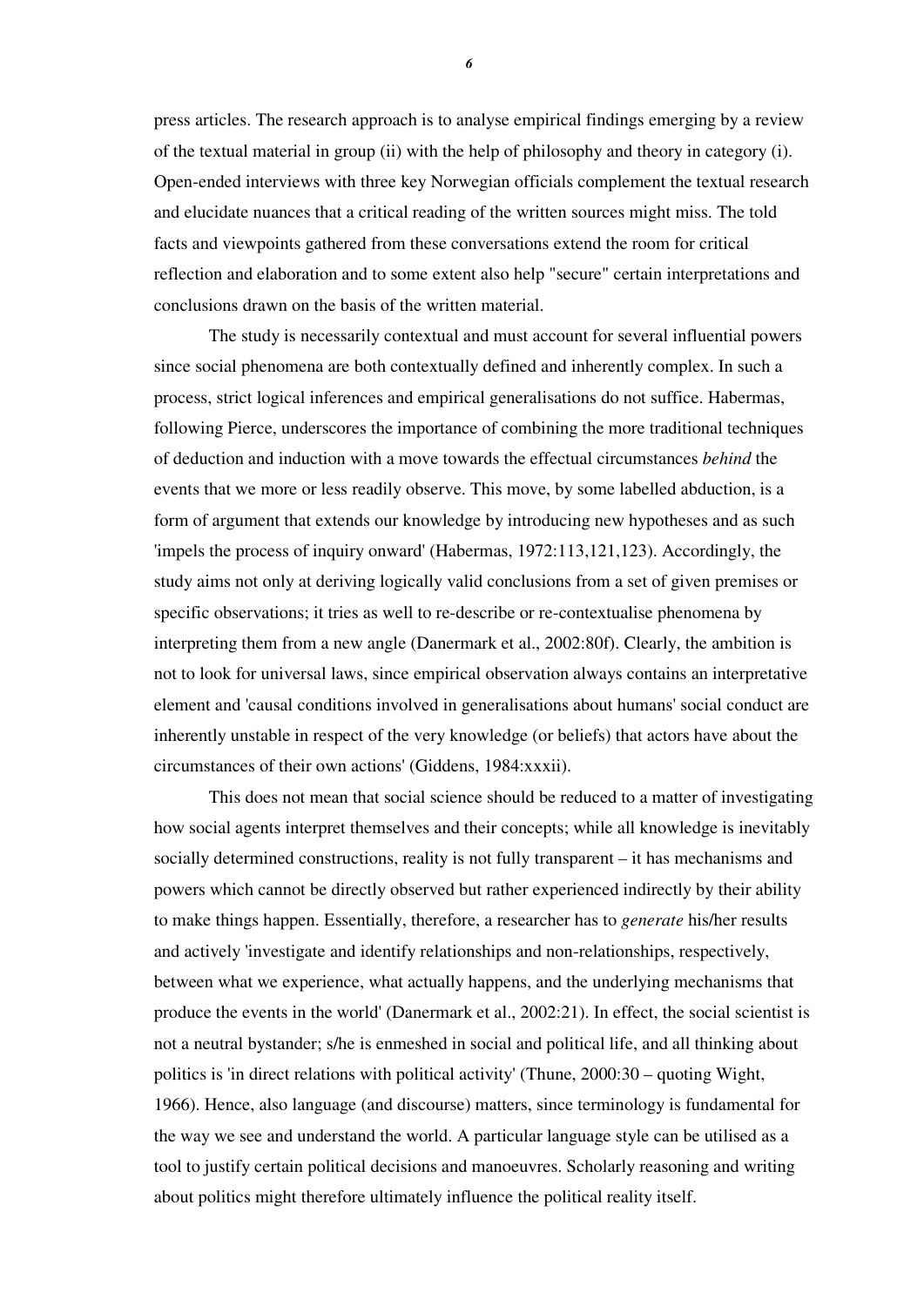press articles. The research approach is to analyse empirical findings emerging by a review of the textual material in group (ii) with the help of philosophy and theory in category (i). Open-ended interviews with three key Norwegian officials complement the textual research and elucidate nuances that a critical reading of the written sources might miss. The told facts and viewpoints gathered from these conversations extend the room for critical reflection and elaboration and to some extent also help "secure" certain interpretations and conclusions drawn on the basis of the written material.

The study is necessarily contextual and must account for several influential powers since social phenomena are both contextually defined and inherently complex. In such a process, strict logical inferences and empirical generalisations do not suffice. Habermas, following Pierce, underscores the importance of combining the more traditional techniques of deduction and induction with a move towards the effectual circumstances *behind* the events that we more or less readily observe. This move, by some labelled abduction, is a form of argument that extends our knowledge by introducing new hypotheses and as such 'impels the process of inquiry onward' (Habermas, 1972:113,121,123). Accordingly, the study aims not only at deriving logically valid conclusions from a set of given premises or specific observations; it tries as well to re-describe or re-contextualise phenomena by interpreting them from a new angle (Danermark et al., 2002:80f). Clearly, the ambition is not to look for universal laws, since empirical observation always contains an interpretative element and 'causal conditions involved in generalisations about humans' social conduct are inherently unstable in respect of the very knowledge (or beliefs) that actors have about the circumstances of their own actions' (Giddens, 1984:xxxii).

This does not mean that social science should be reduced to a matter of investigating how social agents interpret themselves and their concepts; while all knowledge is inevitably socially determined constructions, reality is not fully transparent – it has mechanisms and powers which cannot be directly observed but rather experienced indirectly by their ability to make things happen. Essentially, therefore, a researcher has to *generate* his/her results and actively 'investigate and identify relationships and non-relationships, respectively, between what we experience, what actually happens, and the underlying mechanisms that produce the events in the world' (Danermark et al., 2002:21). In effect, the social scientist is not a neutral bystander; s/he is enmeshed in social and political life, and all thinking about politics is 'in direct relations with political activity' (Thune, 2000:30 – quoting Wight, 1966). Hence, also language (and discourse) matters, since terminology is fundamental for the way we see and understand the world. A particular language style can be utilised as a tool to justify certain political decisions and manoeuvres. Scholarly reasoning and writing about politics might therefore ultimately influence the political reality itself.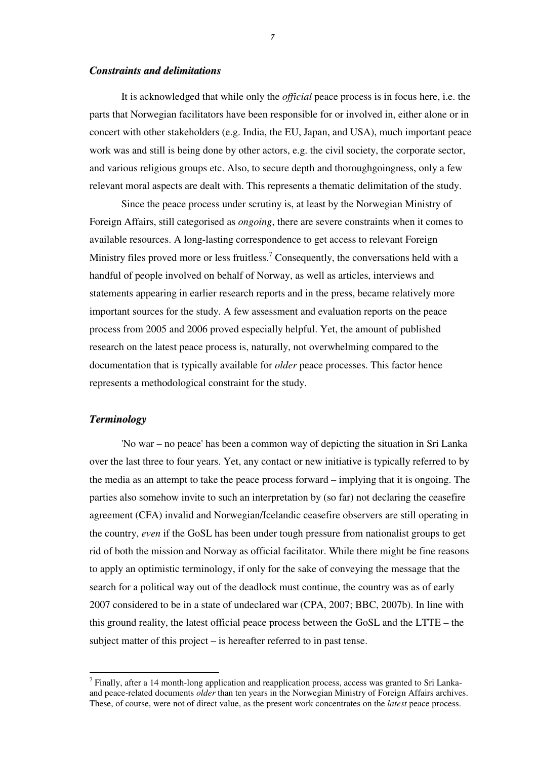### ***Constraints and delimitations***

It is acknowledged that while only the *official* peace process is in focus here, i.e. the parts that Norwegian facilitators have been responsible for or involved in, either alone or in concert with other stakeholders (e.g. India, the EU, Japan, and USA), much important peace work was and still is being done by other actors, e.g. the civil society, the corporate sector, and various religious groups etc. Also, to secure depth and thoroughgoingness, only a few relevant moral aspects are dealt with. This represents a thematic delimitation of the study.

Since the peace process under scrutiny is, at least by the Norwegian Ministry of Foreign Affairs, still categorised as *ongoing*, there are severe constraints when it comes to available resources. A long-lasting correspondence to get access to relevant Foreign Ministry files proved more or less fruitless.[7] Consequently, the conversations held with a handful of people involved on behalf of Norway, as well as articles, interviews and statements appearing in earlier research reports and in the press, became relatively more important sources for the study. A few assessment and evaluation reports on the peace process from 2005 and 2006 proved especially helpful. Yet, the amount of published research on the latest peace process is, naturally, not overwhelming compared to the documentation that is typically available for *older* peace processes. This factor hence represents a methodological constraint for the study.

### ***Terminology***

'No war – no peace' has been a common way of depicting the situation in Sri Lanka over the last three to four years. Yet, any contact or new initiative is typically referred to by the media as an attempt to take the peace process forward – implying that it is ongoing. The parties also somehow invite to such an interpretation by (so far) not declaring the ceasefire agreement (CFA) invalid and Norwegian/Icelandic ceasefire observers are still operating in the country, *even* if the GoSL has been under tough pressure from nationalist groups to get rid of both the mission and Norway as official facilitator. While there might be fine reasons to apply an optimistic terminology, if only for the sake of conveying the message that the search for a political way out of the deadlock must continue, the country was as of early 2007 considered to be in a state of undeclared war (CPA, 2007; BBC, 2007b). In line with this ground reality, the latest official peace process between the GoSL and the LTTE – the subject matter of this project – is hereafter referred to in past tense.

---

[7] Finally, after a 14 month-long application and reapplication process, access was granted to Sri Lanka- and peace-related documents *older* than ten years in the Norwegian Ministry of Foreign Affairs archives. These, of course, were not of direct value, as the present work concentrates on the *latest* peace process.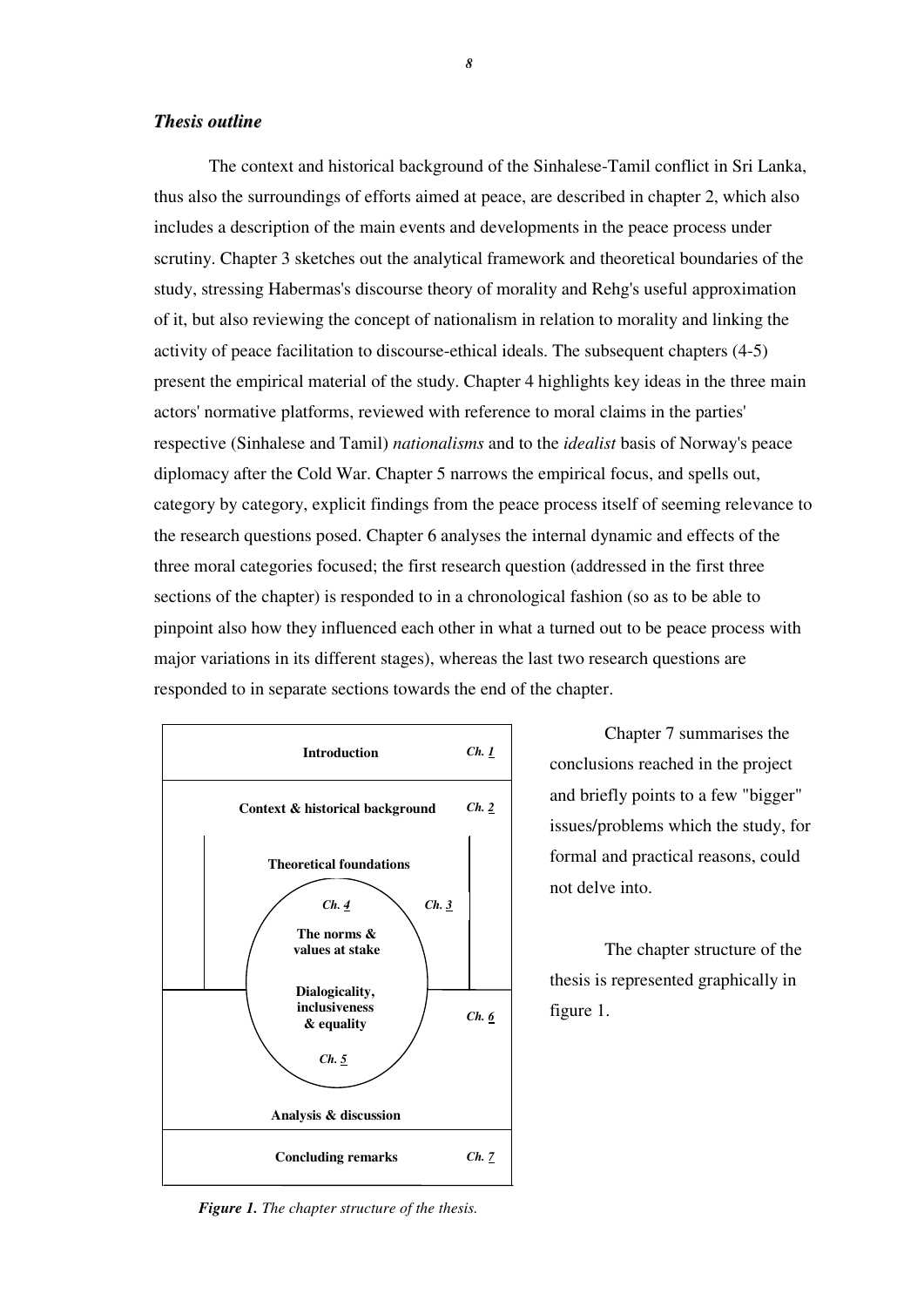### *Thesis outline*

The context and historical background of the Sinhalese-Tamil conflict in Sri Lanka, thus also the surroundings of efforts aimed at peace, are described in chapter 2, which also includes a description of the main events and developments in the peace process under scrutiny. Chapter 3 sketches out the analytical framework and theoretical boundaries of the study, stressing Habermas's discourse theory of morality and Rehg's useful approximation of it, but also reviewing the concept of nationalism in relation to morality and linking the activity of peace facilitation to discourse-ethical ideals. The subsequent chapters (4-5) present the empirical material of the study. Chapter 4 highlights key ideas in the three main actors' normative platforms, reviewed with reference to moral claims in the parties' respective (Sinhalese and Tamil) *nationalisms* and to the *idealist* basis of Norway's peace diplomacy after the Cold War. Chapter 5 narrows the empirical focus, and spells out, category by category, explicit findings from the peace process itself of seeming relevance to the research questions posed. Chapter 6 analyses the internal dynamic and effects of the three moral categories focused; the first research question (addressed in the first three sections of the chapter) is responded to in a chronological fashion (so as to be able to pinpoint also how they influenced each other in what a turned out to be peace process with major variations in its different stages), whereas the last two research questions are responded to in separate sections towards the end of the chapter.

Chapter 7 summarises the conclusions reached in the project and briefly points to a few "bigger" issues/problems which the study, for formal and practical reasons, could not delve into.

The chapter structure of the thesis is represented graphically in figure 1.

**Introduction** — *Ch. 1*

**Context & historical background** — *Ch. 2*

**Theoretical foundations** — *Ch. 3*

*Ch. 4* — **The norms & values at stake**

**Dialogicality, inclusiveness & equality** — *Ch. 5*

**Analysis & discussion** — *Ch. 6*

**Concluding remarks** — *Ch. 7*

***Figure 1.*** *The chapter structure of the thesis.*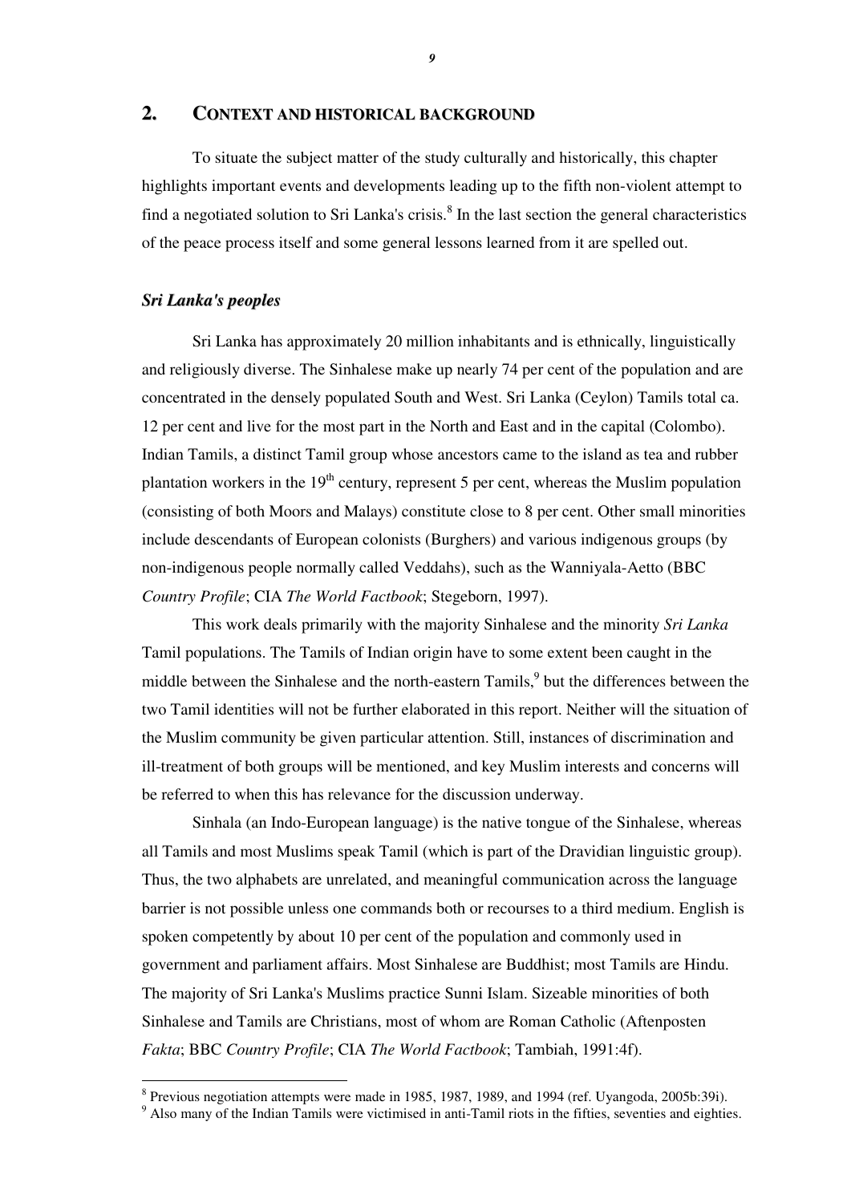## 2. CONTEXT AND HISTORICAL BACKGROUND

To situate the subject matter of the study culturally and historically, this chapter highlights important events and developments leading up to the fifth non-violent attempt to find a negotiated solution to Sri Lanka's crisis.[8] In the last section the general characteristics of the peace process itself and some general lessons learned from it are spelled out.

### *Sri Lanka's peoples*

Sri Lanka has approximately 20 million inhabitants and is ethnically, linguistically and religiously diverse. The Sinhalese make up nearly 74 per cent of the population and are concentrated in the densely populated South and West. Sri Lanka (Ceylon) Tamils total ca. 12 per cent and live for the most part in the North and East and in the capital (Colombo). Indian Tamils, a distinct Tamil group whose ancestors came to the island as tea and rubber plantation workers in the 19th century, represent 5 per cent, whereas the Muslim population (consisting of both Moors and Malays) constitute close to 8 per cent. Other small minorities include descendants of European colonists (Burghers) and various indigenous groups (by non-indigenous people normally called Veddahs), such as the Wanniyala-Aetto (BBC *Country Profile*; CIA *The World Factbook*; Stegeborn, 1997).

This work deals primarily with the majority Sinhalese and the minority *Sri Lanka* Tamil populations. The Tamils of Indian origin have to some extent been caught in the middle between the Sinhalese and the north-eastern Tamils,[9] but the differences between the two Tamil identities will not be further elaborated in this report. Neither will the situation of the Muslim community be given particular attention. Still, instances of discrimination and ill-treatment of both groups will be mentioned, and key Muslim interests and concerns will be referred to when this has relevance for the discussion underway.

Sinhala (an Indo-European language) is the native tongue of the Sinhalese, whereas all Tamils and most Muslims speak Tamil (which is part of the Dravidian linguistic group). Thus, the two alphabets are unrelated, and meaningful communication across the language barrier is not possible unless one commands both or recourses to a third medium. English is spoken competently by about 10 per cent of the population and commonly used in government and parliament affairs. Most Sinhalese are Buddhist; most Tamils are Hindu. The majority of Sri Lanka's Muslims practice Sunni Islam. Sizeable minorities of both Sinhalese and Tamils are Christians, most of whom are Roman Catholic (Aftenposten *Fakta*; BBC *Country Profile*; CIA *The World Factbook*; Tambiah, 1991:4f).

---

[8] Previous negotiation attempts were made in 1985, 1987, 1989, and 1994 (ref. Uyangoda, 2005b:39i).

[9] Also many of the Indian Tamils were victimised in anti-Tamil riots in the fifties, seventies and eighties.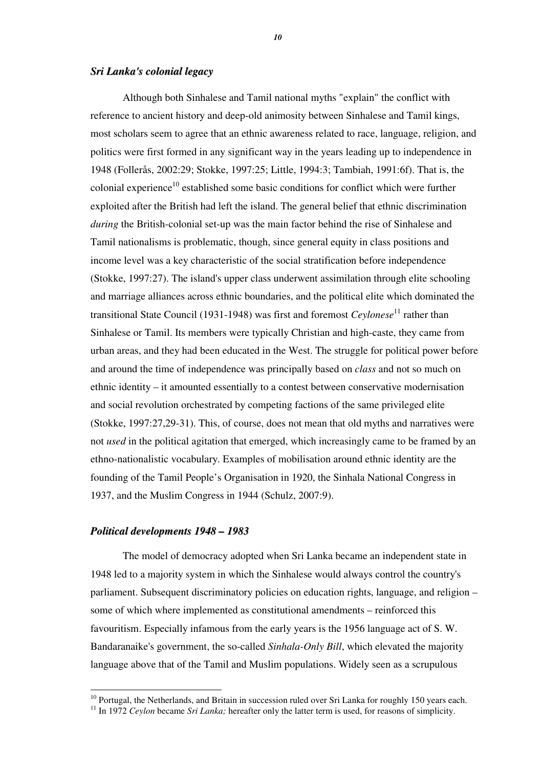### *Sri Lanka's colonial legacy*

Although both Sinhalese and Tamil national myths "explain" the conflict with reference to ancient history and deep-old animosity between Sinhalese and Tamil kings, most scholars seem to agree that an ethnic awareness related to race, language, religion, and politics were first formed in any significant way in the years leading up to independence in 1948 (Folleràs, 2002:29; Stokke, 1997:25; Little, 1994:3; Tambiah, 1991:6f). That is, the colonial experience[10] established some basic conditions for conflict which were further exploited after the British had left the island. The general belief that ethnic discrimination *during* the British-colonial set-up was the main factor behind the rise of Sinhalese and Tamil nationalisms is problematic, though, since general equity in class positions and income level was a key characteristic of the social stratification before independence (Stokke, 1997:27). The island's upper class underwent assimilation through elite schooling and marriage alliances across ethnic boundaries, and the political elite which dominated the transitional State Council (1931-1948) was first and foremost *Ceylonese*[11] rather than Sinhalese or Tamil. Its members were typically Christian and high-caste, they came from urban areas, and they had been educated in the West. The struggle for political power before and around the time of independence was principally based on *class* and not so much on ethnic identity – it amounted essentially to a contest between conservative modernisation and social revolution orchestrated by competing factions of the same privileged elite (Stokke, 1997:27,29-31). This, of course, does not mean that old myths and narratives were not *used* in the political agitation that emerged, which increasingly came to be framed by an ethno-nationalistic vocabulary. Examples of mobilisation around ethnic identity are the founding of the Tamil People's Organisation in 1920, the Sinhala National Congress in 1937, and the Muslim Congress in 1944 (Schulz, 2007:9).

### *Political developments 1948 – 1983*

The model of democracy adopted when Sri Lanka became an independent state in 1948 led to a majority system in which the Sinhalese would always control the country's parliament. Subsequent discriminatory policies on education rights, language, and religion – some of which where implemented as constitutional amendments – reinforced this favouritism. Especially infamous from the early years is the 1956 language act of S. W. Bandaranaike's government, the so-called *Sinhala-Only Bill*, which elevated the majority language above that of the Tamil and Muslim populations. Widely seen as a scrupulous

---

[10] Portugal, the Netherlands, and Britain in succession ruled over Sri Lanka for roughly 150 years each.

[11] In 1972 *Ceylon* became *Sri Lanka;* hereafter only the latter term is used, for reasons of simplicity.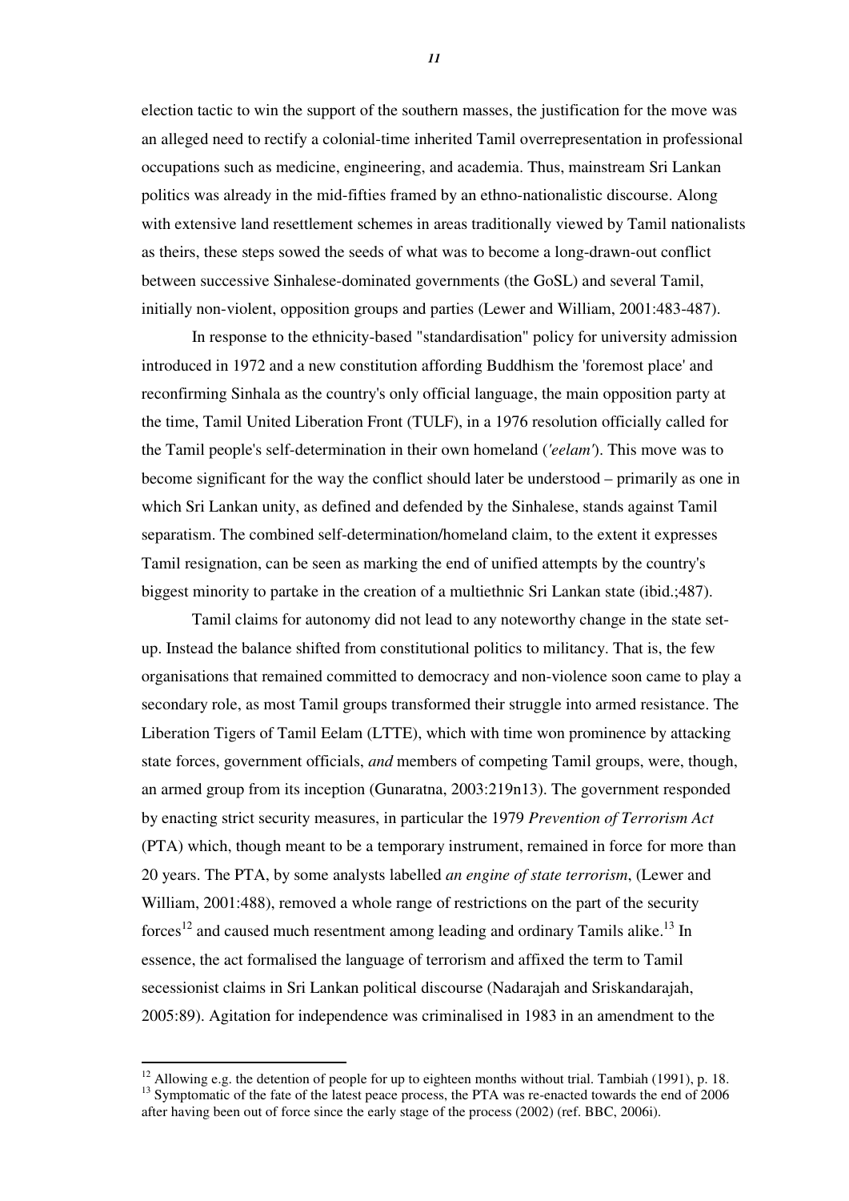election tactic to win the support of the southern masses, the justification for the move was an alleged need to rectify a colonial-time inherited Tamil overrepresentation in professional occupations such as medicine, engineering, and academia. Thus, mainstream Sri Lankan politics was already in the mid-fifties framed by an ethno-nationalistic discourse. Along with extensive land resettlement schemes in areas traditionally viewed by Tamil nationalists as theirs, these steps sowed the seeds of what was to become a long-drawn-out conflict between successive Sinhalese-dominated governments (the GoSL) and several Tamil, initially non-violent, opposition groups and parties (Lewer and William, 2001:483-487).

In response to the ethnicity-based "standardisation" policy for university admission introduced in 1972 and a new constitution affording Buddhism the 'foremost place' and reconfirming Sinhala as the country's only official language, the main opposition party at the time, Tamil United Liberation Front (TULF), in a 1976 resolution officially called for the Tamil people's self-determination in their own homeland (*'eelam'*). This move was to become significant for the way the conflict should later be understood – primarily as one in which Sri Lankan unity, as defined and defended by the Sinhalese, stands against Tamil separatism. The combined self-determination/homeland claim, to the extent it expresses Tamil resignation, can be seen as marking the end of unified attempts by the country's biggest minority to partake in the creation of a multiethnic Sri Lankan state (ibid.;487).

Tamil claims for autonomy did not lead to any noteworthy change in the state set-up. Instead the balance shifted from constitutional politics to militancy. That is, the few organisations that remained committed to democracy and non-violence soon came to play a secondary role, as most Tamil groups transformed their struggle into armed resistance. The Liberation Tigers of Tamil Eelam (LTTE), which with time won prominence by attacking state forces, government officials, *and* members of competing Tamil groups, were, though, an armed group from its inception (Gunaratna, 2003:219n13). The government responded by enacting strict security measures, in particular the 1979 *Prevention of Terrorism Act* (PTA) which, though meant to be a temporary instrument, remained in force for more than 20 years. The PTA, by some analysts labelled *an engine of state terrorism*, (Lewer and William, 2001:488), removed a whole range of restrictions on the part of the security forces[12] and caused much resentment among leading and ordinary Tamils alike.[13] In essence, the act formalised the language of terrorism and affixed the term to Tamil secessionist claims in Sri Lankan political discourse (Nadarajah and Sriskandarajah, 2005:89). Agitation for independence was criminalised in 1983 in an amendment to the

---

[12] Allowing e.g. the detention of people for up to eighteen months without trial. Tambiah (1991), p. 18.

[13] Symptomatic of the fate of the latest peace process, the PTA was re-enacted towards the end of 2006 after having been out of force since the early stage of the process (2002) (ref. BBC, 2006i).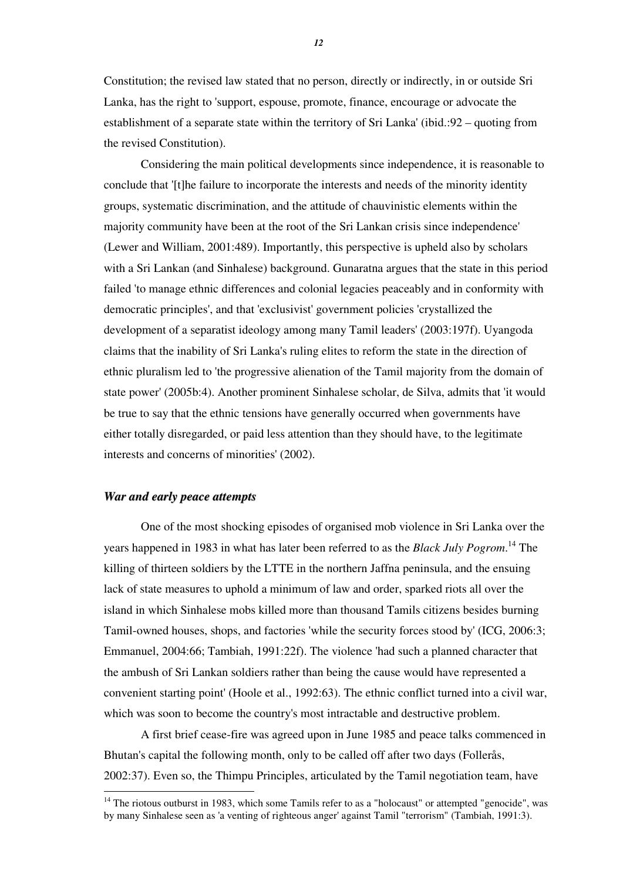Constitution; the revised law stated that no person, directly or indirectly, in or outside Sri Lanka, has the right to 'support, espouse, promote, finance, encourage or advocate the establishment of a separate state within the territory of Sri Lanka' (ibid.:92 – quoting from the revised Constitution).

Considering the main political developments since independence, it is reasonable to conclude that '[t]he failure to incorporate the interests and needs of the minority identity groups, systematic discrimination, and the attitude of chauvinistic elements within the majority community have been at the root of the Sri Lankan crisis since independence' (Lewer and William, 2001:489). Importantly, this perspective is upheld also by scholars with a Sri Lankan (and Sinhalese) background. Gunaratna argues that the state in this period failed 'to manage ethnic differences and colonial legacies peaceably and in conformity with democratic principles', and that 'exclusivist' government policies 'crystallized the development of a separatist ideology among many Tamil leaders' (2003:197f). Uyangoda claims that the inability of Sri Lanka's ruling elites to reform the state in the direction of ethnic pluralism led to 'the progressive alienation of the Tamil majority from the domain of state power' (2005b:4). Another prominent Sinhalese scholar, de Silva, admits that 'it would be true to say that the ethnic tensions have generally occurred when governments have either totally disregarded, or paid less attention than they should have, to the legitimate interests and concerns of minorities' (2002).

### *War and early peace attempts*

One of the most shocking episodes of organised mob violence in Sri Lanka over the years happened in 1983 in what has later been referred to as the *Black July Pogrom*.[14] The killing of thirteen soldiers by the LTTE in the northern Jaffna peninsula, and the ensuing lack of state measures to uphold a minimum of law and order, sparked riots all over the island in which Sinhalese mobs killed more than thousand Tamils citizens besides burning Tamil-owned houses, shops, and factories 'while the security forces stood by' (ICG, 2006:3; Emmanuel, 2004:66; Tambiah, 1991:22f). The violence 'had such a planned character that the ambush of Sri Lankan soldiers rather than being the cause would have represented a convenient starting point' (Hoole et al., 1992:63). The ethnic conflict turned into a civil war, which was soon to become the country's most intractable and destructive problem.

A first brief cease-fire was agreed upon in June 1985 and peace talks commenced in Bhutan's capital the following month, only to be called off after two days (Follerås, 2002:37). Even so, the Thimpu Principles, articulated by the Tamil negotiation team, have

[14] The riotous outburst in 1983, which some Tamils refer to as a "holocaust" or attempted "genocide", was by many Sinhalese seen as 'a venting of righteous anger' against Tamil "terrorism" (Tambiah, 1991:3).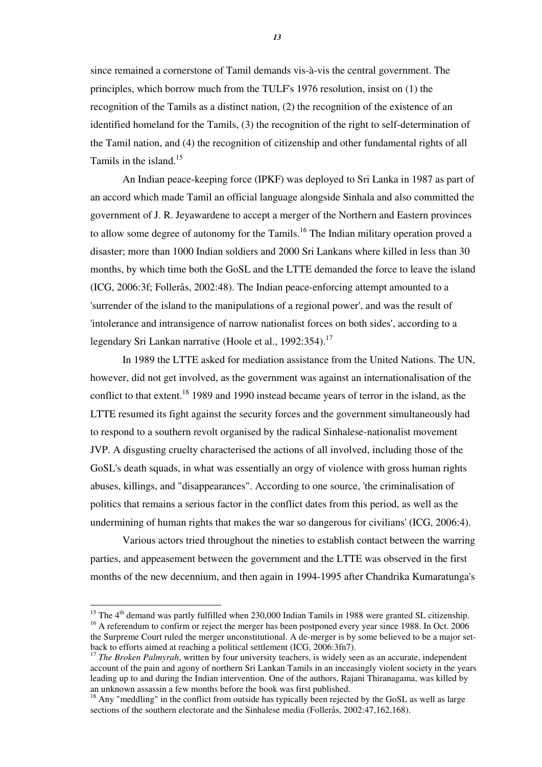since remained a cornerstone of Tamil demands vis-à-vis the central government. The principles, which borrow much from the TULF's 1976 resolution, insist on (1) the recognition of the Tamils as a distinct nation, (2) the recognition of the existence of an identified homeland for the Tamils, (3) the recognition of the right to self-determination of the Tamil nation, and (4) the recognition of citizenship and other fundamental rights of all Tamils in the island.[15]

An Indian peace-keeping force (IPKF) was deployed to Sri Lanka in 1987 as part of an accord which made Tamil an official language alongside Sinhala and also committed the government of J. R. Jeyawardene to accept a merger of the Northern and Eastern provinces to allow some degree of autonomy for the Tamils.[16] The Indian military operation proved a disaster; more than 1000 Indian soldiers and 2000 Sri Lankans where killed in less than 30 months, by which time both the GoSL and the LTTE demanded the force to leave the island (ICG, 2006:3f; Follerås, 2002:48). The Indian peace-enforcing attempt amounted to a 'surrender of the island to the manipulations of a regional power', and was the result of 'intolerance and intransigence of narrow nationalist forces on both sides', according to a legendary Sri Lankan narrative (Hoole et al., 1992:354).[17]

In 1989 the LTTE asked for mediation assistance from the United Nations. The UN, however, did not get involved, as the government was against an internationalisation of the conflict to that extent.[18] 1989 and 1990 instead became years of terror in the island, as the LTTE resumed its fight against the security forces and the government simultaneously had to respond to a southern revolt organised by the radical Sinhalese-nationalist movement JVP. A disgusting cruelty characterised the actions of all involved, including those of the GoSL's death squads, in what was essentially an orgy of violence with gross human rights abuses, killings, and "disappearances". According to one source, 'the criminalisation of politics that remains a serious factor in the conflict dates from this period, as well as the undermining of human rights that makes the war so dangerous for civilians' (ICG, 2006:4).

Various actors tried throughout the nineties to establish contact between the warring parties, and appeasement between the government and the LTTE was observed in the first months of the new decennium, and then again in 1994-1995 after Chandrika Kumaratunga's

---

[15] The 4th demand was partly fulfilled when 230,000 Indian Tamils in 1988 were granted SL citizenship.

[16] A referendum to confirm or reject the merger has been postponed every year since 1988. In Oct. 2006 the Surpreme Court ruled the merger unconstitutional. A de-merger is by some believed to be a major set-back to efforts aimed at reaching a political settlement (ICG, 2006:3fn7).

[17] *The Broken Palmyrah*, written by four university teachers, is widely seen as an accurate, independent account of the pain and agony of northern Sri Lankan Tamils in an inceasingly violent society in the years leading up to and during the Indian intervention. One of the authors, Rajani Thiranagama, was killed by an unknown assassin a few months before the book was first published.

[18] Any "meddling" in the conflict from outside has typically been rejected by the GoSL as well as large sections of the southern electorate and the Sinhalese media (Follerås, 2002:47,162,168).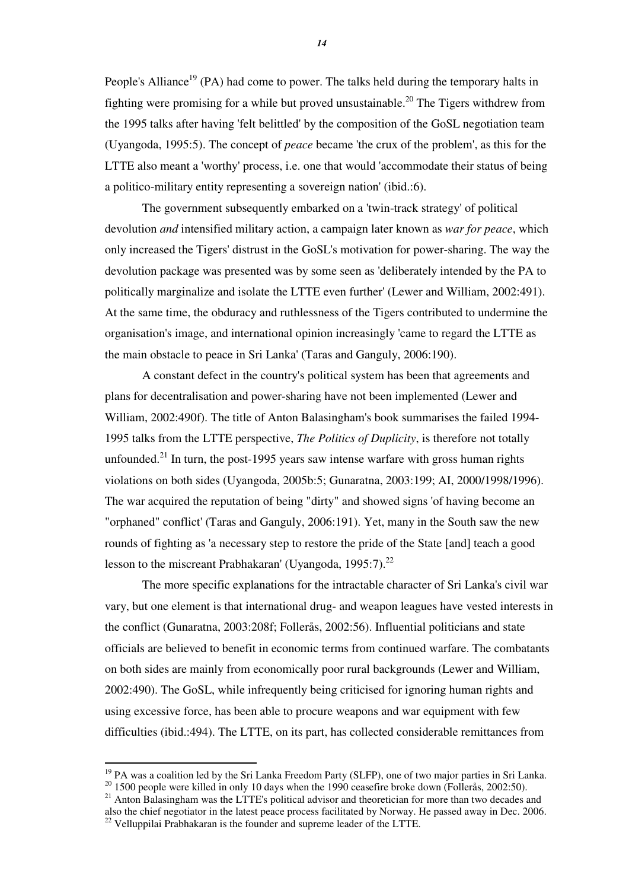People's Alliance[19] (PA) had come to power. The talks held during the temporary halts in fighting were promising for a while but proved unsustainable.[20] The Tigers withdrew from the 1995 talks after having 'felt belittled' by the composition of the GoSL negotiation team (Uyangoda, 1995:5). The concept of *peace* became 'the crux of the problem', as this for the LTTE also meant a 'worthy' process, i.e. one that would 'accommodate their status of being a politico-military entity representing a sovereign nation' (ibid.:6).

The government subsequently embarked on a 'twin-track strategy' of political devolution *and* intensified military action, a campaign later known as *war for peace*, which only increased the Tigers' distrust in the GoSL's motivation for power-sharing. The way the devolution package was presented was by some seen as 'deliberately intended by the PA to politically marginalize and isolate the LTTE even further' (Lewer and William, 2002:491). At the same time, the obduracy and ruthlessness of the Tigers contributed to undermine the organisation's image, and international opinion increasingly 'came to regard the LTTE as the main obstacle to peace in Sri Lanka' (Taras and Ganguly, 2006:190).

A constant defect in the country's political system has been that agreements and plans for decentralisation and power-sharing have not been implemented (Lewer and William, 2002:490f). The title of Anton Balasingham's book summarises the failed 1994-1995 talks from the LTTE perspective, *The Politics of Duplicity*, is therefore not totally unfounded.[21] In turn, the post-1995 years saw intense warfare with gross human rights violations on both sides (Uyangoda, 2005b:5; Gunaratna, 2003:199; AI, 2000/1998/1996). The war acquired the reputation of being "dirty" and showed signs 'of having become an "orphaned" conflict' (Taras and Ganguly, 2006:191). Yet, many in the South saw the new rounds of fighting as 'a necessary step to restore the pride of the State [and] teach a good lesson to the miscreant Prabhakaran' (Uyangoda, 1995:7).[22]

The more specific explanations for the intractable character of Sri Lanka's civil war vary, but one element is that international drug- and weapon leagues have vested interests in the conflict (Gunaratna, 2003:208f; Follerås, 2002:56). Influential politicians and state officials are believed to benefit in economic terms from continued warfare. The combatants on both sides are mainly from economically poor rural backgrounds (Lewer and William, 2002:490). The GoSL, while infrequently being criticised for ignoring human rights and using excessive force, has been able to procure weapons and war equipment with few difficulties (ibid.:494). The LTTE, on its part, has collected considerable remittances from

---

[19] PA was a coalition led by the Sri Lanka Freedom Party (SLFP), one of two major parties in Sri Lanka.

[20] 1500 people were killed in only 10 days when the 1990 ceasefire broke down (Follerås, 2002:50).

[21] Anton Balasingham was the LTTE's political advisor and theoretician for more than two decades and also the chief negotiator in the latest peace process facilitated by Norway. He passed away in Dec. 2006.

[22] Velluppilai Prabhakaran is the founder and supreme leader of the LTTE.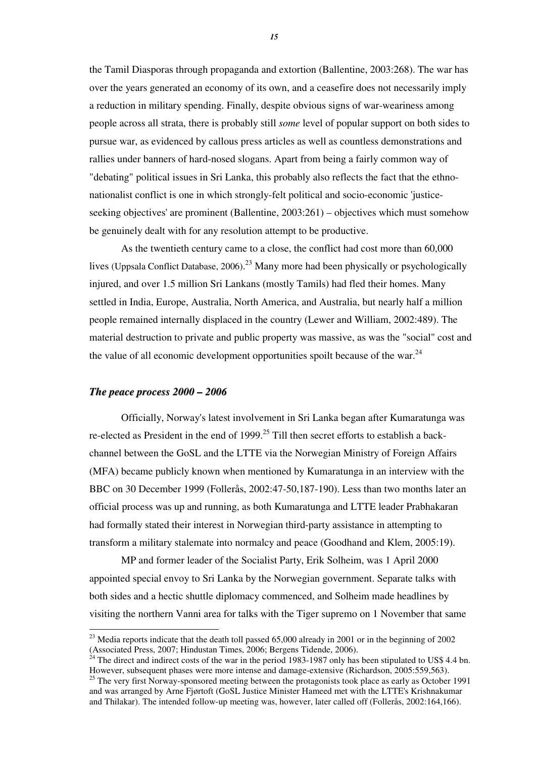the Tamil Diasporas through propaganda and extortion (Ballentine, 2003:268). The war has over the years generated an economy of its own, and a ceasefire does not necessarily imply a reduction in military spending. Finally, despite obvious signs of war-weariness among people across all strata, there is probably still *some* level of popular support on both sides to pursue war, as evidenced by callous press articles as well as countless demonstrations and rallies under banners of hard-nosed slogans. Apart from being a fairly common way of "debating" political issues in Sri Lanka, this probably also reflects the fact that the ethno-nationalist conflict is one in which strongly-felt political and socio-economic 'justice-seeking objectives' are prominent (Ballentine, 2003:261) – objectives which must somehow be genuinely dealt with for any resolution attempt to be productive.

As the twentieth century came to a close, the conflict had cost more than 60,000 lives (Uppsala Conflict Database, 2006).[23] Many more had been physically or psychologically injured, and over 1.5 million Sri Lankans (mostly Tamils) had fled their homes. Many settled in India, Europe, Australia, North America, and Australia, but nearly half a million people remained internally displaced in the country (Lewer and William, 2002:489). The material destruction to private and public property was massive, as was the "social" cost and the value of all economic development opportunities spoilt because of the war.[24]

### *The peace process 2000 – 2006*

Officially, Norway's latest involvement in Sri Lanka began after Kumaratunga was re-elected as President in the end of 1999.[25] Till then secret efforts to establish a back-channel between the GoSL and the LTTE via the Norwegian Ministry of Foreign Affairs (MFA) became publicly known when mentioned by Kumaratunga in an interview with the BBC on 30 December 1999 (Follerås, 2002:47-50,187-190). Less than two months later an official process was up and running, as both Kumaratunga and LTTE leader Prabhakaran had formally stated their interest in Norwegian third-party assistance in attempting to transform a military stalemate into normalcy and peace (Goodhand and Klem, 2005:19).

MP and former leader of the Socialist Party, Erik Solheim, was 1 April 2000 appointed special envoy to Sri Lanka by the Norwegian government. Separate talks with both sides and a hectic shuttle diplomacy commenced, and Solheim made headlines by visiting the northern Vanni area for talks with the Tiger supremo on 1 November that same

---

[23] Media reports indicate that the death toll passed 65,000 already in 2001 or in the beginning of 2002 (Associated Press, 2007; Hindustan Times, 2006; Bergens Tidende, 2006).

[24] The direct and indirect costs of the war in the period 1983-1987 only has been stipulated to US$ 4.4 bn. However, subsequent phases were more intense and damage-extensive (Richardson, 2005:559,563).

[25] The very first Norway-sponsored meeting between the protagonists took place as early as October 1991 and was arranged by Arne Fjørtoft (GoSL Justice Minister Hameed met with the LTTE's Krishnakumar and Thilakar). The intended follow-up meeting was, however, later called off (Follerås, 2002:164,166).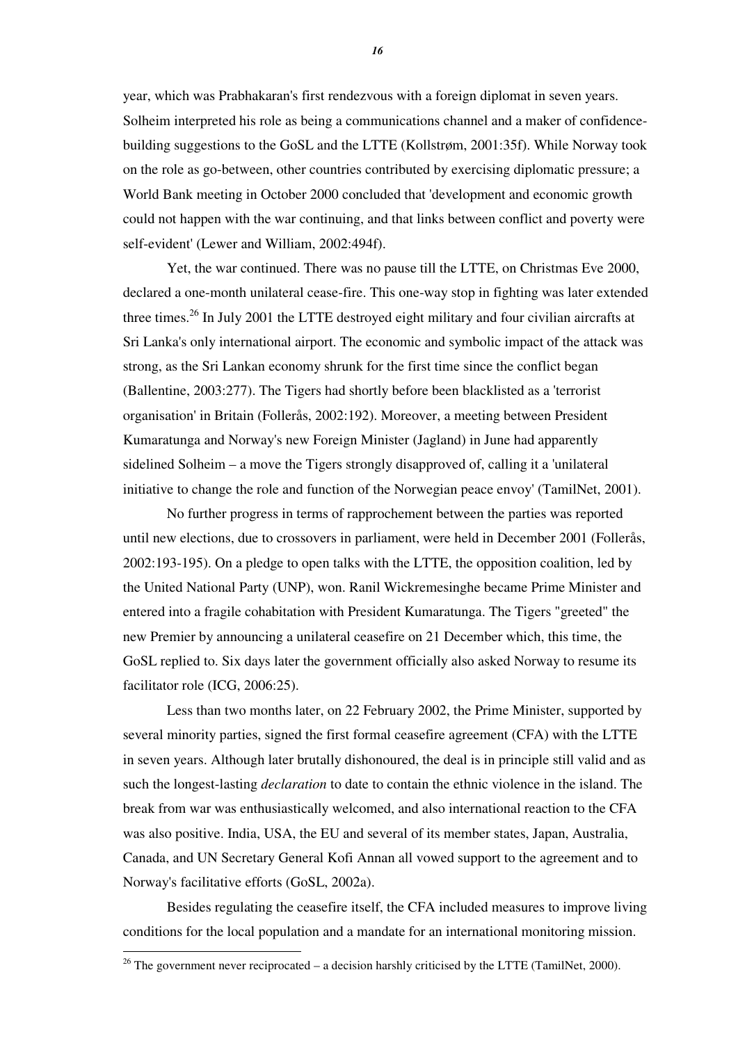year, which was Prabhakaran's first rendezvous with a foreign diplomat in seven years. Solheim interpreted his role as being a communications channel and a maker of confidence-building suggestions to the GoSL and the LTTE (Kollstrøm, 2001:35f). While Norway took on the role as go-between, other countries contributed by exercising diplomatic pressure; a World Bank meeting in October 2000 concluded that 'development and economic growth could not happen with the war continuing, and that links between conflict and poverty were self-evident' (Lewer and William, 2002:494f).

Yet, the war continued. There was no pause till the LTTE, on Christmas Eve 2000, declared a one-month unilateral cease-fire. This one-way stop in fighting was later extended three times.[26] In July 2001 the LTTE destroyed eight military and four civilian aircrafts at Sri Lanka's only international airport. The economic and symbolic impact of the attack was strong, as the Sri Lankan economy shrunk for the first time since the conflict began (Ballentine, 2003:277). The Tigers had shortly before been blacklisted as a 'terrorist organisation' in Britain (Follerås, 2002:192). Moreover, a meeting between President Kumaratunga and Norway's new Foreign Minister (Jagland) in June had apparently sidelined Solheim – a move the Tigers strongly disapproved of, calling it a 'unilateral initiative to change the role and function of the Norwegian peace envoy' (TamilNet, 2001).

No further progress in terms of rapprochement between the parties was reported until new elections, due to crossovers in parliament, were held in December 2001 (Follerås, 2002:193-195). On a pledge to open talks with the LTTE, the opposition coalition, led by the United National Party (UNP), won. Ranil Wickremesinghe became Prime Minister and entered into a fragile cohabitation with President Kumaratunga. The Tigers "greeted" the new Premier by announcing a unilateral ceasefire on 21 December which, this time, the GoSL replied to. Six days later the government officially also asked Norway to resume its facilitator role (ICG, 2006:25).

Less than two months later, on 22 February 2002, the Prime Minister, supported by several minority parties, signed the first formal ceasefire agreement (CFA) with the LTTE in seven years. Although later brutally dishonoured, the deal is in principle still valid and as such the longest-lasting *declaration* to date to contain the ethnic violence in the island. The break from war was enthusiastically welcomed, and also international reaction to the CFA was also positive. India, USA, the EU and several of its member states, Japan, Australia, Canada, and UN Secretary General Kofi Annan all vowed support to the agreement and to Norway's facilitative efforts (GoSL, 2002a).

Besides regulating the ceasefire itself, the CFA included measures to improve living conditions for the local population and a mandate for an international monitoring mission.

---

[26] The government never reciprocated – a decision harshly criticised by the LTTE (TamilNet, 2000).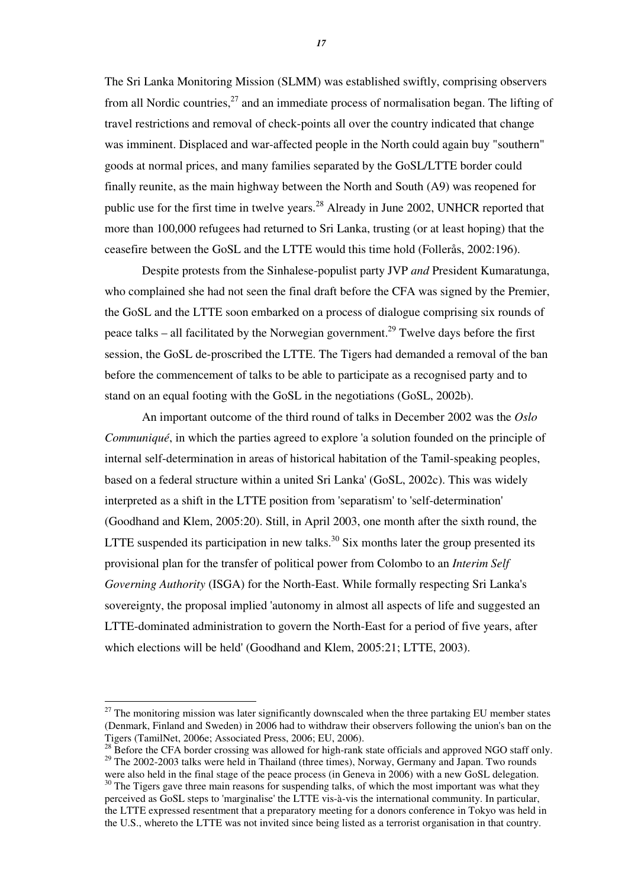The Sri Lanka Monitoring Mission (SLMM) was established swiftly, comprising observers from all Nordic countries,[27] and an immediate process of normalisation began. The lifting of travel restrictions and removal of check-points all over the country indicated that change was imminent. Displaced and war-affected people in the North could again buy "southern" goods at normal prices, and many families separated by the GoSL/LTTE border could finally reunite, as the main highway between the North and South (A9) was reopened for public use for the first time in twelve years.[28] Already in June 2002, UNHCR reported that more than 100,000 refugees had returned to Sri Lanka, trusting (or at least hoping) that the ceasefire between the GoSL and the LTTE would this time hold (Follerås, 2002:196).

Despite protests from the Sinhalese-populist party JVP *and* President Kumaratunga, who complained she had not seen the final draft before the CFA was signed by the Premier, the GoSL and the LTTE soon embarked on a process of dialogue comprising six rounds of peace talks – all facilitated by the Norwegian government.[29] Twelve days before the first session, the GoSL de-proscribed the LTTE. The Tigers had demanded a removal of the ban before the commencement of talks to be able to participate as a recognised party and to stand on an equal footing with the GoSL in the negotiations (GoSL, 2002b).

An important outcome of the third round of talks in December 2002 was the *Oslo Communiqué*, in which the parties agreed to explore 'a solution founded on the principle of internal self-determination in areas of historical habitation of the Tamil-speaking peoples, based on a federal structure within a united Sri Lanka' (GoSL, 2002c). This was widely interpreted as a shift in the LTTE position from 'separatism' to 'self-determination' (Goodhand and Klem, 2005:20). Still, in April 2003, one month after the sixth round, the LTTE suspended its participation in new talks.[30] Six months later the group presented its provisional plan for the transfer of political power from Colombo to an *Interim Self Governing Authority* (ISGA) for the North-East. While formally respecting Sri Lanka's sovereignty, the proposal implied 'autonomy in almost all aspects of life and suggested an LTTE-dominated administration to govern the North-East for a period of five years, after which elections will be held' (Goodhand and Klem, 2005:21; LTTE, 2003).

---

[27] The monitoring mission was later significantly downscaled when the three partaking EU member states (Denmark, Finland and Sweden) in 2006 had to withdraw their observers following the union's ban on the Tigers (TamilNet, 2006e; Associated Press, 2006; EU, 2006).

[28] Before the CFA border crossing was allowed for high-rank state officials and approved NGO staff only.

[29] The 2002-2003 talks were held in Thailand (three times), Norway, Germany and Japan. Two rounds were also held in the final stage of the peace process (in Geneva in 2006) with a new GoSL delegation.

[30] The Tigers gave three main reasons for suspending talks, of which the most important was what they perceived as GoSL steps to 'marginalise' the LTTE vis-à-vis the international community. In particular, the LTTE expressed resentment that a preparatory meeting for a donors conference in Tokyo was held in the U.S., whereto the LTTE was not invited since being listed as a terrorist organisation in that country.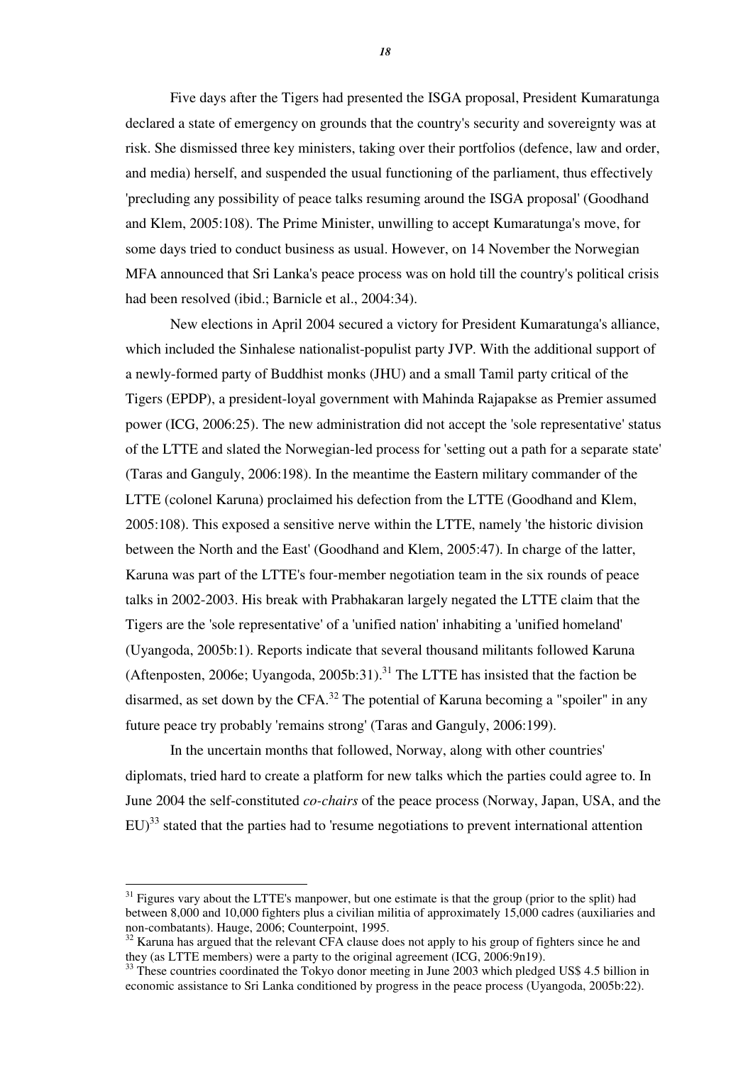Five days after the Tigers had presented the ISGA proposal, President Kumaratunga declared a state of emergency on grounds that the country's security and sovereignty was at risk. She dismissed three key ministers, taking over their portfolios (defence, law and order, and media) herself, and suspended the usual functioning of the parliament, thus effectively 'precluding any possibility of peace talks resuming around the ISGA proposal' (Goodhand and Klem, 2005:108). The Prime Minister, unwilling to accept Kumaratunga's move, for some days tried to conduct business as usual. However, on 14 November the Norwegian MFA announced that Sri Lanka's peace process was on hold till the country's political crisis had been resolved (ibid.; Barnicle et al., 2004:34).

New elections in April 2004 secured a victory for President Kumaratunga's alliance, which included the Sinhalese nationalist-populist party JVP. With the additional support of a newly-formed party of Buddhist monks (JHU) and a small Tamil party critical of the Tigers (EPDP), a president-loyal government with Mahinda Rajapakse as Premier assumed power (ICG, 2006:25). The new administration did not accept the 'sole representative' status of the LTTE and slated the Norwegian-led process for 'setting out a path for a separate state' (Taras and Ganguly, 2006:198). In the meantime the Eastern military commander of the LTTE (colonel Karuna) proclaimed his defection from the LTTE (Goodhand and Klem, 2005:108). This exposed a sensitive nerve within the LTTE, namely 'the historic division between the North and the East' (Goodhand and Klem, 2005:47). In charge of the latter, Karuna was part of the LTTE's four-member negotiation team in the six rounds of peace talks in 2002-2003. His break with Prabhakaran largely negated the LTTE claim that the Tigers are the 'sole representative' of a 'unified nation' inhabiting a 'unified homeland' (Uyangoda, 2005b:1). Reports indicate that several thousand militants followed Karuna (Aftenposten, 2006e; Uyangoda, 2005b:31).[31] The LTTE has insisted that the faction be disarmed, as set down by the CFA.[32] The potential of Karuna becoming a "spoiler" in any future peace try probably 'remains strong' (Taras and Ganguly, 2006:199).

In the uncertain months that followed, Norway, along with other countries' diplomats, tried hard to create a platform for new talks which the parties could agree to. In June 2004 the self-constituted *co-chairs* of the peace process (Norway, Japan, USA, and the EU)[33] stated that the parties had to 'resume negotiations to prevent international attention

---

[31] Figures vary about the LTTE's manpower, but one estimate is that the group (prior to the split) had between 8,000 and 10,000 fighters plus a civilian militia of approximately 15,000 cadres (auxiliaries and non-combatants). Hauge, 2006; Counterpoint, 1995.

[32] Karuna has argued that the relevant CFA clause does not apply to his group of fighters since he and they (as LTTE members) were a party to the original agreement (ICG, 2006:9n19).

[33] These countries coordinated the Tokyo donor meeting in June 2003 which pledged US$ 4.5 billion in economic assistance to Sri Lanka conditioned by progress in the peace process (Uyangoda, 2005b:22).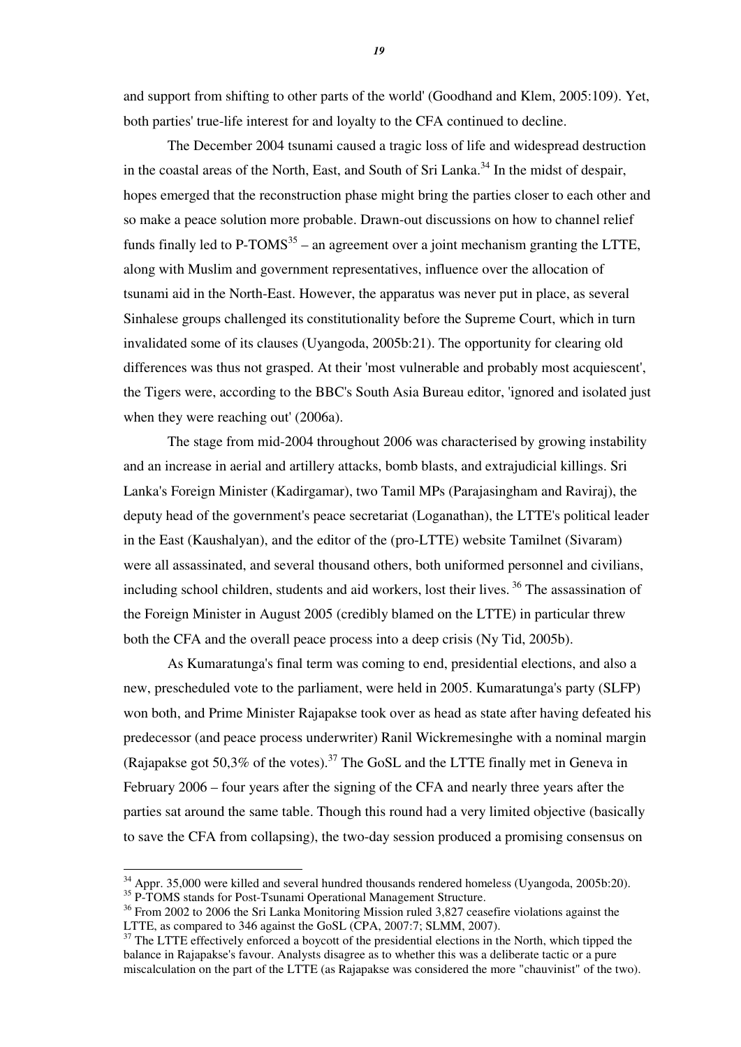and support from shifting to other parts of the world' (Goodhand and Klem, 2005:109). Yet, both parties' true-life interest for and loyalty to the CFA continued to decline.

The December 2004 tsunami caused a tragic loss of life and widespread destruction in the coastal areas of the North, East, and South of Sri Lanka.[34] In the midst of despair, hopes emerged that the reconstruction phase might bring the parties closer to each other and so make a peace solution more probable. Drawn-out discussions on how to channel relief funds finally led to P-TOMS[35] – an agreement over a joint mechanism granting the LTTE, along with Muslim and government representatives, influence over the allocation of tsunami aid in the North-East. However, the apparatus was never put in place, as several Sinhalese groups challenged its constitutionality before the Supreme Court, which in turn invalidated some of its clauses (Uyangoda, 2005b:21). The opportunity for clearing old differences was thus not grasped. At their 'most vulnerable and probably most acquiescent', the Tigers were, according to the BBC's South Asia Bureau editor, 'ignored and isolated just when they were reaching out' (2006a).

The stage from mid-2004 throughout 2006 was characterised by growing instability and an increase in aerial and artillery attacks, bomb blasts, and extrajudicial killings. Sri Lanka's Foreign Minister (Kadirgamar), two Tamil MPs (Parajasingham and Raviraj), the deputy head of the government's peace secretariat (Loganathan), the LTTE's political leader in the East (Kaushalyan), and the editor of the (pro-LTTE) website Tamilnet (Sivaram) were all assassinated, and several thousand others, both uniformed personnel and civilians, including school children, students and aid workers, lost their lives.[36] The assassination of the Foreign Minister in August 2005 (credibly blamed on the LTTE) in particular threw both the CFA and the overall peace process into a deep crisis (Ny Tid, 2005b).

As Kumaratunga's final term was coming to end, presidential elections, and also a new, prescheduled vote to the parliament, were held in 2005. Kumaratunga's party (SLFP) won both, and Prime Minister Rajapakse took over as head as state after having defeated his predecessor (and peace process underwriter) Ranil Wickremesinghe with a nominal margin (Rajapakse got 50,3% of the votes).[37] The GoSL and the LTTE finally met in Geneva in February 2006 – four years after the signing of the CFA and nearly three years after the parties sat around the same table. Though this round had a very limited objective (basically to save the CFA from collapsing), the two-day session produced a promising consensus on

---

[34] Appr. 35,000 were killed and several hundred thousands rendered homeless (Uyangoda, 2005b:20).

[35] P-TOMS stands for Post-Tsunami Operational Management Structure.

[36] From 2002 to 2006 the Sri Lanka Monitoring Mission ruled 3,827 ceasefire violations against the LTTE, as compared to 346 against the GoSL (CPA, 2007:7; SLMM, 2007).

[37] The LTTE effectively enforced a boycott of the presidential elections in the North, which tipped the balance in Rajapakse's favour. Analysts disagree as to whether this was a deliberate tactic or a pure miscalculation on the part of the LTTE (as Rajapakse was considered the more "chauvinist" of the two).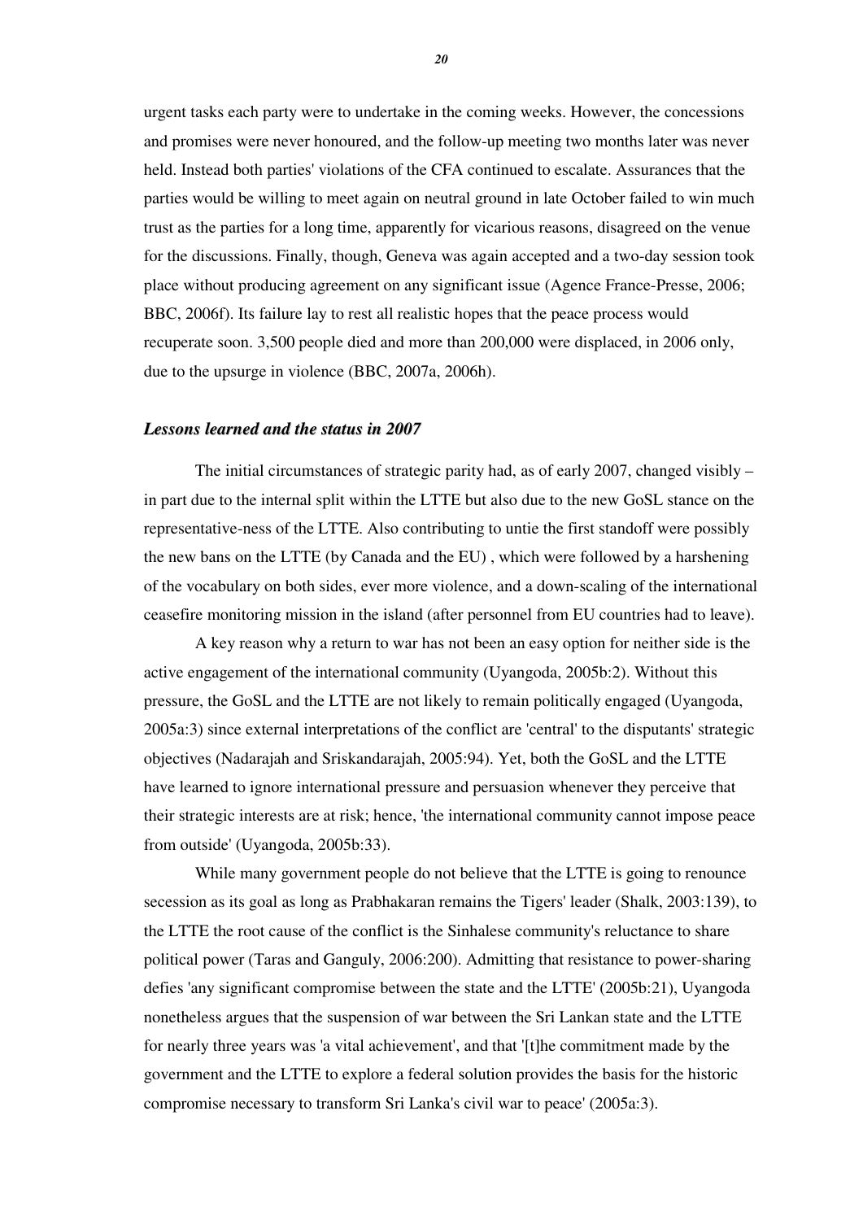urgent tasks each party were to undertake in the coming weeks. However, the concessions and promises were never honoured, and the follow-up meeting two months later was never held. Instead both parties' violations of the CFA continued to escalate. Assurances that the parties would be willing to meet again on neutral ground in late October failed to win much trust as the parties for a long time, apparently for vicarious reasons, disagreed on the venue for the discussions. Finally, though, Geneva was again accepted and a two-day session took place without producing agreement on any significant issue (Agence France-Presse, 2006; BBC, 2006f). Its failure lay to rest all realistic hopes that the peace process would recuperate soon. 3,500 people died and more than 200,000 were displaced, in 2006 only, due to the upsurge in violence (BBC, 2007a, 2006h).

### *Lessons learned and the status in 2007*

The initial circumstances of strategic parity had, as of early 2007, changed visibly – in part due to the internal split within the LTTE but also due to the new GoSL stance on the representative-ness of the LTTE. Also contributing to untie the first standoff were possibly the new bans on the LTTE (by Canada and the EU) , which were followed by a harshening of the vocabulary on both sides, ever more violence, and a down-scaling of the international ceasefire monitoring mission in the island (after personnel from EU countries had to leave).

A key reason why a return to war has not been an easy option for neither side is the active engagement of the international community (Uyangoda, 2005b:2). Without this pressure, the GoSL and the LTTE are not likely to remain politically engaged (Uyangoda, 2005a:3) since external interpretations of the conflict are 'central' to the disputants' strategic objectives (Nadarajah and Sriskandarajah, 2005:94). Yet, both the GoSL and the LTTE have learned to ignore international pressure and persuasion whenever they perceive that their strategic interests are at risk; hence, 'the international community cannot impose peace from outside' (Uyangoda, 2005b:33).

While many government people do not believe that the LTTE is going to renounce secession as its goal as long as Prabhakaran remains the Tigers' leader (Shalk, 2003:139), to the LTTE the root cause of the conflict is the Sinhalese community's reluctance to share political power (Taras and Ganguly, 2006:200). Admitting that resistance to power-sharing defies 'any significant compromise between the state and the LTTE' (2005b:21), Uyangoda nonetheless argues that the suspension of war between the Sri Lankan state and the LTTE for nearly three years was 'a vital achievement', and that '[t]he commitment made by the government and the LTTE to explore a federal solution provides the basis for the historic compromise necessary to transform Sri Lanka's civil war to peace' (2005a:3).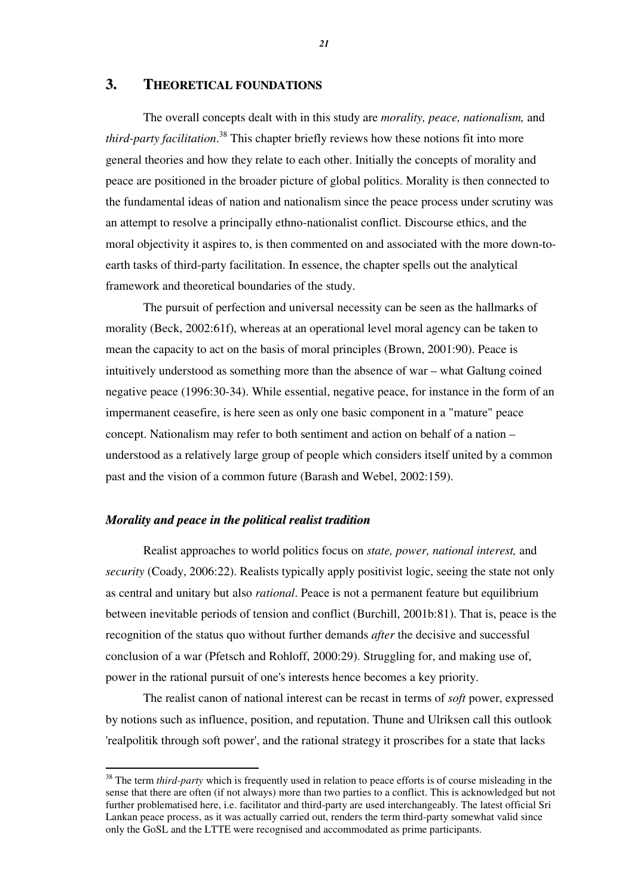## 3. THEORETICAL FOUNDATIONS

The overall concepts dealt with in this study are *morality, peace, nationalism,* and *third-party facilitation*.[38] This chapter briefly reviews how these notions fit into more general theories and how they relate to each other. Initially the concepts of morality and peace are positioned in the broader picture of global politics. Morality is then connected to the fundamental ideas of nation and nationalism since the peace process under scrutiny was an attempt to resolve a principally ethno-nationalist conflict. Discourse ethics, and the moral objectivity it aspires to, is then commented on and associated with the more down-to-earth tasks of third-party facilitation. In essence, the chapter spells out the analytical framework and theoretical boundaries of the study.

The pursuit of perfection and universal necessity can be seen as the hallmarks of morality (Beck, 2002:61f), whereas at an operational level moral agency can be taken to mean the capacity to act on the basis of moral principles (Brown, 2001:90). Peace is intuitively understood as something more than the absence of war – what Galtung coined negative peace (1996:30-34). While essential, negative peace, for instance in the form of an impermanent ceasefire, is here seen as only one basic component in a "mature" peace concept. Nationalism may refer to both sentiment and action on behalf of a nation – understood as a relatively large group of people which considers itself united by a common past and the vision of a common future (Barash and Webel, 2002:159).

### *Morality and peace in the political realist tradition*

Realist approaches to world politics focus on *state, power, national interest,* and *security* (Coady, 2006:22). Realists typically apply positivist logic, seeing the state not only as central and unitary but also *rational*. Peace is not a permanent feature but equilibrium between inevitable periods of tension and conflict (Burchill, 2001b:81). That is, peace is the recognition of the status quo without further demands *after* the decisive and successful conclusion of a war (Pfetsch and Rohloff, 2000:29). Struggling for, and making use of, power in the rational pursuit of one's interests hence becomes a key priority.

The realist canon of national interest can be recast in terms of *soft* power, expressed by notions such as influence, position, and reputation. Thune and Ulriksen call this outlook 'realpolitik through soft power', and the rational strategy it proscribes for a state that lacks

---

[38] The term *third-party* which is frequently used in relation to peace efforts is of course misleading in the sense that there are often (if not always) more than two parties to a conflict. This is acknowledged but not further problematised here, i.e. facilitator and third-party are used interchangeably. The latest official Sri Lankan peace process, as it was actually carried out, renders the term third-party somewhat valid since only the GoSL and the LTTE were recognised and accommodated as prime participants.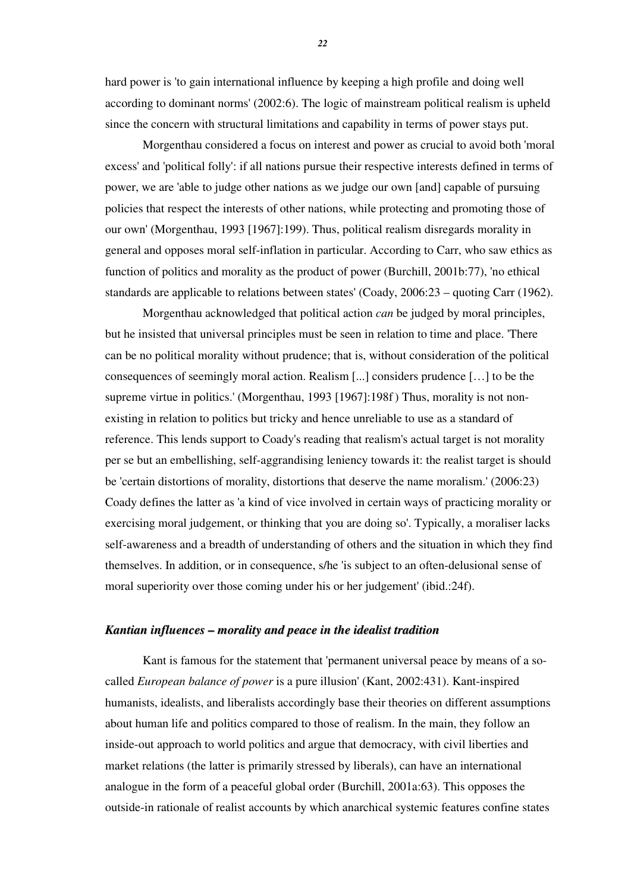hard power is 'to gain international influence by keeping a high profile and doing well according to dominant norms' (2002:6). The logic of mainstream political realism is upheld since the concern with structural limitations and capability in terms of power stays put.

Morgenthau considered a focus on interest and power as crucial to avoid both 'moral excess' and 'political folly': if all nations pursue their respective interests defined in terms of power, we are 'able to judge other nations as we judge our own [and] capable of pursuing policies that respect the interests of other nations, while protecting and promoting those of our own' (Morgenthau, 1993 [1967]:199). Thus, political realism disregards morality in general and opposes moral self-inflation in particular. According to Carr, who saw ethics as function of politics and morality as the product of power (Burchill, 2001b:77), 'no ethical standards are applicable to relations between states' (Coady, 2006:23 – quoting Carr (1962).

Morgenthau acknowledged that political action *can* be judged by moral principles, but he insisted that universal principles must be seen in relation to time and place. 'There can be no political morality without prudence; that is, without consideration of the political consequences of seemingly moral action. Realism [...] considers prudence […] to be the supreme virtue in politics.' (Morgenthau, 1993 [1967]:198f ) Thus, morality is not non-existing in relation to politics but tricky and hence unreliable to use as a standard of reference. This lends support to Coady's reading that realism's actual target is not morality per se but an embellishing, self-aggrandising leniency towards it: the realist target is should be 'certain distortions of morality, distortions that deserve the name moralism.' (2006:23) Coady defines the latter as 'a kind of vice involved in certain ways of practicing morality or exercising moral judgement, or thinking that you are doing so'. Typically, a moraliser lacks self-awareness and a breadth of understanding of others and the situation in which they find themselves. In addition, or in consequence, s/he 'is subject to an often-delusional sense of moral superiority over those coming under his or her judgement' (ibid.:24f).

### *Kantian influences – morality and peace in the idealist tradition*

Kant is famous for the statement that 'permanent universal peace by means of a so-called *European balance of power* is a pure illusion' (Kant, 2002:431). Kant-inspired humanists, idealists, and liberalists accordingly base their theories on different assumptions about human life and politics compared to those of realism. In the main, they follow an inside-out approach to world politics and argue that democracy, with civil liberties and market relations (the latter is primarily stressed by liberals), can have an international analogue in the form of a peaceful global order (Burchill, 2001a:63). This opposes the outside-in rationale of realist accounts by which anarchical systemic features confine states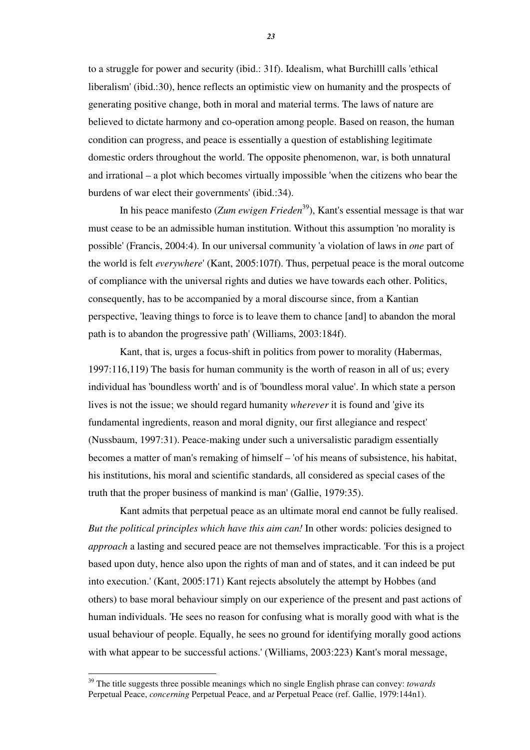to a struggle for power and security (ibid.: 31f). Idealism, what Burchilll calls 'ethical liberalism' (ibid.:30), hence reflects an optimistic view on humanity and the prospects of generating positive change, both in moral and material terms. The laws of nature are believed to dictate harmony and co-operation among people. Based on reason, the human condition can progress, and peace is essentially a question of establishing legitimate domestic orders throughout the world. The opposite phenomenon, war, is both unnatural and irrational – a plot which becomes virtually impossible 'when the citizens who bear the burdens of war elect their governments' (ibid.:34).

In his peace manifesto (*Zum ewigen Frieden*[39]), Kant's essential message is that war must cease to be an admissible human institution. Without this assumption 'no morality is possible' (Francis, 2004:4). In our universal community 'a violation of laws in *one* part of the world is felt *everywhere*' (Kant, 2005:107f). Thus, perpetual peace is the moral outcome of compliance with the universal rights and duties we have towards each other. Politics, consequently, has to be accompanied by a moral discourse since, from a Kantian perspective, 'leaving things to force is to leave them to chance [and] to abandon the moral path is to abandon the progressive path' (Williams, 2003:184f).

Kant, that is, urges a focus-shift in politics from power to morality (Habermas, 1997:116,119) The basis for human community is the worth of reason in all of us; every individual has 'boundless worth' and is of 'boundless moral value'. In which state a person lives is not the issue; we should regard humanity *wherever* it is found and 'give its fundamental ingredients, reason and moral dignity, our first allegiance and respect' (Nussbaum, 1997:31). Peace-making under such a universalistic paradigm essentially becomes a matter of man's remaking of himself – 'of his means of subsistence, his habitat, his institutions, his moral and scientific standards, all considered as special cases of the truth that the proper business of mankind is man' (Gallie, 1979:35).

Kant admits that perpetual peace as an ultimate moral end cannot be fully realised. *But the political principles which have this aim can!* In other words: policies designed to *approach* a lasting and secured peace are not themselves impracticable. 'For this is a project based upon duty, hence also upon the rights of man and of states, and it can indeed be put into execution.' (Kant, 2005:171) Kant rejects absolutely the attempt by Hobbes (and others) to base moral behaviour simply on our experience of the present and past actions of human individuals. 'He sees no reason for confusing what is morally good with what is the usual behaviour of people. Equally, he sees no ground for identifying morally good actions with what appear to be successful actions.' (Williams, 2003:223) Kant's moral message,

[39] The title suggests three possible meanings which no single English phrase can convey: *towards* Perpetual Peace, *concerning* Perpetual Peace, and a*t* Perpetual Peace (ref. Gallie, 1979:144n1).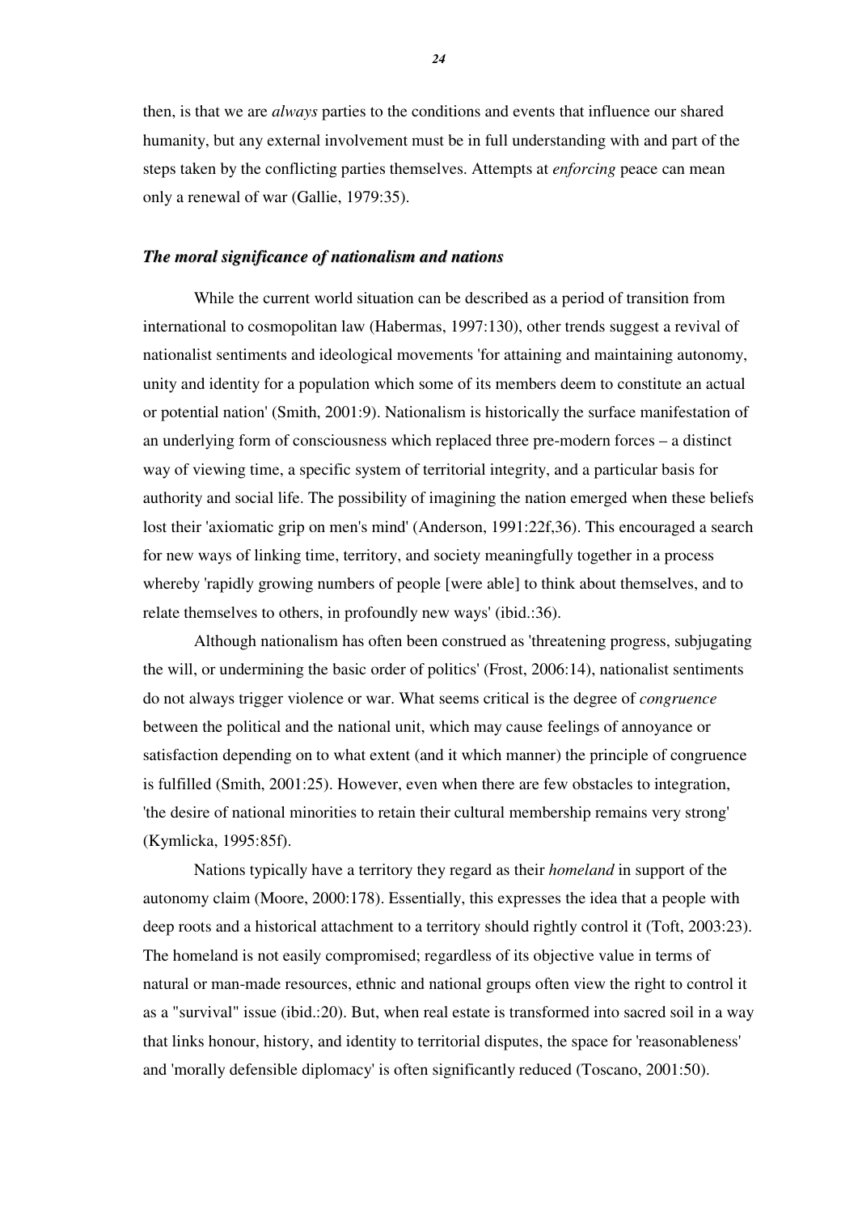then, is that we are *always* parties to the conditions and events that influence our shared humanity, but any external involvement must be in full understanding with and part of the steps taken by the conflicting parties themselves. Attempts at *enforcing* peace can mean only a renewal of war (Gallie, 1979:35).

### *The moral significance of nationalism and nations*

While the current world situation can be described as a period of transition from international to cosmopolitan law (Habermas, 1997:130), other trends suggest a revival of nationalist sentiments and ideological movements 'for attaining and maintaining autonomy, unity and identity for a population which some of its members deem to constitute an actual or potential nation' (Smith, 2001:9). Nationalism is historically the surface manifestation of an underlying form of consciousness which replaced three pre-modern forces – a distinct way of viewing time, a specific system of territorial integrity, and a particular basis for authority and social life. The possibility of imagining the nation emerged when these beliefs lost their 'axiomatic grip on men's mind' (Anderson, 1991:22f,36). This encouraged a search for new ways of linking time, territory, and society meaningfully together in a process whereby 'rapidly growing numbers of people [were able] to think about themselves, and to relate themselves to others, in profoundly new ways' (ibid.:36).

Although nationalism has often been construed as 'threatening progress, subjugating the will, or undermining the basic order of politics' (Frost, 2006:14), nationalist sentiments do not always trigger violence or war. What seems critical is the degree of *congruence* between the political and the national unit, which may cause feelings of annoyance or satisfaction depending on to what extent (and it which manner) the principle of congruence is fulfilled (Smith, 2001:25). However, even when there are few obstacles to integration, 'the desire of national minorities to retain their cultural membership remains very strong' (Kymlicka, 1995:85f).

Nations typically have a territory they regard as their *homeland* in support of the autonomy claim (Moore, 2000:178). Essentially, this expresses the idea that a people with deep roots and a historical attachment to a territory should rightly control it (Toft, 2003:23). The homeland is not easily compromised; regardless of its objective value in terms of natural or man-made resources, ethnic and national groups often view the right to control it as a "survival" issue (ibid.:20). But, when real estate is transformed into sacred soil in a way that links honour, history, and identity to territorial disputes, the space for 'reasonableness' and 'morally defensible diplomacy' is often significantly reduced (Toscano, 2001:50).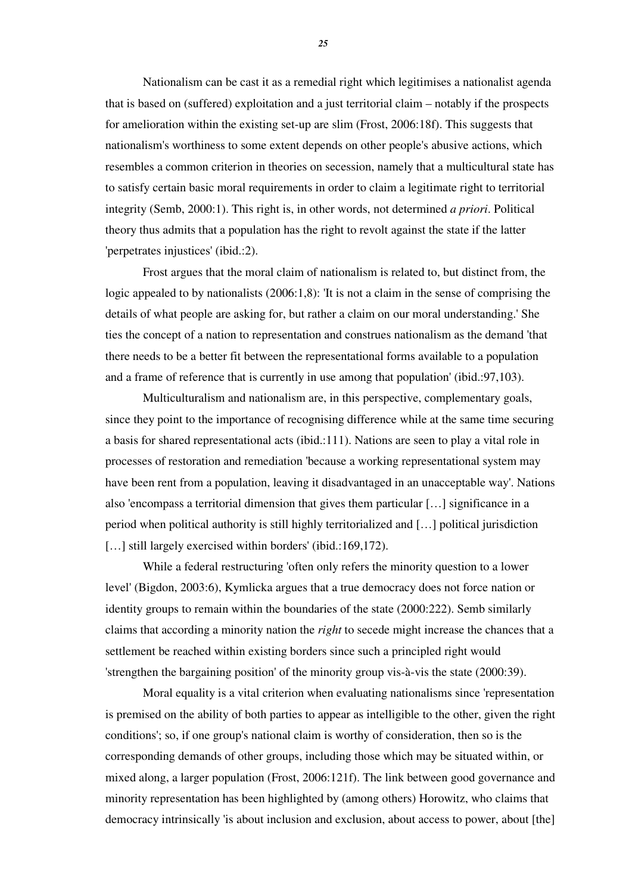Nationalism can be cast it as a remedial right which legitimises a nationalist agenda that is based on (suffered) exploitation and a just territorial claim – notably if the prospects for amelioration within the existing set-up are slim (Frost, 2006:18f). This suggests that nationalism's worthiness to some extent depends on other people's abusive actions, which resembles a common criterion in theories on secession, namely that a multicultural state has to satisfy certain basic moral requirements in order to claim a legitimate right to territorial integrity (Semb, 2000:1). This right is, in other words, not determined *a priori*. Political theory thus admits that a population has the right to revolt against the state if the latter 'perpetrates injustices' (ibid.:2).

Frost argues that the moral claim of nationalism is related to, but distinct from, the logic appealed to by nationalists (2006:1,8): 'It is not a claim in the sense of comprising the details of what people are asking for, but rather a claim on our moral understanding.' She ties the concept of a nation to representation and construes nationalism as the demand 'that there needs to be a better fit between the representational forms available to a population and a frame of reference that is currently in use among that population' (ibid.:97,103).

Multiculturalism and nationalism are, in this perspective, complementary goals, since they point to the importance of recognising difference while at the same time securing a basis for shared representational acts (ibid.:111). Nations are seen to play a vital role in processes of restoration and remediation 'because a working representational system may have been rent from a population, leaving it disadvantaged in an unacceptable way'. Nations also 'encompass a territorial dimension that gives them particular […] significance in a period when political authority is still highly territorialized and […] political jurisdiction […] still largely exercised within borders' (ibid.:169,172).

While a federal restructuring 'often only refers the minority question to a lower level' (Bigdon, 2003:6), Kymlicka argues that a true democracy does not force nation or identity groups to remain within the boundaries of the state (2000:222). Semb similarly claims that according a minority nation the *right* to secede might increase the chances that a settlement be reached within existing borders since such a principled right would 'strengthen the bargaining position' of the minority group vis-à-vis the state (2000:39).

Moral equality is a vital criterion when evaluating nationalisms since 'representation is premised on the ability of both parties to appear as intelligible to the other, given the right conditions'; so, if one group's national claim is worthy of consideration, then so is the corresponding demands of other groups, including those which may be situated within, or mixed along, a larger population (Frost, 2006:121f). The link between good governance and minority representation has been highlighted by (among others) Horowitz, who claims that democracy intrinsically 'is about inclusion and exclusion, about access to power, about [the]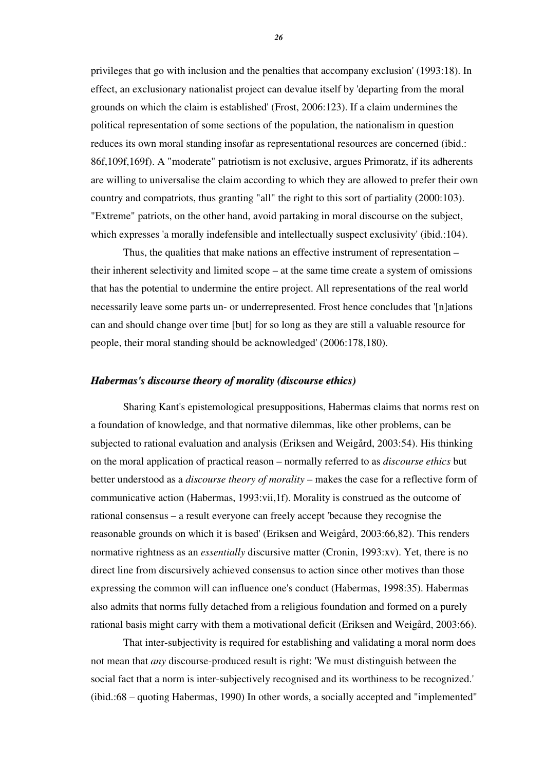privileges that go with inclusion and the penalties that accompany exclusion' (1993:18). In effect, an exclusionary nationalist project can devalue itself by 'departing from the moral grounds on which the claim is established' (Frost, 2006:123). If a claim undermines the political representation of some sections of the population, the nationalism in question reduces its own moral standing insofar as representational resources are concerned (ibid.: 86f,109f,169f). A "moderate" patriotism is not exclusive, argues Primoratz, if its adherents are willing to universalise the claim according to which they are allowed to prefer their own country and compatriots, thus granting "all" the right to this sort of partiality (2000:103). "Extreme" patriots, on the other hand, avoid partaking in moral discourse on the subject, which expresses 'a morally indefensible and intellectually suspect exclusivity' (ibid.:104).

Thus, the qualities that make nations an effective instrument of representation – their inherent selectivity and limited scope – at the same time create a system of omissions that has the potential to undermine the entire project. All representations of the real world necessarily leave some parts un- or underrepresented. Frost hence concludes that '[n]ations can and should change over time [but] for so long as they are still a valuable resource for people, their moral standing should be acknowledged' (2006:178,180).

### *Habermas's discourse theory of morality (discourse ethics)*

Sharing Kant's epistemological presuppositions, Habermas claims that norms rest on a foundation of knowledge, and that normative dilemmas, like other problems, can be subjected to rational evaluation and analysis (Eriksen and Weigård, 2003:54). His thinking on the moral application of practical reason – normally referred to as *discourse ethics* but better understood as a *discourse theory of morality* – makes the case for a reflective form of communicative action (Habermas, 1993:vii,1f). Morality is construed as the outcome of rational consensus – a result everyone can freely accept 'because they recognise the reasonable grounds on which it is based' (Eriksen and Weigård, 2003:66,82). This renders normative rightness as an *essentially* discursive matter (Cronin, 1993:xv). Yet, there is no direct line from discursively achieved consensus to action since other motives than those expressing the common will can influence one's conduct (Habermas, 1998:35). Habermas also admits that norms fully detached from a religious foundation and formed on a purely rational basis might carry with them a motivational deficit (Eriksen and Weigård, 2003:66).

That inter-subjectivity is required for establishing and validating a moral norm does not mean that *any* discourse-produced result is right: 'We must distinguish between the social fact that a norm is inter-subjectively recognised and its worthiness to be recognized.' (ibid.:68 – quoting Habermas, 1990) In other words, a socially accepted and "implemented"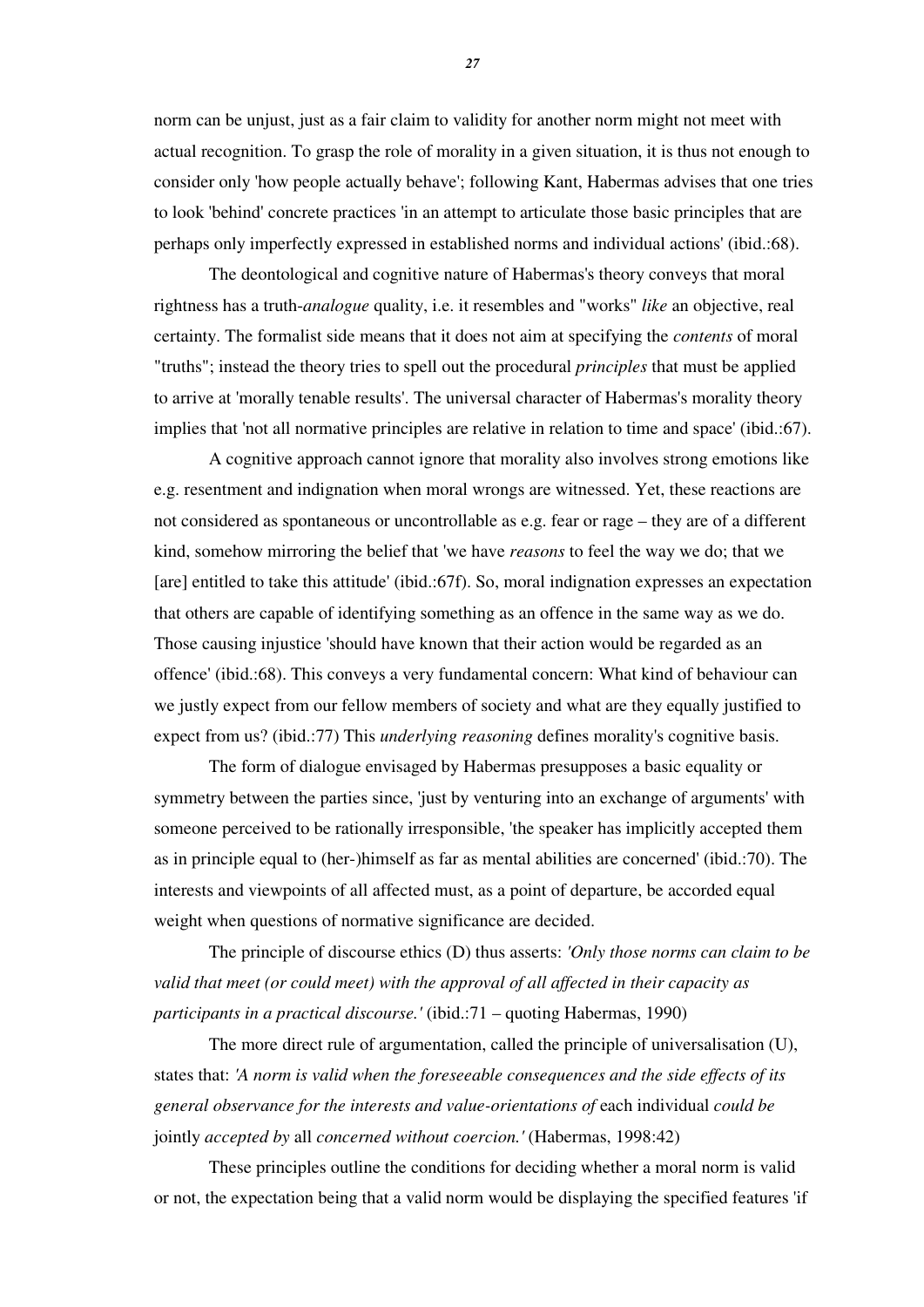norm can be unjust, just as a fair claim to validity for another norm might not meet with actual recognition. To grasp the role of morality in a given situation, it is thus not enough to consider only 'how people actually behave'; following Kant, Habermas advises that one tries to look 'behind' concrete practices 'in an attempt to articulate those basic principles that are perhaps only imperfectly expressed in established norms and individual actions' (ibid.:68).

The deontological and cognitive nature of Habermas's theory conveys that moral rightness has a truth-*analogue* quality, i.e. it resembles and "works" *like* an objective, real certainty. The formalist side means that it does not aim at specifying the *contents* of moral "truths"; instead the theory tries to spell out the procedural *principles* that must be applied to arrive at 'morally tenable results'. The universal character of Habermas's morality theory implies that 'not all normative principles are relative in relation to time and space' (ibid.:67).

A cognitive approach cannot ignore that morality also involves strong emotions like e.g. resentment and indignation when moral wrongs are witnessed. Yet, these reactions are not considered as spontaneous or uncontrollable as e.g. fear or rage – they are of a different kind, somehow mirroring the belief that 'we have *reasons* to feel the way we do; that we [are] entitled to take this attitude' (ibid.:67f). So, moral indignation expresses an expectation that others are capable of identifying something as an offence in the same way as we do. Those causing injustice 'should have known that their action would be regarded as an offence' (ibid.:68). This conveys a very fundamental concern: What kind of behaviour can we justly expect from our fellow members of society and what are they equally justified to expect from us? (ibid.:77) This *underlying reasoning* defines morality's cognitive basis.

The form of dialogue envisaged by Habermas presupposes a basic equality or symmetry between the parties since, 'just by venturing into an exchange of arguments' with someone perceived to be rationally irresponsible, 'the speaker has implicitly accepted them as in principle equal to (her-)himself as far as mental abilities are concerned' (ibid.:70). The interests and viewpoints of all affected must, as a point of departure, be accorded equal weight when questions of normative significance are decided.

The principle of discourse ethics (D) thus asserts: *'Only those norms can claim to be valid that meet (or could meet) with the approval of all affected in their capacity as participants in a practical discourse.'* (ibid.:71 – quoting Habermas, 1990)

The more direct rule of argumentation, called the principle of universalisation (U), states that: *'A norm is valid when the foreseeable consequences and the side effects of its general observance for the interests and value-orientations of* each individual *could be* jointly *accepted by* all *concerned without coercion.'* (Habermas, 1998:42)

These principles outline the conditions for deciding whether a moral norm is valid or not, the expectation being that a valid norm would be displaying the specified features 'if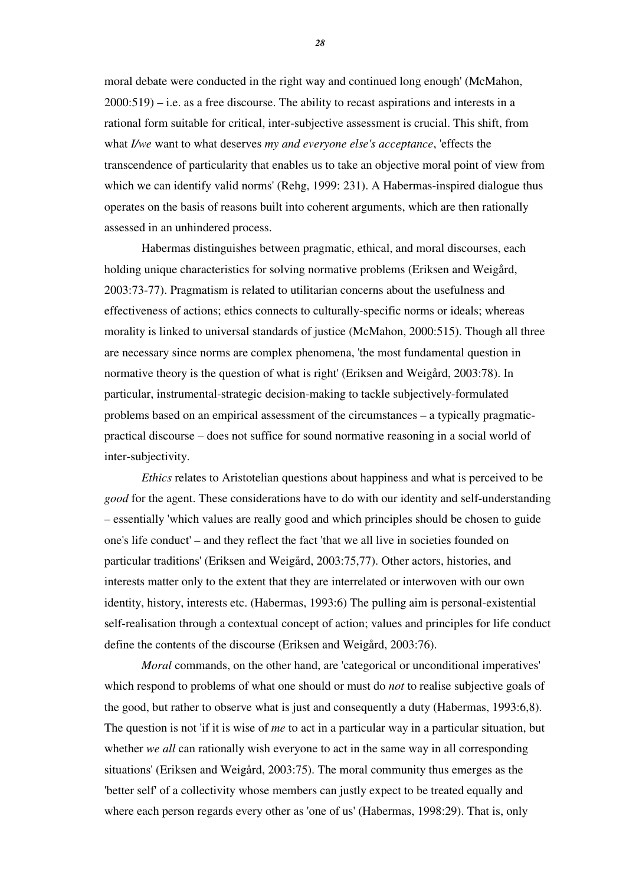moral debate were conducted in the right way and continued long enough' (McMahon, 2000:519) – i.e. as a free discourse. The ability to recast aspirations and interests in a rational form suitable for critical, inter-subjective assessment is crucial. This shift, from what *I/we* want to what deserves *my and everyone else's acceptance*, 'effects the transcendence of particularity that enables us to take an objective moral point of view from which we can identify valid norms' (Rehg, 1999: 231). A Habermas-inspired dialogue thus operates on the basis of reasons built into coherent arguments, which are then rationally assessed in an unhindered process.

Habermas distinguishes between pragmatic, ethical, and moral discourses, each holding unique characteristics for solving normative problems (Eriksen and Weigård, 2003:73-77). Pragmatism is related to utilitarian concerns about the usefulness and effectiveness of actions; ethics connects to culturally-specific norms or ideals; whereas morality is linked to universal standards of justice (McMahon, 2000:515). Though all three are necessary since norms are complex phenomena, 'the most fundamental question in normative theory is the question of what is right' (Eriksen and Weigård, 2003:78). In particular, instrumental-strategic decision-making to tackle subjectively-formulated problems based on an empirical assessment of the circumstances – a typically pragmatic-practical discourse – does not suffice for sound normative reasoning in a social world of inter-subjectivity.

*Ethics* relates to Aristotelian questions about happiness and what is perceived to be *good* for the agent. These considerations have to do with our identity and self-understanding – essentially 'which values are really good and which principles should be chosen to guide one's life conduct' – and they reflect the fact 'that we all live in societies founded on particular traditions' (Eriksen and Weigård, 2003:75,77). Other actors, histories, and interests matter only to the extent that they are interrelated or interwoven with our own identity, history, interests etc. (Habermas, 1993:6) The pulling aim is personal-existential self-realisation through a contextual concept of action; values and principles for life conduct define the contents of the discourse (Eriksen and Weigård, 2003:76).

*Moral* commands, on the other hand, are 'categorical or unconditional imperatives' which respond to problems of what one should or must do *not* to realise subjective goals of the good, but rather to observe what is just and consequently a duty (Habermas, 1993:6,8). The question is not 'if it is wise of *me* to act in a particular way in a particular situation, but whether *we all* can rationally wish everyone to act in the same way in all corresponding situations' (Eriksen and Weigård, 2003:75). The moral community thus emerges as the 'better self' of a collectivity whose members can justly expect to be treated equally and where each person regards every other as 'one of us' (Habermas, 1998:29). That is, only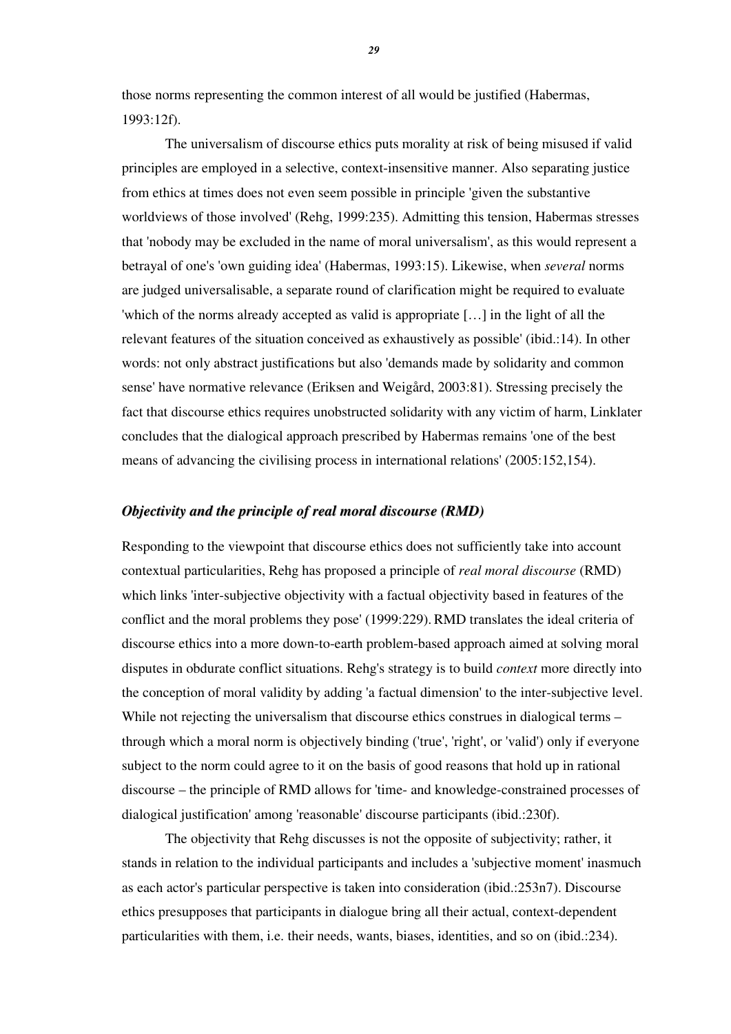those norms representing the common interest of all would be justified (Habermas, 1993:12f).

The universalism of discourse ethics puts morality at risk of being misused if valid principles are employed in a selective, context-insensitive manner. Also separating justice from ethics at times does not even seem possible in principle 'given the substantive worldviews of those involved' (Rehg, 1999:235). Admitting this tension, Habermas stresses that 'nobody may be excluded in the name of moral universalism', as this would represent a betrayal of one's 'own guiding idea' (Habermas, 1993:15). Likewise, when *several* norms are judged universalisable, a separate round of clarification might be required to evaluate 'which of the norms already accepted as valid is appropriate […] in the light of all the relevant features of the situation conceived as exhaustively as possible' (ibid.:14). In other words: not only abstract justifications but also 'demands made by solidarity and common sense' have normative relevance (Eriksen and Weigård, 2003:81). Stressing precisely the fact that discourse ethics requires unobstructed solidarity with any victim of harm, Linklater concludes that the dialogical approach prescribed by Habermas remains 'one of the best means of advancing the civilising process in international relations' (2005:152,154).

### *Objectivity and the principle of real moral discourse (RMD)*

Responding to the viewpoint that discourse ethics does not sufficiently take into account contextual particularities, Rehg has proposed a principle of *real moral discourse* (RMD) which links 'inter-subjective objectivity with a factual objectivity based in features of the conflict and the moral problems they pose' (1999:229). RMD translates the ideal criteria of discourse ethics into a more down-to-earth problem-based approach aimed at solving moral disputes in obdurate conflict situations. Rehg's strategy is to build *context* more directly into the conception of moral validity by adding 'a factual dimension' to the inter-subjective level. While not rejecting the universalism that discourse ethics construes in dialogical terms – through which a moral norm is objectively binding ('true', 'right', or 'valid') only if everyone subject to the norm could agree to it on the basis of good reasons that hold up in rational discourse – the principle of RMD allows for 'time- and knowledge-constrained processes of dialogical justification' among 'reasonable' discourse participants (ibid.:230f).

The objectivity that Rehg discusses is not the opposite of subjectivity; rather, it stands in relation to the individual participants and includes a 'subjective moment' inasmuch as each actor's particular perspective is taken into consideration (ibid.:253n7). Discourse ethics presupposes that participants in dialogue bring all their actual, context-dependent particularities with them, i.e. their needs, wants, biases, identities, and so on (ibid.:234).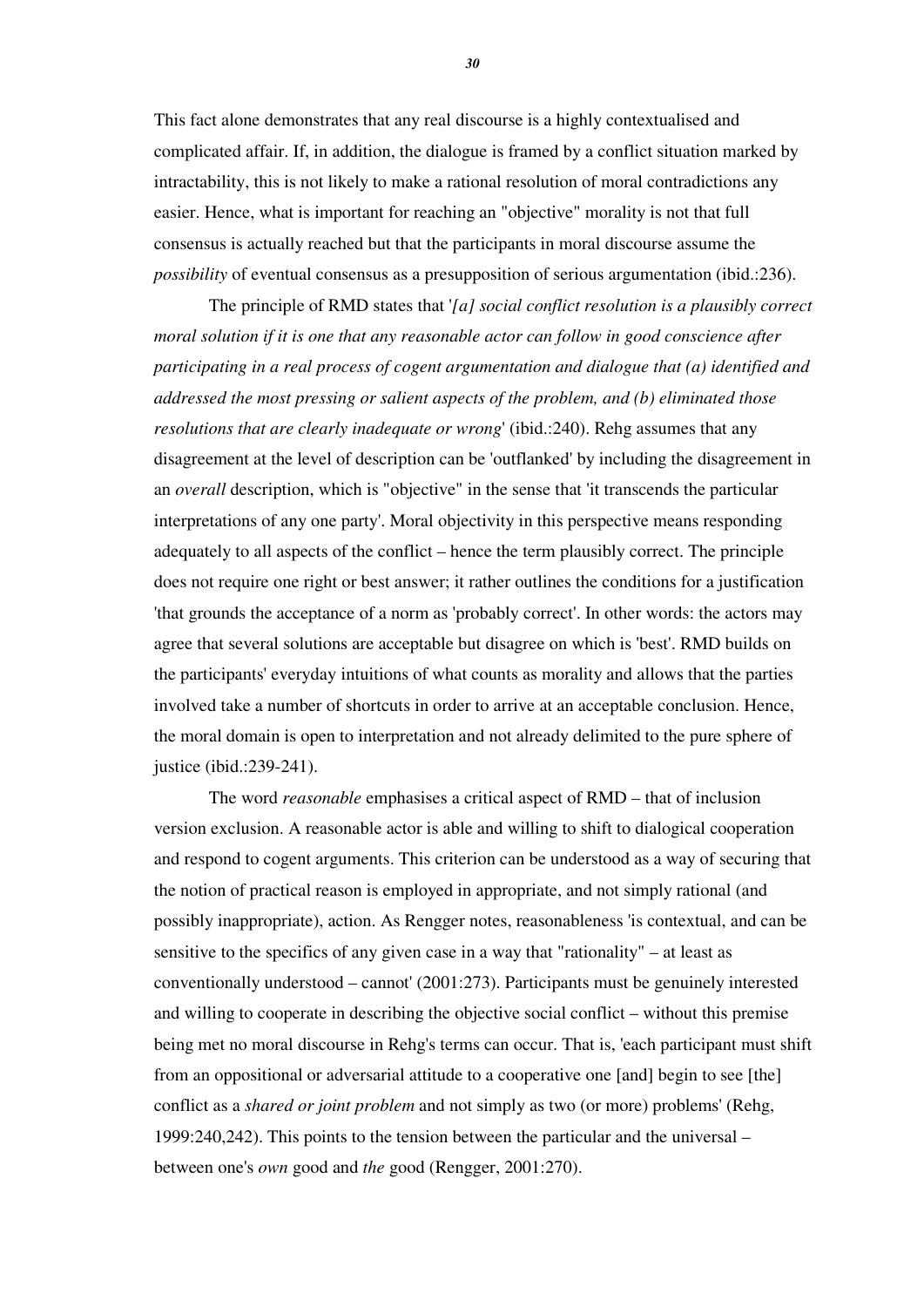This fact alone demonstrates that any real discourse is a highly contextualised and complicated affair. If, in addition, the dialogue is framed by a conflict situation marked by intractability, this is not likely to make a rational resolution of moral contradictions any easier. Hence, what is important for reaching an "objective" morality is not that full consensus is actually reached but that the participants in moral discourse assume the *possibility* of eventual consensus as a presupposition of serious argumentation (ibid.:236).

The principle of RMD states that '*[a] social conflict resolution is a plausibly correct moral solution if it is one that any reasonable actor can follow in good conscience after participating in a real process of cogent argumentation and dialogue that (a) identified and addressed the most pressing or salient aspects of the problem, and (b) eliminated those resolutions that are clearly inadequate or wrong*' (ibid.:240). Rehg assumes that any disagreement at the level of description can be 'outflanked' by including the disagreement in an *overall* description, which is "objective" in the sense that 'it transcends the particular interpretations of any one party'. Moral objectivity in this perspective means responding adequately to all aspects of the conflict – hence the term plausibly correct. The principle does not require one right or best answer; it rather outlines the conditions for a justification 'that grounds the acceptance of a norm as 'probably correct'. In other words: the actors may agree that several solutions are acceptable but disagree on which is 'best'. RMD builds on the participants' everyday intuitions of what counts as morality and allows that the parties involved take a number of shortcuts in order to arrive at an acceptable conclusion. Hence, the moral domain is open to interpretation and not already delimited to the pure sphere of justice (ibid.:239-241).

The word *reasonable* emphasises a critical aspect of RMD – that of inclusion version exclusion. A reasonable actor is able and willing to shift to dialogical cooperation and respond to cogent arguments. This criterion can be understood as a way of securing that the notion of practical reason is employed in appropriate, and not simply rational (and possibly inappropriate), action. As Rengger notes, reasonableness 'is contextual, and can be sensitive to the specifics of any given case in a way that "rationality" – at least as conventionally understood – cannot' (2001:273). Participants must be genuinely interested and willing to cooperate in describing the objective social conflict – without this premise being met no moral discourse in Rehg's terms can occur. That is, 'each participant must shift from an oppositional or adversarial attitude to a cooperative one [and] begin to see [the] conflict as a *shared or joint problem* and not simply as two (or more) problems' (Rehg, 1999:240,242). This points to the tension between the particular and the universal – between one's *own* good and *the* good (Rengger, 2001:270).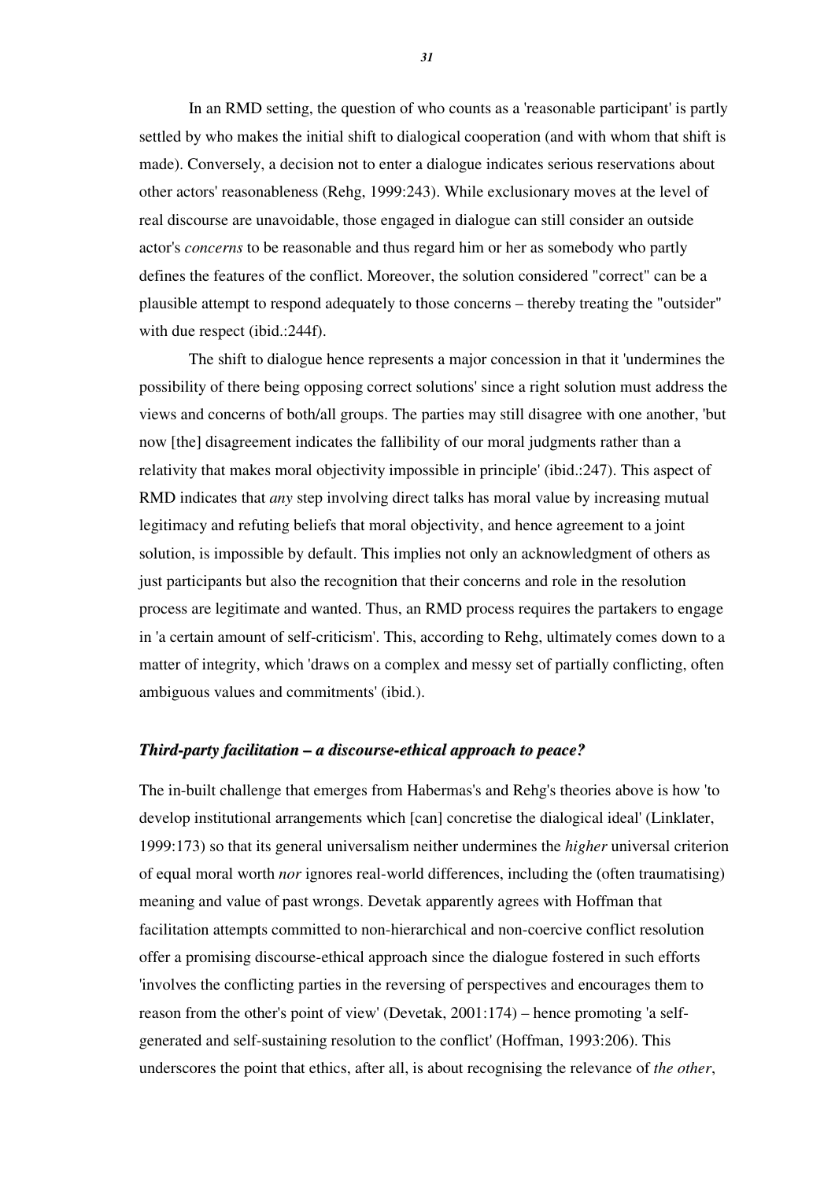In an RMD setting, the question of who counts as a 'reasonable participant' is partly settled by who makes the initial shift to dialogical cooperation (and with whom that shift is made). Conversely, a decision not to enter a dialogue indicates serious reservations about other actors' reasonableness (Rehg, 1999:243). While exclusionary moves at the level of real discourse are unavoidable, those engaged in dialogue can still consider an outside actor's *concerns* to be reasonable and thus regard him or her as somebody who partly defines the features of the conflict. Moreover, the solution considered "correct" can be a plausible attempt to respond adequately to those concerns – thereby treating the "outsider" with due respect (ibid.:244f).

The shift to dialogue hence represents a major concession in that it 'undermines the possibility of there being opposing correct solutions' since a right solution must address the views and concerns of both/all groups. The parties may still disagree with one another, 'but now [the] disagreement indicates the fallibility of our moral judgments rather than a relativity that makes moral objectivity impossible in principle' (ibid.:247). This aspect of RMD indicates that *any* step involving direct talks has moral value by increasing mutual legitimacy and refuting beliefs that moral objectivity, and hence agreement to a joint solution, is impossible by default. This implies not only an acknowledgment of others as just participants but also the recognition that their concerns and role in the resolution process are legitimate and wanted. Thus, an RMD process requires the partakers to engage in 'a certain amount of self-criticism'. This, according to Rehg, ultimately comes down to a matter of integrity, which 'draws on a complex and messy set of partially conflicting, often ambiguous values and commitments' (ibid.).

### *Third-party facilitation – a discourse-ethical approach to peace?*

The in-built challenge that emerges from Habermas's and Rehg's theories above is how 'to develop institutional arrangements which [can] concretise the dialogical ideal' (Linklater, 1999:173) so that its general universalism neither undermines the *higher* universal criterion of equal moral worth *nor* ignores real-world differences, including the (often traumatising) meaning and value of past wrongs. Devetak apparently agrees with Hoffman that facilitation attempts committed to non-hierarchical and non-coercive conflict resolution offer a promising discourse-ethical approach since the dialogue fostered in such efforts 'involves the conflicting parties in the reversing of perspectives and encourages them to reason from the other's point of view' (Devetak, 2001:174) – hence promoting 'a self-generated and self-sustaining resolution to the conflict' (Hoffman, 1993:206). This underscores the point that ethics, after all, is about recognising the relevance of *the other*,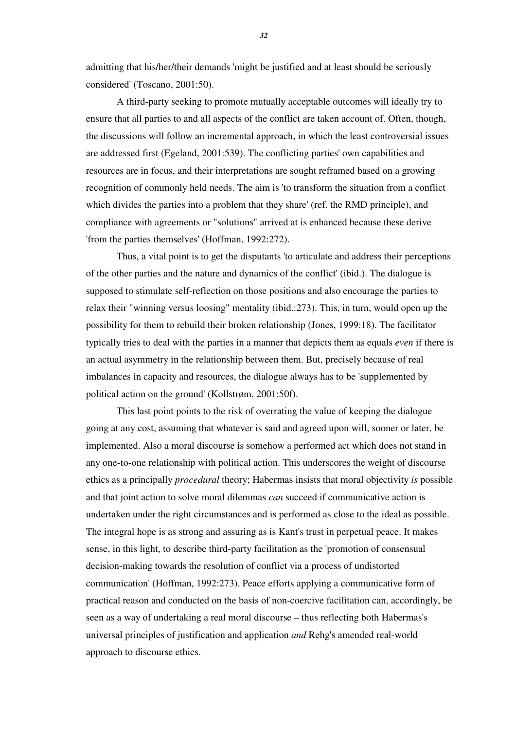admitting that his/her/their demands 'might be justified and at least should be seriously considered' (Toscano, 2001:50).

A third-party seeking to promote mutually acceptable outcomes will ideally try to ensure that all parties to and all aspects of the conflict are taken account of. Often, though, the discussions will follow an incremental approach, in which the least controversial issues are addressed first (Egeland, 2001:539). The conflicting parties' own capabilities and resources are in focus, and their interpretations are sought reframed based on a growing recognition of commonly held needs. The aim is 'to transform the situation from a conflict which divides the parties into a problem that they share' (ref. the RMD principle), and compliance with agreements or "solutions" arrived at is enhanced because these derive 'from the parties themselves' (Hoffman, 1992:272).

Thus, a vital point is to get the disputants 'to articulate and address their perceptions of the other parties and the nature and dynamics of the conflict' (ibid.). The dialogue is supposed to stimulate self-reflection on those positions and also encourage the parties to relax their "winning versus loosing" mentality (ibid.:273). This, in turn, would open up the possibility for them to rebuild their broken relationship (Jones, 1999:18). The facilitator typically tries to deal with the parties in a manner that depicts them as equals *even* if there is an actual asymmetry in the relationship between them. But, precisely because of real imbalances in capacity and resources, the dialogue always has to be 'supplemented by political action on the ground' (Kollstrøm, 2001:50f).

This last point points to the risk of overrating the value of keeping the dialogue going at any cost, assuming that whatever is said and agreed upon will, sooner or later, be implemented. Also a moral discourse is somehow a performed act which does not stand in any one-to-one relationship with political action. This underscores the weight of discourse ethics as a principally *procedural* theory; Habermas insists that moral objectivity *is* possible and that joint action to solve moral dilemmas *can* succeed if communicative action is undertaken under the right circumstances and is performed as close to the ideal as possible. The integral hope is as strong and assuring as is Kant's trust in perpetual peace. It makes sense, in this light, to describe third-party facilitation as the 'promotion of consensual decision-making towards the resolution of conflict via a process of undistorted communication' (Hoffman, 1992:273). Peace efforts applying a communicative form of practical reason and conducted on the basis of non-coercive facilitation can, accordingly, be seen as a way of undertaking a real moral discourse – thus reflecting both Habermas's universal principles of justification and application *and* Rehg's amended real-world approach to discourse ethics.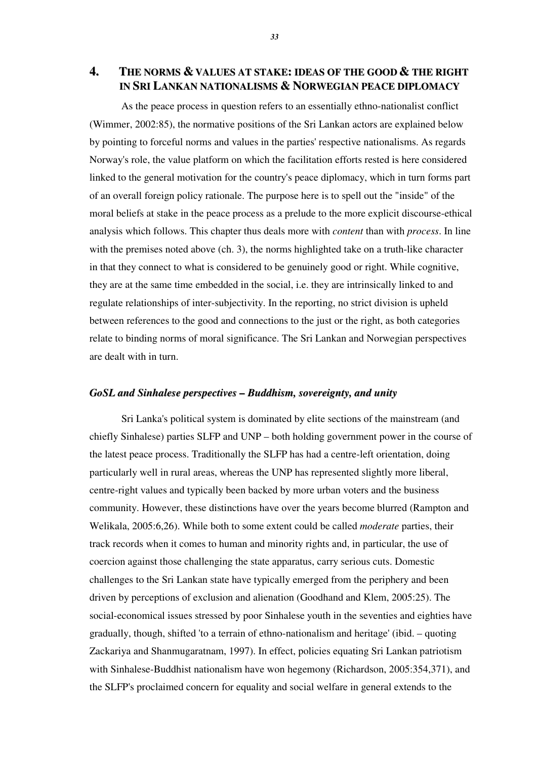# 4. THE NORMS & VALUES AT STAKE: IDEAS OF THE GOOD & THE RIGHT IN SRI LANKAN NATIONALISMS & NORWEGIAN PEACE DIPLOMACY

As the peace process in question refers to an essentially ethno-nationalist conflict (Wimmer, 2002:85), the normative positions of the Sri Lankan actors are explained below by pointing to forceful norms and values in the parties' respective nationalisms. As regards Norway's role, the value platform on which the facilitation efforts rested is here considered linked to the general motivation for the country's peace diplomacy, which in turn forms part of an overall foreign policy rationale. The purpose here is to spell out the "inside" of the moral beliefs at stake in the peace process as a prelude to the more explicit discourse-ethical analysis which follows. This chapter thus deals more with *content* than with *process*. In line with the premises noted above (ch. 3), the norms highlighted take on a truth-like character in that they connect to what is considered to be genuinely good or right. While cognitive, they are at the same time embedded in the social, i.e. they are intrinsically linked to and regulate relationships of inter-subjectivity. In the reporting, no strict division is upheld between references to the good and connections to the just or the right, as both categories relate to binding norms of moral significance. The Sri Lankan and Norwegian perspectives are dealt with in turn.

### *GoSL and Sinhalese perspectives – Buddhism, sovereignty, and unity*

Sri Lanka's political system is dominated by elite sections of the mainstream (and chiefly Sinhalese) parties SLFP and UNP – both holding government power in the course of the latest peace process. Traditionally the SLFP has had a centre-left orientation, doing particularly well in rural areas, whereas the UNP has represented slightly more liberal, centre-right values and typically been backed by more urban voters and the business community. However, these distinctions have over the years become blurred (Rampton and Welikala, 2005:6,26). While both to some extent could be called *moderate* parties, their track records when it comes to human and minority rights and, in particular, the use of coercion against those challenging the state apparatus, carry serious cuts. Domestic challenges to the Sri Lankan state have typically emerged from the periphery and been driven by perceptions of exclusion and alienation (Goodhand and Klem, 2005:25). The social-economical issues stressed by poor Sinhalese youth in the seventies and eighties have gradually, though, shifted 'to a terrain of ethno-nationalism and heritage' (ibid. – quoting Zackariya and Shanmugaratnam, 1997). In effect, policies equating Sri Lankan patriotism with Sinhalese-Buddhist nationalism have won hegemony (Richardson, 2005:354,371), and the SLFP's proclaimed concern for equality and social welfare in general extends to the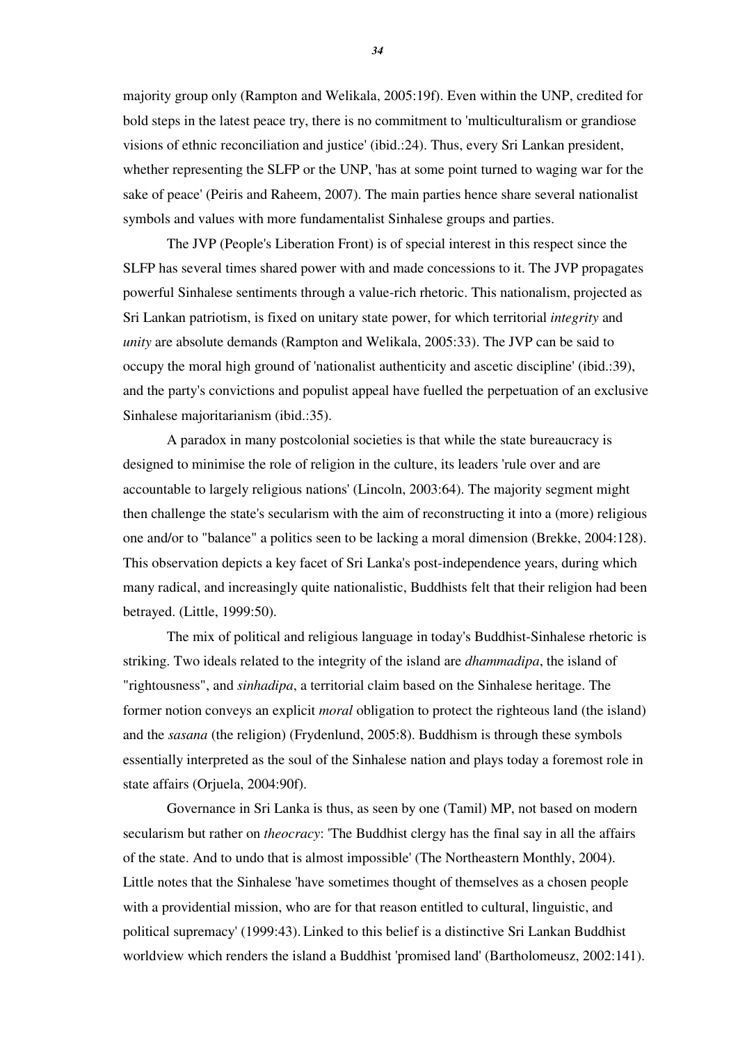majority group only (Rampton and Welikala, 2005:19f). Even within the UNP, credited for bold steps in the latest peace try, there is no commitment to 'multiculturalism or grandiose visions of ethnic reconciliation and justice' (ibid.:24). Thus, every Sri Lankan president, whether representing the SLFP or the UNP, 'has at some point turned to waging war for the sake of peace' (Peiris and Raheem, 2007). The main parties hence share several nationalist symbols and values with more fundamentalist Sinhalese groups and parties.

The JVP (People's Liberation Front) is of special interest in this respect since the SLFP has several times shared power with and made concessions to it. The JVP propagates powerful Sinhalese sentiments through a value-rich rhetoric. This nationalism, projected as Sri Lankan patriotism, is fixed on unitary state power, for which territorial *integrity* and *unity* are absolute demands (Rampton and Welikala, 2005:33). The JVP can be said to occupy the moral high ground of 'nationalist authenticity and ascetic discipline' (ibid.:39), and the party's convictions and populist appeal have fuelled the perpetuation of an exclusive Sinhalese majoritarianism (ibid.:35).

A paradox in many postcolonial societies is that while the state bureaucracy is designed to minimise the role of religion in the culture, its leaders 'rule over and are accountable to largely religious nations' (Lincoln, 2003:64). The majority segment might then challenge the state's secularism with the aim of reconstructing it into a (more) religious one and/or to "balance" a politics seen to be lacking a moral dimension (Brekke, 2004:128). This observation depicts a key facet of Sri Lanka's post-independence years, during which many radical, and increasingly quite nationalistic, Buddhists felt that their religion had been betrayed. (Little, 1999:50).

The mix of political and religious language in today's Buddhist-Sinhalese rhetoric is striking. Two ideals related to the integrity of the island are *dhammadipa*, the island of "rightousness", and *sinhadipa*, a territorial claim based on the Sinhalese heritage. The former notion conveys an explicit *moral* obligation to protect the righteous land (the island) and the *sasana* (the religion) (Frydenlund, 2005:8). Buddhism is through these symbols essentially interpreted as the soul of the Sinhalese nation and plays today a foremost role in state affairs (Orjuela, 2004:90f).

Governance in Sri Lanka is thus, as seen by one (Tamil) MP, not based on modern secularism but rather on *theocracy*: 'The Buddhist clergy has the final say in all the affairs of the state. And to undo that is almost impossible' (The Northeastern Monthly, 2004). Little notes that the Sinhalese 'have sometimes thought of themselves as a chosen people with a providential mission, who are for that reason entitled to cultural, linguistic, and political supremacy' (1999:43). Linked to this belief is a distinctive Sri Lankan Buddhist worldview which renders the island a Buddhist 'promised land' (Bartholomeusz, 2002:141).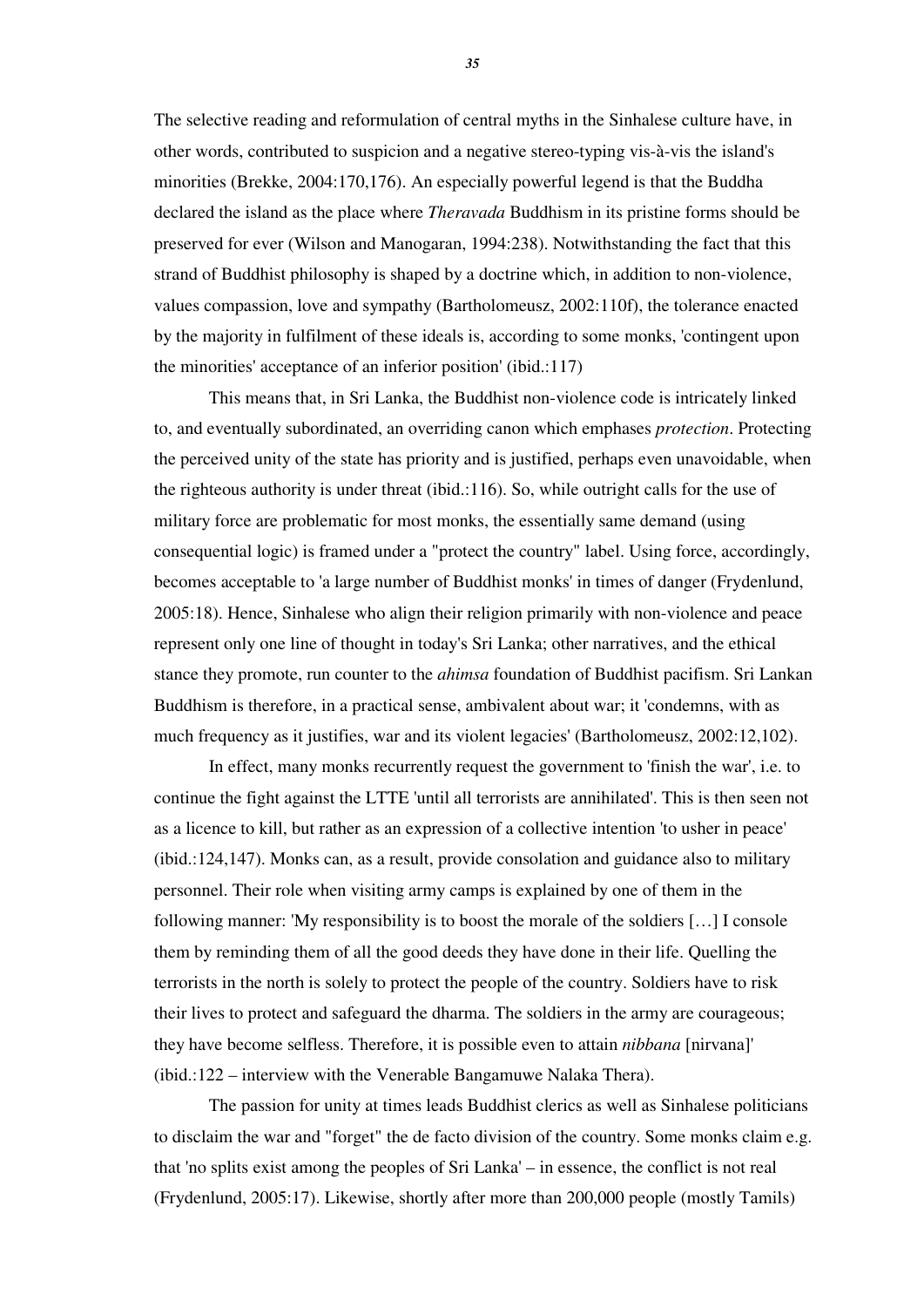The selective reading and reformulation of central myths in the Sinhalese culture have, in other words, contributed to suspicion and a negative stereo-typing vis-à-vis the island's minorities (Brekke, 2004:170,176). An especially powerful legend is that the Buddha declared the island as the place where *Theravada* Buddhism in its pristine forms should be preserved for ever (Wilson and Manogaran, 1994:238). Notwithstanding the fact that this strand of Buddhist philosophy is shaped by a doctrine which, in addition to non-violence, values compassion, love and sympathy (Bartholomeusz, 2002:110f), the tolerance enacted by the majority in fulfilment of these ideals is, according to some monks, 'contingent upon the minorities' acceptance of an inferior position' (ibid.:117)

This means that, in Sri Lanka, the Buddhist non-violence code is intricately linked to, and eventually subordinated, an overriding canon which emphases *protection*. Protecting the perceived unity of the state has priority and is justified, perhaps even unavoidable, when the righteous authority is under threat (ibid.:116). So, while outright calls for the use of military force are problematic for most monks, the essentially same demand (using consequential logic) is framed under a "protect the country" label. Using force, accordingly, becomes acceptable to 'a large number of Buddhist monks' in times of danger (Frydenlund, 2005:18). Hence, Sinhalese who align their religion primarily with non-violence and peace represent only one line of thought in today's Sri Lanka; other narratives, and the ethical stance they promote, run counter to the *ahimsa* foundation of Buddhist pacifism. Sri Lankan Buddhism is therefore, in a practical sense, ambivalent about war; it 'condemns, with as much frequency as it justifies, war and its violent legacies' (Bartholomeusz, 2002:12,102).

In effect, many monks recurrently request the government to 'finish the war', i.e. to continue the fight against the LTTE 'until all terrorists are annihilated'. This is then seen not as a licence to kill, but rather as an expression of a collective intention 'to usher in peace' (ibid.:124,147). Monks can, as a result, provide consolation and guidance also to military personnel. Their role when visiting army camps is explained by one of them in the following manner: 'My responsibility is to boost the morale of the soldiers […] I console them by reminding them of all the good deeds they have done in their life. Quelling the terrorists in the north is solely to protect the people of the country. Soldiers have to risk their lives to protect and safeguard the dharma. The soldiers in the army are courageous; they have become selfless. Therefore, it is possible even to attain *nibbana* [nirvana]' (ibid.:122 – interview with the Venerable Bangamuwe Nalaka Thera).

The passion for unity at times leads Buddhist clerics as well as Sinhalese politicians to disclaim the war and "forget" the de facto division of the country. Some monks claim e.g. that 'no splits exist among the peoples of Sri Lanka' – in essence, the conflict is not real (Frydenlund, 2005:17). Likewise, shortly after more than 200,000 people (mostly Tamils)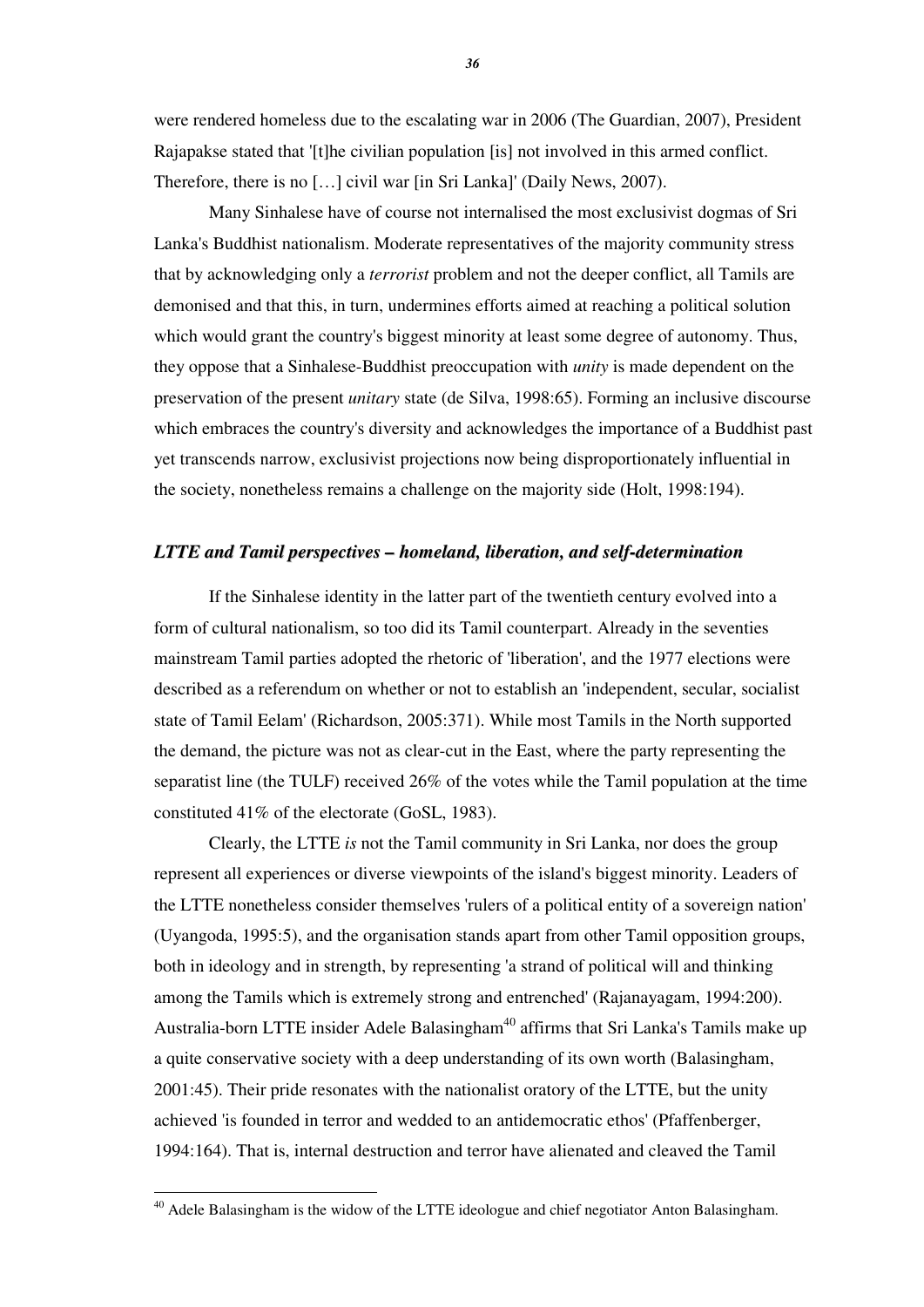were rendered homeless due to the escalating war in 2006 (The Guardian, 2007), President Rajapakse stated that '[t]he civilian population [is] not involved in this armed conflict. Therefore, there is no […] civil war [in Sri Lanka]' (Daily News, 2007).

Many Sinhalese have of course not internalised the most exclusivist dogmas of Sri Lanka's Buddhist nationalism. Moderate representatives of the majority community stress that by acknowledging only a *terrorist* problem and not the deeper conflict, all Tamils are demonised and that this, in turn, undermines efforts aimed at reaching a political solution which would grant the country's biggest minority at least some degree of autonomy. Thus, they oppose that a Sinhalese-Buddhist preoccupation with *unity* is made dependent on the preservation of the present *unitary* state (de Silva, 1998:65). Forming an inclusive discourse which embraces the country's diversity and acknowledges the importance of a Buddhist past yet transcends narrow, exclusivist projections now being disproportionately influential in the society, nonetheless remains a challenge on the majority side (Holt, 1998:194).

### *LTTE and Tamil perspectives – homeland, liberation, and self-determination*

If the Sinhalese identity in the latter part of the twentieth century evolved into a form of cultural nationalism, so too did its Tamil counterpart. Already in the seventies mainstream Tamil parties adopted the rhetoric of 'liberation', and the 1977 elections were described as a referendum on whether or not to establish an 'independent, secular, socialist state of Tamil Eelam' (Richardson, 2005:371). While most Tamils in the North supported the demand, the picture was not as clear-cut in the East, where the party representing the separatist line (the TULF) received 26% of the votes while the Tamil population at the time constituted 41% of the electorate (GoSL, 1983).

Clearly, the LTTE *is* not the Tamil community in Sri Lanka, nor does the group represent all experiences or diverse viewpoints of the island's biggest minority. Leaders of the LTTE nonetheless consider themselves 'rulers of a political entity of a sovereign nation' (Uyangoda, 1995:5), and the organisation stands apart from other Tamil opposition groups, both in ideology and in strength, by representing 'a strand of political will and thinking among the Tamils which is extremely strong and entrenched' (Rajanayagam, 1994:200). Australia-born LTTE insider Adele Balasingham[40] affirms that Sri Lanka's Tamils make up a quite conservative society with a deep understanding of its own worth (Balasingham, 2001:45). Their pride resonates with the nationalist oratory of the LTTE, but the unity achieved 'is founded in terror and wedded to an antidemocratic ethos' (Pfaffenberger, 1994:164). That is, internal destruction and terror have alienated and cleaved the Tamil

[40] Adele Balasingham is the widow of the LTTE ideologue and chief negotiator Anton Balasingham.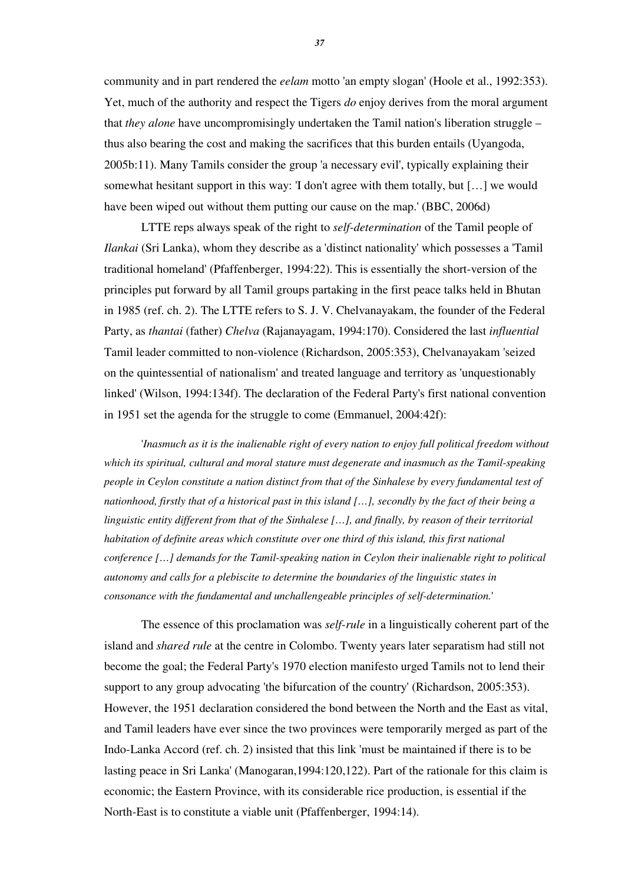community and in part rendered the *eelam* motto 'an empty slogan' (Hoole et al., 1992:353). Yet, much of the authority and respect the Tigers *do* enjoy derives from the moral argument that *they alone* have uncompromisingly undertaken the Tamil nation's liberation struggle – thus also bearing the cost and making the sacrifices that this burden entails (Uyangoda, 2005b:11). Many Tamils consider the group 'a necessary evil', typically explaining their somewhat hesitant support in this way: 'I don't agree with them totally, but […] we would have been wiped out without them putting our cause on the map.' (BBC, 2006d)

LTTE reps always speak of the right to *self-determination* of the Tamil people of *Ilankai* (Sri Lanka), whom they describe as a 'distinct nationality' which possesses a 'Tamil traditional homeland' (Pfaffenberger, 1994:22). This is essentially the short-version of the principles put forward by all Tamil groups partaking in the first peace talks held in Bhutan in 1985 (ref. ch. 2). The LTTE refers to S. J. V. Chelvanayakam, the founder of the Federal Party, as *thantai* (father) *Chelva* (Rajanayagam, 1994:170). Considered the last *influential* Tamil leader committed to non-violence (Richardson, 2005:353), Chelvanayakam 'seized on the quintessential of nationalism' and treated language and territory as 'unquestionably linked' (Wilson, 1994:134f). The declaration of the Federal Party's first national convention in 1951 set the agenda for the struggle to come (Emmanuel, 2004:42f):

> '*Inasmuch as it is the inalienable right of every nation to enjoy full political freedom without which its spiritual, cultural and moral stature must degenerate and inasmuch as the Tamil-speaking people in Ceylon constitute a nation distinct from that of the Sinhalese by every fundamental test of nationhood, firstly that of a historical past in this island […], secondly by the fact of their being a linguistic entity different from that of the Sinhalese […], and finally, by reason of their territorial habitation of definite areas which constitute over one third of this island, this first national conference […] demands for the Tamil-speaking nation in Ceylon their inalienable right to political autonomy and calls for a plebiscite to determine the boundaries of the linguistic states in consonance with the fundamental and unchallengeable principles of self-determination.*'

The essence of this proclamation was *self-rule* in a linguistically coherent part of the island and *shared rule* at the centre in Colombo. Twenty years later separatism had still not become the goal; the Federal Party's 1970 election manifesto urged Tamils not to lend their support to any group advocating 'the bifurcation of the country' (Richardson, 2005:353). However, the 1951 declaration considered the bond between the North and the East as vital, and Tamil leaders have ever since the two provinces were temporarily merged as part of the Indo-Lanka Accord (ref. ch. 2) insisted that this link 'must be maintained if there is to be lasting peace in Sri Lanka' (Manogaran,1994:120,122). Part of the rationale for this claim is economic; the Eastern Province, with its considerable rice production, is essential if the North-East is to constitute a viable unit (Pfaffenberger, 1994:14).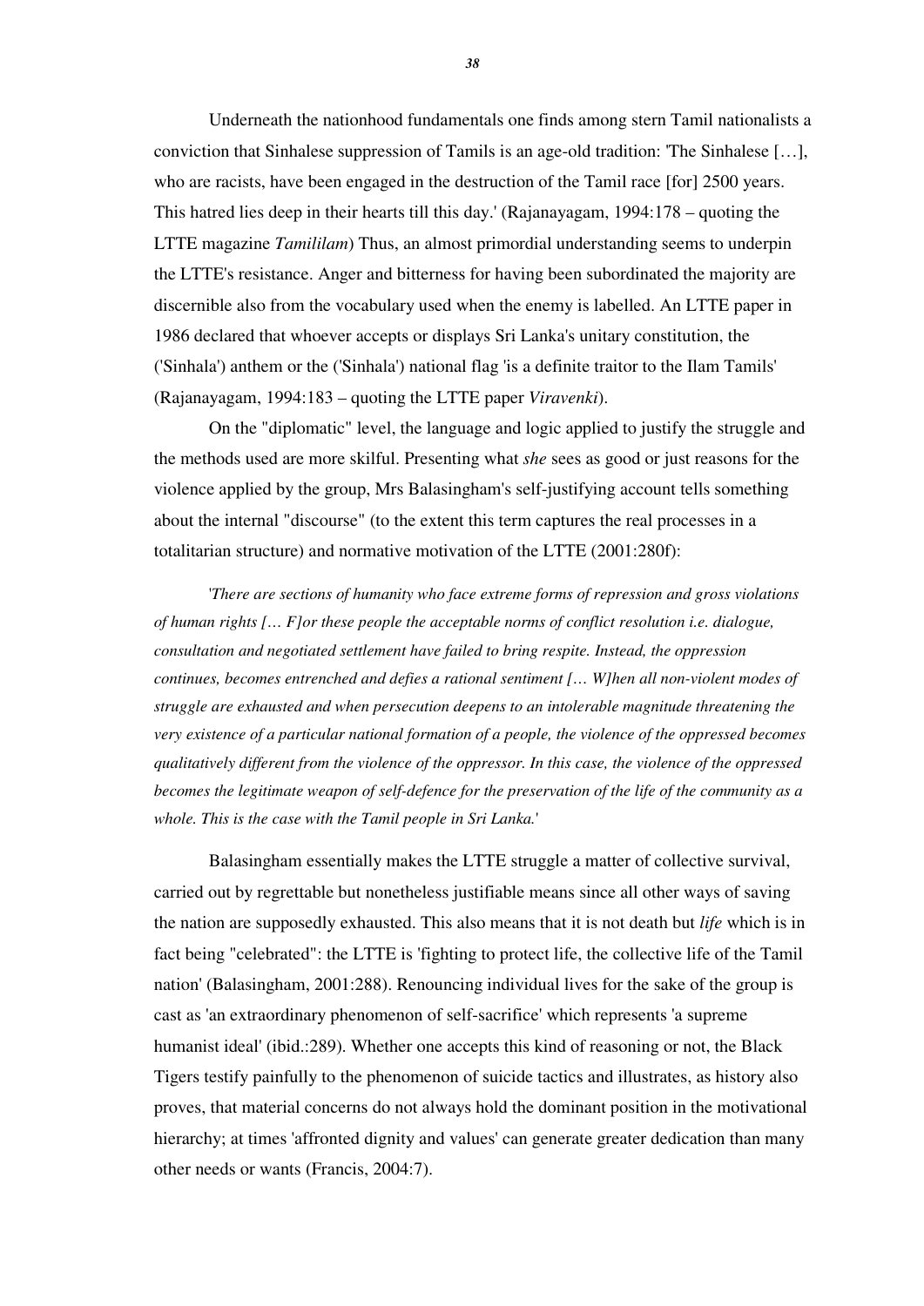Underneath the nationhood fundamentals one finds among stern Tamil nationalists a conviction that Sinhalese suppression of Tamils is an age-old tradition: 'The Sinhalese […], who are racists, have been engaged in the destruction of the Tamil race [for] 2500 years. This hatred lies deep in their hearts till this day.' (Rajanayagam, 1994:178 – quoting the LTTE magazine *Tamililam*) Thus, an almost primordial understanding seems to underpin the LTTE's resistance. Anger and bitterness for having been subordinated the majority are discernible also from the vocabulary used when the enemy is labelled. An LTTE paper in 1986 declared that whoever accepts or displays Sri Lanka's unitary constitution, the ('Sinhala') anthem or the ('Sinhala') national flag 'is a definite traitor to the Ilam Tamils' (Rajanayagam, 1994:183 – quoting the LTTE paper *Viravenki*).

On the "diplomatic" level, the language and logic applied to justify the struggle and the methods used are more skilful. Presenting what *she* sees as good or just reasons for the violence applied by the group, Mrs Balasingham's self-justifying account tells something about the internal "discourse" (to the extent this term captures the real processes in a totalitarian structure) and normative motivation of the LTTE (2001:280f):

> *'There are sections of humanity who face extreme forms of repression and gross violations of human rights [… F]or these people the acceptable norms of conflict resolution i.e. dialogue, consultation and negotiated settlement have failed to bring respite. Instead, the oppression continues, becomes entrenched and defies a rational sentiment [… W]hen all non-violent modes of struggle are exhausted and when persecution deepens to an intolerable magnitude threatening the very existence of a particular national formation of a people, the violence of the oppressed becomes qualitatively different from the violence of the oppressor. In this case, the violence of the oppressed becomes the legitimate weapon of self-defence for the preservation of the life of the community as a whole. This is the case with the Tamil people in Sri Lanka.'*

Balasingham essentially makes the LTTE struggle a matter of collective survival, carried out by regrettable but nonetheless justifiable means since all other ways of saving the nation are supposedly exhausted. This also means that it is not death but *life* which is in fact being "celebrated": the LTTE is 'fighting to protect life, the collective life of the Tamil nation' (Balasingham, 2001:288). Renouncing individual lives for the sake of the group is cast as 'an extraordinary phenomenon of self-sacrifice' which represents 'a supreme humanist ideal' (ibid.:289). Whether one accepts this kind of reasoning or not, the Black Tigers testify painfully to the phenomenon of suicide tactics and illustrates, as history also proves, that material concerns do not always hold the dominant position in the motivational hierarchy; at times 'affronted dignity and values' can generate greater dedication than many other needs or wants (Francis, 2004:7).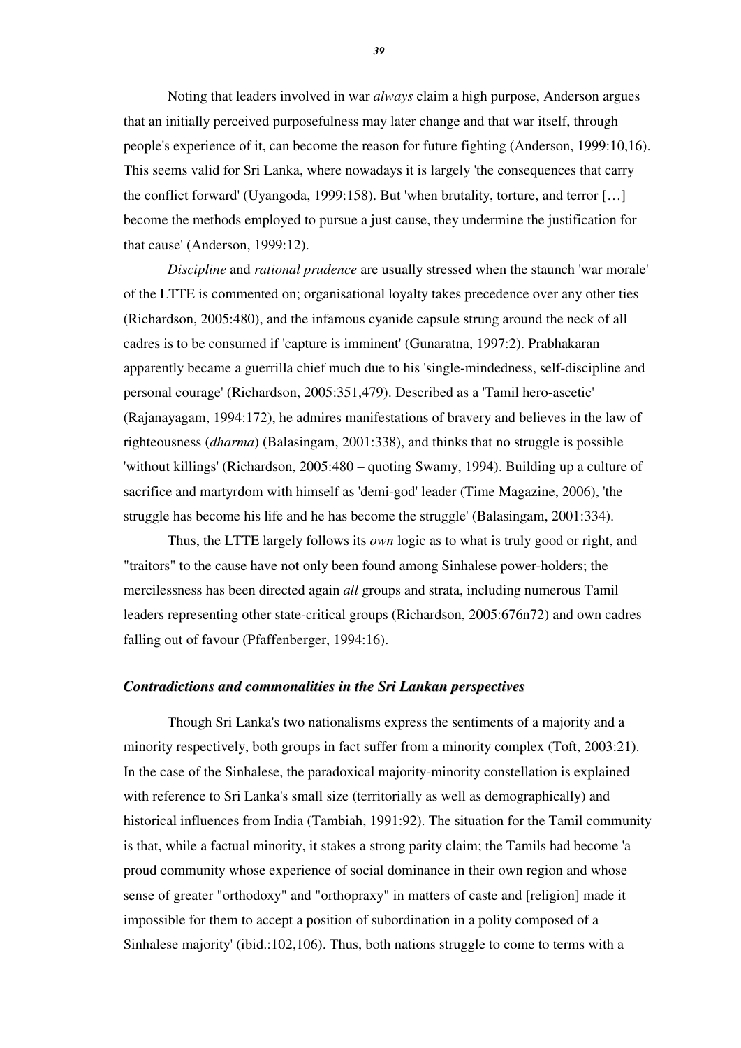Noting that leaders involved in war *always* claim a high purpose, Anderson argues that an initially perceived purposefulness may later change and that war itself, through people's experience of it, can become the reason for future fighting (Anderson, 1999:10,16). This seems valid for Sri Lanka, where nowadays it is largely 'the consequences that carry the conflict forward' (Uyangoda, 1999:158). But 'when brutality, torture, and terror […] become the methods employed to pursue a just cause, they undermine the justification for that cause' (Anderson, 1999:12).

*Discipline* and *rational prudence* are usually stressed when the staunch 'war morale' of the LTTE is commented on; organisational loyalty takes precedence over any other ties (Richardson, 2005:480), and the infamous cyanide capsule strung around the neck of all cadres is to be consumed if 'capture is imminent' (Gunaratna, 1997:2). Prabhakaran apparently became a guerrilla chief much due to his 'single-mindedness, self-discipline and personal courage' (Richardson, 2005:351,479). Described as a 'Tamil hero-ascetic' (Rajanayagam, 1994:172), he admires manifestations of bravery and believes in the law of righteousness (*dharma*) (Balasingam, 2001:338), and thinks that no struggle is possible 'without killings' (Richardson, 2005:480 – quoting Swamy, 1994). Building up a culture of sacrifice and martyrdom with himself as 'demi-god' leader (Time Magazine, 2006), 'the struggle has become his life and he has become the struggle' (Balasingam, 2001:334).

Thus, the LTTE largely follows its *own* logic as to what is truly good or right, and "traitors" to the cause have not only been found among Sinhalese power-holders; the mercilessness has been directed again *all* groups and strata, including numerous Tamil leaders representing other state-critical groups (Richardson, 2005:676n72) and own cadres falling out of favour (Pfaffenberger, 1994:16).

### *Contradictions and commonalities in the Sri Lankan perspectives*

Though Sri Lanka's two nationalisms express the sentiments of a majority and a minority respectively, both groups in fact suffer from a minority complex (Toft, 2003:21). In the case of the Sinhalese, the paradoxical majority-minority constellation is explained with reference to Sri Lanka's small size (territorially as well as demographically) and historical influences from India (Tambiah, 1991:92). The situation for the Tamil community is that, while a factual minority, it stakes a strong parity claim; the Tamils had become 'a proud community whose experience of social dominance in their own region and whose sense of greater "orthodoxy" and "orthopraxy" in matters of caste and [religion] made it impossible for them to accept a position of subordination in a polity composed of a Sinhalese majority' (ibid.:102,106). Thus, both nations struggle to come to terms with a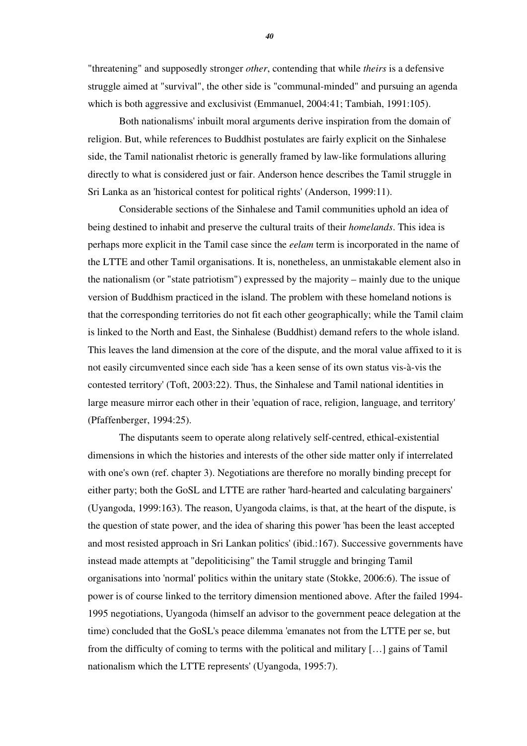"threatening" and supposedly stronger *other*, contending that while *theirs* is a defensive struggle aimed at "survival", the other side is "communal-minded" and pursuing an agenda which is both aggressive and exclusivist (Emmanuel, 2004:41; Tambiah, 1991:105).

Both nationalisms' inbuilt moral arguments derive inspiration from the domain of religion. But, while references to Buddhist postulates are fairly explicit on the Sinhalese side, the Tamil nationalist rhetoric is generally framed by law-like formulations alluring directly to what is considered just or fair. Anderson hence describes the Tamil struggle in Sri Lanka as an 'historical contest for political rights' (Anderson, 1999:11).

Considerable sections of the Sinhalese and Tamil communities uphold an idea of being destined to inhabit and preserve the cultural traits of their *homelands*. This idea is perhaps more explicit in the Tamil case since the *eelam* term is incorporated in the name of the LTTE and other Tamil organisations. It is, nonetheless, an unmistakable element also in the nationalism (or "state patriotism") expressed by the majority – mainly due to the unique version of Buddhism practiced in the island. The problem with these homeland notions is that the corresponding territories do not fit each other geographically; while the Tamil claim is linked to the North and East, the Sinhalese (Buddhist) demand refers to the whole island. This leaves the land dimension at the core of the dispute, and the moral value affixed to it is not easily circumvented since each side 'has a keen sense of its own status vis-à-vis the contested territory' (Toft, 2003:22). Thus, the Sinhalese and Tamil national identities in large measure mirror each other in their 'equation of race, religion, language, and territory' (Pfaffenberger, 1994:25).

The disputants seem to operate along relatively self-centred, ethical-existential dimensions in which the histories and interests of the other side matter only if interrelated with one's own (ref. chapter 3). Negotiations are therefore no morally binding precept for either party; both the GoSL and LTTE are rather 'hard-hearted and calculating bargainers' (Uyangoda, 1999:163). The reason, Uyangoda claims, is that, at the heart of the dispute, is the question of state power, and the idea of sharing this power 'has been the least accepted and most resisted approach in Sri Lankan politics' (ibid.:167). Successive governments have instead made attempts at "depoliticising" the Tamil struggle and bringing Tamil organisations into 'normal' politics within the unitary state (Stokke, 2006:6). The issue of power is of course linked to the territory dimension mentioned above. After the failed 1994-1995 negotiations, Uyangoda (himself an advisor to the government peace delegation at the time) concluded that the GoSL's peace dilemma 'emanates not from the LTTE per se, but from the difficulty of coming to terms with the political and military […] gains of Tamil nationalism which the LTTE represents' (Uyangoda, 1995:7).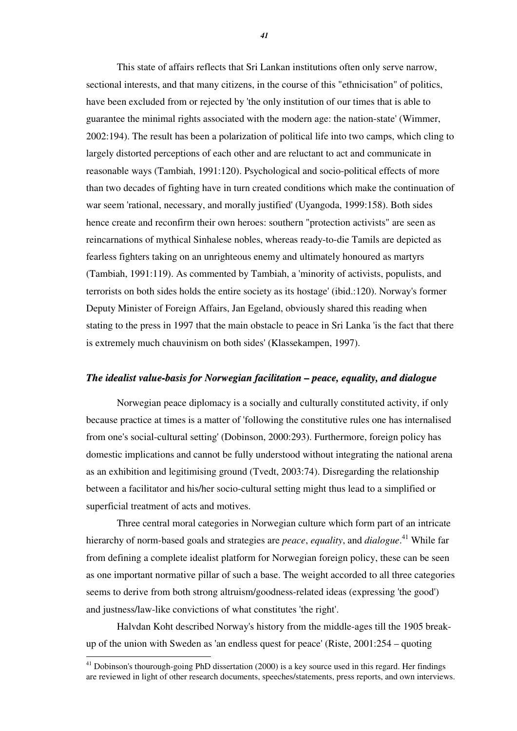This state of affairs reflects that Sri Lankan institutions often only serve narrow, sectional interests, and that many citizens, in the course of this "ethnicisation" of politics, have been excluded from or rejected by 'the only institution of our times that is able to guarantee the minimal rights associated with the modern age: the nation-state' (Wimmer, 2002:194). The result has been a polarization of political life into two camps, which cling to largely distorted perceptions of each other and are reluctant to act and communicate in reasonable ways (Tambiah, 1991:120). Psychological and socio-political effects of more than two decades of fighting have in turn created conditions which make the continuation of war seem 'rational, necessary, and morally justified' (Uyangoda, 1999:158). Both sides hence create and reconfirm their own heroes: southern "protection activists" are seen as reincarnations of mythical Sinhalese nobles, whereas ready-to-die Tamils are depicted as fearless fighters taking on an unrighteous enemy and ultimately honoured as martyrs (Tambiah, 1991:119). As commented by Tambiah, a 'minority of activists, populists, and terrorists on both sides holds the entire society as its hostage' (ibid.:120). Norway's former Deputy Minister of Foreign Affairs, Jan Egeland, obviously shared this reading when stating to the press in 1997 that the main obstacle to peace in Sri Lanka 'is the fact that there is extremely much chauvinism on both sides' (Klassekampen, 1997).

### *The idealist value-basis for Norwegian facilitation – peace, equality, and dialogue*

Norwegian peace diplomacy is a socially and culturally constituted activity, if only because practice at times is a matter of 'following the constitutive rules one has internalised from one's social-cultural setting' (Dobinson, 2000:293). Furthermore, foreign policy has domestic implications and cannot be fully understood without integrating the national arena as an exhibition and legitimising ground (Tvedt, 2003:74). Disregarding the relationship between a facilitator and his/her socio-cultural setting might thus lead to a simplified or superficial treatment of acts and motives.

Three central moral categories in Norwegian culture which form part of an intricate hierarchy of norm-based goals and strategies are *peace*, *equality*, and *dialogue*.[41] While far from defining a complete idealist platform for Norwegian foreign policy, these can be seen as one important normative pillar of such a base. The weight accorded to all three categories seems to derive from both strong altruism/goodness-related ideas (expressing 'the good') and justness/law-like convictions of what constitutes 'the right'.

Halvdan Koht described Norway's history from the middle-ages till the 1905 break-up of the union with Sweden as 'an endless quest for peace' (Riste, 2001:254 – quoting

[41] Dobinson's thourough-going PhD dissertation (2000) is a key source used in this regard. Her findings are reviewed in light of other research documents, speeches/statements, press reports, and own interviews.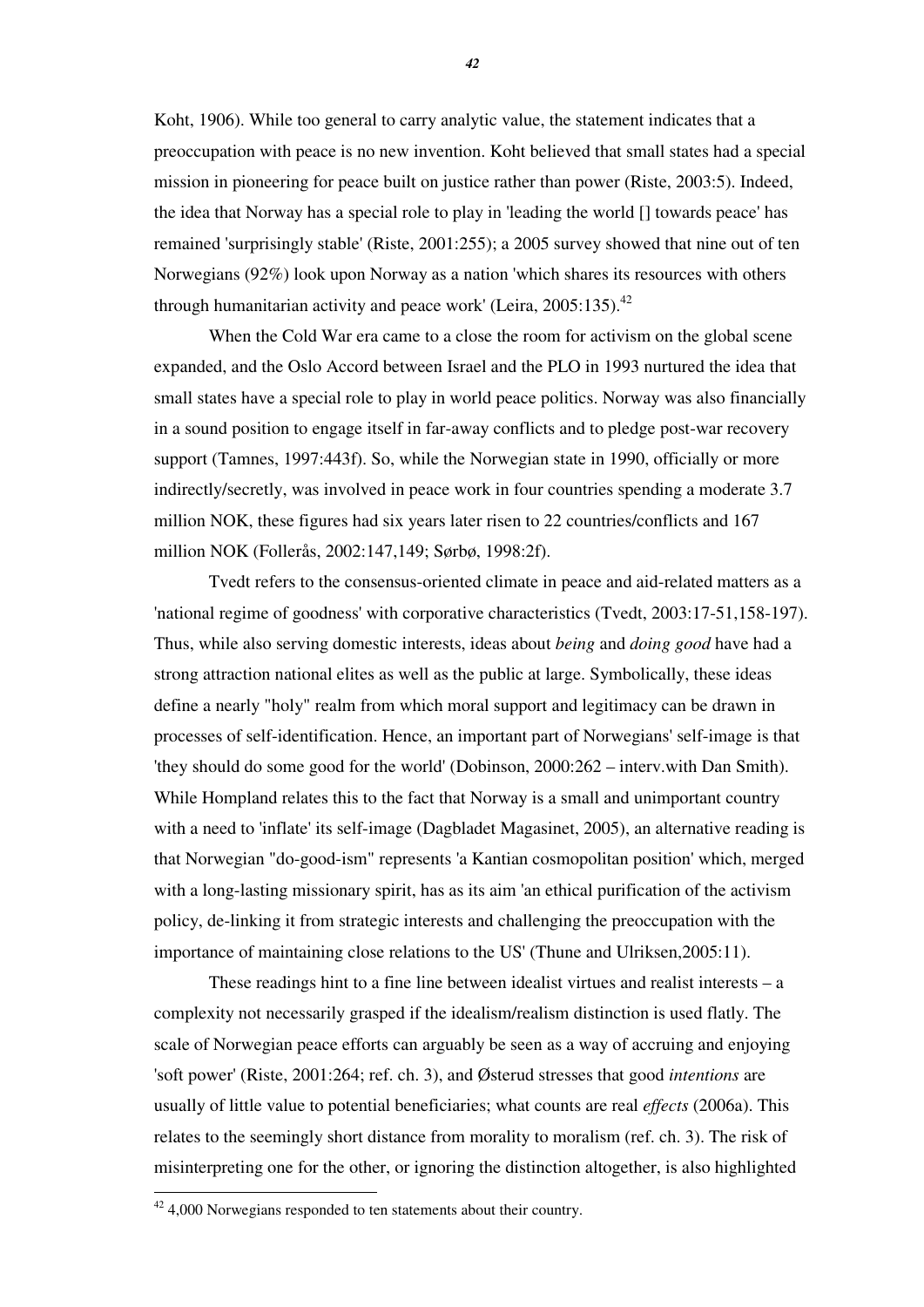Koht, 1906). While too general to carry analytic value, the statement indicates that a preoccupation with peace is no new invention. Koht believed that small states had a special mission in pioneering for peace built on justice rather than power (Riste, 2003:5). Indeed, the idea that Norway has a special role to play in 'leading the world [] towards peace' has remained 'surprisingly stable' (Riste, 2001:255); a 2005 survey showed that nine out of ten Norwegians (92%) look upon Norway as a nation 'which shares its resources with others through humanitarian activity and peace work' (Leira, 2005:135).[42]

When the Cold War era came to a close the room for activism on the global scene expanded, and the Oslo Accord between Israel and the PLO in 1993 nurtured the idea that small states have a special role to play in world peace politics. Norway was also financially in a sound position to engage itself in far-away conflicts and to pledge post-war recovery support (Tamnes, 1997:443f). So, while the Norwegian state in 1990, officially or more indirectly/secretly, was involved in peace work in four countries spending a moderate 3.7 million NOK, these figures had six years later risen to 22 countries/conflicts and 167 million NOK (Follerås, 2002:147,149; Sørbø, 1998:2f).

Tvedt refers to the consensus-oriented climate in peace and aid-related matters as a 'national regime of goodness' with corporative characteristics (Tvedt, 2003:17-51,158-197). Thus, while also serving domestic interests, ideas about *being* and *doing good* have had a strong attraction national elites as well as the public at large. Symbolically, these ideas define a nearly "holy" realm from which moral support and legitimacy can be drawn in processes of self-identification. Hence, an important part of Norwegians' self-image is that 'they should do some good for the world' (Dobinson, 2000:262 – interv.with Dan Smith). While Hompland relates this to the fact that Norway is a small and unimportant country with a need to 'inflate' its self-image (Dagbladet Magasinet, 2005), an alternative reading is that Norwegian "do-good-ism" represents 'a Kantian cosmopolitan position' which, merged with a long-lasting missionary spirit, has as its aim 'an ethical purification of the activism policy, de-linking it from strategic interests and challenging the preoccupation with the importance of maintaining close relations to the US' (Thune and Ulriksen,2005:11).

These readings hint to a fine line between idealist virtues and realist interests – a complexity not necessarily grasped if the idealism/realism distinction is used flatly. The scale of Norwegian peace efforts can arguably be seen as a way of accruing and enjoying 'soft power' (Riste, 2001:264; ref. ch. 3), and Østerud stresses that good *intentions* are usually of little value to potential beneficiaries; what counts are real *effects* (2006a). This relates to the seemingly short distance from morality to moralism (ref. ch. 3). The risk of misinterpreting one for the other, or ignoring the distinction altogether, is also highlighted

---

[42] 4,000 Norwegians responded to ten statements about their country.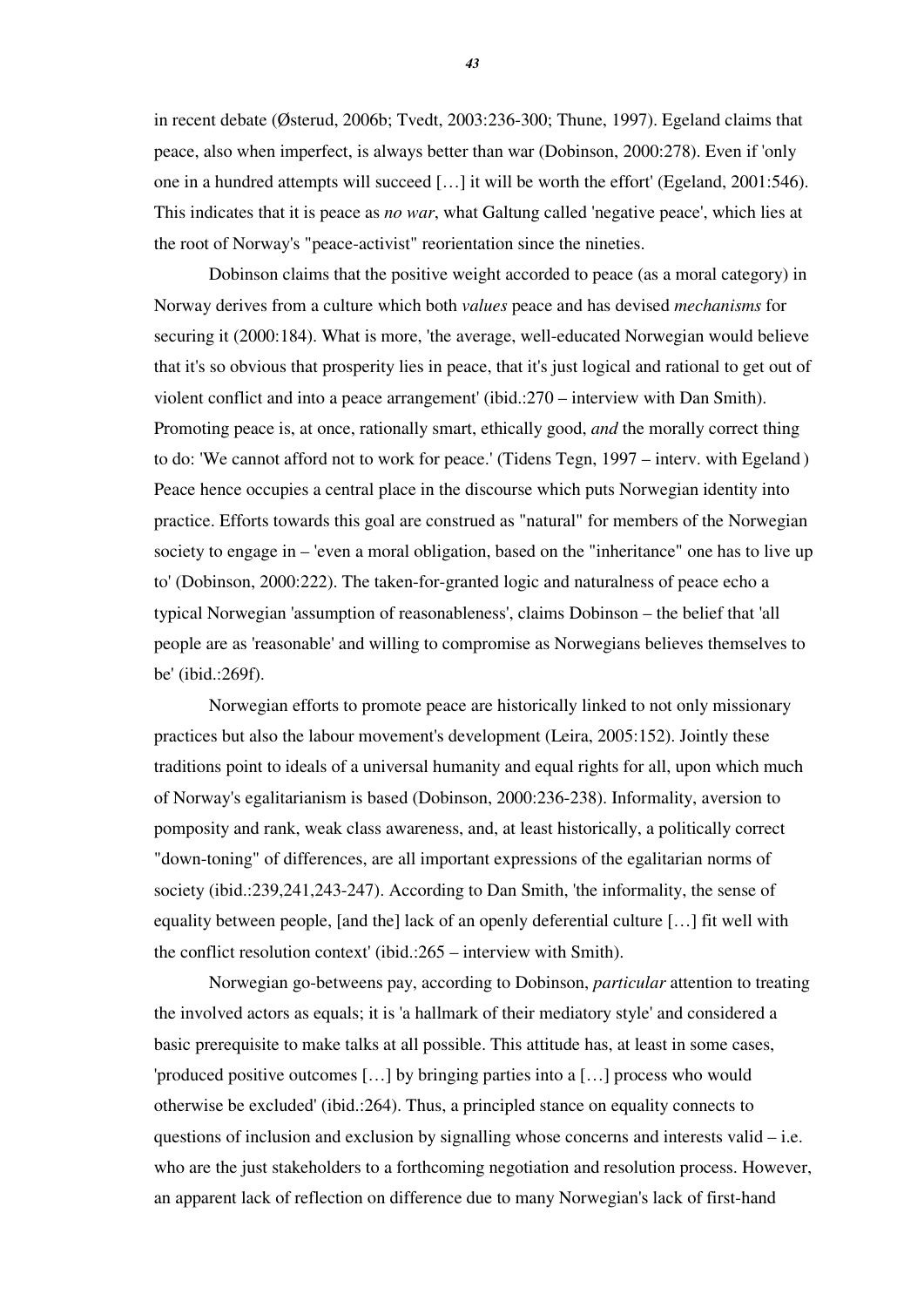in recent debate (Østerud, 2006b; Tvedt, 2003:236-300; Thune, 1997). Egeland claims that peace, also when imperfect, is always better than war (Dobinson, 2000:278). Even if 'only one in a hundred attempts will succeed […] it will be worth the effort' (Egeland, 2001:546). This indicates that it is peace as *no war*, what Galtung called 'negative peace', which lies at the root of Norway's "peace-activist" reorientation since the nineties.

Dobinson claims that the positive weight accorded to peace (as a moral category) in Norway derives from a culture which both *values* peace and has devised *mechanisms* for securing it (2000:184). What is more, 'the average, well-educated Norwegian would believe that it's so obvious that prosperity lies in peace, that it's just logical and rational to get out of violent conflict and into a peace arrangement' (ibid.:270 – interview with Dan Smith). Promoting peace is, at once, rationally smart, ethically good, *and* the morally correct thing to do: 'We cannot afford not to work for peace.' (Tidens Tegn, 1997 – interv. with Egeland ) Peace hence occupies a central place in the discourse which puts Norwegian identity into practice. Efforts towards this goal are construed as "natural" for members of the Norwegian society to engage in – 'even a moral obligation, based on the "inheritance" one has to live up to' (Dobinson, 2000:222). The taken-for-granted logic and naturalness of peace echo a typical Norwegian 'assumption of reasonableness', claims Dobinson – the belief that 'all people are as 'reasonable' and willing to compromise as Norwegians believes themselves to be' (ibid.:269f).

Norwegian efforts to promote peace are historically linked to not only missionary practices but also the labour movement's development (Leira, 2005:152). Jointly these traditions point to ideals of a universal humanity and equal rights for all, upon which much of Norway's egalitarianism is based (Dobinson, 2000:236-238). Informality, aversion to pomposity and rank, weak class awareness, and, at least historically, a politically correct "down-toning" of differences, are all important expressions of the egalitarian norms of society (ibid.:239,241,243-247). According to Dan Smith, 'the informality, the sense of equality between people, [and the] lack of an openly deferential culture […] fit well with the conflict resolution context' (ibid.:265 – interview with Smith).

Norwegian go-betweens pay, according to Dobinson, *particular* attention to treating the involved actors as equals; it is 'a hallmark of their mediatory style' and considered a basic prerequisite to make talks at all possible. This attitude has, at least in some cases, 'produced positive outcomes […] by bringing parties into a […] process who would otherwise be excluded' (ibid.:264). Thus, a principled stance on equality connects to questions of inclusion and exclusion by signalling whose concerns and interests valid – i.e. who are the just stakeholders to a forthcoming negotiation and resolution process. However, an apparent lack of reflection on difference due to many Norwegian's lack of first-hand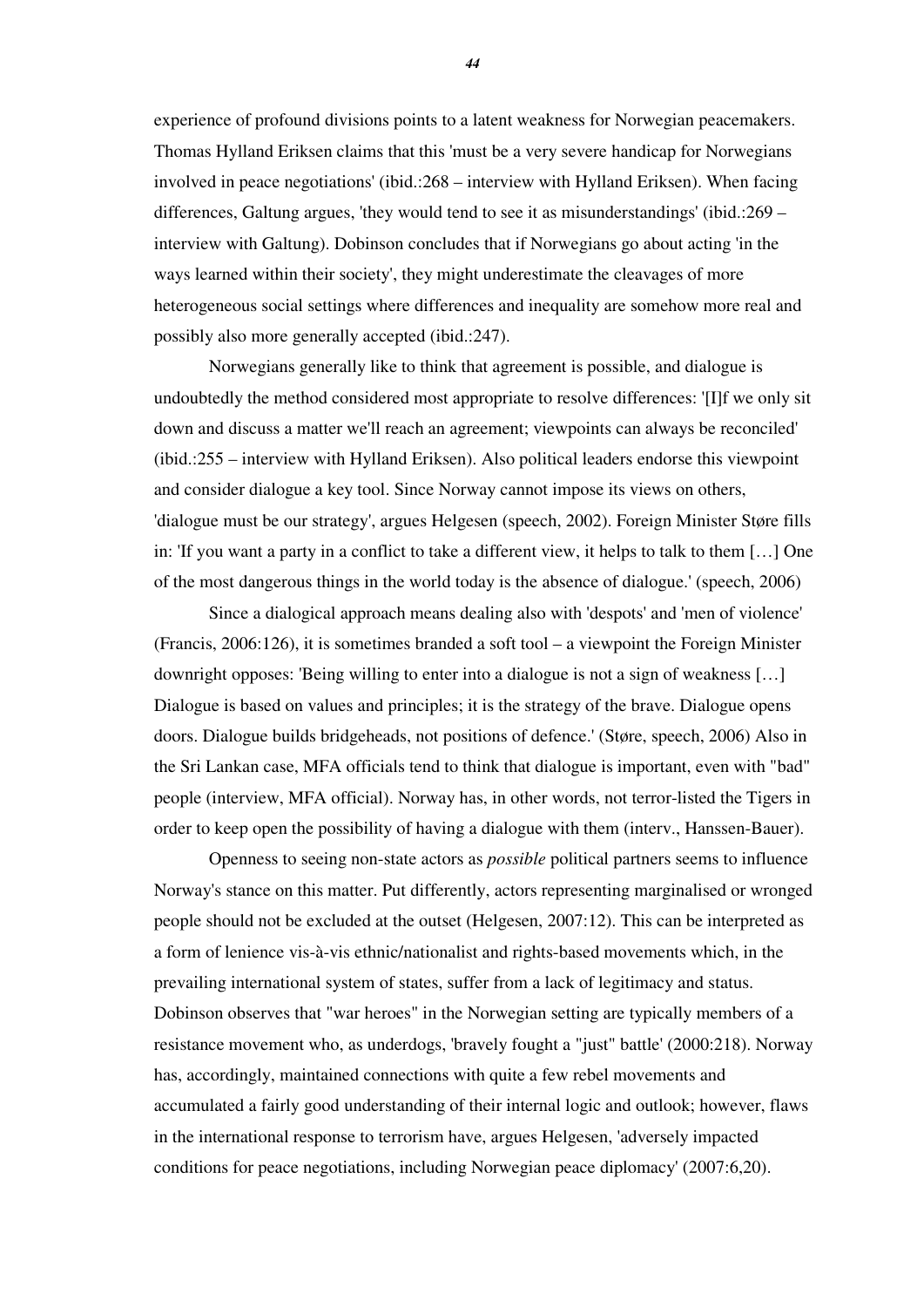experience of profound divisions points to a latent weakness for Norwegian peacemakers. Thomas Hylland Eriksen claims that this 'must be a very severe handicap for Norwegians involved in peace negotiations' (ibid.:268 – interview with Hylland Eriksen). When facing differences, Galtung argues, 'they would tend to see it as misunderstandings' (ibid.:269 – interview with Galtung). Dobinson concludes that if Norwegians go about acting 'in the ways learned within their society', they might underestimate the cleavages of more heterogeneous social settings where differences and inequality are somehow more real and possibly also more generally accepted (ibid.:247).

Norwegians generally like to think that agreement is possible, and dialogue is undoubtedly the method considered most appropriate to resolve differences: '[I]f we only sit down and discuss a matter we'll reach an agreement; viewpoints can always be reconciled' (ibid.:255 – interview with Hylland Eriksen). Also political leaders endorse this viewpoint and consider dialogue a key tool. Since Norway cannot impose its views on others, 'dialogue must be our strategy', argues Helgesen (speech, 2002). Foreign Minister Støre fills in: 'If you want a party in a conflict to take a different view, it helps to talk to them […] One of the most dangerous things in the world today is the absence of dialogue.' (speech, 2006)

Since a dialogical approach means dealing also with 'despots' and 'men of violence' (Francis, 2006:126), it is sometimes branded a soft tool – a viewpoint the Foreign Minister downright opposes: 'Being willing to enter into a dialogue is not a sign of weakness […] Dialogue is based on values and principles; it is the strategy of the brave. Dialogue opens doors. Dialogue builds bridgeheads, not positions of defence.' (Støre, speech, 2006) Also in the Sri Lankan case, MFA officials tend to think that dialogue is important, even with "bad" people (interview, MFA official). Norway has, in other words, not terror-listed the Tigers in order to keep open the possibility of having a dialogue with them (interv., Hanssen-Bauer).

Openness to seeing non-state actors as *possible* political partners seems to influence Norway's stance on this matter. Put differently, actors representing marginalised or wronged people should not be excluded at the outset (Helgesen, 2007:12). This can be interpreted as a form of lenience vis-à-vis ethnic/nationalist and rights-based movements which, in the prevailing international system of states, suffer from a lack of legitimacy and status. Dobinson observes that "war heroes" in the Norwegian setting are typically members of a resistance movement who, as underdogs, 'bravely fought a "just" battle' (2000:218). Norway has, accordingly, maintained connections with quite a few rebel movements and accumulated a fairly good understanding of their internal logic and outlook; however, flaws in the international response to terrorism have, argues Helgesen, 'adversely impacted conditions for peace negotiations, including Norwegian peace diplomacy' (2007:6,20).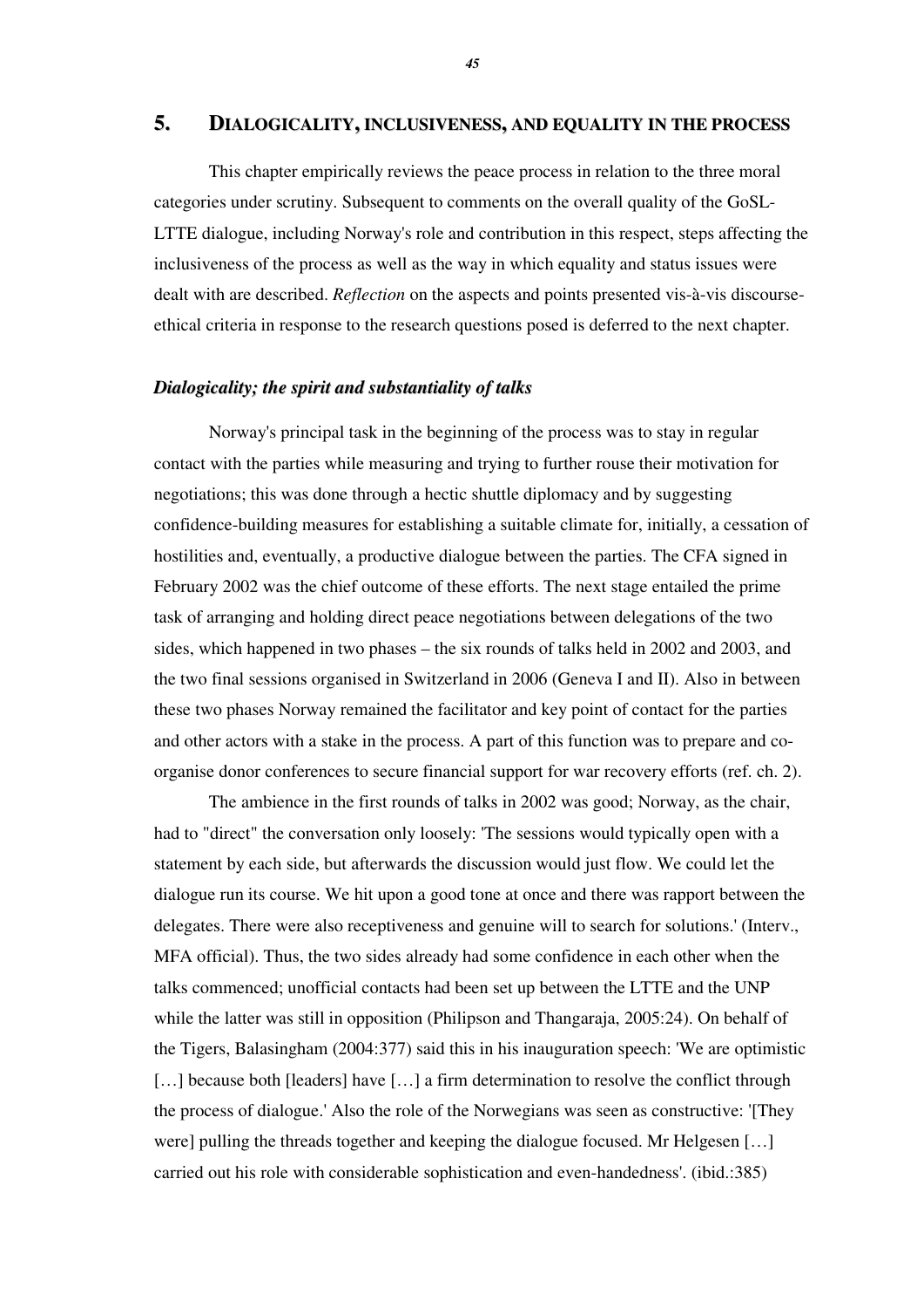## 5. DIALOGICALITY, INCLUSIVENESS, AND EQUALITY IN THE PROCESS

This chapter empirically reviews the peace process in relation to the three moral categories under scrutiny. Subsequent to comments on the overall quality of the GoSL-LTTE dialogue, including Norway's role and contribution in this respect, steps affecting the inclusiveness of the process as well as the way in which equality and status issues were dealt with are described. *Reflection* on the aspects and points presented vis-à-vis discourse-ethical criteria in response to the research questions posed is deferred to the next chapter.

### *Dialogicality; the spirit and substantiality of talks*

Norway's principal task in the beginning of the process was to stay in regular contact with the parties while measuring and trying to further rouse their motivation for negotiations; this was done through a hectic shuttle diplomacy and by suggesting confidence-building measures for establishing a suitable climate for, initially, a cessation of hostilities and, eventually, a productive dialogue between the parties. The CFA signed in February 2002 was the chief outcome of these efforts. The next stage entailed the prime task of arranging and holding direct peace negotiations between delegations of the two sides, which happened in two phases – the six rounds of talks held in 2002 and 2003, and the two final sessions organised in Switzerland in 2006 (Geneva I and II). Also in between these two phases Norway remained the facilitator and key point of contact for the parties and other actors with a stake in the process. A part of this function was to prepare and co-organise donor conferences to secure financial support for war recovery efforts (ref. ch. 2).

The ambience in the first rounds of talks in 2002 was good; Norway, as the chair, had to "direct" the conversation only loosely: 'The sessions would typically open with a statement by each side, but afterwards the discussion would just flow. We could let the dialogue run its course. We hit upon a good tone at once and there was rapport between the delegates. There were also receptiveness and genuine will to search for solutions.' (Interv., MFA official). Thus, the two sides already had some confidence in each other when the talks commenced; unofficial contacts had been set up between the LTTE and the UNP while the latter was still in opposition (Philipson and Thangaraja, 2005:24). On behalf of the Tigers, Balasingham (2004:377) said this in his inauguration speech: 'We are optimistic [...] because both [leaders] have [...] a firm determination to resolve the conflict through the process of dialogue.' Also the role of the Norwegians was seen as constructive: '[They were] pulling the threads together and keeping the dialogue focused. Mr Helgesen [...] carried out his role with considerable sophistication and even-handedness'. (ibid.:385)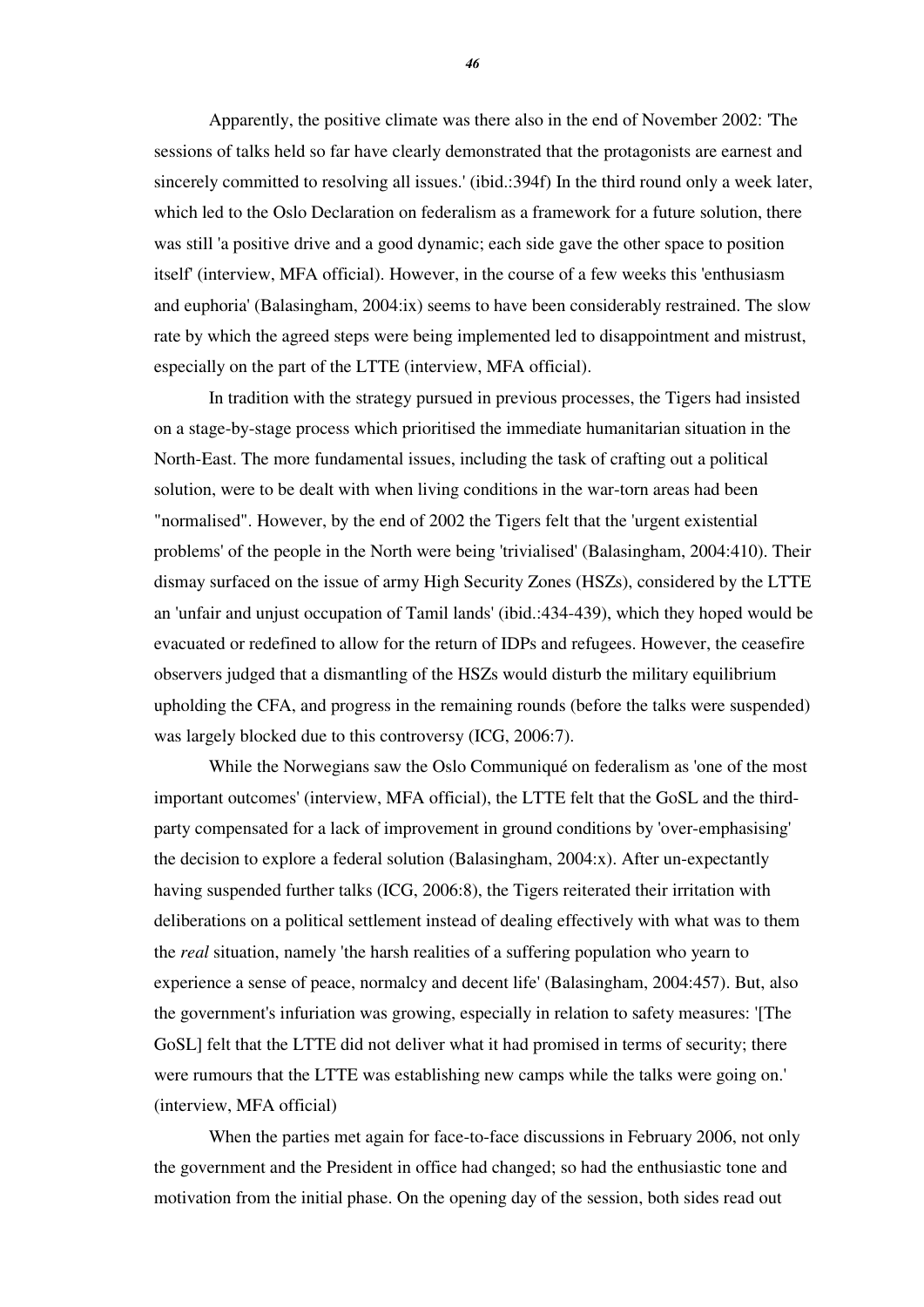Apparently, the positive climate was there also in the end of November 2002: 'The sessions of talks held so far have clearly demonstrated that the protagonists are earnest and sincerely committed to resolving all issues.' (ibid.:394f) In the third round only a week later, which led to the Oslo Declaration on federalism as a framework for a future solution, there was still 'a positive drive and a good dynamic; each side gave the other space to position itself' (interview, MFA official). However, in the course of a few weeks this 'enthusiasm and euphoria' (Balasingham, 2004:ix) seems to have been considerably restrained. The slow rate by which the agreed steps were being implemented led to disappointment and mistrust, especially on the part of the LTTE (interview, MFA official).

In tradition with the strategy pursued in previous processes, the Tigers had insisted on a stage-by-stage process which prioritised the immediate humanitarian situation in the North-East. The more fundamental issues, including the task of crafting out a political solution, were to be dealt with when living conditions in the war-torn areas had been "normalised". However, by the end of 2002 the Tigers felt that the 'urgent existential problems' of the people in the North were being 'trivialised' (Balasingham, 2004:410). Their dismay surfaced on the issue of army High Security Zones (HSZs), considered by the LTTE an 'unfair and unjust occupation of Tamil lands' (ibid.:434-439), which they hoped would be evacuated or redefined to allow for the return of IDPs and refugees. However, the ceasefire observers judged that a dismantling of the HSZs would disturb the military equilibrium upholding the CFA, and progress in the remaining rounds (before the talks were suspended) was largely blocked due to this controversy (ICG, 2006:7).

While the Norwegians saw the Oslo Communiqué on federalism as 'one of the most important outcomes' (interview, MFA official), the LTTE felt that the GoSL and the third-party compensated for a lack of improvement in ground conditions by 'over-emphasising' the decision to explore a federal solution (Balasingham, 2004:x). After un-expectantly having suspended further talks (ICG, 2006:8), the Tigers reiterated their irritation with deliberations on a political settlement instead of dealing effectively with what was to them the *real* situation, namely 'the harsh realities of a suffering population who yearn to experience a sense of peace, normalcy and decent life' (Balasingham, 2004:457). But, also the government's infuriation was growing, especially in relation to safety measures: '[The GoSL] felt that the LTTE did not deliver what it had promised in terms of security; there were rumours that the LTTE was establishing new camps while the talks were going on.' (interview, MFA official)

When the parties met again for face-to-face discussions in February 2006, not only the government and the President in office had changed; so had the enthusiastic tone and motivation from the initial phase. On the opening day of the session, both sides read out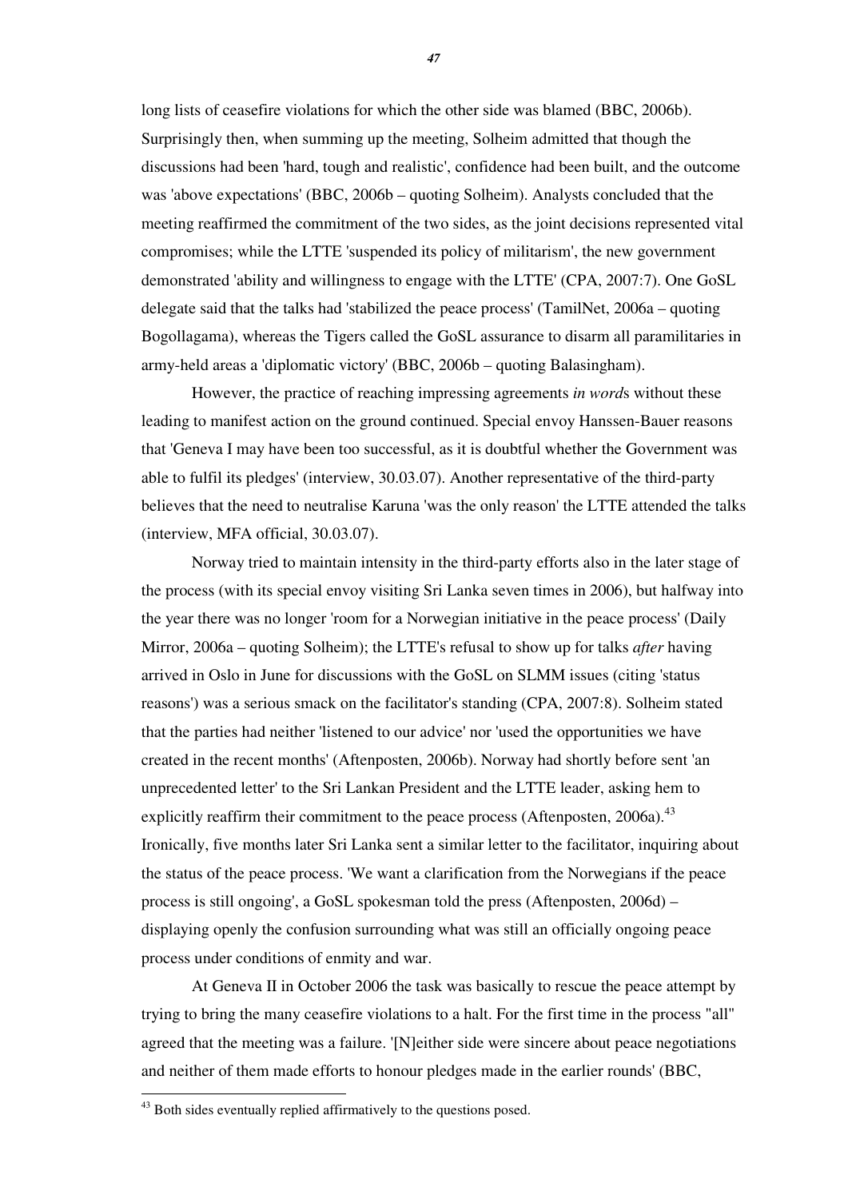long lists of ceasefire violations for which the other side was blamed (BBC, 2006b). Surprisingly then, when summing up the meeting, Solheim admitted that though the discussions had been 'hard, tough and realistic', confidence had been built, and the outcome was 'above expectations' (BBC, 2006b – quoting Solheim). Analysts concluded that the meeting reaffirmed the commitment of the two sides, as the joint decisions represented vital compromises; while the LTTE 'suspended its policy of militarism', the new government demonstrated 'ability and willingness to engage with the LTTE' (CPA, 2007:7). One GoSL delegate said that the talks had 'stabilized the peace process' (TamilNet, 2006a – quoting Bogollagama), whereas the Tigers called the GoSL assurance to disarm all paramilitaries in army-held areas a 'diplomatic victory' (BBC, 2006b – quoting Balasingham).

However, the practice of reaching impressing agreements *in word*s without these leading to manifest action on the ground continued. Special envoy Hanssen-Bauer reasons that 'Geneva I may have been too successful, as it is doubtful whether the Government was able to fulfil its pledges' (interview, 30.03.07). Another representative of the third-party believes that the need to neutralise Karuna 'was the only reason' the LTTE attended the talks (interview, MFA official, 30.03.07).

Norway tried to maintain intensity in the third-party efforts also in the later stage of the process (with its special envoy visiting Sri Lanka seven times in 2006), but halfway into the year there was no longer 'room for a Norwegian initiative in the peace process' (Daily Mirror, 2006a – quoting Solheim); the LTTE's refusal to show up for talks *after* having arrived in Oslo in June for discussions with the GoSL on SLMM issues (citing 'status reasons') was a serious smack on the facilitator's standing (CPA, 2007:8). Solheim stated that the parties had neither 'listened to our advice' nor 'used the opportunities we have created in the recent months' (Aftenposten, 2006b). Norway had shortly before sent 'an unprecedented letter' to the Sri Lankan President and the LTTE leader, asking hem to explicitly reaffirm their commitment to the peace process (Aftenposten, 2006a).[43] Ironically, five months later Sri Lanka sent a similar letter to the facilitator, inquiring about the status of the peace process. 'We want a clarification from the Norwegians if the peace process is still ongoing', a GoSL spokesman told the press (Aftenposten, 2006d) – displaying openly the confusion surrounding what was still an officially ongoing peace process under conditions of enmity and war.

At Geneva II in October 2006 the task was basically to rescue the peace attempt by trying to bring the many ceasefire violations to a halt. For the first time in the process "all" agreed that the meeting was a failure. '[N]either side were sincere about peace negotiations and neither of them made efforts to honour pledges made in the earlier rounds' (BBC,

[43] Both sides eventually replied affirmatively to the questions posed.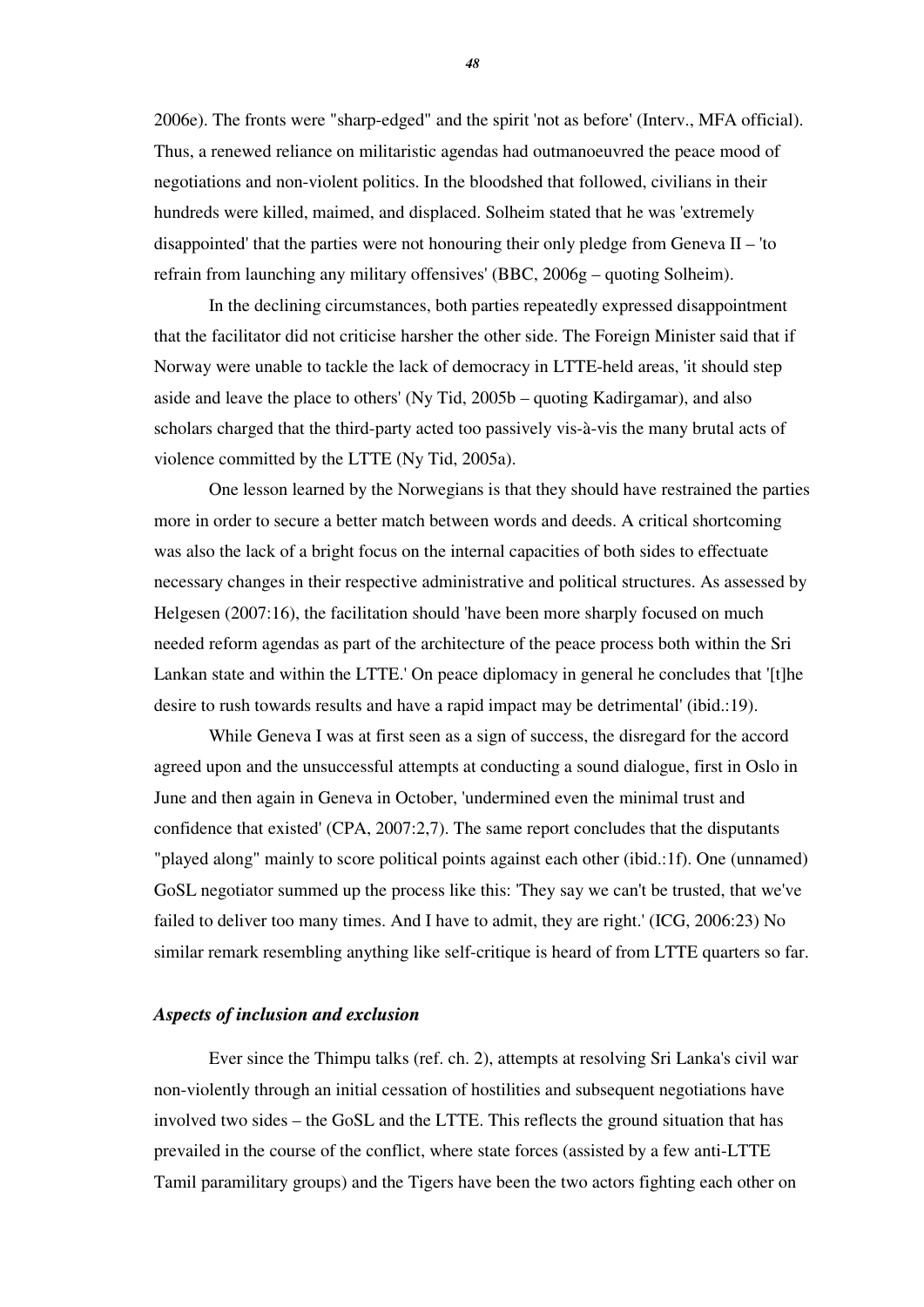2006e). The fronts were "sharp-edged" and the spirit 'not as before' (Interv., MFA official). Thus, a renewed reliance on militaristic agendas had outmanoeuvred the peace mood of negotiations and non-violent politics. In the bloodshed that followed, civilians in their hundreds were killed, maimed, and displaced. Solheim stated that he was 'extremely disappointed' that the parties were not honouring their only pledge from Geneva II – 'to refrain from launching any military offensives' (BBC, 2006g – quoting Solheim).

In the declining circumstances, both parties repeatedly expressed disappointment that the facilitator did not criticise harsher the other side. The Foreign Minister said that if Norway were unable to tackle the lack of democracy in LTTE-held areas, 'it should step aside and leave the place to others' (Ny Tid, 2005b – quoting Kadirgamar), and also scholars charged that the third-party acted too passively vis-à-vis the many brutal acts of violence committed by the LTTE (Ny Tid, 2005a).

One lesson learned by the Norwegians is that they should have restrained the parties more in order to secure a better match between words and deeds. A critical shortcoming was also the lack of a bright focus on the internal capacities of both sides to effectuate necessary changes in their respective administrative and political structures. As assessed by Helgesen (2007:16), the facilitation should 'have been more sharply focused on much needed reform agendas as part of the architecture of the peace process both within the Sri Lankan state and within the LTTE.' On peace diplomacy in general he concludes that '[t]he desire to rush towards results and have a rapid impact may be detrimental' (ibid.:19).

While Geneva I was at first seen as a sign of success, the disregard for the accord agreed upon and the unsuccessful attempts at conducting a sound dialogue, first in Oslo in June and then again in Geneva in October, 'undermined even the minimal trust and confidence that existed' (CPA, 2007:2,7). The same report concludes that the disputants "played along" mainly to score political points against each other (ibid.:1f). One (unnamed) GoSL negotiator summed up the process like this: 'They say we can't be trusted, that we've failed to deliver too many times. And I have to admit, they are right.' (ICG, 2006:23) No similar remark resembling anything like self-critique is heard of from LTTE quarters so far.

### *Aspects of inclusion and exclusion*

Ever since the Thimpu talks (ref. ch. 2), attempts at resolving Sri Lanka's civil war non-violently through an initial cessation of hostilities and subsequent negotiations have involved two sides – the GoSL and the LTTE. This reflects the ground situation that has prevailed in the course of the conflict, where state forces (assisted by a few anti-LTTE Tamil paramilitary groups) and the Tigers have been the two actors fighting each other on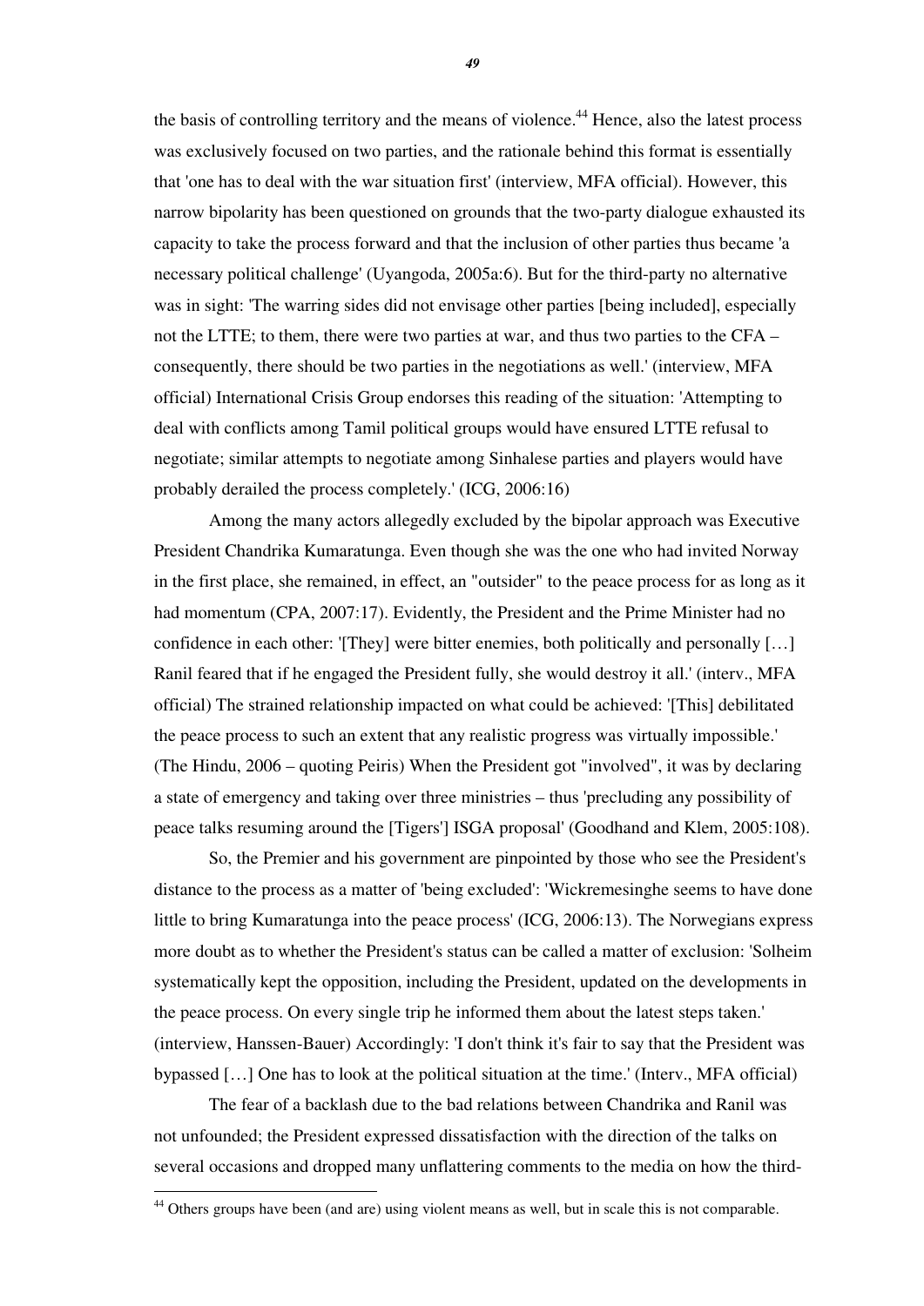the basis of controlling territory and the means of violence.[44] Hence, also the latest process was exclusively focused on two parties, and the rationale behind this format is essentially that 'one has to deal with the war situation first' (interview, MFA official). However, this narrow bipolarity has been questioned on grounds that the two-party dialogue exhausted its capacity to take the process forward and that the inclusion of other parties thus became 'a necessary political challenge' (Uyangoda, 2005a:6). But for the third-party no alternative was in sight: 'The warring sides did not envisage other parties [being included], especially not the LTTE; to them, there were two parties at war, and thus two parties to the CFA – consequently, there should be two parties in the negotiations as well.' (interview, MFA official) International Crisis Group endorses this reading of the situation: 'Attempting to deal with conflicts among Tamil political groups would have ensured LTTE refusal to negotiate; similar attempts to negotiate among Sinhalese parties and players would have probably derailed the process completely.' (ICG, 2006:16)

Among the many actors allegedly excluded by the bipolar approach was Executive President Chandrika Kumaratunga. Even though she was the one who had invited Norway in the first place, she remained, in effect, an "outsider" to the peace process for as long as it had momentum (CPA, 2007:17). Evidently, the President and the Prime Minister had no confidence in each other: '[They] were bitter enemies, both politically and personally […] Ranil feared that if he engaged the President fully, she would destroy it all.' (interv., MFA official) The strained relationship impacted on what could be achieved: '[This] debilitated the peace process to such an extent that any realistic progress was virtually impossible.' (The Hindu, 2006 – quoting Peiris) When the President got "involved", it was by declaring a state of emergency and taking over three ministries – thus 'precluding any possibility of peace talks resuming around the [Tigers'] ISGA proposal' (Goodhand and Klem, 2005:108).

So, the Premier and his government are pinpointed by those who see the President's distance to the process as a matter of 'being excluded': 'Wickremesinghe seems to have done little to bring Kumaratunga into the peace process' (ICG, 2006:13). The Norwegians express more doubt as to whether the President's status can be called a matter of exclusion: 'Solheim systematically kept the opposition, including the President, updated on the developments in the peace process. On every single trip he informed them about the latest steps taken.' (interview, Hanssen-Bauer) Accordingly: 'I don't think it's fair to say that the President was bypassed […] One has to look at the political situation at the time.' (Interv., MFA official)

The fear of a backlash due to the bad relations between Chandrika and Ranil was not unfounded; the President expressed dissatisfaction with the direction of the talks on several occasions and dropped many unflattering comments to the media on how the third-

---

[44] Others groups have been (and are) using violent means as well, but in scale this is not comparable.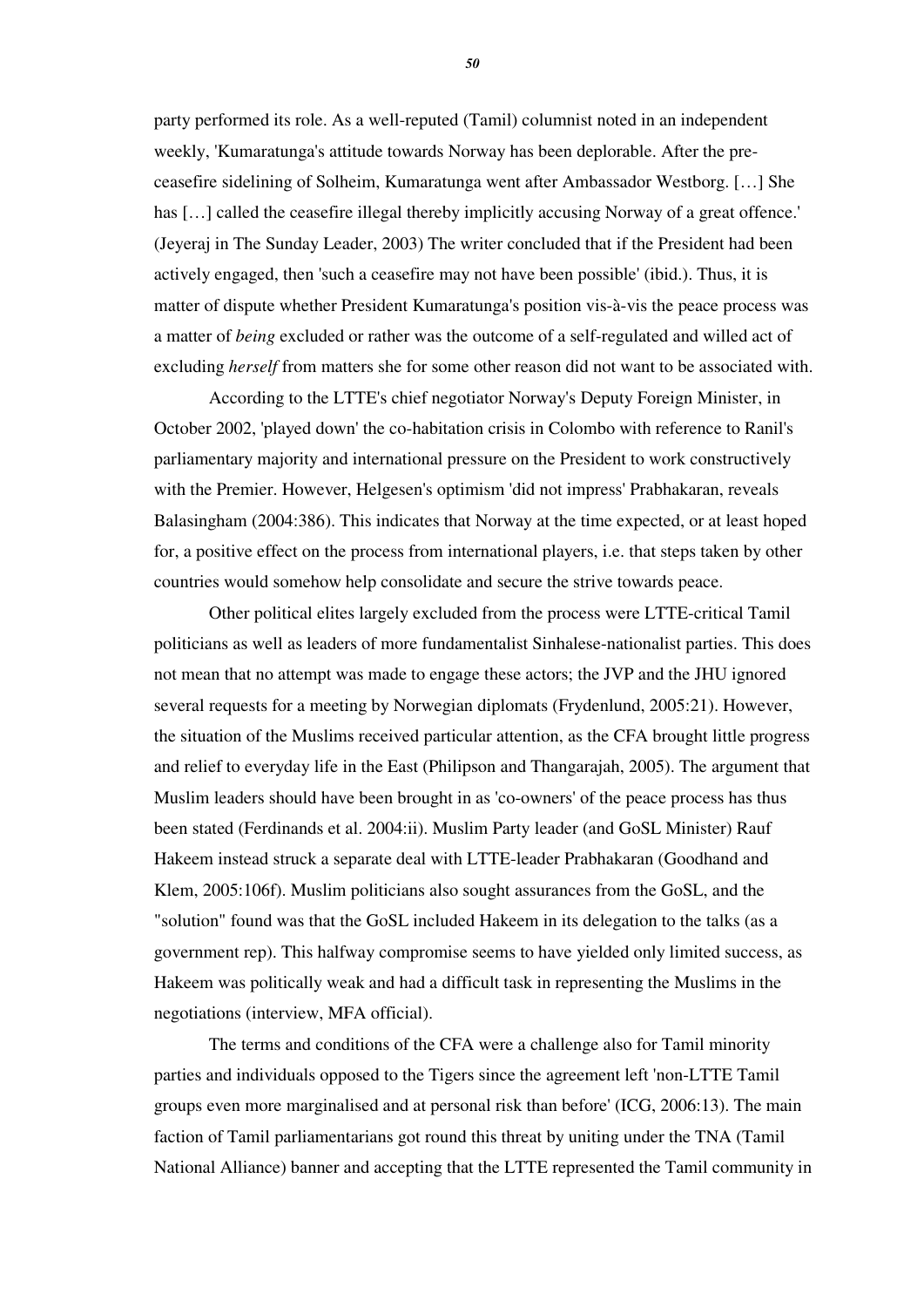party performed its role. As a well-reputed (Tamil) columnist noted in an independent weekly, 'Kumaratunga's attitude towards Norway has been deplorable. After the pre-ceasefire sidelining of Solheim, Kumaratunga went after Ambassador Westborg. […] She has […] called the ceasefire illegal thereby implicitly accusing Norway of a great offence.' (Jeyeraj in The Sunday Leader, 2003) The writer concluded that if the President had been actively engaged, then 'such a ceasefire may not have been possible' (ibid.). Thus, it is matter of dispute whether President Kumaratunga's position vis-à-vis the peace process was a matter of *being* excluded or rather was the outcome of a self-regulated and willed act of excluding *herself* from matters she for some other reason did not want to be associated with.

According to the LTTE's chief negotiator Norway's Deputy Foreign Minister, in October 2002, 'played down' the co-habitation crisis in Colombo with reference to Ranil's parliamentary majority and international pressure on the President to work constructively with the Premier. However, Helgesen's optimism 'did not impress' Prabhakaran, reveals Balasingham (2004:386). This indicates that Norway at the time expected, or at least hoped for, a positive effect on the process from international players, i.e. that steps taken by other countries would somehow help consolidate and secure the strive towards peace.

Other political elites largely excluded from the process were LTTE-critical Tamil politicians as well as leaders of more fundamentalist Sinhalese-nationalist parties. This does not mean that no attempt was made to engage these actors; the JVP and the JHU ignored several requests for a meeting by Norwegian diplomats (Frydenlund, 2005:21). However, the situation of the Muslims received particular attention, as the CFA brought little progress and relief to everyday life in the East (Philipson and Thangarajah, 2005). The argument that Muslim leaders should have been brought in as 'co-owners' of the peace process has thus been stated (Ferdinands et al. 2004:ii). Muslim Party leader (and GoSL Minister) Rauf Hakeem instead struck a separate deal with LTTE-leader Prabhakaran (Goodhand and Klem, 2005:106f). Muslim politicians also sought assurances from the GoSL, and the "solution" found was that the GoSL included Hakeem in its delegation to the talks (as a government rep). This halfway compromise seems to have yielded only limited success, as Hakeem was politically weak and had a difficult task in representing the Muslims in the negotiations (interview, MFA official).

The terms and conditions of the CFA were a challenge also for Tamil minority parties and individuals opposed to the Tigers since the agreement left 'non-LTTE Tamil groups even more marginalised and at personal risk than before' (ICG, 2006:13). The main faction of Tamil parliamentarians got round this threat by uniting under the TNA (Tamil National Alliance) banner and accepting that the LTTE represented the Tamil community in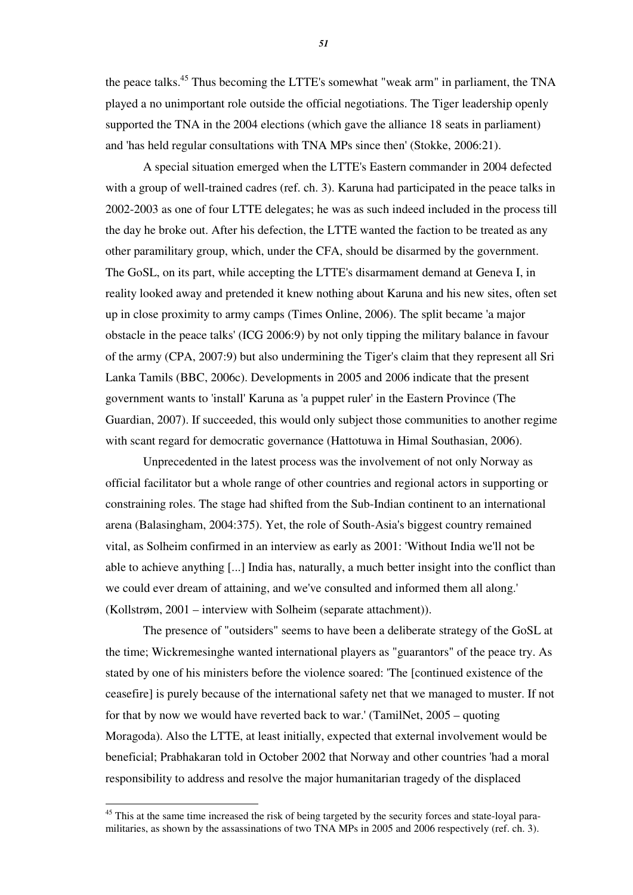the peace talks.[45] Thus becoming the LTTE's somewhat "weak arm" in parliament, the TNA played a no unimportant role outside the official negotiations. The Tiger leadership openly supported the TNA in the 2004 elections (which gave the alliance 18 seats in parliament) and 'has held regular consultations with TNA MPs since then' (Stokke, 2006:21).

A special situation emerged when the LTTE's Eastern commander in 2004 defected with a group of well-trained cadres (ref. ch. 3). Karuna had participated in the peace talks in 2002-2003 as one of four LTTE delegates; he was as such indeed included in the process till the day he broke out. After his defection, the LTTE wanted the faction to be treated as any other paramilitary group, which, under the CFA, should be disarmed by the government. The GoSL, on its part, while accepting the LTTE's disarmament demand at Geneva I, in reality looked away and pretended it knew nothing about Karuna and his new sites, often set up in close proximity to army camps (Times Online, 2006). The split became 'a major obstacle in the peace talks' (ICG 2006:9) by not only tipping the military balance in favour of the army (CPA, 2007:9) but also undermining the Tiger's claim that they represent all Sri Lanka Tamils (BBC, 2006c). Developments in 2005 and 2006 indicate that the present government wants to 'install' Karuna as 'a puppet ruler' in the Eastern Province (The Guardian, 2007). If succeeded, this would only subject those communities to another regime with scant regard for democratic governance (Hattotuwa in Himal Southasian, 2006).

Unprecedented in the latest process was the involvement of not only Norway as official facilitator but a whole range of other countries and regional actors in supporting or constraining roles. The stage had shifted from the Sub-Indian continent to an international arena (Balasingham, 2004:375). Yet, the role of South-Asia's biggest country remained vital, as Solheim confirmed in an interview as early as 2001: 'Without India we'll not be able to achieve anything [...] India has, naturally, a much better insight into the conflict than we could ever dream of attaining, and we've consulted and informed them all along.' (Kollstrøm, 2001 – interview with Solheim (separate attachment)).

The presence of "outsiders" seems to have been a deliberate strategy of the GoSL at the time; Wickremesinghe wanted international players as "guarantors" of the peace try. As stated by one of his ministers before the violence soared: 'The [continued existence of the ceasefire] is purely because of the international safety net that we managed to muster. If not for that by now we would have reverted back to war.' (TamilNet, 2005 – quoting Moragoda). Also the LTTE, at least initially, expected that external involvement would be beneficial; Prabhakaran told in October 2002 that Norway and other countries 'had a moral responsibility to address and resolve the major humanitarian tragedy of the displaced

---

[45] This at the same time increased the risk of being targeted by the security forces and state-loyal para-militaries, as shown by the assassinations of two TNA MPs in 2005 and 2006 respectively (ref. ch. 3).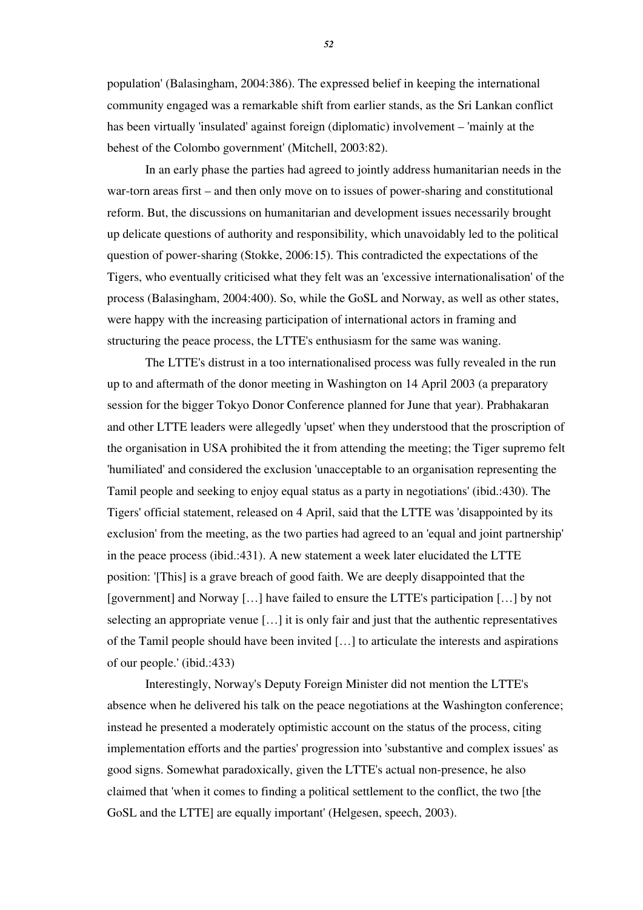population' (Balasingham, 2004:386). The expressed belief in keeping the international community engaged was a remarkable shift from earlier stands, as the Sri Lankan conflict has been virtually 'insulated' against foreign (diplomatic) involvement – 'mainly at the behest of the Colombo government' (Mitchell, 2003:82).

In an early phase the parties had agreed to jointly address humanitarian needs in the war-torn areas first – and then only move on to issues of power-sharing and constitutional reform. But, the discussions on humanitarian and development issues necessarily brought up delicate questions of authority and responsibility, which unavoidably led to the political question of power-sharing (Stokke, 2006:15). This contradicted the expectations of the Tigers, who eventually criticised what they felt was an 'excessive internationalisation' of the process (Balasingham, 2004:400). So, while the GoSL and Norway, as well as other states, were happy with the increasing participation of international actors in framing and structuring the peace process, the LTTE's enthusiasm for the same was waning.

The LTTE's distrust in a too internationalised process was fully revealed in the run up to and aftermath of the donor meeting in Washington on 14 April 2003 (a preparatory session for the bigger Tokyo Donor Conference planned for June that year). Prabhakaran and other LTTE leaders were allegedly 'upset' when they understood that the proscription of the organisation in USA prohibited the it from attending the meeting; the Tiger supremo felt 'humiliated' and considered the exclusion 'unacceptable to an organisation representing the Tamil people and seeking to enjoy equal status as a party in negotiations' (ibid.:430). The Tigers' official statement, released on 4 April, said that the LTTE was 'disappointed by its exclusion' from the meeting, as the two parties had agreed to an 'equal and joint partnership' in the peace process (ibid.:431). A new statement a week later elucidated the LTTE position: '[This] is a grave breach of good faith. We are deeply disappointed that the [government] and Norway […] have failed to ensure the LTTE's participation […] by not selecting an appropriate venue […] it is only fair and just that the authentic representatives of the Tamil people should have been invited […] to articulate the interests and aspirations of our people.' (ibid.:433)

Interestingly, Norway's Deputy Foreign Minister did not mention the LTTE's absence when he delivered his talk on the peace negotiations at the Washington conference; instead he presented a moderately optimistic account on the status of the process, citing implementation efforts and the parties' progression into 'substantive and complex issues' as good signs. Somewhat paradoxically, given the LTTE's actual non-presence, he also claimed that 'when it comes to finding a political settlement to the conflict, the two [the GoSL and the LTTE] are equally important' (Helgesen, speech, 2003).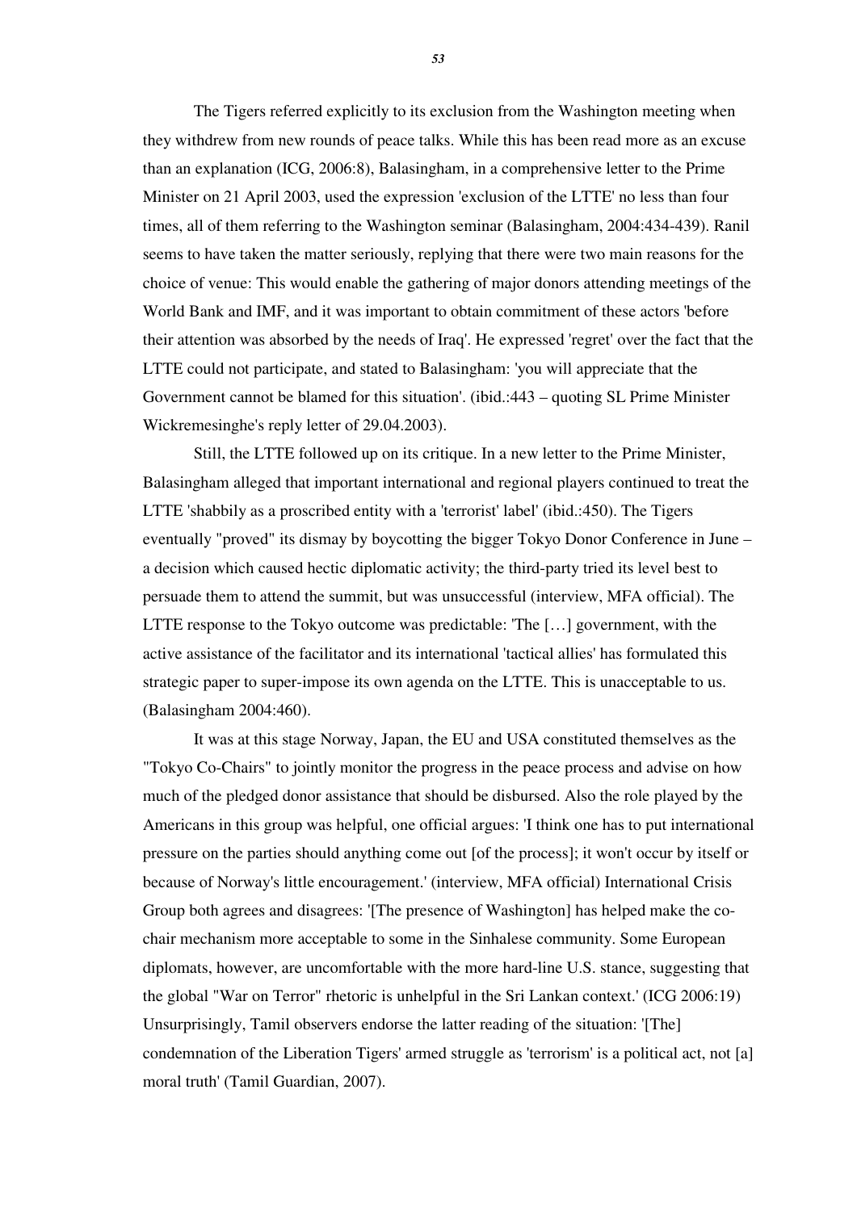The Tigers referred explicitly to its exclusion from the Washington meeting when they withdrew from new rounds of peace talks. While this has been read more as an excuse than an explanation (ICG, 2006:8), Balasingham, in a comprehensive letter to the Prime Minister on 21 April 2003, used the expression 'exclusion of the LTTE' no less than four times, all of them referring to the Washington seminar (Balasingham, 2004:434-439). Ranil seems to have taken the matter seriously, replying that there were two main reasons for the choice of venue: This would enable the gathering of major donors attending meetings of the World Bank and IMF, and it was important to obtain commitment of these actors 'before their attention was absorbed by the needs of Iraq'. He expressed 'regret' over the fact that the LTTE could not participate, and stated to Balasingham: 'you will appreciate that the Government cannot be blamed for this situation'. (ibid.:443 – quoting SL Prime Minister Wickremesinghe's reply letter of 29.04.2003).

Still, the LTTE followed up on its critique. In a new letter to the Prime Minister, Balasingham alleged that important international and regional players continued to treat the LTTE 'shabbily as a proscribed entity with a 'terrorist' label' (ibid.:450). The Tigers eventually "proved" its dismay by boycotting the bigger Tokyo Donor Conference in June – a decision which caused hectic diplomatic activity; the third-party tried its level best to persuade them to attend the summit, but was unsuccessful (interview, MFA official). The LTTE response to the Tokyo outcome was predictable: 'The […] government, with the active assistance of the facilitator and its international 'tactical allies' has formulated this strategic paper to super-impose its own agenda on the LTTE. This is unacceptable to us. (Balasingham 2004:460).

It was at this stage Norway, Japan, the EU and USA constituted themselves as the "Tokyo Co-Chairs" to jointly monitor the progress in the peace process and advise on how much of the pledged donor assistance that should be disbursed. Also the role played by the Americans in this group was helpful, one official argues: 'I think one has to put international pressure on the parties should anything come out [of the process]; it won't occur by itself or because of Norway's little encouragement.' (interview, MFA official) International Crisis Group both agrees and disagrees: '[The presence of Washington] has helped make the co-chair mechanism more acceptable to some in the Sinhalese community. Some European diplomats, however, are uncomfortable with the more hard-line U.S. stance, suggesting that the global "War on Terror" rhetoric is unhelpful in the Sri Lankan context.' (ICG 2006:19) Unsurprisingly, Tamil observers endorse the latter reading of the situation: '[The] condemnation of the Liberation Tigers' armed struggle as 'terrorism' is a political act, not [a] moral truth' (Tamil Guardian, 2007).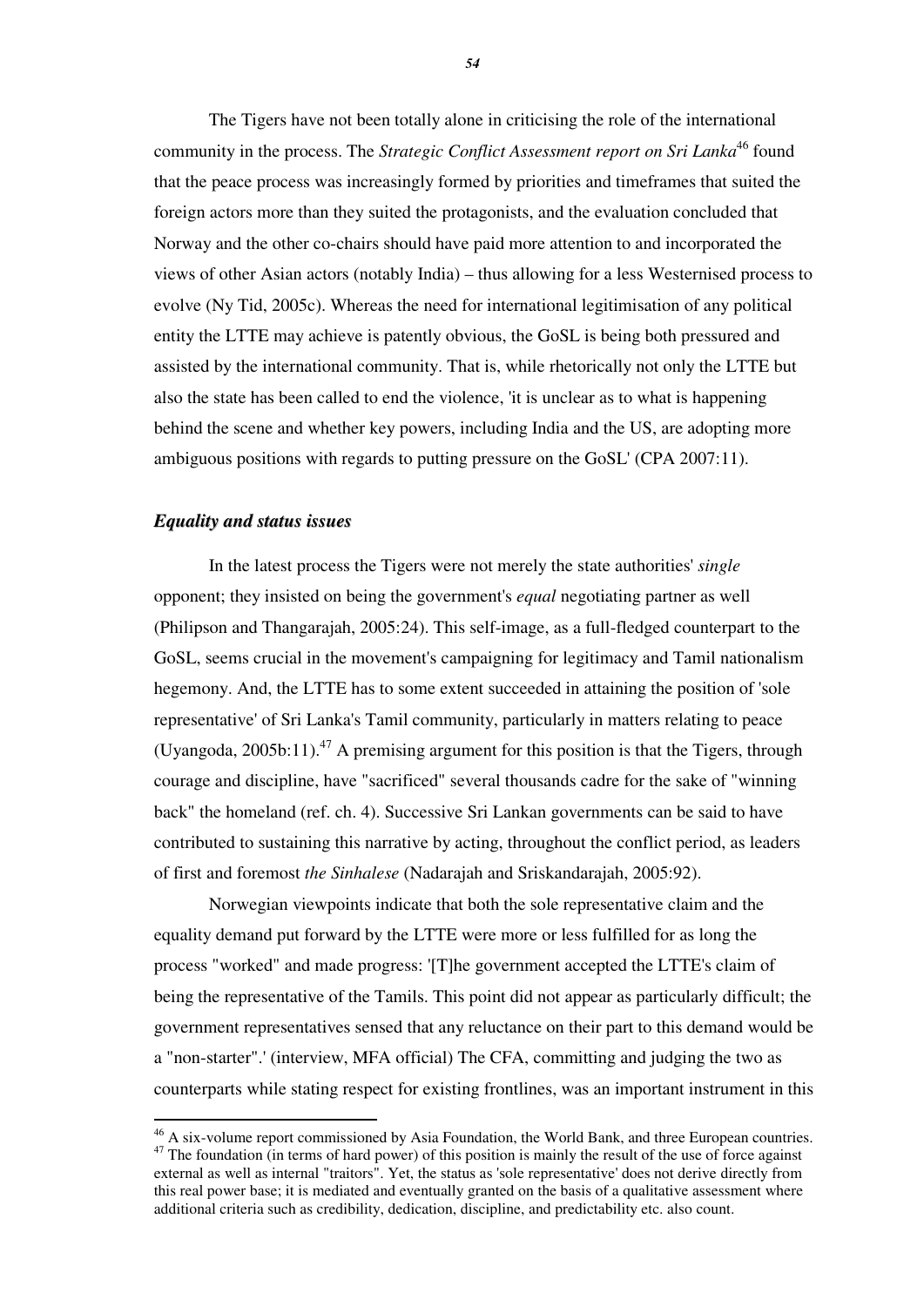The Tigers have not been totally alone in criticising the role of the international community in the process. The *Strategic Conflict Assessment report on Sri Lanka*[46] found that the peace process was increasingly formed by priorities and timeframes that suited the foreign actors more than they suited the protagonists, and the evaluation concluded that Norway and the other co-chairs should have paid more attention to and incorporated the views of other Asian actors (notably India) – thus allowing for a less Westernised process to evolve (Ny Tid, 2005c). Whereas the need for international legitimisation of any political entity the LTTE may achieve is patently obvious, the GoSL is being both pressured and assisted by the international community. That is, while rhetorically not only the LTTE but also the state has been called to end the violence, 'it is unclear as to what is happening behind the scene and whether key powers, including India and the US, are adopting more ambiguous positions with regards to putting pressure on the GoSL' (CPA 2007:11).

### *Equality and status issues*

In the latest process the Tigers were not merely the state authorities' *single* opponent; they insisted on being the government's *equal* negotiating partner as well (Philipson and Thangarajah, 2005:24). This self-image, as a full-fledged counterpart to the GoSL, seems crucial in the movement's campaigning for legitimacy and Tamil nationalism hegemony. And, the LTTE has to some extent succeeded in attaining the position of 'sole representative' of Sri Lanka's Tamil community, particularly in matters relating to peace (Uyangoda, 2005b:11).[47] A premising argument for this position is that the Tigers, through courage and discipline, have "sacrificed" several thousands cadre for the sake of "winning back" the homeland (ref. ch. 4). Successive Sri Lankan governments can be said to have contributed to sustaining this narrative by acting, throughout the conflict period, as leaders of first and foremost *the Sinhalese* (Nadarajah and Sriskandarajah, 2005:92).

Norwegian viewpoints indicate that both the sole representative claim and the equality demand put forward by the LTTE were more or less fulfilled for as long the process "worked" and made progress: '[T]he government accepted the LTTE's claim of being the representative of the Tamils. This point did not appear as particularly difficult; the government representatives sensed that any reluctance on their part to this demand would be a "non-starter".' (interview, MFA official) The CFA, committing and judging the two as counterparts while stating respect for existing frontlines, was an important instrument in this

[46] A six-volume report commissioned by Asia Foundation, the World Bank, and three European countries.

[47] The foundation (in terms of hard power) of this position is mainly the result of the use of force against external as well as internal "traitors". Yet, the status as 'sole representative' does not derive directly from this real power base; it is mediated and eventually granted on the basis of a qualitative assessment where additional criteria such as credibility, dedication, discipline, and predictability etc. also count.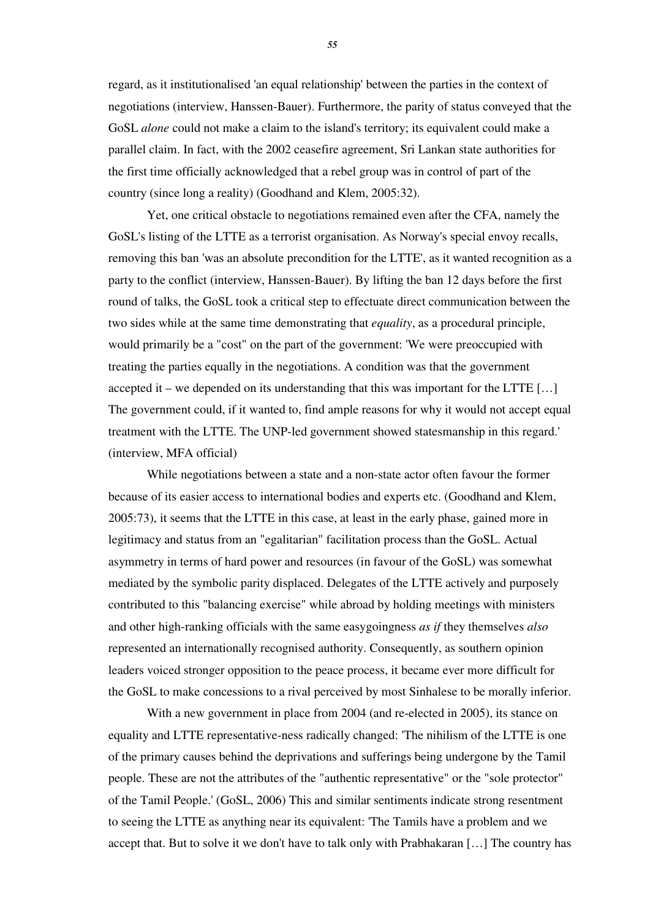regard, as it institutionalised 'an equal relationship' between the parties in the context of negotiations (interview, Hanssen-Bauer). Furthermore, the parity of status conveyed that the GoSL *alone* could not make a claim to the island's territory; its equivalent could make a parallel claim. In fact, with the 2002 ceasefire agreement, Sri Lankan state authorities for the first time officially acknowledged that a rebel group was in control of part of the country (since long a reality) (Goodhand and Klem, 2005:32).

Yet, one critical obstacle to negotiations remained even after the CFA, namely the GoSL's listing of the LTTE as a terrorist organisation. As Norway's special envoy recalls, removing this ban 'was an absolute precondition for the LTTE', as it wanted recognition as a party to the conflict (interview, Hanssen-Bauer). By lifting the ban 12 days before the first round of talks, the GoSL took a critical step to effectuate direct communication between the two sides while at the same time demonstrating that *equality*, as a procedural principle, would primarily be a "cost" on the part of the government: 'We were preoccupied with treating the parties equally in the negotiations. A condition was that the government accepted it – we depended on its understanding that this was important for the LTTE […] The government could, if it wanted to, find ample reasons for why it would not accept equal treatment with the LTTE. The UNP-led government showed statesmanship in this regard.' (interview, MFA official)

While negotiations between a state and a non-state actor often favour the former because of its easier access to international bodies and experts etc. (Goodhand and Klem, 2005:73), it seems that the LTTE in this case, at least in the early phase, gained more in legitimacy and status from an "egalitarian" facilitation process than the GoSL. Actual asymmetry in terms of hard power and resources (in favour of the GoSL) was somewhat mediated by the symbolic parity displaced. Delegates of the LTTE actively and purposely contributed to this "balancing exercise" while abroad by holding meetings with ministers and other high-ranking officials with the same easygoingness *as if* they themselves *also* represented an internationally recognised authority. Consequently, as southern opinion leaders voiced stronger opposition to the peace process, it became ever more difficult for the GoSL to make concessions to a rival perceived by most Sinhalese to be morally inferior.

With a new government in place from 2004 (and re-elected in 2005), its stance on equality and LTTE representative-ness radically changed: 'The nihilism of the LTTE is one of the primary causes behind the deprivations and sufferings being undergone by the Tamil people. These are not the attributes of the "authentic representative" or the "sole protector" of the Tamil People.' (GoSL, 2006) This and similar sentiments indicate strong resentment to seeing the LTTE as anything near its equivalent: 'The Tamils have a problem and we accept that. But to solve it we don't have to talk only with Prabhakaran […] The country has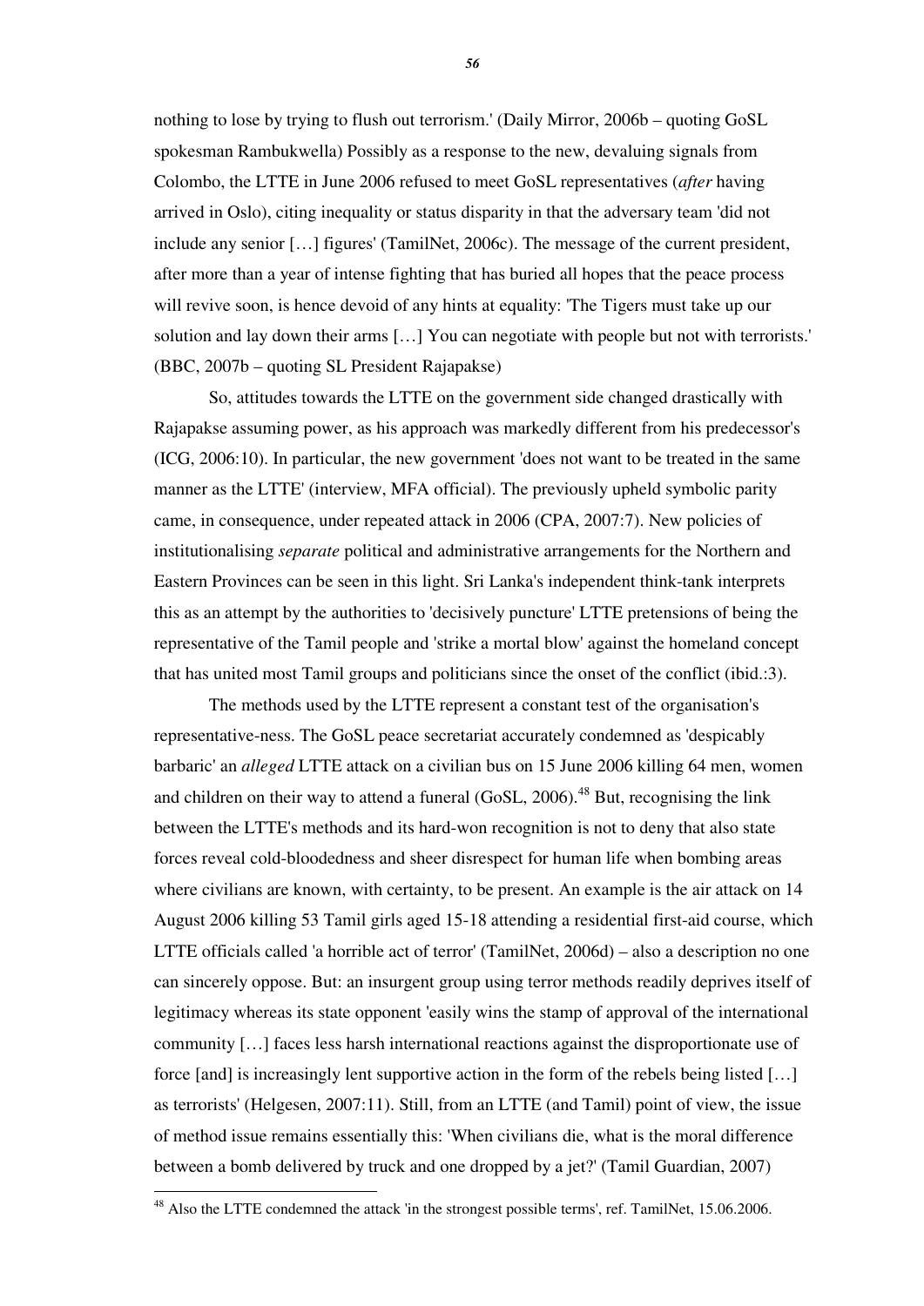nothing to lose by trying to flush out terrorism.' (Daily Mirror, 2006b – quoting GoSL spokesman Rambukwella) Possibly as a response to the new, devaluing signals from Colombo, the LTTE in June 2006 refused to meet GoSL representatives (*after* having arrived in Oslo), citing inequality or status disparity in that the adversary team 'did not include any senior […] figures' (TamilNet, 2006c). The message of the current president, after more than a year of intense fighting that has buried all hopes that the peace process will revive soon, is hence devoid of any hints at equality: 'The Tigers must take up our solution and lay down their arms […] You can negotiate with people but not with terrorists.' (BBC, 2007b – quoting SL President Rajapakse)

So, attitudes towards the LTTE on the government side changed drastically with Rajapakse assuming power, as his approach was markedly different from his predecessor's (ICG, 2006:10). In particular, the new government 'does not want to be treated in the same manner as the LTTE' (interview, MFA official). The previously upheld symbolic parity came, in consequence, under repeated attack in 2006 (CPA, 2007:7). New policies of institutionalising *separate* political and administrative arrangements for the Northern and Eastern Provinces can be seen in this light. Sri Lanka's independent think-tank interprets this as an attempt by the authorities to 'decisively puncture' LTTE pretensions of being the representative of the Tamil people and 'strike a mortal blow' against the homeland concept that has united most Tamil groups and politicians since the onset of the conflict (ibid.:3).

The methods used by the LTTE represent a constant test of the organisation's representative-ness. The GoSL peace secretariat accurately condemned as 'despicably barbaric' an *alleged* LTTE attack on a civilian bus on 15 June 2006 killing 64 men, women and children on their way to attend a funeral (GoSL, 2006).[48] But, recognising the link between the LTTE's methods and its hard-won recognition is not to deny that also state forces reveal cold-bloodedness and sheer disrespect for human life when bombing areas where civilians are known, with certainty, to be present. An example is the air attack on 14 August 2006 killing 53 Tamil girls aged 15-18 attending a residential first-aid course, which LTTE officials called 'a horrible act of terror' (TamilNet, 2006d) – also a description no one can sincerely oppose. But: an insurgent group using terror methods readily deprives itself of legitimacy whereas its state opponent 'easily wins the stamp of approval of the international community […] faces less harsh international reactions against the disproportionate use of force [and] is increasingly lent supportive action in the form of the rebels being listed […] as terrorists' (Helgesen, 2007:11). Still, from an LTTE (and Tamil) point of view, the issue of method issue remains essentially this: 'When civilians die, what is the moral difference between a bomb delivered by truck and one dropped by a jet?' (Tamil Guardian, 2007)

[48] Also the LTTE condemned the attack 'in the strongest possible terms', ref. TamilNet, 15.06.2006.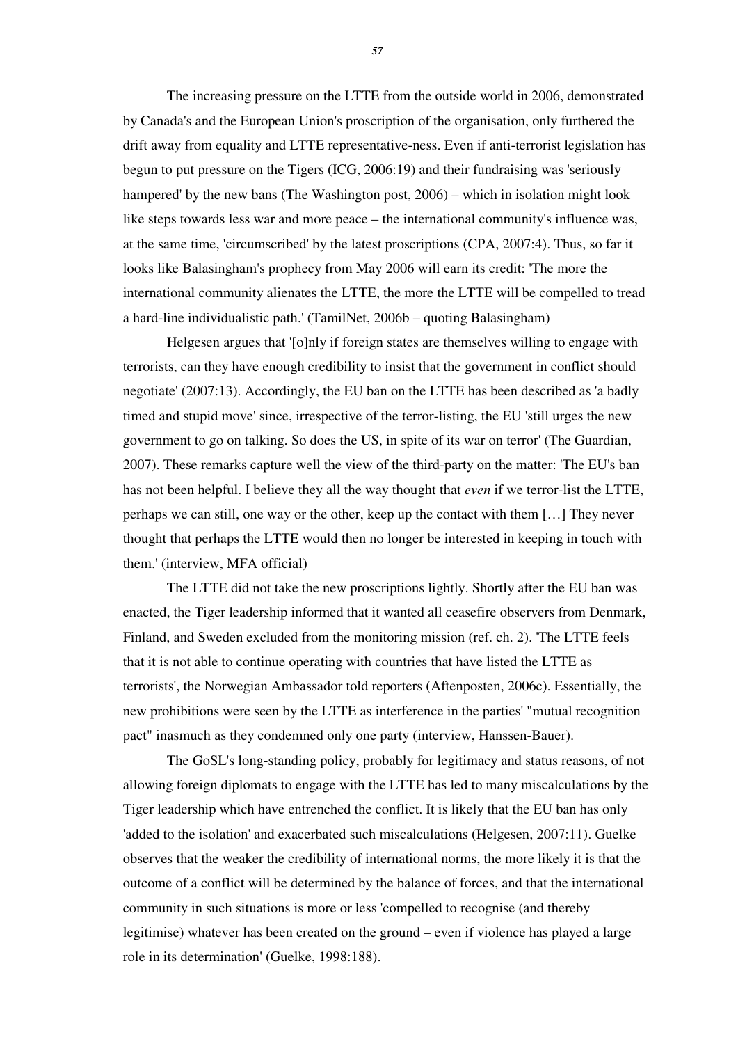The increasing pressure on the LTTE from the outside world in 2006, demonstrated by Canada's and the European Union's proscription of the organisation, only furthered the drift away from equality and LTTE representative-ness. Even if anti-terrorist legislation has begun to put pressure on the Tigers (ICG, 2006:19) and their fundraising was 'seriously hampered' by the new bans (The Washington post, 2006) – which in isolation might look like steps towards less war and more peace – the international community's influence was, at the same time, 'circumscribed' by the latest proscriptions (CPA, 2007:4). Thus, so far it looks like Balasingham's prophecy from May 2006 will earn its credit: 'The more the international community alienates the LTTE, the more the LTTE will be compelled to tread a hard-line individualistic path.' (TamilNet, 2006b – quoting Balasingham)

Helgesen argues that '[o]nly if foreign states are themselves willing to engage with terrorists, can they have enough credibility to insist that the government in conflict should negotiate' (2007:13). Accordingly, the EU ban on the LTTE has been described as 'a badly timed and stupid move' since, irrespective of the terror-listing, the EU 'still urges the new government to go on talking. So does the US, in spite of its war on terror' (The Guardian, 2007). These remarks capture well the view of the third-party on the matter: 'The EU's ban has not been helpful. I believe they all the way thought that *even* if we terror-list the LTTE, perhaps we can still, one way or the other, keep up the contact with them […] They never thought that perhaps the LTTE would then no longer be interested in keeping in touch with them.' (interview, MFA official)

The LTTE did not take the new proscriptions lightly. Shortly after the EU ban was enacted, the Tiger leadership informed that it wanted all ceasefire observers from Denmark, Finland, and Sweden excluded from the monitoring mission (ref. ch. 2). 'The LTTE feels that it is not able to continue operating with countries that have listed the LTTE as terrorists', the Norwegian Ambassador told reporters (Aftenposten, 2006c). Essentially, the new prohibitions were seen by the LTTE as interference in the parties' "mutual recognition pact" inasmuch as they condemned only one party (interview, Hanssen-Bauer).

The GoSL's long-standing policy, probably for legitimacy and status reasons, of not allowing foreign diplomats to engage with the LTTE has led to many miscalculations by the Tiger leadership which have entrenched the conflict. It is likely that the EU ban has only 'added to the isolation' and exacerbated such miscalculations (Helgesen, 2007:11). Guelke observes that the weaker the credibility of international norms, the more likely it is that the outcome of a conflict will be determined by the balance of forces, and that the international community in such situations is more or less 'compelled to recognise (and thereby legitimise) whatever has been created on the ground – even if violence has played a large role in its determination' (Guelke, 1998:188).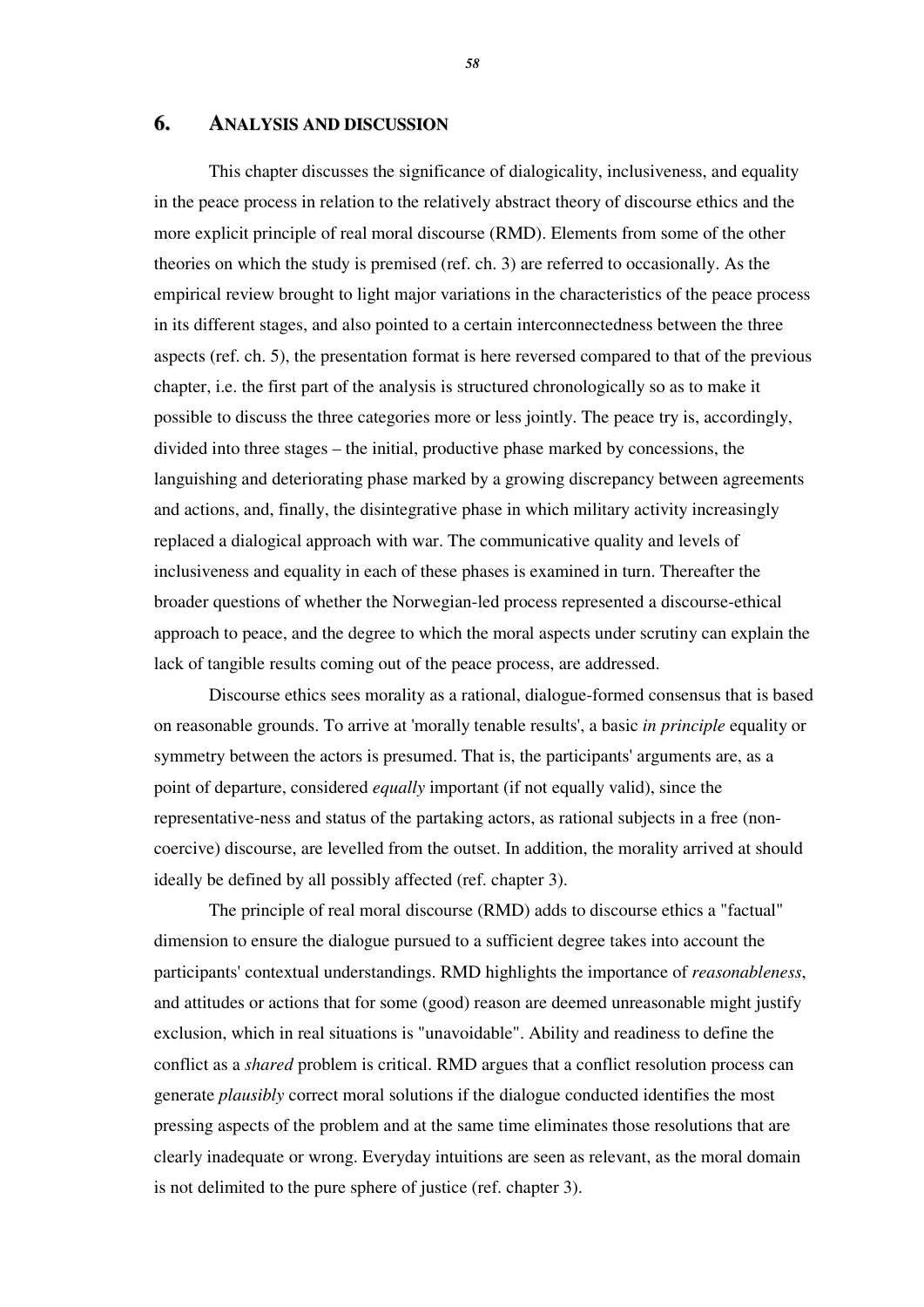# 6. ANALYSIS AND DISCUSSION

This chapter discusses the significance of dialogicality, inclusiveness, and equality in the peace process in relation to the relatively abstract theory of discourse ethics and the more explicit principle of real moral discourse (RMD). Elements from some of the other theories on which the study is premised (ref. ch. 3) are referred to occasionally. As the empirical review brought to light major variations in the characteristics of the peace process in its different stages, and also pointed to a certain interconnectedness between the three aspects (ref. ch. 5), the presentation format is here reversed compared to that of the previous chapter, i.e. the first part of the analysis is structured chronologically so as to make it possible to discuss the three categories more or less jointly. The peace try is, accordingly, divided into three stages – the initial, productive phase marked by concessions, the languishing and deteriorating phase marked by a growing discrepancy between agreements and actions, and, finally, the disintegrative phase in which military activity increasingly replaced a dialogical approach with war. The communicative quality and levels of inclusiveness and equality in each of these phases is examined in turn. Thereafter the broader questions of whether the Norwegian-led process represented a discourse-ethical approach to peace, and the degree to which the moral aspects under scrutiny can explain the lack of tangible results coming out of the peace process, are addressed.

Discourse ethics sees morality as a rational, dialogue-formed consensus that is based on reasonable grounds. To arrive at 'morally tenable results', a basic *in principle* equality or symmetry between the actors is presumed. That is, the participants' arguments are, as a point of departure, considered *equally* important (if not equally valid), since the representative-ness and status of the partaking actors, as rational subjects in a free (non-coercive) discourse, are levelled from the outset. In addition, the morality arrived at should ideally be defined by all possibly affected (ref. chapter 3).

The principle of real moral discourse (RMD) adds to discourse ethics a "factual" dimension to ensure the dialogue pursued to a sufficient degree takes into account the participants' contextual understandings. RMD highlights the importance of *reasonableness*, and attitudes or actions that for some (good) reason are deemed unreasonable might justify exclusion, which in real situations is "unavoidable". Ability and readiness to define the conflict as a *shared* problem is critical. RMD argues that a conflict resolution process can generate *plausibly* correct moral solutions if the dialogue conducted identifies the most pressing aspects of the problem and at the same time eliminates those resolutions that are clearly inadequate or wrong. Everyday intuitions are seen as relevant, as the moral domain is not delimited to the pure sphere of justice (ref. chapter 3).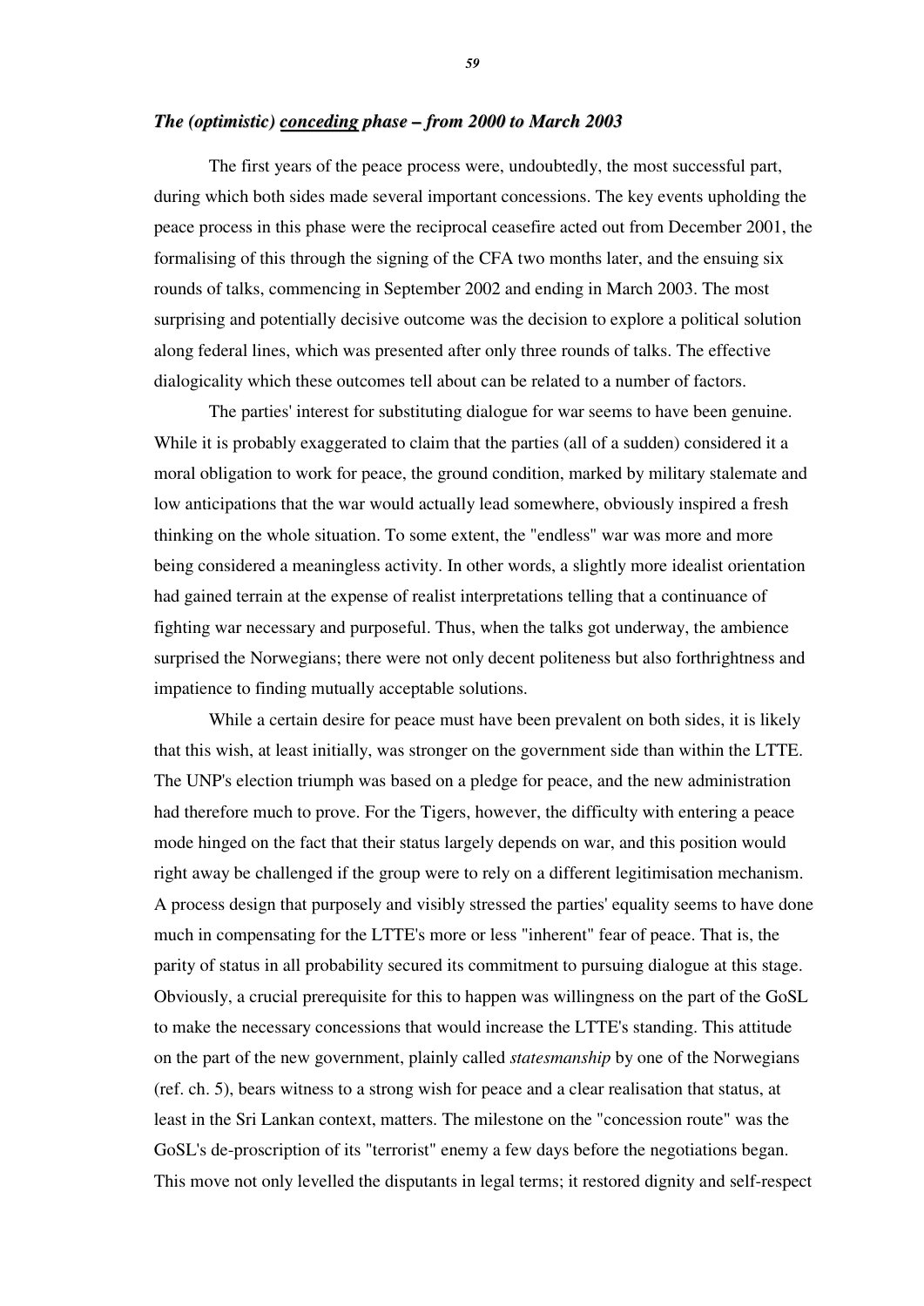### *The (optimistic) conceding phase – from 2000 to March 2003*

The first years of the peace process were, undoubtedly, the most successful part, during which both sides made several important concessions. The key events upholding the peace process in this phase were the reciprocal ceasefire acted out from December 2001, the formalising of this through the signing of the CFA two months later, and the ensuing six rounds of talks, commencing in September 2002 and ending in March 2003. The most surprising and potentially decisive outcome was the decision to explore a political solution along federal lines, which was presented after only three rounds of talks. The effective dialogicality which these outcomes tell about can be related to a number of factors.

The parties' interest for substituting dialogue for war seems to have been genuine. While it is probably exaggerated to claim that the parties (all of a sudden) considered it a moral obligation to work for peace, the ground condition, marked by military stalemate and low anticipations that the war would actually lead somewhere, obviously inspired a fresh thinking on the whole situation. To some extent, the "endless" war was more and more being considered a meaningless activity. In other words, a slightly more idealist orientation had gained terrain at the expense of realist interpretations telling that a continuance of fighting war necessary and purposeful. Thus, when the talks got underway, the ambience surprised the Norwegians; there were not only decent politeness but also forthrightness and impatience to finding mutually acceptable solutions.

While a certain desire for peace must have been prevalent on both sides, it is likely that this wish, at least initially, was stronger on the government side than within the LTTE. The UNP's election triumph was based on a pledge for peace, and the new administration had therefore much to prove. For the Tigers, however, the difficulty with entering a peace mode hinged on the fact that their status largely depends on war, and this position would right away be challenged if the group were to rely on a different legitimisation mechanism. A process design that purposely and visibly stressed the parties' equality seems to have done much in compensating for the LTTE's more or less "inherent" fear of peace. That is, the parity of status in all probability secured its commitment to pursuing dialogue at this stage. Obviously, a crucial prerequisite for this to happen was willingness on the part of the GoSL to make the necessary concessions that would increase the LTTE's standing. This attitude on the part of the new government, plainly called *statesmanship* by one of the Norwegians (ref. ch. 5), bears witness to a strong wish for peace and a clear realisation that status, at least in the Sri Lankan context, matters. The milestone on the "concession route" was the GoSL's de-proscription of its "terrorist" enemy a few days before the negotiations began. This move not only levelled the disputants in legal terms; it restored dignity and self-respect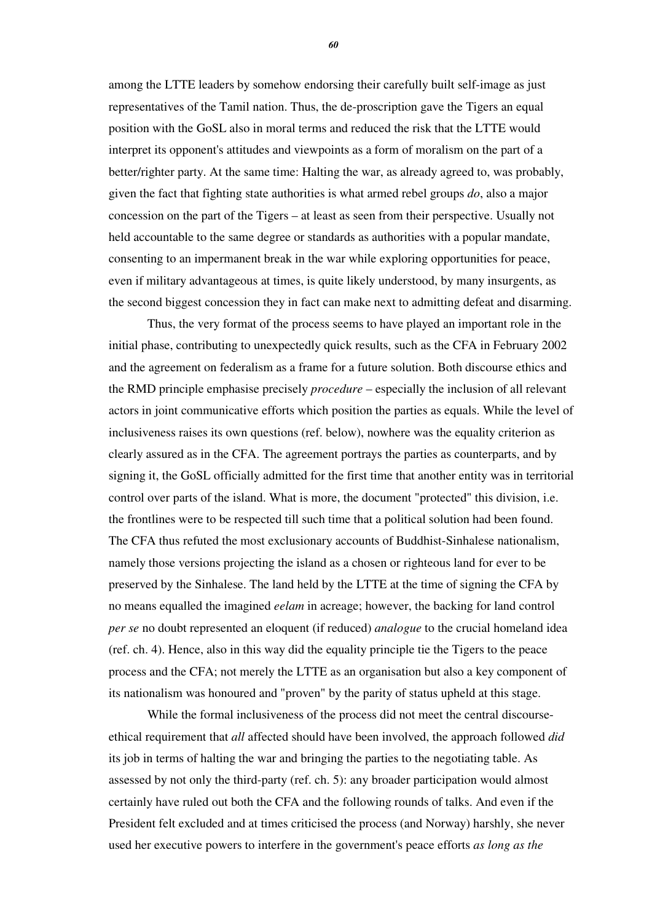among the LTTE leaders by somehow endorsing their carefully built self-image as just representatives of the Tamil nation. Thus, the de-proscription gave the Tigers an equal position with the GoSL also in moral terms and reduced the risk that the LTTE would interpret its opponent's attitudes and viewpoints as a form of moralism on the part of a better/righter party. At the same time: Halting the war, as already agreed to, was probably, given the fact that fighting state authorities is what armed rebel groups *do*, also a major concession on the part of the Tigers – at least as seen from their perspective. Usually not held accountable to the same degree or standards as authorities with a popular mandate, consenting to an impermanent break in the war while exploring opportunities for peace, even if military advantageous at times, is quite likely understood, by many insurgents, as the second biggest concession they in fact can make next to admitting defeat and disarming.

Thus, the very format of the process seems to have played an important role in the initial phase, contributing to unexpectedly quick results, such as the CFA in February 2002 and the agreement on federalism as a frame for a future solution. Both discourse ethics and the RMD principle emphasise precisely *procedure* – especially the inclusion of all relevant actors in joint communicative efforts which position the parties as equals. While the level of inclusiveness raises its own questions (ref. below), nowhere was the equality criterion as clearly assured as in the CFA. The agreement portrays the parties as counterparts, and by signing it, the GoSL officially admitted for the first time that another entity was in territorial control over parts of the island. What is more, the document "protected" this division, i.e. the frontlines were to be respected till such time that a political solution had been found. The CFA thus refuted the most exclusionary accounts of Buddhist-Sinhalese nationalism, namely those versions projecting the island as a chosen or righteous land for ever to be preserved by the Sinhalese. The land held by the LTTE at the time of signing the CFA by no means equalled the imagined *eelam* in acreage; however, the backing for land control *per se* no doubt represented an eloquent (if reduced) *analogue* to the crucial homeland idea (ref. ch. 4). Hence, also in this way did the equality principle tie the Tigers to the peace process and the CFA; not merely the LTTE as an organisation but also a key component of its nationalism was honoured and "proven" by the parity of status upheld at this stage.

While the formal inclusiveness of the process did not meet the central discourse-ethical requirement that *all* affected should have been involved, the approach followed *did* its job in terms of halting the war and bringing the parties to the negotiating table. As assessed by not only the third-party (ref. ch. 5): any broader participation would almost certainly have ruled out both the CFA and the following rounds of talks. And even if the President felt excluded and at times criticised the process (and Norway) harshly, she never used her executive powers to interfere in the government's peace efforts *as long as the*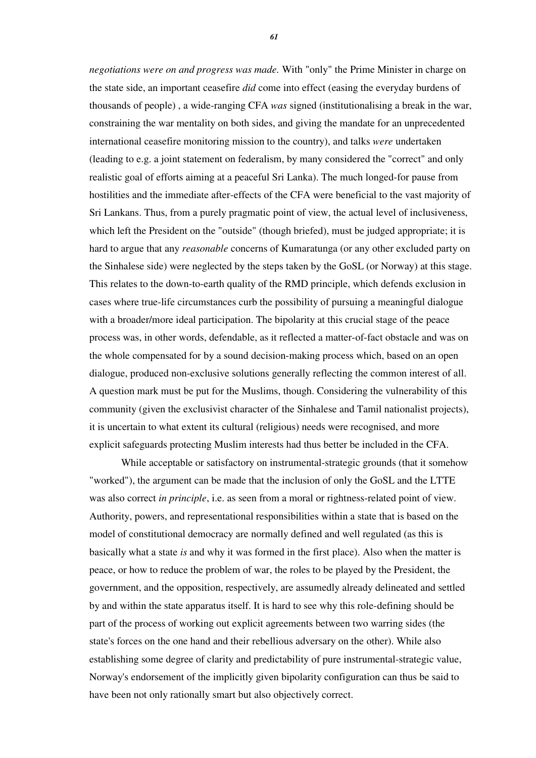*negotiations were on and progress was made.* With "only" the Prime Minister in charge on the state side, an important ceasefire *did* come into effect (easing the everyday burdens of thousands of people) , a wide-ranging CFA *was* signed (institutionalising a break in the war, constraining the war mentality on both sides, and giving the mandate for an unprecedented international ceasefire monitoring mission to the country), and talks *were* undertaken (leading to e.g. a joint statement on federalism, by many considered the "correct" and only realistic goal of efforts aiming at a peaceful Sri Lanka). The much longed-for pause from hostilities and the immediate after-effects of the CFA were beneficial to the vast majority of Sri Lankans. Thus, from a purely pragmatic point of view, the actual level of inclusiveness, which left the President on the "outside" (though briefed), must be judged appropriate; it is hard to argue that any *reasonable* concerns of Kumaratunga (or any other excluded party on the Sinhalese side) were neglected by the steps taken by the GoSL (or Norway) at this stage. This relates to the down-to-earth quality of the RMD principle, which defends exclusion in cases where true-life circumstances curb the possibility of pursuing a meaningful dialogue with a broader/more ideal participation. The bipolarity at this crucial stage of the peace process was, in other words, defendable, as it reflected a matter-of-fact obstacle and was on the whole compensated for by a sound decision-making process which, based on an open dialogue, produced non-exclusive solutions generally reflecting the common interest of all. A question mark must be put for the Muslims, though. Considering the vulnerability of this community (given the exclusivist character of the Sinhalese and Tamil nationalist projects), it is uncertain to what extent its cultural (religious) needs were recognised, and more explicit safeguards protecting Muslim interests had thus better be included in the CFA.

While acceptable or satisfactory on instrumental-strategic grounds (that it somehow "worked"), the argument can be made that the inclusion of only the GoSL and the LTTE was also correct *in principle*, i.e. as seen from a moral or rightness-related point of view. Authority, powers, and representational responsibilities within a state that is based on the model of constitutional democracy are normally defined and well regulated (as this is basically what a state *is* and why it was formed in the first place). Also when the matter is peace, or how to reduce the problem of war, the roles to be played by the President, the government, and the opposition, respectively, are assumedly already delineated and settled by and within the state apparatus itself. It is hard to see why this role-defining should be part of the process of working out explicit agreements between two warring sides (the state's forces on the one hand and their rebellious adversary on the other). While also establishing some degree of clarity and predictability of pure instrumental-strategic value, Norway's endorsement of the implicitly given bipolarity configuration can thus be said to have been not only rationally smart but also objectively correct.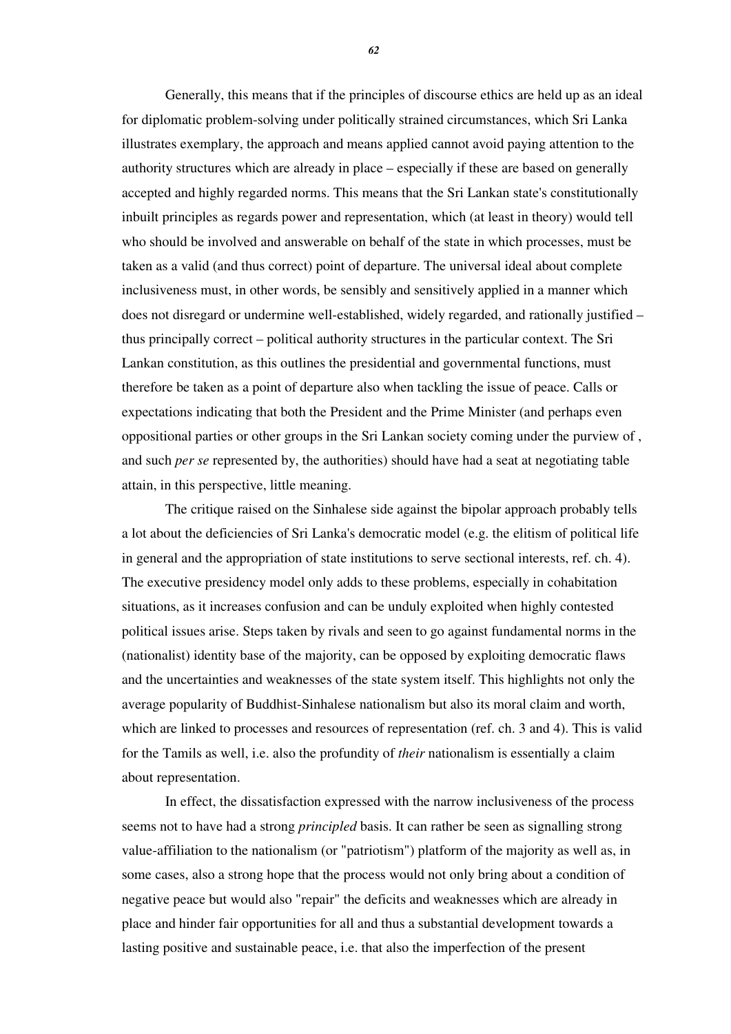Generally, this means that if the principles of discourse ethics are held up as an ideal for diplomatic problem-solving under politically strained circumstances, which Sri Lanka illustrates exemplary, the approach and means applied cannot avoid paying attention to the authority structures which are already in place – especially if these are based on generally accepted and highly regarded norms. This means that the Sri Lankan state's constitutionally inbuilt principles as regards power and representation, which (at least in theory) would tell who should be involved and answerable on behalf of the state in which processes, must be taken as a valid (and thus correct) point of departure. The universal ideal about complete inclusiveness must, in other words, be sensibly and sensitively applied in a manner which does not disregard or undermine well-established, widely regarded, and rationally justified – thus principally correct – political authority structures in the particular context. The Sri Lankan constitution, as this outlines the presidential and governmental functions, must therefore be taken as a point of departure also when tackling the issue of peace. Calls or expectations indicating that both the President and the Prime Minister (and perhaps even oppositional parties or other groups in the Sri Lankan society coming under the purview of , and such *per se* represented by, the authorities) should have had a seat at negotiating table attain, in this perspective, little meaning.

The critique raised on the Sinhalese side against the bipolar approach probably tells a lot about the deficiencies of Sri Lanka's democratic model (e.g. the elitism of political life in general and the appropriation of state institutions to serve sectional interests, ref. ch. 4). The executive presidency model only adds to these problems, especially in cohabitation situations, as it increases confusion and can be unduly exploited when highly contested political issues arise. Steps taken by rivals and seen to go against fundamental norms in the (nationalist) identity base of the majority, can be opposed by exploiting democratic flaws and the uncertainties and weaknesses of the state system itself. This highlights not only the average popularity of Buddhist-Sinhalese nationalism but also its moral claim and worth, which are linked to processes and resources of representation (ref. ch. 3 and 4). This is valid for the Tamils as well, i.e. also the profundity of *their* nationalism is essentially a claim about representation.

In effect, the dissatisfaction expressed with the narrow inclusiveness of the process seems not to have had a strong *principled* basis. It can rather be seen as signalling strong value-affiliation to the nationalism (or "patriotism") platform of the majority as well as, in some cases, also a strong hope that the process would not only bring about a condition of negative peace but would also "repair" the deficits and weaknesses which are already in place and hinder fair opportunities for all and thus a substantial development towards a lasting positive and sustainable peace, i.e. that also the imperfection of the present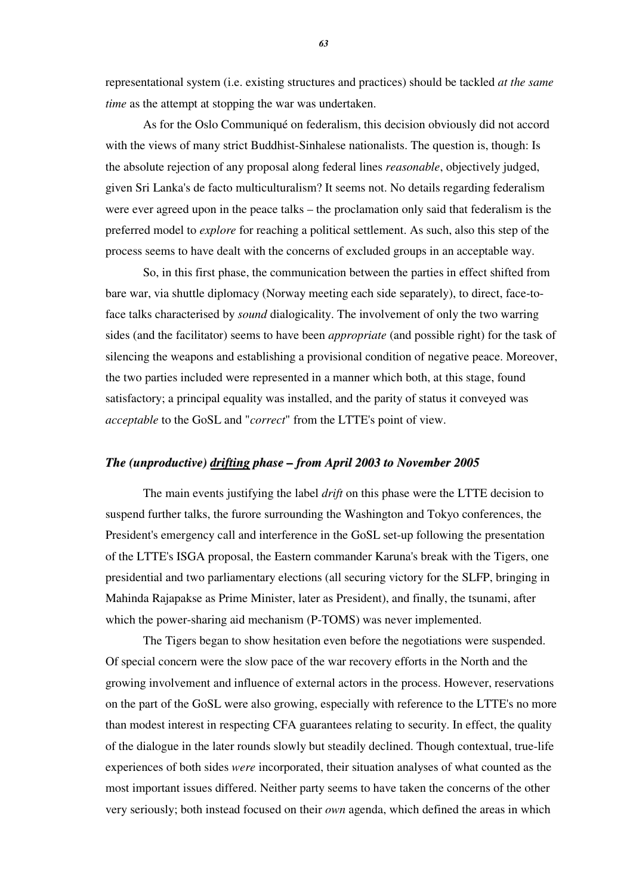representational system (i.e. existing structures and practices) should be tackled *at the same time* as the attempt at stopping the war was undertaken.

As for the Oslo Communiqué on federalism, this decision obviously did not accord with the views of many strict Buddhist-Sinhalese nationalists. The question is, though: Is the absolute rejection of any proposal along federal lines *reasonable*, objectively judged, given Sri Lanka's de facto multiculturalism? It seems not. No details regarding federalism were ever agreed upon in the peace talks – the proclamation only said that federalism is the preferred model to *explore* for reaching a political settlement. As such, also this step of the process seems to have dealt with the concerns of excluded groups in an acceptable way.

So, in this first phase, the communication between the parties in effect shifted from bare war, via shuttle diplomacy (Norway meeting each side separately), to direct, face-to-face talks characterised by *sound* dialogicality. The involvement of only the two warring sides (and the facilitator) seems to have been *appropriate* (and possible right) for the task of silencing the weapons and establishing a provisional condition of negative peace. Moreover, the two parties included were represented in a manner which both, at this stage, found satisfactory; a principal equality was installed, and the parity of status it conveyed was *acceptable* to the GoSL and "*correct*" from the LTTE's point of view.

### *The (unproductive) __drifting__ phase – from April 2003 to November 2005*

The main events justifying the label *drift* on this phase were the LTTE decision to suspend further talks, the furore surrounding the Washington and Tokyo conferences, the President's emergency call and interference in the GoSL set-up following the presentation of the LTTE's ISGA proposal, the Eastern commander Karuna's break with the Tigers, one presidential and two parliamentary elections (all securing victory for the SLFP, bringing in Mahinda Rajapakse as Prime Minister, later as President), and finally, the tsunami, after which the power-sharing aid mechanism (P-TOMS) was never implemented.

The Tigers began to show hesitation even before the negotiations were suspended. Of special concern were the slow pace of the war recovery efforts in the North and the growing involvement and influence of external actors in the process. However, reservations on the part of the GoSL were also growing, especially with reference to the LTTE's no more than modest interest in respecting CFA guarantees relating to security. In effect, the quality of the dialogue in the later rounds slowly but steadily declined. Though contextual, true-life experiences of both sides *were* incorporated, their situation analyses of what counted as the most important issues differed. Neither party seems to have taken the concerns of the other very seriously; both instead focused on their *own* agenda, which defined the areas in which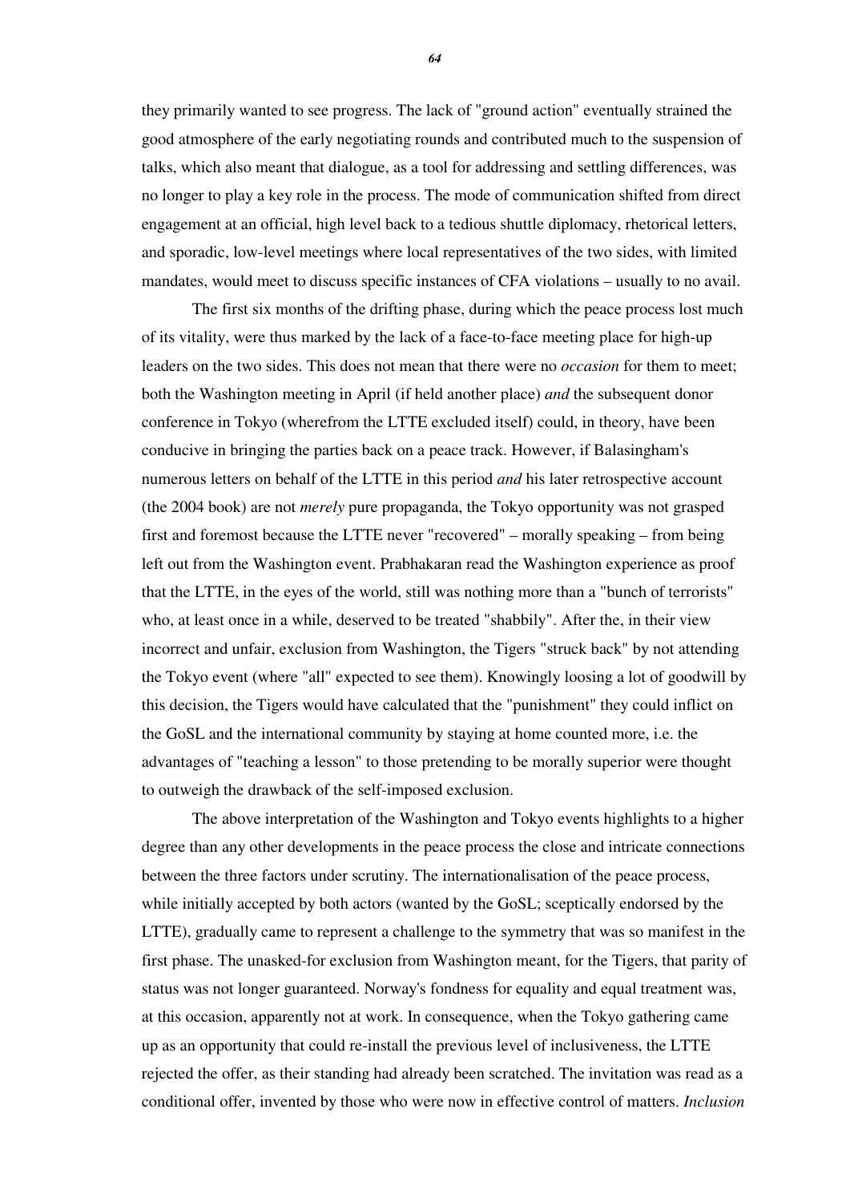they primarily wanted to see progress. The lack of "ground action" eventually strained the good atmosphere of the early negotiating rounds and contributed much to the suspension of talks, which also meant that dialogue, as a tool for addressing and settling differences, was no longer to play a key role in the process. The mode of communication shifted from direct engagement at an official, high level back to a tedious shuttle diplomacy, rhetorical letters, and sporadic, low-level meetings where local representatives of the two sides, with limited mandates, would meet to discuss specific instances of CFA violations – usually to no avail.

The first six months of the drifting phase, during which the peace process lost much of its vitality, were thus marked by the lack of a face-to-face meeting place for high-up leaders on the two sides. This does not mean that there were no *occasion* for them to meet; both the Washington meeting in April (if held another place) *and* the subsequent donor conference in Tokyo (wherefrom the LTTE excluded itself) could, in theory, have been conducive in bringing the parties back on a peace track. However, if Balasingham's numerous letters on behalf of the LTTE in this period *and* his later retrospective account (the 2004 book) are not *merely* pure propaganda, the Tokyo opportunity was not grasped first and foremost because the LTTE never "recovered" – morally speaking – from being left out from the Washington event. Prabhakaran read the Washington experience as proof that the LTTE, in the eyes of the world, still was nothing more than a "bunch of terrorists" who, at least once in a while, deserved to be treated "shabbily". After the, in their view incorrect and unfair, exclusion from Washington, the Tigers "struck back" by not attending the Tokyo event (where "all" expected to see them). Knowingly loosing a lot of goodwill by this decision, the Tigers would have calculated that the "punishment" they could inflict on the GoSL and the international community by staying at home counted more, i.e. the advantages of "teaching a lesson" to those pretending to be morally superior were thought to outweigh the drawback of the self-imposed exclusion.

The above interpretation of the Washington and Tokyo events highlights to a higher degree than any other developments in the peace process the close and intricate connections between the three factors under scrutiny. The internationalisation of the peace process, while initially accepted by both actors (wanted by the GoSL; sceptically endorsed by the LTTE), gradually came to represent a challenge to the symmetry that was so manifest in the first phase. The unasked-for exclusion from Washington meant, for the Tigers, that parity of status was not longer guaranteed. Norway's fondness for equality and equal treatment was, at this occasion, apparently not at work. In consequence, when the Tokyo gathering came up as an opportunity that could re-install the previous level of inclusiveness, the LTTE rejected the offer, as their standing had already been scratched. The invitation was read as a conditional offer, invented by those who were now in effective control of matters. *Inclusion*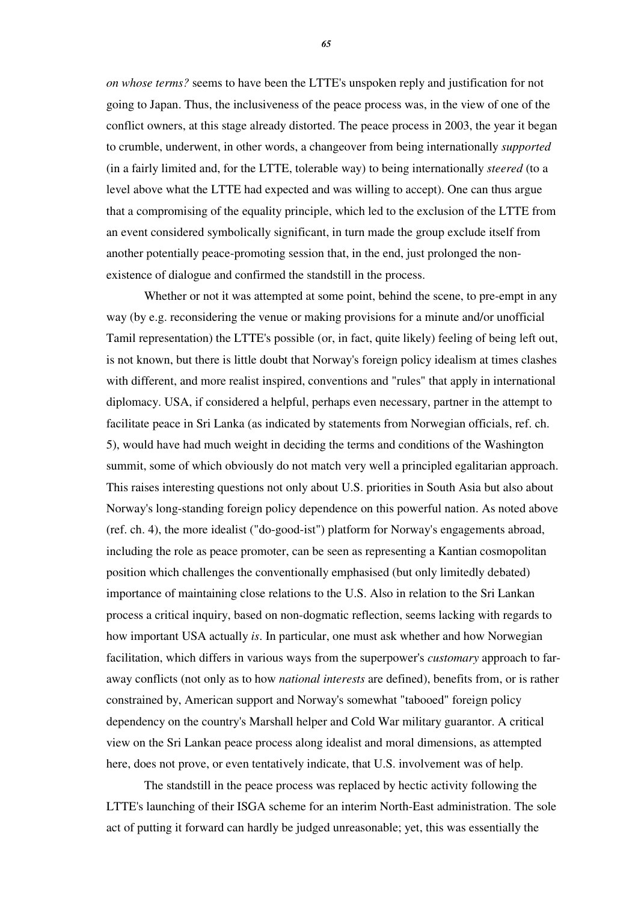*on whose terms?* seems to have been the LTTE's unspoken reply and justification for not going to Japan. Thus, the inclusiveness of the peace process was, in the view of one of the conflict owners, at this stage already distorted. The peace process in 2003, the year it began to crumble, underwent, in other words, a changeover from being internationally *supported* (in a fairly limited and, for the LTTE, tolerable way) to being internationally *steered* (to a level above what the LTTE had expected and was willing to accept). One can thus argue that a compromising of the equality principle, which led to the exclusion of the LTTE from an event considered symbolically significant, in turn made the group exclude itself from another potentially peace-promoting session that, in the end, just prolonged the non-existence of dialogue and confirmed the standstill in the process.

Whether or not it was attempted at some point, behind the scene, to pre-empt in any way (by e.g. reconsidering the venue or making provisions for a minute and/or unofficial Tamil representation) the LTTE's possible (or, in fact, quite likely) feeling of being left out, is not known, but there is little doubt that Norway's foreign policy idealism at times clashes with different, and more realist inspired, conventions and "rules" that apply in international diplomacy. USA, if considered a helpful, perhaps even necessary, partner in the attempt to facilitate peace in Sri Lanka (as indicated by statements from Norwegian officials, ref. ch. 5), would have had much weight in deciding the terms and conditions of the Washington summit, some of which obviously do not match very well a principled egalitarian approach. This raises interesting questions not only about U.S. priorities in South Asia but also about Norway's long-standing foreign policy dependence on this powerful nation. As noted above (ref. ch. 4), the more idealist ("do-good-ist") platform for Norway's engagements abroad, including the role as peace promoter, can be seen as representing a Kantian cosmopolitan position which challenges the conventionally emphasised (but only limitedly debated) importance of maintaining close relations to the U.S. Also in relation to the Sri Lankan process a critical inquiry, based on non-dogmatic reflection, seems lacking with regards to how important USA actually *is*. In particular, one must ask whether and how Norwegian facilitation, which differs in various ways from the superpower's *customary* approach to far-away conflicts (not only as to how *national interests* are defined), benefits from, or is rather constrained by, American support and Norway's somewhat "tabooed" foreign policy dependency on the country's Marshall helper and Cold War military guarantor. A critical view on the Sri Lankan peace process along idealist and moral dimensions, as attempted here, does not prove, or even tentatively indicate, that U.S. involvement was of help.

The standstill in the peace process was replaced by hectic activity following the LTTE's launching of their ISGA scheme for an interim North-East administration. The sole act of putting it forward can hardly be judged unreasonable; yet, this was essentially the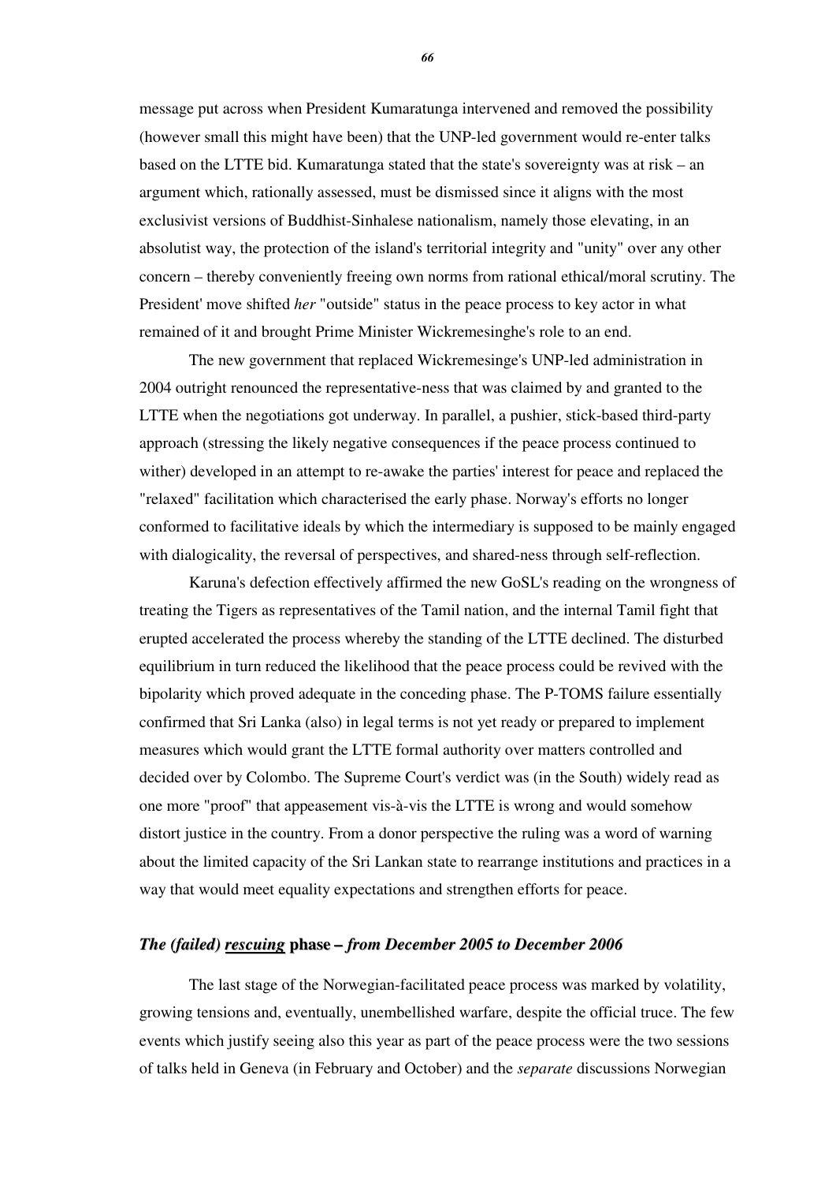message put across when President Kumaratunga intervened and removed the possibility (however small this might have been) that the UNP-led government would re-enter talks based on the LTTE bid. Kumaratunga stated that the state's sovereignty was at risk – an argument which, rationally assessed, must be dismissed since it aligns with the most exclusivist versions of Buddhist-Sinhalese nationalism, namely those elevating, in an absolutist way, the protection of the island's territorial integrity and "unity" over any other concern – thereby conveniently freeing own norms from rational ethical/moral scrutiny. The President' move shifted *her* "outside" status in the peace process to key actor in what remained of it and brought Prime Minister Wickremesinghe's role to an end.

The new government that replaced Wickremesinge's UNP-led administration in 2004 outright renounced the representative-ness that was claimed by and granted to the LTTE when the negotiations got underway. In parallel, a pushier, stick-based third-party approach (stressing the likely negative consequences if the peace process continued to wither) developed in an attempt to re-awake the parties' interest for peace and replaced the "relaxed" facilitation which characterised the early phase. Norway's efforts no longer conformed to facilitative ideals by which the intermediary is supposed to be mainly engaged with dialogicality, the reversal of perspectives, and shared-ness through self-reflection.

Karuna's defection effectively affirmed the new GoSL's reading on the wrongness of treating the Tigers as representatives of the Tamil nation, and the internal Tamil fight that erupted accelerated the process whereby the standing of the LTTE declined. The disturbed equilibrium in turn reduced the likelihood that the peace process could be revived with the bipolarity which proved adequate in the conceding phase. The P-TOMS failure essentially confirmed that Sri Lanka (also) in legal terms is not yet ready or prepared to implement measures which would grant the LTTE formal authority over matters controlled and decided over by Colombo. The Supreme Court's verdict was (in the South) widely read as one more "proof" that appeasement vis-à-vis the LTTE is wrong and would somehow distort justice in the country. From a donor perspective the ruling was a word of warning about the limited capacity of the Sri Lankan state to rearrange institutions and practices in a way that would meet equality expectations and strengthen efforts for peace.

### *The (failed) rescuing* **phase** *– from December 2005 to December 2006*

The last stage of the Norwegian-facilitated peace process was marked by volatility, growing tensions and, eventually, unembellished warfare, despite the official truce. The few events which justify seeing also this year as part of the peace process were the two sessions of talks held in Geneva (in February and October) and the *separate* discussions Norwegian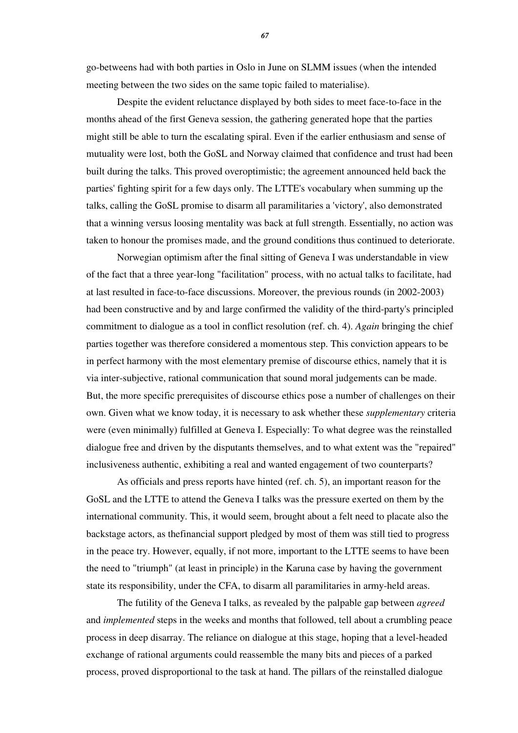go-betweens had with both parties in Oslo in June on SLMM issues (when the intended meeting between the two sides on the same topic failed to materialise).

Despite the evident reluctance displayed by both sides to meet face-to-face in the months ahead of the first Geneva session, the gathering generated hope that the parties might still be able to turn the escalating spiral. Even if the earlier enthusiasm and sense of mutuality were lost, both the GoSL and Norway claimed that confidence and trust had been built during the talks. This proved overoptimistic; the agreement announced held back the parties' fighting spirit for a few days only. The LTTE's vocabulary when summing up the talks, calling the GoSL promise to disarm all paramilitaries a 'victory', also demonstrated that a winning versus loosing mentality was back at full strength. Essentially, no action was taken to honour the promises made, and the ground conditions thus continued to deteriorate.

Norwegian optimism after the final sitting of Geneva I was understandable in view of the fact that a three year-long "facilitation" process, with no actual talks to facilitate, had at last resulted in face-to-face discussions. Moreover, the previous rounds (in 2002-2003) had been constructive and by and large confirmed the validity of the third-party's principled commitment to dialogue as a tool in conflict resolution (ref. ch. 4). *Again* bringing the chief parties together was therefore considered a momentous step. This conviction appears to be in perfect harmony with the most elementary premise of discourse ethics, namely that it is via inter-subjective, rational communication that sound moral judgements can be made. But, the more specific prerequisites of discourse ethics pose a number of challenges on their own. Given what we know today, it is necessary to ask whether these *supplementary* criteria were (even minimally) fulfilled at Geneva I. Especially: To what degree was the reinstalled dialogue free and driven by the disputants themselves, and to what extent was the "repaired" inclusiveness authentic, exhibiting a real and wanted engagement of two counterparts?

As officials and press reports have hinted (ref. ch. 5), an important reason for the GoSL and the LTTE to attend the Geneva I talks was the pressure exerted on them by the international community. This, it would seem, brought about a felt need to placate also the backstage actors, as thefinancial support pledged by most of them was still tied to progress in the peace try. However, equally, if not more, important to the LTTE seems to have been the need to "triumph" (at least in principle) in the Karuna case by having the government state its responsibility, under the CFA, to disarm all paramilitaries in army-held areas.

The futility of the Geneva I talks, as revealed by the palpable gap between *agreed* and *implemented* steps in the weeks and months that followed, tell about a crumbling peace process in deep disarray. The reliance on dialogue at this stage, hoping that a level-headed exchange of rational arguments could reassemble the many bits and pieces of a parked process, proved disproportional to the task at hand. The pillars of the reinstalled dialogue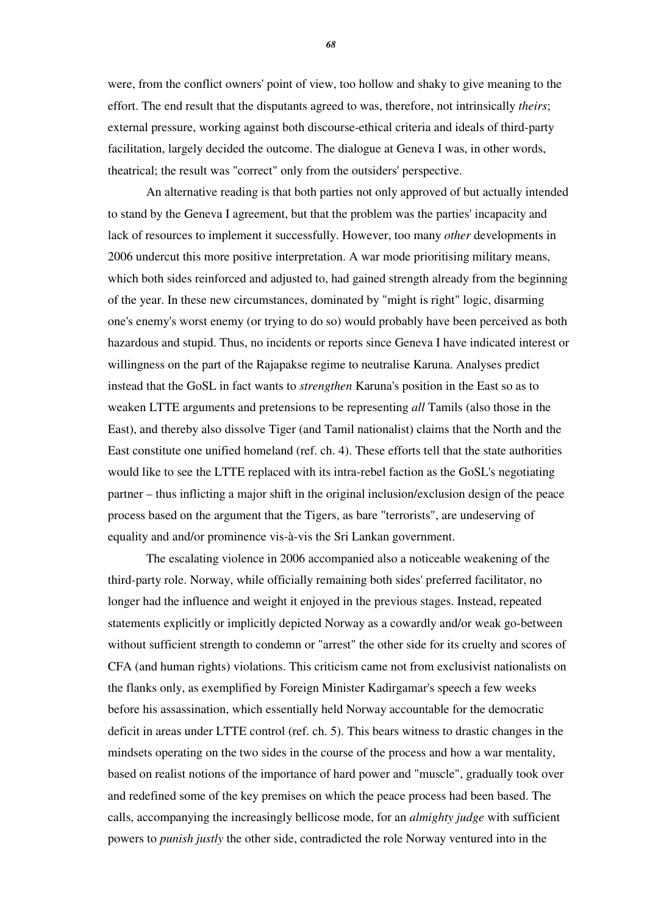were, from the conflict owners' point of view, too hollow and shaky to give meaning to the effort. The end result that the disputants agreed to was, therefore, not intrinsically *theirs*; external pressure, working against both discourse-ethical criteria and ideals of third-party facilitation, largely decided the outcome. The dialogue at Geneva I was, in other words, theatrical; the result was "correct" only from the outsiders' perspective.

An alternative reading is that both parties not only approved of but actually intended to stand by the Geneva I agreement, but that the problem was the parties' incapacity and lack of resources to implement it successfully. However, too many *other* developments in 2006 undercut this more positive interpretation. A war mode prioritising military means, which both sides reinforced and adjusted to, had gained strength already from the beginning of the year. In these new circumstances, dominated by "might is right" logic, disarming one's enemy's worst enemy (or trying to do so) would probably have been perceived as both hazardous and stupid. Thus, no incidents or reports since Geneva I have indicated interest or willingness on the part of the Rajapakse regime to neutralise Karuna. Analyses predict instead that the GoSL in fact wants to *strengthen* Karuna's position in the East so as to weaken LTTE arguments and pretensions to be representing *all* Tamils (also those in the East), and thereby also dissolve Tiger (and Tamil nationalist) claims that the North and the East constitute one unified homeland (ref. ch. 4). These efforts tell that the state authorities would like to see the LTTE replaced with its intra-rebel faction as the GoSL's negotiating partner – thus inflicting a major shift in the original inclusion/exclusion design of the peace process based on the argument that the Tigers, as bare "terrorists", are undeserving of equality and and/or prominence vis-à-vis the Sri Lankan government.

The escalating violence in 2006 accompanied also a noticeable weakening of the third-party role. Norway, while officially remaining both sides' preferred facilitator, no longer had the influence and weight it enjoyed in the previous stages. Instead, repeated statements explicitly or implicitly depicted Norway as a cowardly and/or weak go-between without sufficient strength to condemn or "arrest" the other side for its cruelty and scores of CFA (and human rights) violations. This criticism came not from exclusivist nationalists on the flanks only, as exemplified by Foreign Minister Kadirgamar's speech a few weeks before his assassination, which essentially held Norway accountable for the democratic deficit in areas under LTTE control (ref. ch. 5). This bears witness to drastic changes in the mindsets operating on the two sides in the course of the process and how a war mentality, based on realist notions of the importance of hard power and "muscle", gradually took over and redefined some of the key premises on which the peace process had been based. The calls, accompanying the increasingly bellicose mode, for an *almighty judge* with sufficient powers to *punish justly* the other side, contradicted the role Norway ventured into in the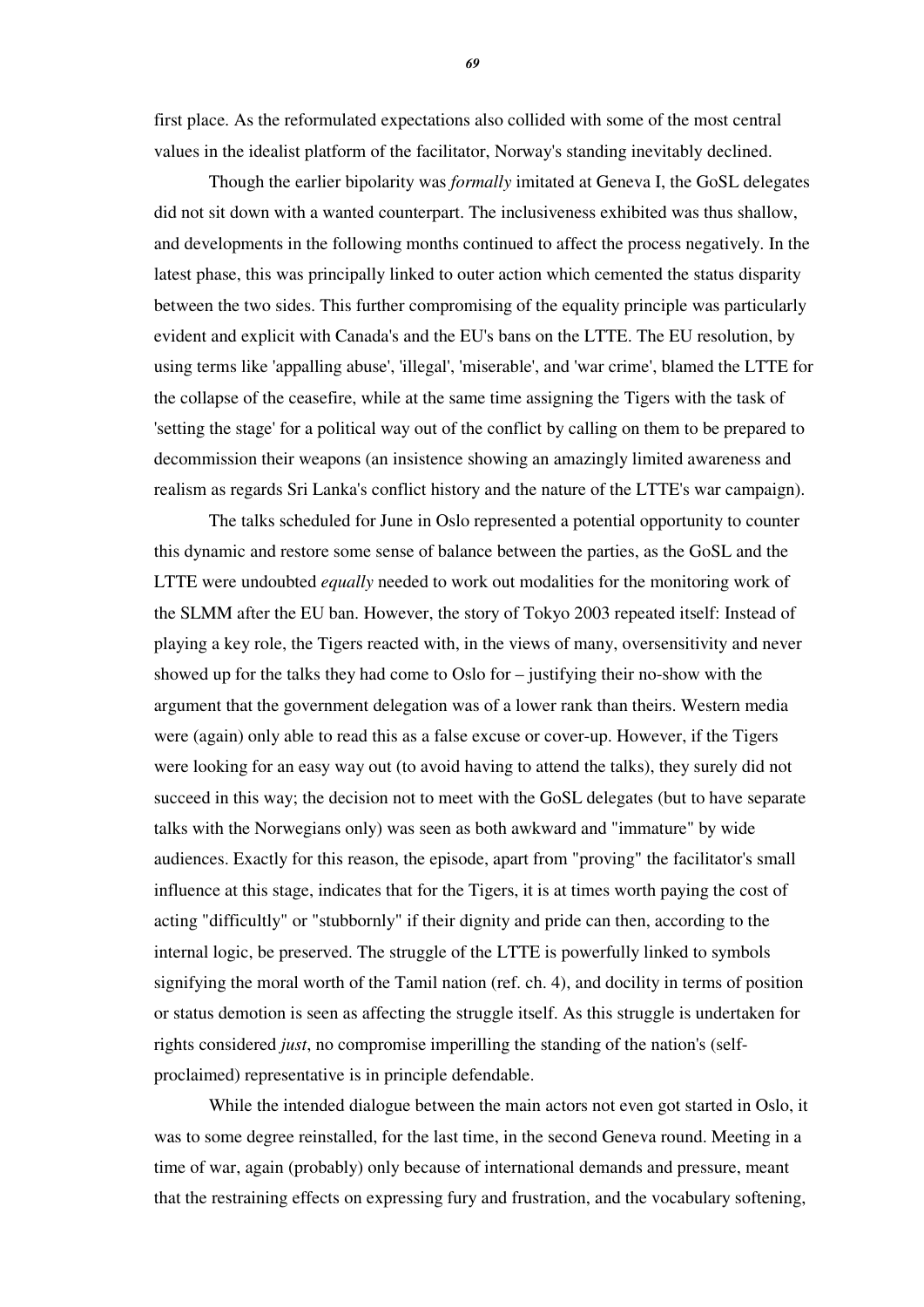first place. As the reformulated expectations also collided with some of the most central values in the idealist platform of the facilitator, Norway's standing inevitably declined.

Though the earlier bipolarity was *formally* imitated at Geneva I, the GoSL delegates did not sit down with a wanted counterpart. The inclusiveness exhibited was thus shallow, and developments in the following months continued to affect the process negatively. In the latest phase, this was principally linked to outer action which cemented the status disparity between the two sides. This further compromising of the equality principle was particularly evident and explicit with Canada's and the EU's bans on the LTTE. The EU resolution, by using terms like 'appalling abuse', 'illegal', 'miserable', and 'war crime', blamed the LTTE for the collapse of the ceasefire, while at the same time assigning the Tigers with the task of 'setting the stage' for a political way out of the conflict by calling on them to be prepared to decommission their weapons (an insistence showing an amazingly limited awareness and realism as regards Sri Lanka's conflict history and the nature of the LTTE's war campaign).

The talks scheduled for June in Oslo represented a potential opportunity to counter this dynamic and restore some sense of balance between the parties, as the GoSL and the LTTE were undoubted *equally* needed to work out modalities for the monitoring work of the SLMM after the EU ban. However, the story of Tokyo 2003 repeated itself: Instead of playing a key role, the Tigers reacted with, in the views of many, oversensitivity and never showed up for the talks they had come to Oslo for – justifying their no-show with the argument that the government delegation was of a lower rank than theirs. Western media were (again) only able to read this as a false excuse or cover-up. However, if the Tigers were looking for an easy way out (to avoid having to attend the talks), they surely did not succeed in this way; the decision not to meet with the GoSL delegates (but to have separate talks with the Norwegians only) was seen as both awkward and "immature" by wide audiences. Exactly for this reason, the episode, apart from "proving" the facilitator's small influence at this stage, indicates that for the Tigers, it is at times worth paying the cost of acting "difficultly" or "stubbornly" if their dignity and pride can then, according to the internal logic, be preserved. The struggle of the LTTE is powerfully linked to symbols signifying the moral worth of the Tamil nation (ref. ch. 4), and docility in terms of position or status demotion is seen as affecting the struggle itself. As this struggle is undertaken for rights considered *just*, no compromise imperilling the standing of the nation's (self-proclaimed) representative is in principle defendable.

While the intended dialogue between the main actors not even got started in Oslo, it was to some degree reinstalled, for the last time, in the second Geneva round. Meeting in a time of war, again (probably) only because of international demands and pressure, meant that the restraining effects on expressing fury and frustration, and the vocabulary softening,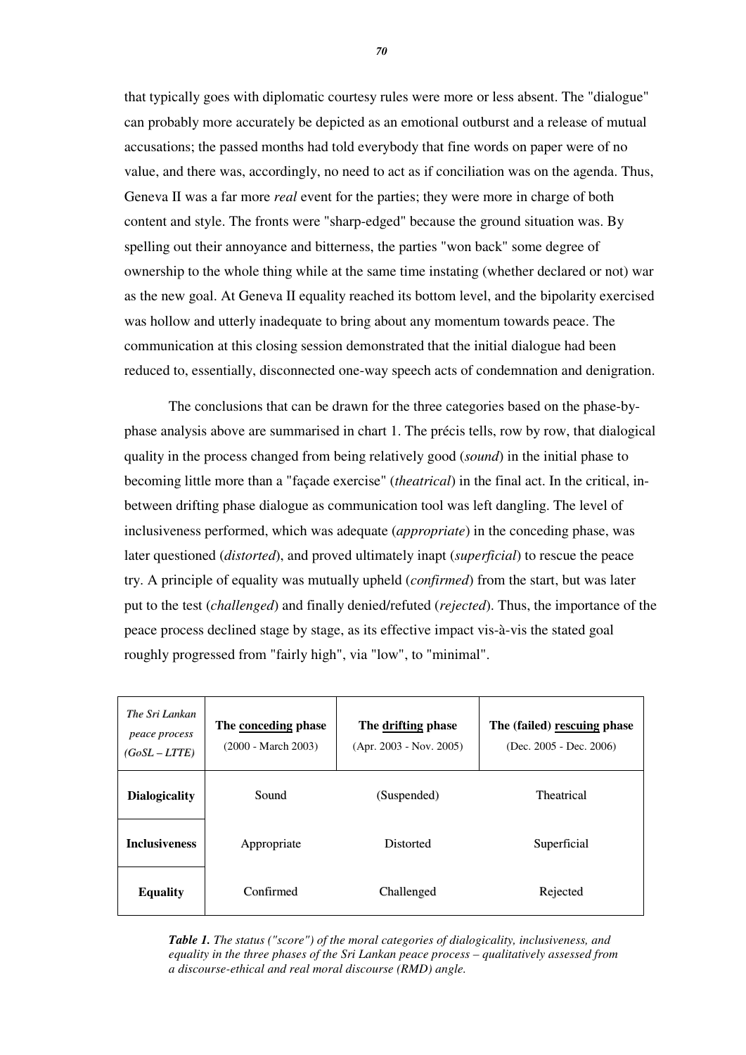that typically goes with diplomatic courtesy rules were more or less absent. The "dialogue" can probably more accurately be depicted as an emotional outburst and a release of mutual accusations; the passed months had told everybody that fine words on paper were of no value, and there was, accordingly, no need to act as if conciliation was on the agenda. Thus, Geneva II was a far more *real* event for the parties; they were more in charge of both content and style. The fronts were "sharp-edged" because the ground situation was. By spelling out their annoyance and bitterness, the parties "won back" some degree of ownership to the whole thing while at the same time instating (whether declared or not) war as the new goal. At Geneva II equality reached its bottom level, and the bipolarity exercised was hollow and utterly inadequate to bring about any momentum towards peace. The communication at this closing session demonstrated that the initial dialogue had been reduced to, essentially, disconnected one-way speech acts of condemnation and denigration.

The conclusions that can be drawn for the three categories based on the phase-by-phase analysis above are summarised in chart 1. The précis tells, row by row, that dialogical quality in the process changed from being relatively good (*sound*) in the initial phase to becoming little more than a "façade exercise" (*theatrical*) in the final act. In the critical, in-between drifting phase dialogue as communication tool was left dangling. The level of inclusiveness performed, which was adequate (*appropriate*) in the conceding phase, was later questioned (*distorted*), and proved ultimately inapt (*superficial*) to rescue the peace try. A principle of equality was mutually upheld (*confirmed*) from the start, but was later put to the test (*challenged*) and finally denied/refuted (*rejected*). Thus, the importance of the peace process declined stage by stage, as its effective impact vis-à-vis the stated goal roughly progressed from "fairly high", via "low", to "minimal".

| *The Sri Lankan peace process (GoSL – LTTE)* | **The conceding phase** (2000 - March 2003) | **The drifting phase** (Apr. 2003 - Nov. 2005) | **The (failed) rescuing phase** (Dec. 2005 - Dec. 2006) |
|---|---|---|---|
| **Dialogicality** | Sound | (Suspended) | Theatrical |
| **Inclusiveness** | Appropriate | Distorted | Superficial |
| **Equality** | Confirmed | Challenged | Rejected |

***Table 1.*** *The status ("score") of the moral categories of dialogicality, inclusiveness, and equality in the three phases of the Sri Lankan peace process – qualitatively assessed from a discourse-ethical and real moral discourse (RMD) angle.*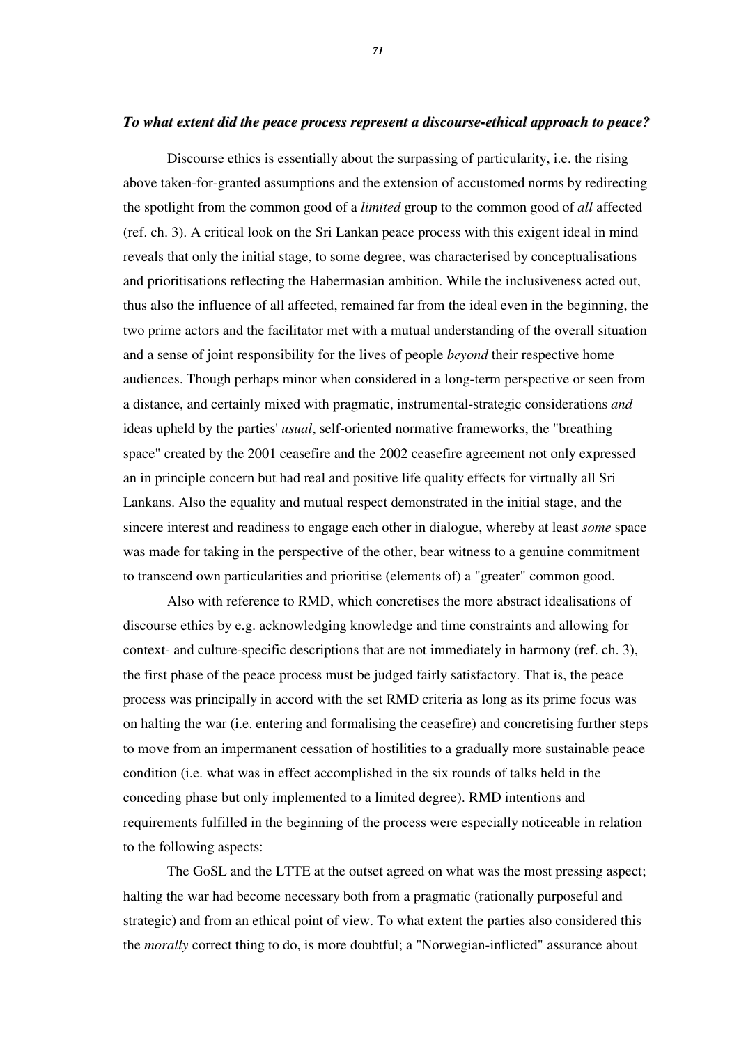### *To what extent did the peace process represent a discourse-ethical approach to peace?*

Discourse ethics is essentially about the surpassing of particularity, i.e. the rising above taken-for-granted assumptions and the extension of accustomed norms by redirecting the spotlight from the common good of a *limited* group to the common good of *all* affected (ref. ch. 3). A critical look on the Sri Lankan peace process with this exigent ideal in mind reveals that only the initial stage, to some degree, was characterised by conceptualisations and prioritisations reflecting the Habermasian ambition. While the inclusiveness acted out, thus also the influence of all affected, remained far from the ideal even in the beginning, the two prime actors and the facilitator met with a mutual understanding of the overall situation and a sense of joint responsibility for the lives of people *beyond* their respective home audiences. Though perhaps minor when considered in a long-term perspective or seen from a distance, and certainly mixed with pragmatic, instrumental-strategic considerations *and* ideas upheld by the parties' *usual*, self-oriented normative frameworks, the "breathing space" created by the 2001 ceasefire and the 2002 ceasefire agreement not only expressed an in principle concern but had real and positive life quality effects for virtually all Sri Lankans. Also the equality and mutual respect demonstrated in the initial stage, and the sincere interest and readiness to engage each other in dialogue, whereby at least *some* space was made for taking in the perspective of the other, bear witness to a genuine commitment to transcend own particularities and prioritise (elements of) a "greater" common good.

Also with reference to RMD, which concretises the more abstract idealisations of discourse ethics by e.g. acknowledging knowledge and time constraints and allowing for context- and culture-specific descriptions that are not immediately in harmony (ref. ch. 3), the first phase of the peace process must be judged fairly satisfactory. That is, the peace process was principally in accord with the set RMD criteria as long as its prime focus was on halting the war (i.e. entering and formalising the ceasefire) and concretising further steps to move from an impermanent cessation of hostilities to a gradually more sustainable peace condition (i.e. what was in effect accomplished in the six rounds of talks held in the conceding phase but only implemented to a limited degree). RMD intentions and requirements fulfilled in the beginning of the process were especially noticeable in relation to the following aspects:

The GoSL and the LTTE at the outset agreed on what was the most pressing aspect; halting the war had become necessary both from a pragmatic (rationally purposeful and strategic) and from an ethical point of view. To what extent the parties also considered this the *morally* correct thing to do, is more doubtful; a "Norwegian-inflicted" assurance about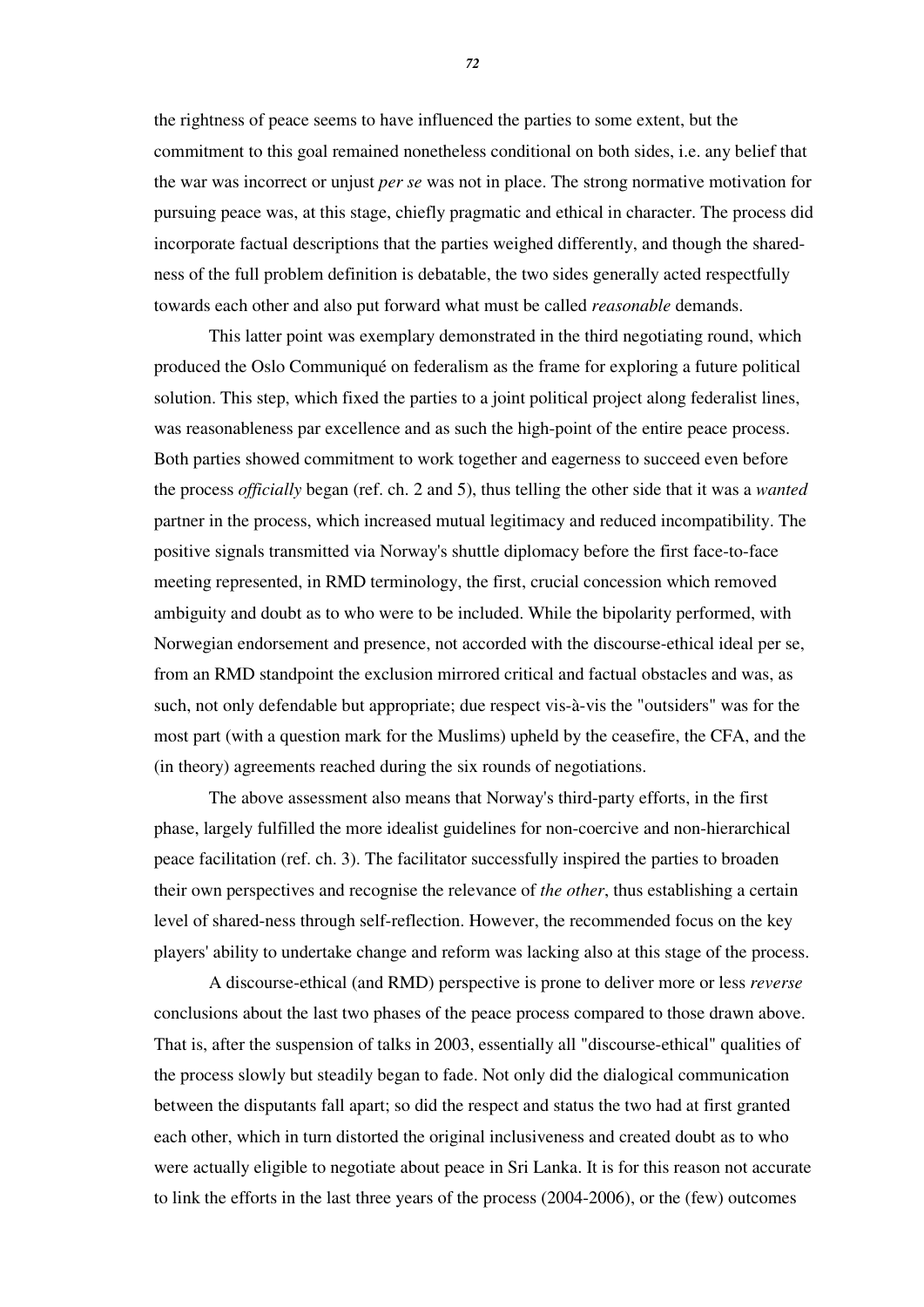the rightness of peace seems to have influenced the parties to some extent, but the commitment to this goal remained nonetheless conditional on both sides, i.e. any belief that the war was incorrect or unjust *per se* was not in place. The strong normative motivation for pursuing peace was, at this stage, chiefly pragmatic and ethical in character. The process did incorporate factual descriptions that the parties weighed differently, and though the sharedness of the full problem definition is debatable, the two sides generally acted respectfully towards each other and also put forward what must be called *reasonable* demands.

This latter point was exemplary demonstrated in the third negotiating round, which produced the Oslo Communiqué on federalism as the frame for exploring a future political solution. This step, which fixed the parties to a joint political project along federalist lines, was reasonableness par excellence and as such the high-point of the entire peace process. Both parties showed commitment to work together and eagerness to succeed even before the process *officially* began (ref. ch. 2 and 5), thus telling the other side that it was a *wanted* partner in the process, which increased mutual legitimacy and reduced incompatibility. The positive signals transmitted via Norway's shuttle diplomacy before the first face-to-face meeting represented, in RMD terminology, the first, crucial concession which removed ambiguity and doubt as to who were to be included. While the bipolarity performed, with Norwegian endorsement and presence, not accorded with the discourse-ethical ideal per se, from an RMD standpoint the exclusion mirrored critical and factual obstacles and was, as such, not only defendable but appropriate; due respect vis-à-vis the "outsiders" was for the most part (with a question mark for the Muslims) upheld by the ceasefire, the CFA, and the (in theory) agreements reached during the six rounds of negotiations.

The above assessment also means that Norway's third-party efforts, in the first phase, largely fulfilled the more idealist guidelines for non-coercive and non-hierarchical peace facilitation (ref. ch. 3). The facilitator successfully inspired the parties to broaden their own perspectives and recognise the relevance of *the other*, thus establishing a certain level of shared-ness through self-reflection. However, the recommended focus on the key players' ability to undertake change and reform was lacking also at this stage of the process.

A discourse-ethical (and RMD) perspective is prone to deliver more or less *reverse* conclusions about the last two phases of the peace process compared to those drawn above. That is, after the suspension of talks in 2003, essentially all "discourse-ethical" qualities of the process slowly but steadily began to fade. Not only did the dialogical communication between the disputants fall apart; so did the respect and status the two had at first granted each other, which in turn distorted the original inclusiveness and created doubt as to who were actually eligible to negotiate about peace in Sri Lanka. It is for this reason not accurate to link the efforts in the last three years of the process (2004-2006), or the (few) outcomes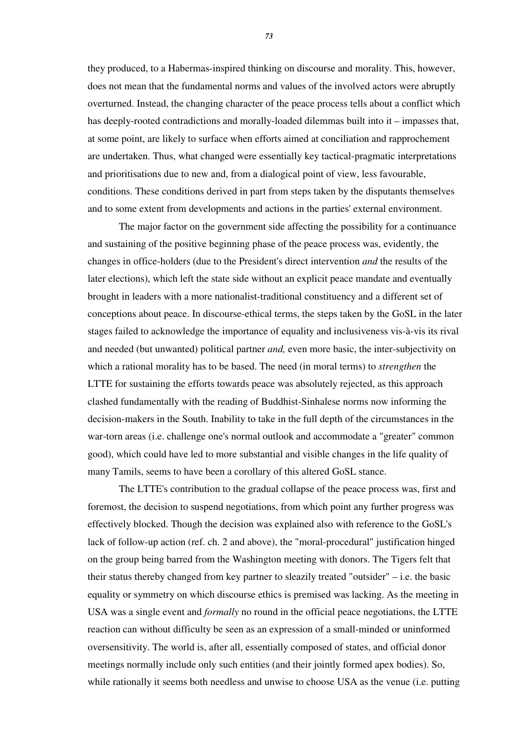they produced, to a Habermas-inspired thinking on discourse and morality. This, however, does not mean that the fundamental norms and values of the involved actors were abruptly overturned. Instead, the changing character of the peace process tells about a conflict which has deeply-rooted contradictions and morally-loaded dilemmas built into it – impasses that, at some point, are likely to surface when efforts aimed at conciliation and rapprochement are undertaken. Thus, what changed were essentially key tactical-pragmatic interpretations and prioritisations due to new and, from a dialogical point of view, less favourable, conditions. These conditions derived in part from steps taken by the disputants themselves and to some extent from developments and actions in the parties' external environment.

The major factor on the government side affecting the possibility for a continuance and sustaining of the positive beginning phase of the peace process was, evidently, the changes in office-holders (due to the President's direct intervention *and* the results of the later elections), which left the state side without an explicit peace mandate and eventually brought in leaders with a more nationalist-traditional constituency and a different set of conceptions about peace. In discourse-ethical terms, the steps taken by the GoSL in the later stages failed to acknowledge the importance of equality and inclusiveness vis-à-vis its rival and needed (but unwanted) political partner *and,* even more basic, the inter-subjectivity on which a rational morality has to be based. The need (in moral terms) to *strengthen* the LTTE for sustaining the efforts towards peace was absolutely rejected, as this approach clashed fundamentally with the reading of Buddhist-Sinhalese norms now informing the decision-makers in the South. Inability to take in the full depth of the circumstances in the war-torn areas (i.e. challenge one's normal outlook and accommodate a "greater" common good), which could have led to more substantial and visible changes in the life quality of many Tamils, seems to have been a corollary of this altered GoSL stance.

The LTTE's contribution to the gradual collapse of the peace process was, first and foremost, the decision to suspend negotiations, from which point any further progress was effectively blocked. Though the decision was explained also with reference to the GoSL's lack of follow-up action (ref. ch. 2 and above), the "moral-procedural" justification hinged on the group being barred from the Washington meeting with donors. The Tigers felt that their status thereby changed from key partner to sleazily treated "outsider" – i.e. the basic equality or symmetry on which discourse ethics is premised was lacking. As the meeting in USA was a single event and *formally* no round in the official peace negotiations, the LTTE reaction can without difficulty be seen as an expression of a small-minded or uninformed oversensitivity. The world is, after all, essentially composed of states, and official donor meetings normally include only such entities (and their jointly formed apex bodies). So, while rationally it seems both needless and unwise to choose USA as the venue (i.e. putting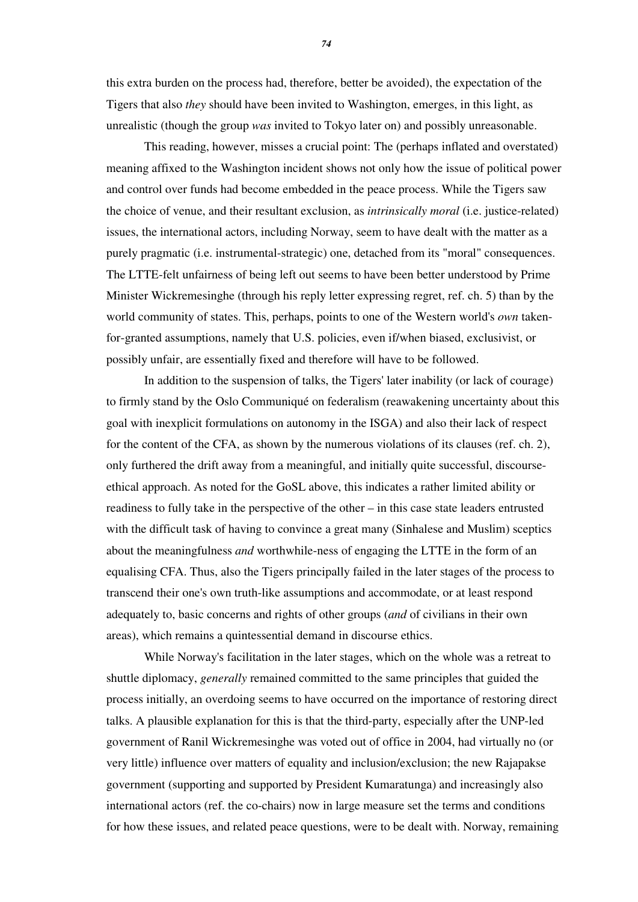this extra burden on the process had, therefore, better be avoided), the expectation of the Tigers that also *they* should have been invited to Washington, emerges, in this light, as unrealistic (though the group *was* invited to Tokyo later on) and possibly unreasonable.

This reading, however, misses a crucial point: The (perhaps inflated and overstated) meaning affixed to the Washington incident shows not only how the issue of political power and control over funds had become embedded in the peace process. While the Tigers saw the choice of venue, and their resultant exclusion, as *intrinsically moral* (i.e. justice-related) issues, the international actors, including Norway, seem to have dealt with the matter as a purely pragmatic (i.e. instrumental-strategic) one, detached from its "moral" consequences. The LTTE-felt unfairness of being left out seems to have been better understood by Prime Minister Wickremesinghe (through his reply letter expressing regret, ref. ch. 5) than by the world community of states. This, perhaps, points to one of the Western world's *own* taken-for-granted assumptions, namely that U.S. policies, even if/when biased, exclusivist, or possibly unfair, are essentially fixed and therefore will have to be followed.

In addition to the suspension of talks, the Tigers' later inability (or lack of courage) to firmly stand by the Oslo Communiqué on federalism (reawakening uncertainty about this goal with inexplicit formulations on autonomy in the ISGA) and also their lack of respect for the content of the CFA, as shown by the numerous violations of its clauses (ref. ch. 2), only furthered the drift away from a meaningful, and initially quite successful, discourse-ethical approach. As noted for the GoSL above, this indicates a rather limited ability or readiness to fully take in the perspective of the other – in this case state leaders entrusted with the difficult task of having to convince a great many (Sinhalese and Muslim) sceptics about the meaningfulness *and* worthwhile-ness of engaging the LTTE in the form of an equalising CFA. Thus, also the Tigers principally failed in the later stages of the process to transcend their one's own truth-like assumptions and accommodate, or at least respond adequately to, basic concerns and rights of other groups (*and* of civilians in their own areas), which remains a quintessential demand in discourse ethics.

While Norway's facilitation in the later stages, which on the whole was a retreat to shuttle diplomacy, *generally* remained committed to the same principles that guided the process initially, an overdoing seems to have occurred on the importance of restoring direct talks. A plausible explanation for this is that the third-party, especially after the UNP-led government of Ranil Wickremesinghe was voted out of office in 2004, had virtually no (or very little) influence over matters of equality and inclusion/exclusion; the new Rajapakse government (supporting and supported by President Kumaratunga) and increasingly also international actors (ref. the co-chairs) now in large measure set the terms and conditions for how these issues, and related peace questions, were to be dealt with. Norway, remaining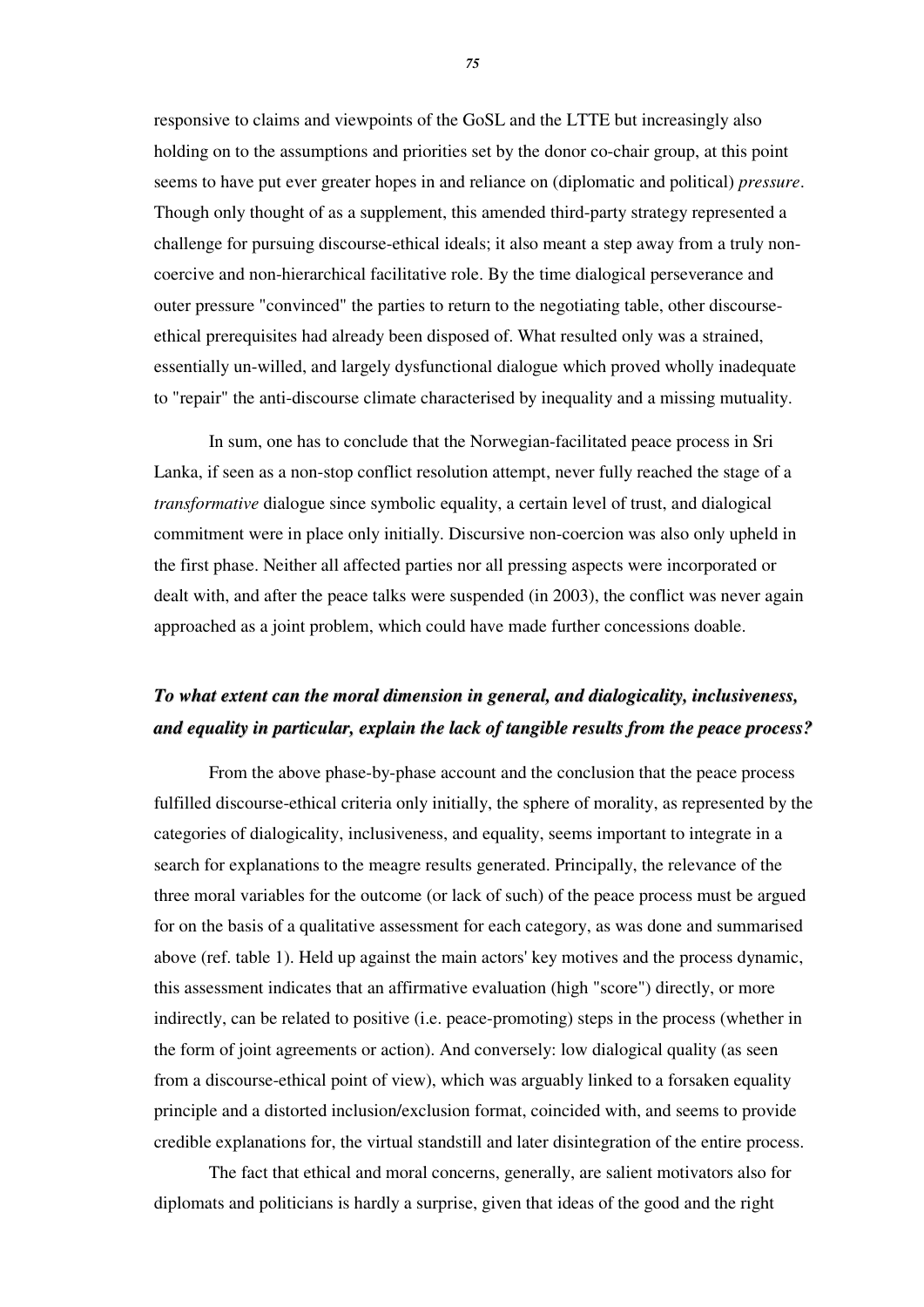responsive to claims and viewpoints of the GoSL and the LTTE but increasingly also holding on to the assumptions and priorities set by the donor co-chair group, at this point seems to have put ever greater hopes in and reliance on (diplomatic and political) *pressure*. Though only thought of as a supplement, this amended third-party strategy represented a challenge for pursuing discourse-ethical ideals; it also meant a step away from a truly non-coercive and non-hierarchical facilitative role. By the time dialogical perseverance and outer pressure "convinced" the parties to return to the negotiating table, other discourse-ethical prerequisites had already been disposed of. What resulted only was a strained, essentially un-willed, and largely dysfunctional dialogue which proved wholly inadequate to "repair" the anti-discourse climate characterised by inequality and a missing mutuality.

In sum, one has to conclude that the Norwegian-facilitated peace process in Sri Lanka, if seen as a non-stop conflict resolution attempt, never fully reached the stage of a *transformative* dialogue since symbolic equality, a certain level of trust, and dialogical commitment were in place only initially. Discursive non-coercion was also only upheld in the first phase. Neither all affected parties nor all pressing aspects were incorporated or dealt with, and after the peace talks were suspended (in 2003), the conflict was never again approached as a joint problem, which could have made further concessions doable.

### *To what extent can the moral dimension in general, and dialogicality, inclusiveness, and equality in particular, explain the lack of tangible results from the peace process?*

From the above phase-by-phase account and the conclusion that the peace process fulfilled discourse-ethical criteria only initially, the sphere of morality, as represented by the categories of dialogicality, inclusiveness, and equality, seems important to integrate in a search for explanations to the meagre results generated. Principally, the relevance of the three moral variables for the outcome (or lack of such) of the peace process must be argued for on the basis of a qualitative assessment for each category, as was done and summarised above (ref. table 1). Held up against the main actors' key motives and the process dynamic, this assessment indicates that an affirmative evaluation (high "score") directly, or more indirectly, can be related to positive (i.e. peace-promoting) steps in the process (whether in the form of joint agreements or action). And conversely: low dialogical quality (as seen from a discourse-ethical point of view), which was arguably linked to a forsaken equality principle and a distorted inclusion/exclusion format, coincided with, and seems to provide credible explanations for, the virtual standstill and later disintegration of the entire process.

The fact that ethical and moral concerns, generally, are salient motivators also for diplomats and politicians is hardly a surprise, given that ideas of the good and the right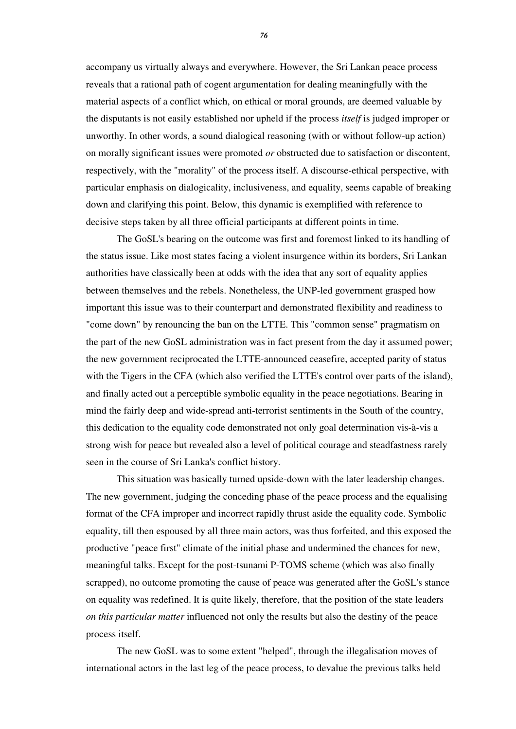accompany us virtually always and everywhere. However, the Sri Lankan peace process reveals that a rational path of cogent argumentation for dealing meaningfully with the material aspects of a conflict which, on ethical or moral grounds, are deemed valuable by the disputants is not easily established nor upheld if the process *itself* is judged improper or unworthy. In other words, a sound dialogical reasoning (with or without follow-up action) on morally significant issues were promoted *or* obstructed due to satisfaction or discontent, respectively, with the "morality" of the process itself. A discourse-ethical perspective, with particular emphasis on dialogicality, inclusiveness, and equality, seems capable of breaking down and clarifying this point. Below, this dynamic is exemplified with reference to decisive steps taken by all three official participants at different points in time.

The GoSL's bearing on the outcome was first and foremost linked to its handling of the status issue. Like most states facing a violent insurgence within its borders, Sri Lankan authorities have classically been at odds with the idea that any sort of equality applies between themselves and the rebels. Nonetheless, the UNP-led government grasped how important this issue was to their counterpart and demonstrated flexibility and readiness to "come down" by renouncing the ban on the LTTE. This "common sense" pragmatism on the part of the new GoSL administration was in fact present from the day it assumed power; the new government reciprocated the LTTE-announced ceasefire, accepted parity of status with the Tigers in the CFA (which also verified the LTTE's control over parts of the island), and finally acted out a perceptible symbolic equality in the peace negotiations. Bearing in mind the fairly deep and wide-spread anti-terrorist sentiments in the South of the country, this dedication to the equality code demonstrated not only goal determination vis-à-vis a strong wish for peace but revealed also a level of political courage and steadfastness rarely seen in the course of Sri Lanka's conflict history.

This situation was basically turned upside-down with the later leadership changes. The new government, judging the conceding phase of the peace process and the equalising format of the CFA improper and incorrect rapidly thrust aside the equality code. Symbolic equality, till then espoused by all three main actors, was thus forfeited, and this exposed the productive "peace first" climate of the initial phase and undermined the chances for new, meaningful talks. Except for the post-tsunami P-TOMS scheme (which was also finally scrapped), no outcome promoting the cause of peace was generated after the GoSL's stance on equality was redefined. It is quite likely, therefore, that the position of the state leaders *on this particular matter* influenced not only the results but also the destiny of the peace process itself.

The new GoSL was to some extent "helped", through the illegalisation moves of international actors in the last leg of the peace process, to devalue the previous talks held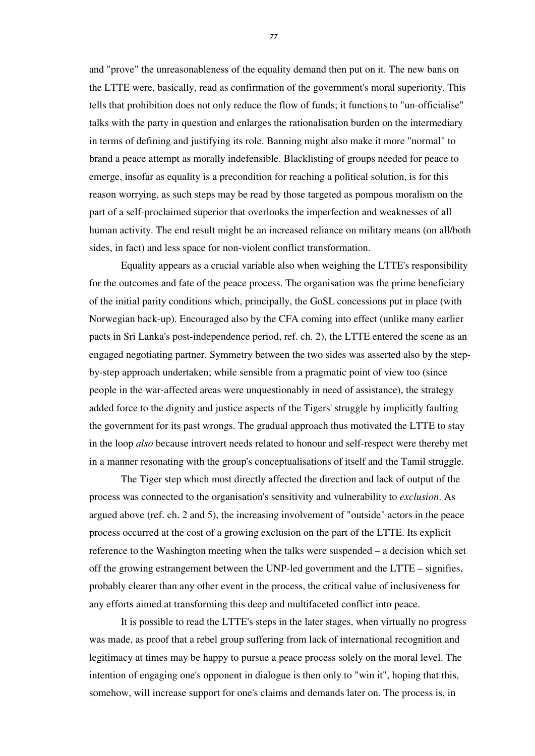and "prove" the unreasonableness of the equality demand then put on it. The new bans on the LTTE were, basically, read as confirmation of the government's moral superiority. This tells that prohibition does not only reduce the flow of funds; it functions to "un-officialise" talks with the party in question and enlarges the rationalisation burden on the intermediary in terms of defining and justifying its role. Banning might also make it more "normal" to brand a peace attempt as morally indefensible. Blacklisting of groups needed for peace to emerge, insofar as equality is a precondition for reaching a political solution, is for this reason worrying, as such steps may be read by those targeted as pompous moralism on the part of a self-proclaimed superior that overlooks the imperfection and weaknesses of all human activity. The end result might be an increased reliance on military means (on all/both sides, in fact) and less space for non-violent conflict transformation.

Equality appears as a crucial variable also when weighing the LTTE's responsibility for the outcomes and fate of the peace process. The organisation was the prime beneficiary of the initial parity conditions which, principally, the GoSL concessions put in place (with Norwegian back-up). Encouraged also by the CFA coming into effect (unlike many earlier pacts in Sri Lanka's post-independence period, ref. ch. 2), the LTTE entered the scene as an engaged negotiating partner. Symmetry between the two sides was asserted also by the step-by-step approach undertaken; while sensible from a pragmatic point of view too (since people in the war-affected areas were unquestionably in need of assistance), the strategy added force to the dignity and justice aspects of the Tigers' struggle by implicitly faulting the government for its past wrongs. The gradual approach thus motivated the LTTE to stay in the loop *also* because introvert needs related to honour and self-respect were thereby met in a manner resonating with the group's conceptualisations of itself and the Tamil struggle.

The Tiger step which most directly affected the direction and lack of output of the process was connected to the organisation's sensitivity and vulnerability to *exclusion*. As argued above (ref. ch. 2 and 5), the increasing involvement of "outside" actors in the peace process occurred at the cost of a growing exclusion on the part of the LTTE. Its explicit reference to the Washington meeting when the talks were suspended – a decision which set off the growing estrangement between the UNP-led government and the LTTE – signifies, probably clearer than any other event in the process, the critical value of inclusiveness for any efforts aimed at transforming this deep and multifaceted conflict into peace.

It is possible to read the LTTE's steps in the later stages, when virtually no progress was made, as proof that a rebel group suffering from lack of international recognition and legitimacy at times may be happy to pursue a peace process solely on the moral level. The intention of engaging one's opponent in dialogue is then only to "win it", hoping that this, somehow, will increase support for one's claims and demands later on. The process is, in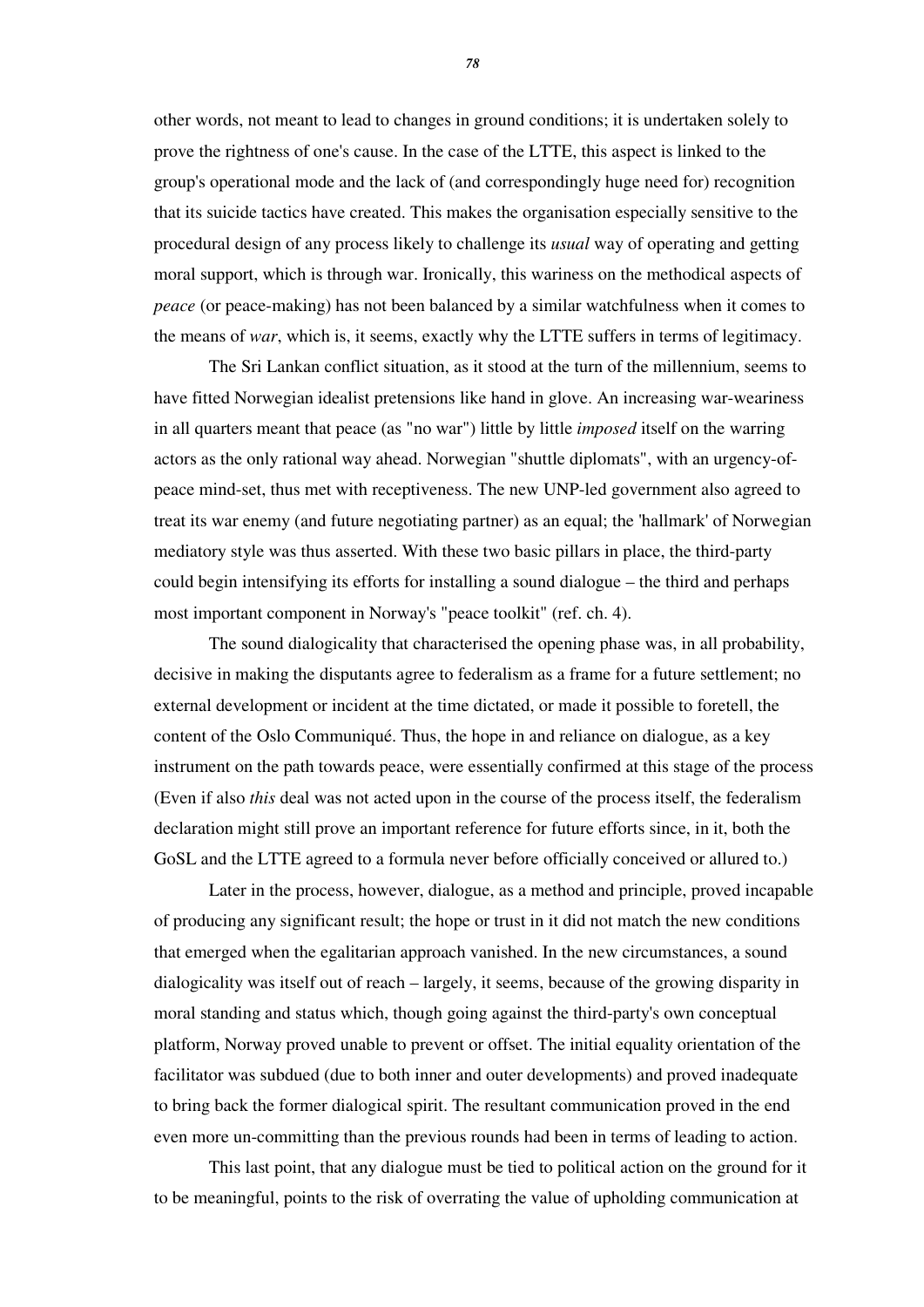other words, not meant to lead to changes in ground conditions; it is undertaken solely to prove the rightness of one's cause. In the case of the LTTE, this aspect is linked to the group's operational mode and the lack of (and correspondingly huge need for) recognition that its suicide tactics have created. This makes the organisation especially sensitive to the procedural design of any process likely to challenge its *usual* way of operating and getting moral support, which is through war. Ironically, this wariness on the methodical aspects of *peace* (or peace-making) has not been balanced by a similar watchfulness when it comes to the means of *war*, which is, it seems, exactly why the LTTE suffers in terms of legitimacy.

The Sri Lankan conflict situation, as it stood at the turn of the millennium, seems to have fitted Norwegian idealist pretensions like hand in glove. An increasing war-weariness in all quarters meant that peace (as "no war") little by little *imposed* itself on the warring actors as the only rational way ahead. Norwegian "shuttle diplomats", with an urgency-of-peace mind-set, thus met with receptiveness. The new UNP-led government also agreed to treat its war enemy (and future negotiating partner) as an equal; the 'hallmark' of Norwegian mediatory style was thus asserted. With these two basic pillars in place, the third-party could begin intensifying its efforts for installing a sound dialogue – the third and perhaps most important component in Norway's "peace toolkit" (ref. ch. 4).

The sound dialogicality that characterised the opening phase was, in all probability, decisive in making the disputants agree to federalism as a frame for a future settlement; no external development or incident at the time dictated, or made it possible to foretell, the content of the Oslo Communiqué. Thus, the hope in and reliance on dialogue, as a key instrument on the path towards peace, were essentially confirmed at this stage of the process (Even if also *this* deal was not acted upon in the course of the process itself, the federalism declaration might still prove an important reference for future efforts since, in it, both the GoSL and the LTTE agreed to a formula never before officially conceived or allured to.)

Later in the process, however, dialogue, as a method and principle, proved incapable of producing any significant result; the hope or trust in it did not match the new conditions that emerged when the egalitarian approach vanished. In the new circumstances, a sound dialogicality was itself out of reach – largely, it seems, because of the growing disparity in moral standing and status which, though going against the third-party's own conceptual platform, Norway proved unable to prevent or offset. The initial equality orientation of the facilitator was subdued (due to both inner and outer developments) and proved inadequate to bring back the former dialogical spirit. The resultant communication proved in the end even more un-committing than the previous rounds had been in terms of leading to action.

This last point, that any dialogue must be tied to political action on the ground for it to be meaningful, points to the risk of overrating the value of upholding communication at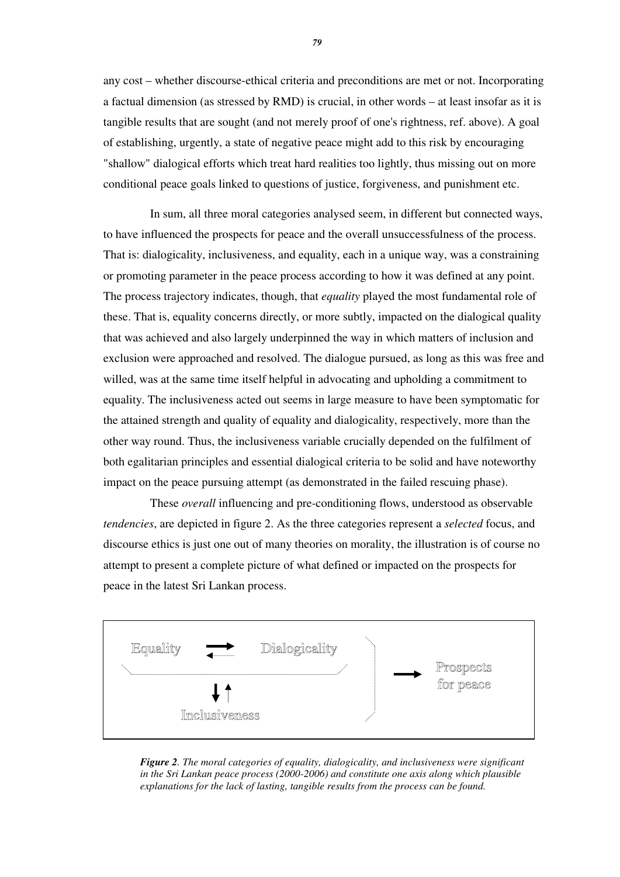any cost – whether discourse-ethical criteria and preconditions are met or not. Incorporating a factual dimension (as stressed by RMD) is crucial, in other words – at least insofar as it is tangible results that are sought (and not merely proof of one's rightness, ref. above). A goal of establishing, urgently, a state of negative peace might add to this risk by encouraging "shallow" dialogical efforts which treat hard realities too lightly, thus missing out on more conditional peace goals linked to questions of justice, forgiveness, and punishment etc.

In sum, all three moral categories analysed seem, in different but connected ways, to have influenced the prospects for peace and the overall unsuccessfulness of the process. That is: dialogicality, inclusiveness, and equality, each in a unique way, was a constraining or promoting parameter in the peace process according to how it was defined at any point. The process trajectory indicates, though, that *equality* played the most fundamental role of these. That is, equality concerns directly, or more subtly, impacted on the dialogical quality that was achieved and also largely underpinned the way in which matters of inclusion and exclusion were approached and resolved. The dialogue pursued, as long as this was free and willed, was at the same time itself helpful in advocating and upholding a commitment to equality. The inclusiveness acted out seems in large measure to have been symptomatic for the attained strength and quality of equality and dialogicality, respectively, more than the other way round. Thus, the inclusiveness variable crucially depended on the fulfilment of both egalitarian principles and essential dialogical criteria to be solid and have noteworthy impact on the peace pursuing attempt (as demonstrated in the failed rescuing phase).

These *overall* influencing and pre-conditioning flows, understood as observable *tendencies*, are depicted in figure 2. As the three categories represent a *selected* focus, and discourse ethics is just one out of many theories on morality, the illustration is of course no attempt to present a complete picture of what defined or impacted on the prospects for peace in the latest Sri Lankan process.

Equality ⇄ Dialogicality

↓↑

Inclusiveness

→ Prospects for peace

***Figure 2****. The moral categories of equality, dialogicality, and inclusiveness were significant in the Sri Lankan peace process (2000-2006) and constitute one axis along which plausible explanations for the lack of lasting, tangible results from the process can be found.*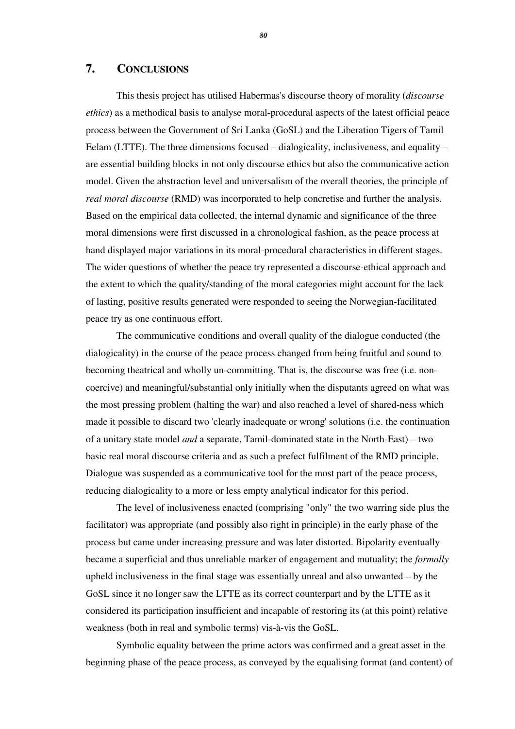## 7. CONCLUSIONS

This thesis project has utilised Habermas's discourse theory of morality (*discourse ethics*) as a methodical basis to analyse moral-procedural aspects of the latest official peace process between the Government of Sri Lanka (GoSL) and the Liberation Tigers of Tamil Eelam (LTTE). The three dimensions focused – dialogicality, inclusiveness, and equality – are essential building blocks in not only discourse ethics but also the communicative action model. Given the abstraction level and universalism of the overall theories, the principle of *real moral discourse* (RMD) was incorporated to help concretise and further the analysis. Based on the empirical data collected, the internal dynamic and significance of the three moral dimensions were first discussed in a chronological fashion, as the peace process at hand displayed major variations in its moral-procedural characteristics in different stages. The wider questions of whether the peace try represented a discourse-ethical approach and the extent to which the quality/standing of the moral categories might account for the lack of lasting, positive results generated were responded to seeing the Norwegian-facilitated peace try as one continuous effort.

The communicative conditions and overall quality of the dialogue conducted (the dialogicality) in the course of the peace process changed from being fruitful and sound to becoming theatrical and wholly un-committing. That is, the discourse was free (i.e. non-coercive) and meaningful/substantial only initially when the disputants agreed on what was the most pressing problem (halting the war) and also reached a level of shared-ness which made it possible to discard two 'clearly inadequate or wrong' solutions (i.e. the continuation of a unitary state model *and* a separate, Tamil-dominated state in the North-East) – two basic real moral discourse criteria and as such a prefect fulfilment of the RMD principle. Dialogue was suspended as a communicative tool for the most part of the peace process, reducing dialogicality to a more or less empty analytical indicator for this period.

The level of inclusiveness enacted (comprising "only" the two warring side plus the facilitator) was appropriate (and possibly also right in principle) in the early phase of the process but came under increasing pressure and was later distorted. Bipolarity eventually became a superficial and thus unreliable marker of engagement and mutuality; the *formally* upheld inclusiveness in the final stage was essentially unreal and also unwanted – by the GoSL since it no longer saw the LTTE as its correct counterpart and by the LTTE as it considered its participation insufficient and incapable of restoring its (at this point) relative weakness (both in real and symbolic terms) vis-à-vis the GoSL.

Symbolic equality between the prime actors was confirmed and a great asset in the beginning phase of the peace process, as conveyed by the equalising format (and content) of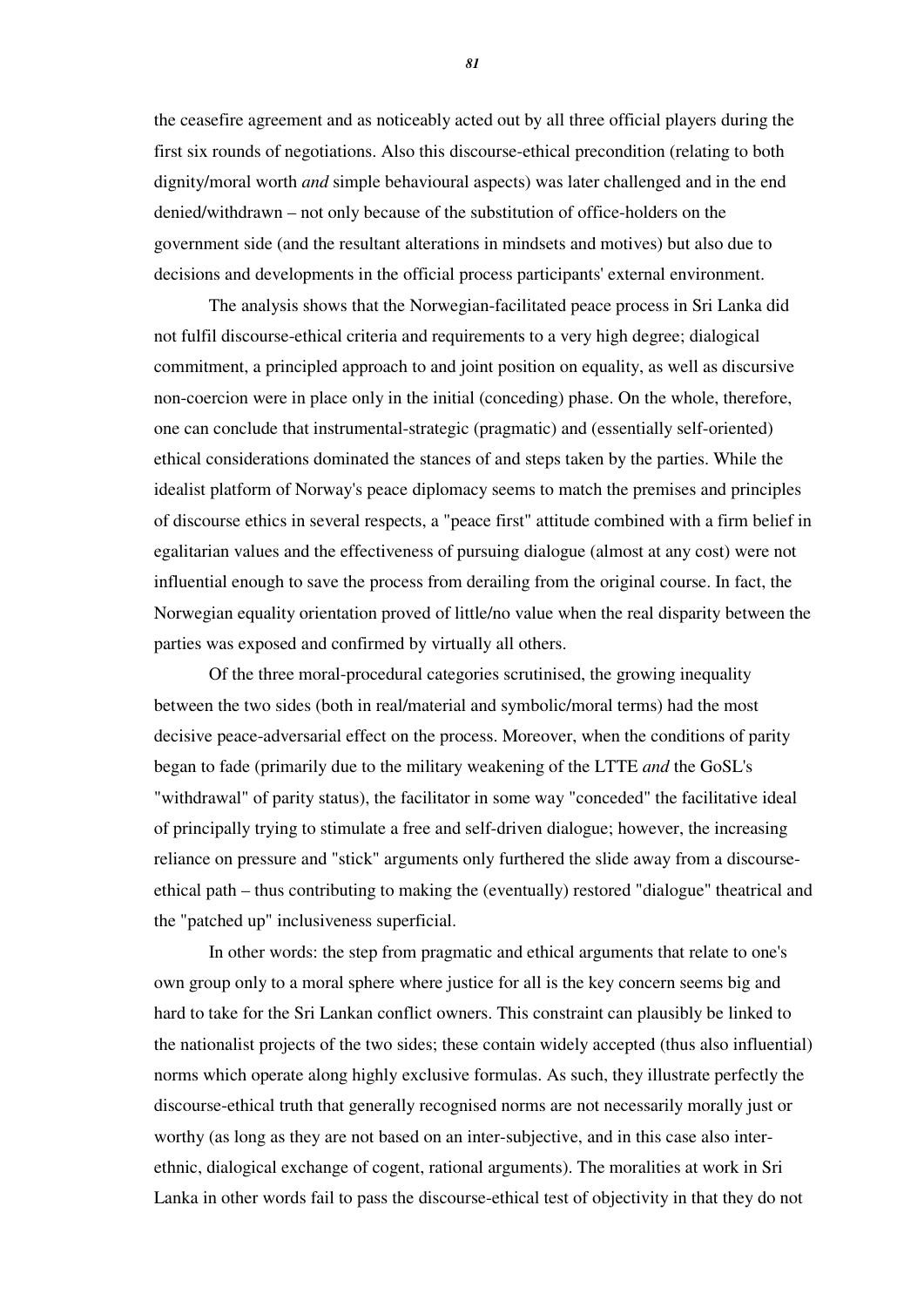the ceasefire agreement and as noticeably acted out by all three official players during the first six rounds of negotiations. Also this discourse-ethical precondition (relating to both dignity/moral worth *and* simple behavioural aspects) was later challenged and in the end denied/withdrawn – not only because of the substitution of office-holders on the government side (and the resultant alterations in mindsets and motives) but also due to decisions and developments in the official process participants' external environment.

The analysis shows that the Norwegian-facilitated peace process in Sri Lanka did not fulfil discourse-ethical criteria and requirements to a very high degree; dialogical commitment, a principled approach to and joint position on equality, as well as discursive non-coercion were in place only in the initial (conceding) phase. On the whole, therefore, one can conclude that instrumental-strategic (pragmatic) and (essentially self-oriented) ethical considerations dominated the stances of and steps taken by the parties. While the idealist platform of Norway's peace diplomacy seems to match the premises and principles of discourse ethics in several respects, a "peace first" attitude combined with a firm belief in egalitarian values and the effectiveness of pursuing dialogue (almost at any cost) were not influential enough to save the process from derailing from the original course. In fact, the Norwegian equality orientation proved of little/no value when the real disparity between the parties was exposed and confirmed by virtually all others.

Of the three moral-procedural categories scrutinised, the growing inequality between the two sides (both in real/material and symbolic/moral terms) had the most decisive peace-adversarial effect on the process. Moreover, when the conditions of parity began to fade (primarily due to the military weakening of the LTTE *and* the GoSL's "withdrawal" of parity status), the facilitator in some way "conceded" the facilitative ideal of principally trying to stimulate a free and self-driven dialogue; however, the increasing reliance on pressure and "stick" arguments only furthered the slide away from a discourse-ethical path – thus contributing to making the (eventually) restored "dialogue" theatrical and the "patched up" inclusiveness superficial.

In other words: the step from pragmatic and ethical arguments that relate to one's own group only to a moral sphere where justice for all is the key concern seems big and hard to take for the Sri Lankan conflict owners. This constraint can plausibly be linked to the nationalist projects of the two sides; these contain widely accepted (thus also influential) norms which operate along highly exclusive formulas. As such, they illustrate perfectly the discourse-ethical truth that generally recognised norms are not necessarily morally just or worthy (as long as they are not based on an inter-subjective, and in this case also inter-ethnic, dialogical exchange of cogent, rational arguments). The moralities at work in Sri Lanka in other words fail to pass the discourse-ethical test of objectivity in that they do not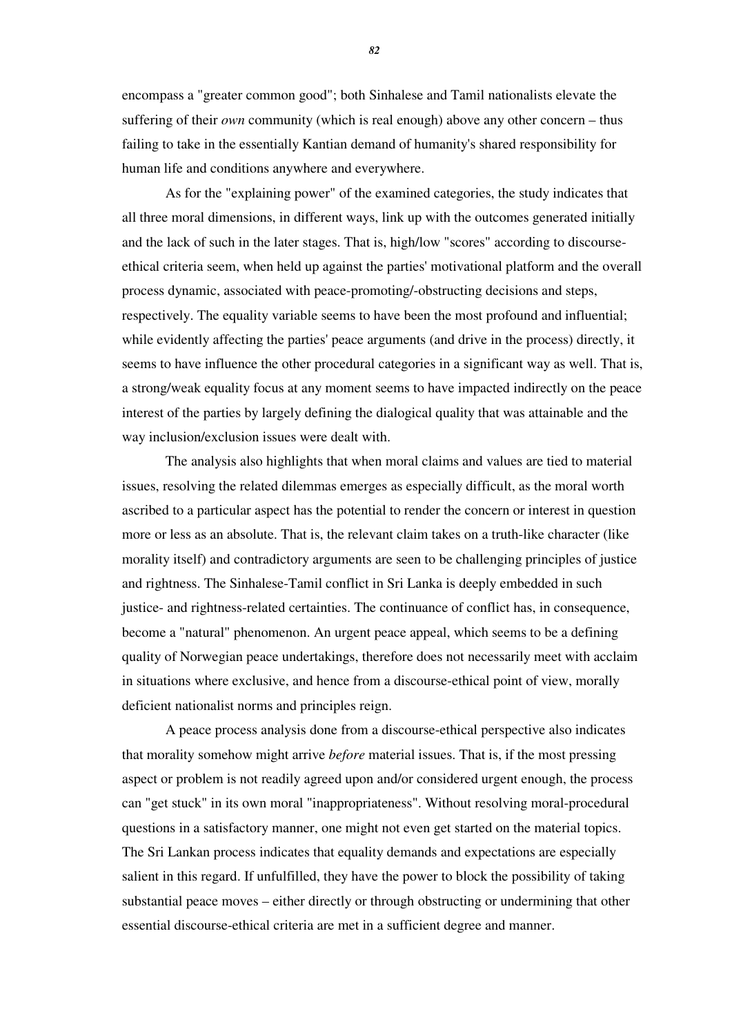encompass a "greater common good"; both Sinhalese and Tamil nationalists elevate the suffering of their *own* community (which is real enough) above any other concern – thus failing to take in the essentially Kantian demand of humanity's shared responsibility for human life and conditions anywhere and everywhere.

As for the "explaining power" of the examined categories, the study indicates that all three moral dimensions, in different ways, link up with the outcomes generated initially and the lack of such in the later stages. That is, high/low "scores" according to discourse-ethical criteria seem, when held up against the parties' motivational platform and the overall process dynamic, associated with peace-promoting/-obstructing decisions and steps, respectively. The equality variable seems to have been the most profound and influential; while evidently affecting the parties' peace arguments (and drive in the process) directly, it seems to have influence the other procedural categories in a significant way as well. That is, a strong/weak equality focus at any moment seems to have impacted indirectly on the peace interest of the parties by largely defining the dialogical quality that was attainable and the way inclusion/exclusion issues were dealt with.

The analysis also highlights that when moral claims and values are tied to material issues, resolving the related dilemmas emerges as especially difficult, as the moral worth ascribed to a particular aspect has the potential to render the concern or interest in question more or less as an absolute. That is, the relevant claim takes on a truth-like character (like morality itself) and contradictory arguments are seen to be challenging principles of justice and rightness. The Sinhalese-Tamil conflict in Sri Lanka is deeply embedded in such justice- and rightness-related certainties. The continuance of conflict has, in consequence, become a "natural" phenomenon. An urgent peace appeal, which seems to be a defining quality of Norwegian peace undertakings, therefore does not necessarily meet with acclaim in situations where exclusive, and hence from a discourse-ethical point of view, morally deficient nationalist norms and principles reign.

A peace process analysis done from a discourse-ethical perspective also indicates that morality somehow might arrive *before* material issues. That is, if the most pressing aspect or problem is not readily agreed upon and/or considered urgent enough, the process can "get stuck" in its own moral "inappropriateness". Without resolving moral-procedural questions in a satisfactory manner, one might not even get started on the material topics. The Sri Lankan process indicates that equality demands and expectations are especially salient in this regard. If unfulfilled, they have the power to block the possibility of taking substantial peace moves – either directly or through obstructing or undermining that other essential discourse-ethical criteria are met in a sufficient degree and manner.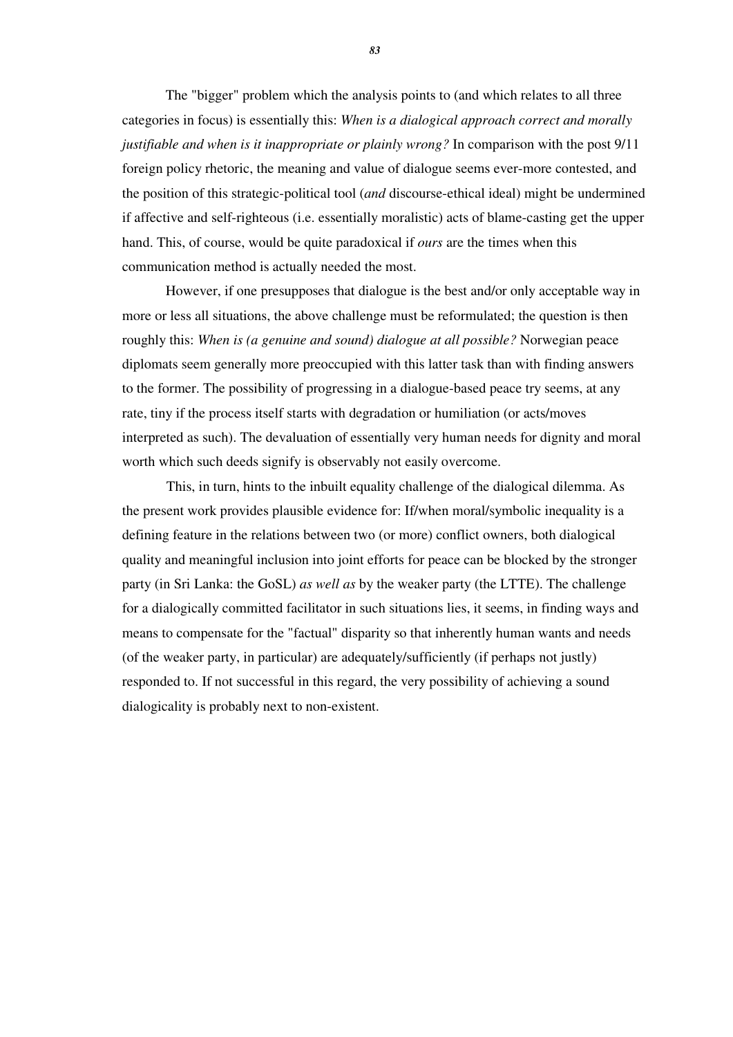The "bigger" problem which the analysis points to (and which relates to all three categories in focus) is essentially this: *When is a dialogical approach correct and morally justifiable and when is it inappropriate or plainly wrong?* In comparison with the post 9/11 foreign policy rhetoric, the meaning and value of dialogue seems ever-more contested, and the position of this strategic-political tool (*and* discourse-ethical ideal) might be undermined if affective and self-righteous (i.e. essentially moralistic) acts of blame-casting get the upper hand. This, of course, would be quite paradoxical if *ours* are the times when this communication method is actually needed the most.

However, if one presupposes that dialogue is the best and/or only acceptable way in more or less all situations, the above challenge must be reformulated; the question is then roughly this: *When is (a genuine and sound) dialogue at all possible?* Norwegian peace diplomats seem generally more preoccupied with this latter task than with finding answers to the former. The possibility of progressing in a dialogue-based peace try seems, at any rate, tiny if the process itself starts with degradation or humiliation (or acts/moves interpreted as such). The devaluation of essentially very human needs for dignity and moral worth which such deeds signify is observably not easily overcome.

This, in turn, hints to the inbuilt equality challenge of the dialogical dilemma. As the present work provides plausible evidence for: If/when moral/symbolic inequality is a defining feature in the relations between two (or more) conflict owners, both dialogical quality and meaningful inclusion into joint efforts for peace can be blocked by the stronger party (in Sri Lanka: the GoSL) *as well as* by the weaker party (the LTTE). The challenge for a dialogically committed facilitator in such situations lies, it seems, in finding ways and means to compensate for the "factual" disparity so that inherently human wants and needs (of the weaker party, in particular) are adequately/sufficiently (if perhaps not justly) responded to. If not successful in this regard, the very possibility of achieving a sound dialogicality is probably next to non-existent.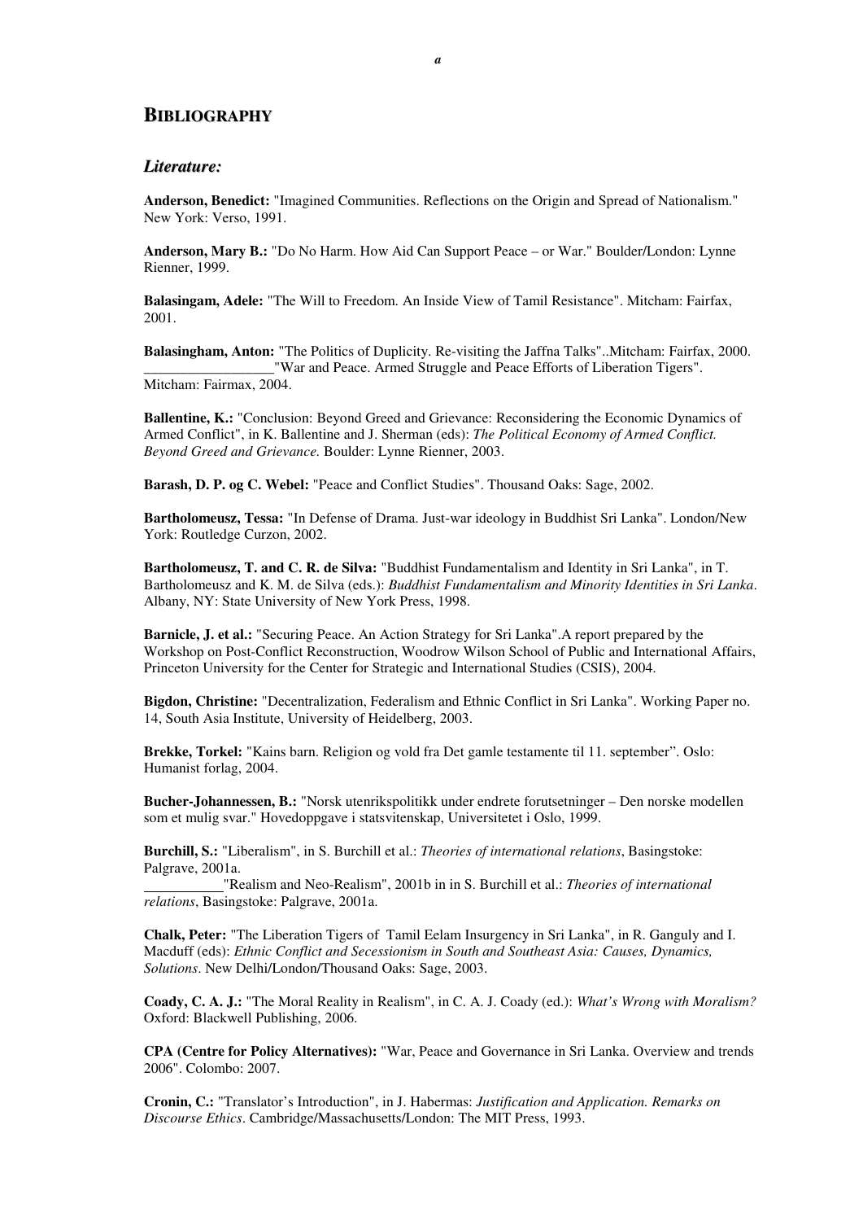# BIBLIOGRAPHY

## *Literature:*

**Anderson, Benedict:** "Imagined Communities. Reflections on the Origin and Spread of Nationalism." New York: Verso, 1991.

**Anderson, Mary B.:** "Do No Harm. How Aid Can Support Peace – or War." Boulder/London: Lynne Rienner, 1999.

**Balasingam, Adele:** "The Will to Freedom. An Inside View of Tamil Resistance". Mitcham: Fairfax, 2001.

**Balasingham, Anton:** "The Politics of Duplicity. Re-visiting the Jaffna Talks"..Mitcham: Fairfax, 2000.
__________________"War and Peace. Armed Struggle and Peace Efforts of Liberation Tigers". Mitcham: Fairmax, 2004.

**Ballentine, K.:** "Conclusion: Beyond Greed and Grievance: Reconsidering the Economic Dynamics of Armed Conflict", in K. Ballentine and J. Sherman (eds): *The Political Economy of Armed Conflict. Beyond Greed and Grievance.* Boulder: Lynne Rienner, 2003.

**Barash, D. P. og C. Webel:** "Peace and Conflict Studies". Thousand Oaks: Sage, 2002.

**Bartholomeusz, Tessa:** "In Defense of Drama. Just-war ideology in Buddhist Sri Lanka". London/New York: Routledge Curzon, 2002.

**Bartholomeusz, T. and C. R. de Silva:** "Buddhist Fundamentalism and Identity in Sri Lanka", in T. Bartholomeusz and K. M. de Silva (eds.): *Buddhist Fundamentalism and Minority Identities in Sri Lanka*. Albany, NY: State University of New York Press, 1998.

**Barnicle, J. et al.:** "Securing Peace. An Action Strategy for Sri Lanka".A report prepared by the Workshop on Post-Conflict Reconstruction, Woodrow Wilson School of Public and International Affairs, Princeton University for the Center for Strategic and International Studies (CSIS), 2004.

**Bigdon, Christine:** "Decentralization, Federalism and Ethnic Conflict in Sri Lanka". Working Paper no. 14, South Asia Institute, University of Heidelberg, 2003.

**Brekke, Torkel:** "Kains barn. Religion og vold fra Det gamle testamente til 11. september". Oslo: Humanist forlag, 2004.

**Bucher-Johannessen, B.:** "Norsk utenrikspolitikk under endrete forutsetninger – Den norske modellen som et mulig svar." Hovedoppgave i statsvitenskap, Universitetet i Oslo, 1999.

**Burchill, S.:** "Liberalism", in S. Burchill et al.: *Theories of international relations*, Basingstoke: Palgrave, 2001a.
__________"Realism and Neo-Realism", 2001b in in S. Burchill et al.: *Theories of international relations*, Basingstoke: Palgrave, 2001a.

**Chalk, Peter:** "The Liberation Tigers of Tamil Eelam Insurgency in Sri Lanka", in R. Ganguly and I. Macduff (eds): *Ethnic Conflict and Secessionism in South and Southeast Asia: Causes, Dynamics, Solutions*. New Delhi/London/Thousand Oaks: Sage, 2003.

**Coady, C. A. J.:** "The Moral Reality in Realism", in C. A. J. Coady (ed.): *What's Wrong with Moralism?* Oxford: Blackwell Publishing, 2006.

**CPA (Centre for Policy Alternatives):** "War, Peace and Governance in Sri Lanka. Overview and trends 2006". Colombo: 2007.

**Cronin, C.:** "Translator's Introduction", in J. Habermas: *Justification and Application. Remarks on Discourse Ethics*. Cambridge/Massachusetts/London: The MIT Press, 1993.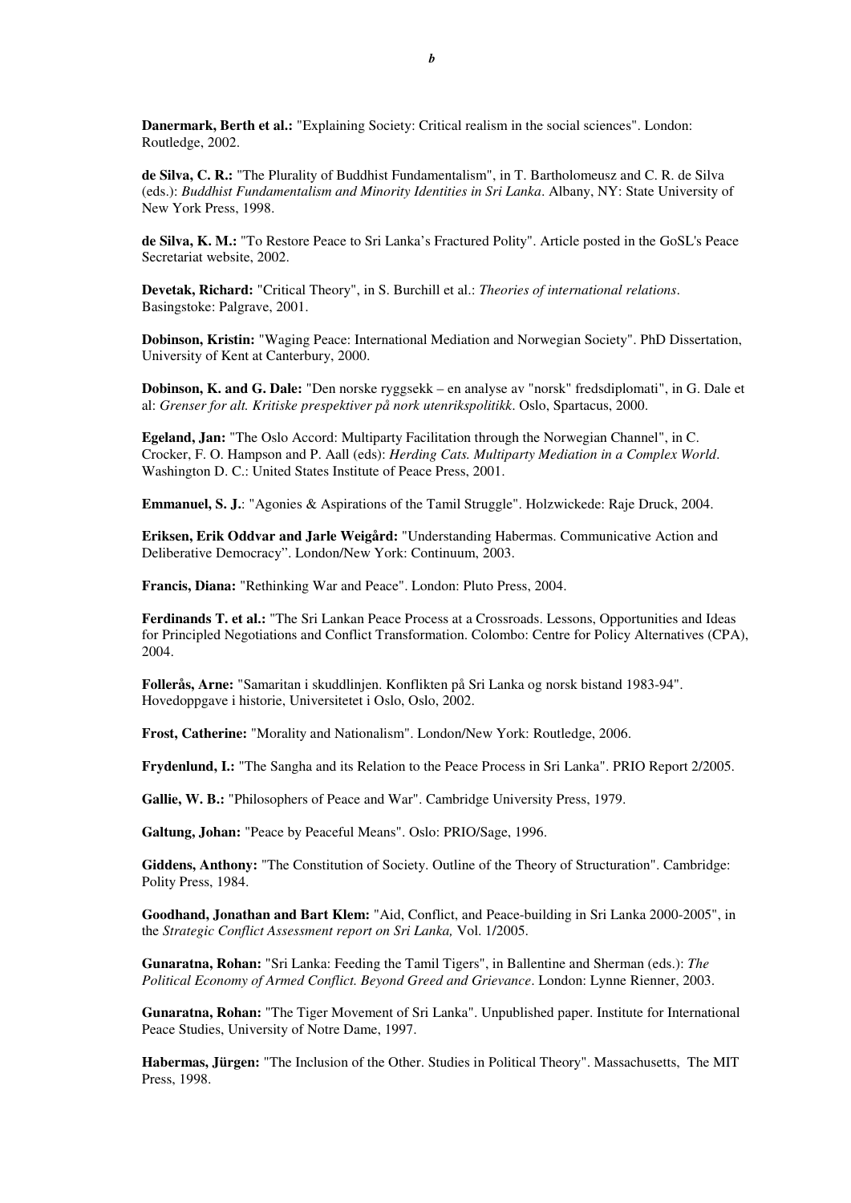**Danermark, Berth et al.:** "Explaining Society: Critical realism in the social sciences". London: Routledge, 2002.

**de Silva, C. R.:** "The Plurality of Buddhist Fundamentalism", in T. Bartholomeusz and C. R. de Silva (eds.): *Buddhist Fundamentalism and Minority Identities in Sri Lanka*. Albany, NY: State University of New York Press, 1998.

**de Silva, K. M.:** "To Restore Peace to Sri Lanka's Fractured Polity". Article posted in the GoSL's Peace Secretariat website, 2002.

**Devetak, Richard:** "Critical Theory", in S. Burchill et al.: *Theories of international relations*. Basingstoke: Palgrave, 2001.

**Dobinson, Kristin:** "Waging Peace: International Mediation and Norwegian Society". PhD Dissertation, University of Kent at Canterbury, 2000.

**Dobinson, K. and G. Dale:** "Den norske ryggsekk – en analyse av "norsk" fredsdiplomati", in G. Dale et al: *Grenser for alt. Kritiske prespektiver på nork utenrikspolitikk*. Oslo, Spartacus, 2000.

**Egeland, Jan:** "The Oslo Accord: Multiparty Facilitation through the Norwegian Channel", in C. Crocker, F. O. Hampson and P. Aall (eds): *Herding Cats. Multiparty Mediation in a Complex World*. Washington D. C.: United States Institute of Peace Press, 2001.

**Emmanuel, S. J.**: "Agonies & Aspirations of the Tamil Struggle". Holzwickede: Raje Druck, 2004.

**Eriksen, Erik Oddvar and Jarle Weigård:** "Understanding Habermas. Communicative Action and Deliberative Democracy". London/New York: Continuum, 2003.

**Francis, Diana:** "Rethinking War and Peace". London: Pluto Press, 2004.

**Ferdinands T. et al.:** "The Sri Lankan Peace Process at a Crossroads. Lessons, Opportunities and Ideas for Principled Negotiations and Conflict Transformation. Colombo: Centre for Policy Alternatives (CPA), 2004.

**Follerås, Arne:** "Samaritan i skuddlinjen. Konflikten på Sri Lanka og norsk bistand 1983-94". Hovedoppgave i historie, Universitetet i Oslo, Oslo, 2002.

**Frost, Catherine:** "Morality and Nationalism". London/New York: Routledge, 2006.

**Frydenlund, I.:** "The Sangha and its Relation to the Peace Process in Sri Lanka". PRIO Report 2/2005.

**Gallie, W. B.:** "Philosophers of Peace and War". Cambridge University Press, 1979.

**Galtung, Johan:** "Peace by Peaceful Means". Oslo: PRIO/Sage, 1996.

**Giddens, Anthony:** "The Constitution of Society. Outline of the Theory of Structuration". Cambridge: Polity Press, 1984.

**Goodhand, Jonathan and Bart Klem:** "Aid, Conflict, and Peace-building in Sri Lanka 2000-2005", in the *Strategic Conflict Assessment report on Sri Lanka,* Vol. 1/2005.

**Gunaratna, Rohan:** "Sri Lanka: Feeding the Tamil Tigers", in Ballentine and Sherman (eds.): *The Political Economy of Armed Conflict. Beyond Greed and Grievance*. London: Lynne Rienner, 2003.

**Gunaratna, Rohan:** "The Tiger Movement of Sri Lanka". Unpublished paper. Institute for International Peace Studies, University of Notre Dame, 1997.

**Habermas, Jürgen:** "The Inclusion of the Other. Studies in Political Theory". Massachusetts, The MIT Press, 1998.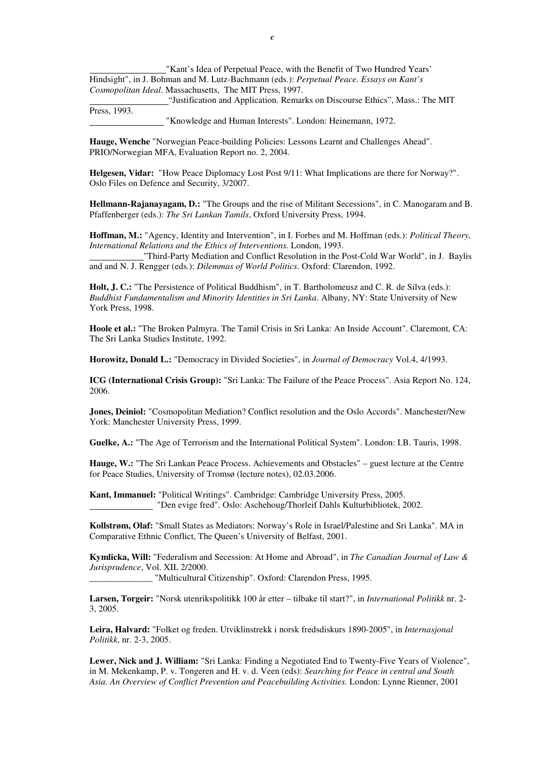_________________"Kant's Idea of Perpetual Peace, with the Benefit of Two Hundred Years' Hindsight", in J. Bohman and M. Lutz-Bachmann (eds.): *Perpetual Peace. Essays on Kant's Cosmopolitan Ideal*. Massachusetts, The MIT Press, 1997.

__________________"Justification and Application. Remarks on Discourse Ethics", Mass.: The MIT Press, 1993.

_________________ "Knowledge and Human Interests". London: Heinemann, 1972.

**Hauge, Wenche** "Norwegian Peace-building Policies: Lessons Learnt and Challenges Ahead". PRIO/Norwegian MFA, Evaluation Report no. 2, 2004.

**Helgesen, Vidar:** "How Peace Diplomacy Lost Post 9/11: What Implications are there for Norway?". Oslo Files on Defence and Security, 3/2007.

**Hellmann-Rajanayagam, D.:** "The Groups and the rise of Militant Secessions", in C. Manogaram and B. Pfaffenberger (eds.): *The Sri Lankan Tamils*, Oxford University Press, 1994.

**Hoffman, M.:** "Agency, Identity and Intervention", in I. Forbes and M. Hoffman (eds.): *Political Theory, International Relations and the Ethics of Interventions.* London, 1993.

____________"Third-Party Mediation and Conflict Resolution in the Post-Cold War World", in J. Baylis and and N. J. Rengger (eds.): *Dilemmas of World Politics*. Oxford: Clarendon, 1992.

**Holt, J. C.:** "The Persistence of Political Buddhism", in T. Bartholomeusz and C. R. de Silva (eds.): *Buddhist Fundamentalism and Minority Identities in Sri Lanka*. Albany, NY: State University of New York Press, 1998.

**Hoole et al.:** "The Broken Palmyra. The Tamil Crisis in Sri Lanka: An Inside Account". Claremont, CA: The Sri Lanka Studies Institute, 1992.

**Horowitz, Donald L.:** "Democracy in Divided Societies", in *Journal of Democracy* Vol.4, 4/1993.

**ICG (International Crisis Group):** "Sri Lanka: The Failure of the Peace Process". Asia Report No. 124, 2006.

**Jones, Deiniol:** "Cosmopolitan Mediation? Conflict resolution and the Oslo Accords". Manchester/New York: Manchester University Press, 1999.

**Guelke, A.:** "The Age of Terrorism and the International Political System". London: I.B. Tauris, 1998.

**Hauge, W.:** "The Sri Lankan Peace Process. Achievements and Obstacles" – guest lecture at the Centre for Peace Studies, University of Tromsø (lecture notes), 02.03.2006.

**Kant, Immanuel:** "Political Writings". Cambridge: Cambridge University Press, 2005.

______________ "Den evige fred". Oslo: Aschehoug/Thorleif Dahls Kulturbibliotek, 2002.

**Kollstrøm, Olaf:** "Small States as Mediators: Norway's Role in Israel/Palestine and Sri Lanka". MA in Comparative Ethnic Conflict, The Queen's University of Belfast, 2001.

**Kymlicka, Will:** "Federalism and Secession: At Home and Abroad", in *The Canadian Journal of Law & Jurisprudence*, Vol. XII, 2/2000.

______________ "Multicultural Citizenship". Oxford: Clarendon Press, 1995.

**Larsen, Torgeir:** "Norsk utenrikspolitikk 100 år etter – tilbake til start?", in *International Politikk* nr. 2-3, 2005.

**Leira, Halvard:** "Folket og freden. Utviklinstrekk i norsk fredsdiskurs 1890-2005", in *Internasjonal Politikk*, nr. 2-3, 2005.

**Lewer, Nick and J. William:** "Sri Lanka: Finding a Negotiated End to Twenty-Five Years of Violence", in M. Mekenkamp, P. v. Tongeren and H. v. d. Veen (eds): *Searching for Peace in central and South Asia. An Overview of Conflict Prevention and Peacebuilding Activities.* London: Lynne Rienner, 2001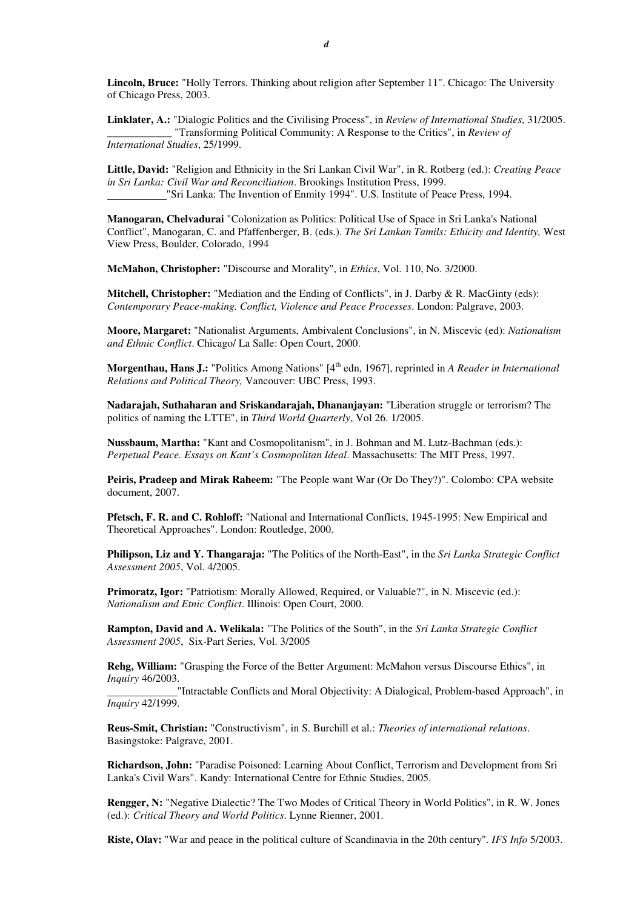**Lincoln, Bruce:** "Holly Terrors. Thinking about religion after September 11". Chicago: The University of Chicago Press, 2003.

**Linklater, A.:** "Dialogic Politics and the Civilising Process", in *Review of International Studies*, 31/2005.
____________ "Transforming Political Community: A Response to the Critics", in *Review of International Studies*, 25/1999.

**Little, David:** "Religion and Ethnicity in the Sri Lankan Civil War", in R. Rotberg (ed.): *Creating Peace in Sri Lanka: Civil War and Reconciliation*. Brookings Institution Press, 1999.
___________"Sri Lanka: The Invention of Enmity 1994". U.S. Institute of Peace Press, 1994.

**Manogaran, Chelvadurai** "Colonization as Politics: Political Use of Space in Sri Lanka's National Conflict", Manogaran, C. and Pfaffenberger, B. (eds.). *The Sri Lankan Tamils: Ethicity and Identity,* West View Press, Boulder, Colorado, 1994

**McMahon, Christopher:** "Discourse and Morality", in *Ethics*, Vol. 110, No. 3/2000.

**Mitchell, Christopher:** "Mediation and the Ending of Conflicts", in J. Darby & R. MacGinty (eds): *Contemporary Peace-making. Conflict, Violence and Peace Processes*. London: Palgrave, 2003.

**Moore, Margaret:** "Nationalist Arguments, Ambivalent Conclusions", in N. Miscevic (ed): *Nationalism and Ethnic Conflict*. Chicago/ La Salle: Open Court, 2000.

**Morgenthau, Hans J.:** "Politics Among Nations" [4th edn, 1967], reprinted in *A Reader in International Relations and Political Theory,* Vancouver: UBC Press, 1993.

**Nadarajah, Suthaharan and Sriskandarajah, Dhananjayan:** "Liberation struggle or terrorism? The politics of naming the LTTE", in *Third World Quarterly*, Vol 26. 1/2005.

**Nussbaum, Martha:** "Kant and Cosmopolitanism", in J. Bohman and M. Lutz-Bachman (eds.): *Perpetual Peace. Essays on Kant's Cosmopolitan Ideal*. Massachusetts: The MIT Press, 1997.

**Peiris, Pradeep and Mirak Raheem:** "The People want War (Or Do They?)". Colombo: CPA website document, 2007.

**Pfetsch, F. R. and C. Rohloff:** "National and International Conflicts, 1945-1995: New Empirical and Theoretical Approaches". London: Routledge, 2000.

**Philipson, Liz and Y. Thangaraja:** "The Politics of the North-East", in the *Sri Lanka Strategic Conflict Assessment 2005*, Vol. 4/2005.

**Primoratz, Igor:** "Patriotism: Morally Allowed, Required, or Valuable?", in N. Miscevic (ed.): *Nationalism and Etnic Conflict*. Illinois: Open Court, 2000.

**Rampton, David and A. Welikala:** "The Politics of the South", in the *Sri Lanka Strategic Conflict Assessment 2005*, Six-Part Series, Vol. 3/2005

**Rehg, William:** "Grasping the Force of the Better Argument: McMahon versus Discourse Ethics", in *Inquiry* 46/2003.
_____________"Intractable Conflicts and Moral Objectivity: A Dialogical, Problem-based Approach", in *Inquiry* 42/1999.

**Reus-Smit, Christian:** "Constructivism", in S. Burchill et al.: *Theories of international relations*. Basingstoke: Palgrave, 2001.

**Richardson, John:** "Paradise Poisoned: Learning About Conflict, Terrorism and Development from Sri Lanka's Civil Wars". Kandy: International Centre for Ethnic Studies, 2005.

**Rengger, N:** "Negative Dialectic? The Two Modes of Critical Theory in World Politics", in R. W. Jones (ed.): *Critical Theory and World Politics*. Lynne Rienner, 2001.

**Riste, Olav:** "War and peace in the political culture of Scandinavia in the 20th century". *IFS Info* 5/2003.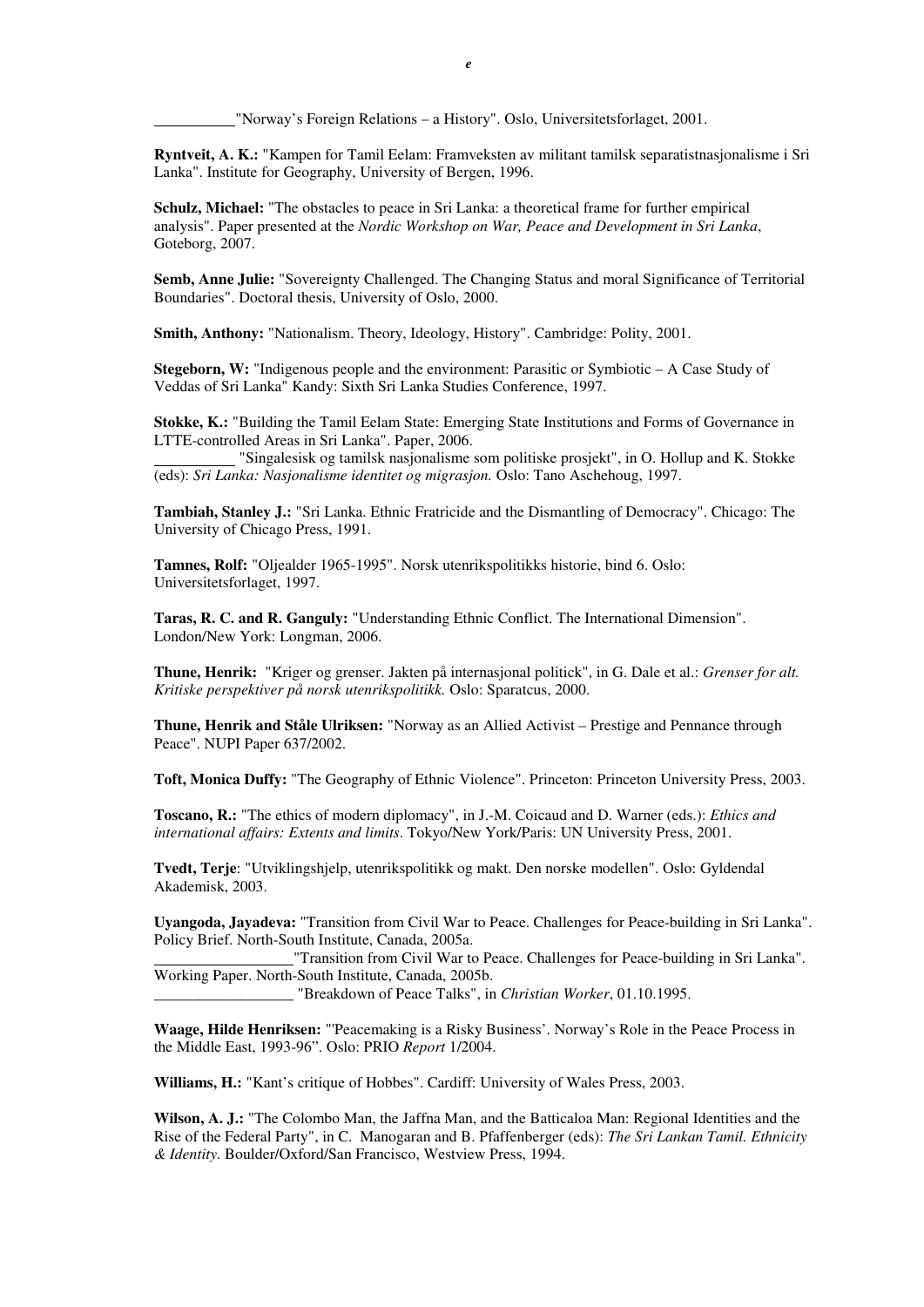__________"Norway's Foreign Relations – a History". Oslo, Universitetsforlaget, 2001.

**Ryntveit, A. K.:** "Kampen for Tamil Eelam: Framveksten av militant tamilsk separatistnasjonalisme i Sri Lanka". Institute for Geography, University of Bergen, 1996.

**Schulz, Michael:** "The obstacles to peace in Sri Lanka: a theoretical frame for further empirical analysis". Paper presented at the *Nordic Workshop on War, Peace and Development in Sri Lanka*, Goteborg, 2007.

**Semb, Anne Julie:** "Sovereignty Challenged. The Changing Status and moral Significance of Territorial Boundaries". Doctoral thesis, University of Oslo, 2000.

**Smith, Anthony:** "Nationalism. Theory, Ideology, History". Cambridge: Polity, 2001.

**Stegeborn, W:** "Indigenous people and the environment: Parasitic or Symbiotic – A Case Study of Veddas of Sri Lanka" Kandy: Sixth Sri Lanka Studies Conference, 1997.

**Stokke, K.:** "Building the Tamil Eelam State: Emerging State Institutions and Forms of Governance in LTTE-controlled Areas in Sri Lanka". Paper, 2006.
__________ "Singalesisk og tamilsk nasjonalisme som politiske prosjekt", in O. Hollup and K. Stokke (eds): *Sri Lanka: Nasjonalisme identitet og migrasjon.* Oslo: Tano Aschehoug, 1997.

**Tambiah, Stanley J.:** "Sri Lanka. Ethnic Fratricide and the Dismantling of Democracy". Chicago: The University of Chicago Press, 1991.

**Tamnes, Rolf:** "Oljealder 1965-1995". Norsk utenrikspolitikks historie, bind 6. Oslo: Universitetsforlaget, 1997.

**Taras, R. C. and R. Ganguly:** "Understanding Ethnic Conflict. The International Dimension". London/New York: Longman, 2006.

**Thune, Henrik:** "Kriger og grenser. Jakten på internasjonal politick", in G. Dale et al.: *Grenser for alt. Kritiske perspektiver på norsk utenrikspolitikk.* Oslo: Sparatcus, 2000.

**Thune, Henrik and Ståle Ulriksen:** "Norway as an Allied Activist – Prestige and Pennance through Peace". NUPI Paper 637/2002.

**Toft, Monica Duffy:** "The Geography of Ethnic Violence". Princeton: Princeton University Press, 2003.

**Toscano, R.:** "The ethics of modern diplomacy", in J.-M. Coicaud and D. Warner (eds.): *Ethics and international affairs: Extents and limits*. Tokyo/New York/Paris: UN University Press, 2001.

**Tvedt, Terje**: "Utviklingshjelp, utenrikspolitikk og makt. Den norske modellen". Oslo: Gyldendal Akademisk, 2003.

**Uyangoda, Jayadeva:** "Transition from Civil War to Peace. Challenges for Peace-building in Sri Lanka". Policy Brief. North-South Institute, Canada, 2005a.
__________________"Transition from Civil War to Peace. Challenges for Peace-building in Sri Lanka". Working Paper. North-South Institute, Canada, 2005b.
__________________ "Breakdown of Peace Talks", in *Christian Worker*, 01.10.1995.

**Waage, Hilde Henriksen:** "'Peacemaking is a Risky Business'. Norway's Role in the Peace Process in the Middle East, 1993-96". Oslo: PRIO *Report* 1/2004.

**Williams, H.:** "Kant's critique of Hobbes". Cardiff: University of Wales Press, 2003.

**Wilson, A. J.:** "The Colombo Man, the Jaffna Man, and the Batticaloa Man: Regional Identities and the Rise of the Federal Party", in C. Manogaran and B. Pfaffenberger (eds): *The Sri Lankan Tamil. Ethnicity & Identity.* Boulder/Oxford/San Francisco, Westview Press, 1994.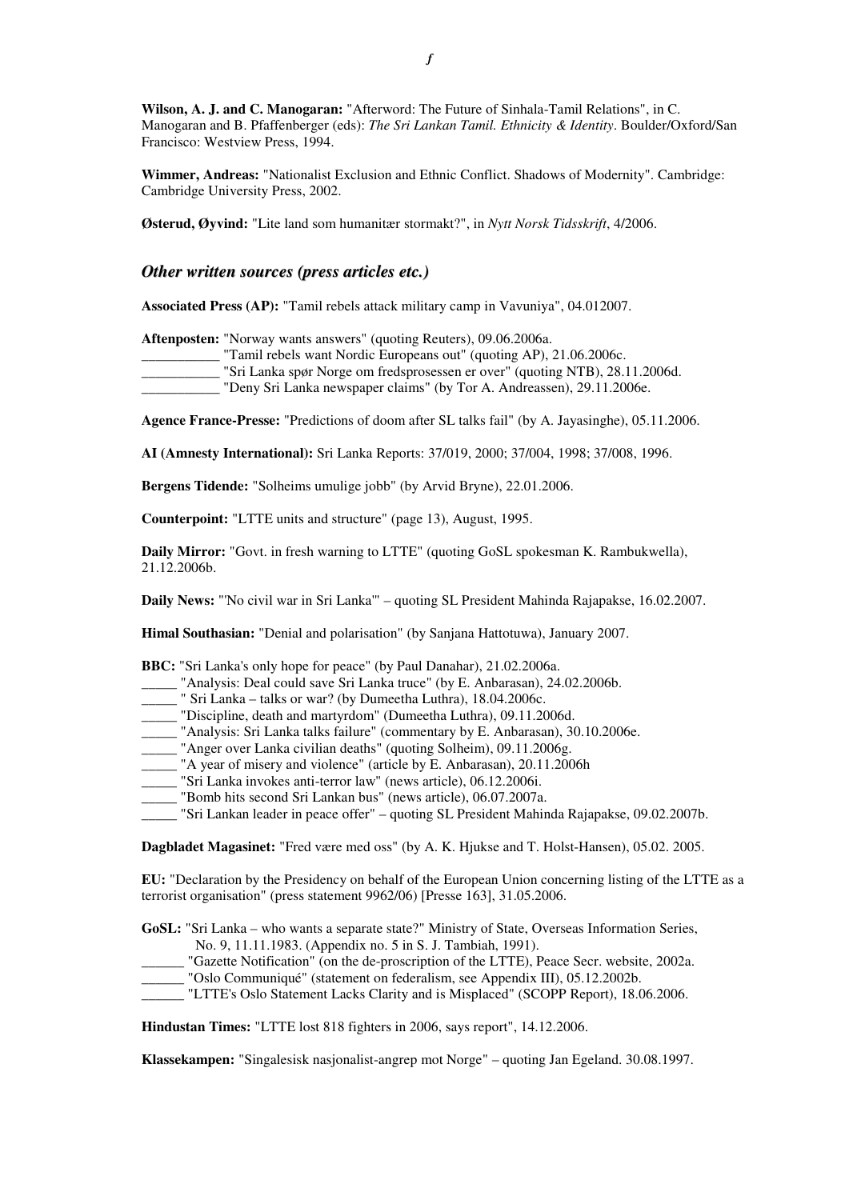**Wilson, A. J. and C. Manogaran:** "Afterword: The Future of Sinhala-Tamil Relations", in C. Manogaran and B. Pfaffenberger (eds): *The Sri Lankan Tamil. Ethnicity & Identity*. Boulder/Oxford/San Francisco: Westview Press, 1994.

**Wimmer, Andreas:** "Nationalist Exclusion and Ethnic Conflict. Shadows of Modernity". Cambridge: Cambridge University Press, 2002.

**Østerud, Øyvind:** "Lite land som humanitær stormakt?", in *Nytt Norsk Tidsskrift*, 4/2006.

### *Other written sources (press articles etc.)*

**Associated Press (AP):** "Tamil rebels attack military camp in Vavuniya", 04.012007.

**Aftenposten:** "Norway wants answers" (quoting Reuters), 09.06.2006a.
___________ "Tamil rebels want Nordic Europeans out" (quoting AP), 21.06.2006c.
___________ "Sri Lanka spør Norge om fredsprosessen er over" (quoting NTB), 28.11.2006d.
___________ "Deny Sri Lanka newspaper claims" (by Tor A. Andreassen), 29.11.2006e.

**Agence France-Presse:** "Predictions of doom after SL talks fail" (by A. Jayasinghe), 05.11.2006.

**AI (Amnesty International):** Sri Lanka Reports: 37/019, 2000; 37/004, 1998; 37/008, 1996.

**Bergens Tidende:** "Solheims umulige jobb" (by Arvid Bryne), 22.01.2006.

**Counterpoint:** "LTTE units and structure" (page 13), August, 1995.

**Daily Mirror:** "Govt. in fresh warning to LTTE" (quoting GoSL spokesman K. Rambukwella), 21.12.2006b.

**Daily News:** "'No civil war in Sri Lanka'" – quoting SL President Mahinda Rajapakse, 16.02.2007.

**Himal Southasian:** "Denial and polarisation" (by Sanjana Hattotuwa), January 2007.

**BBC:** "Sri Lanka's only hope for peace" (by Paul Danahar), 21.02.2006a.
_____ "Analysis: Deal could save Sri Lanka truce" (by E. Anbarasan), 24.02.2006b.
_____ " Sri Lanka – talks or war? (by Dumeetha Luthra), 18.04.2006c.
_____ "Discipline, death and martyrdom" (Dumeetha Luthra), 09.11.2006d.
_____ "Analysis: Sri Lanka talks failure" (commentary by E. Anbarasan), 30.10.2006e.
_____ "Anger over Lanka civilian deaths" (quoting Solheim), 09.11.2006g.
_____ "A year of misery and violence" (article by E. Anbarasan), 20.11.2006h
_____ "Sri Lanka invokes anti-terror law" (news article), 06.12.2006i.
_____ "Bomb hits second Sri Lankan bus" (news article), 06.07.2007a.
_____ "Sri Lankan leader in peace offer" – quoting SL President Mahinda Rajapakse, 09.02.2007b.

**Dagbladet Magasinet:** "Fred være med oss" (by A. K. Hjukse and T. Holst-Hansen), 05.02. 2005.

**EU:** "Declaration by the Presidency on behalf of the European Union concerning listing of the LTTE as a terrorist organisation" (press statement 9962/06) [Presse 163], 31.05.2006.

**GoSL:** "Sri Lanka – who wants a separate state?" Ministry of State, Overseas Information Series, No. 9, 11.11.1983. (Appendix no. 5 in S. J. Tambiah, 1991).
______ "Gazette Notification" (on the de-proscription of the LTTE), Peace Secr. website, 2002a.
______ "Oslo Communiqué" (statement on federalism, see Appendix III), 05.12.2002b.
______ "LTTE's Oslo Statement Lacks Clarity and is Misplaced" (SCOPP Report), 18.06.2006.

**Hindustan Times:** "LTTE lost 818 fighters in 2006, says report", 14.12.2006.

**Klassekampen:** "Singalesisk nasjonalist-angrep mot Norge" – quoting Jan Egeland. 30.08.1997.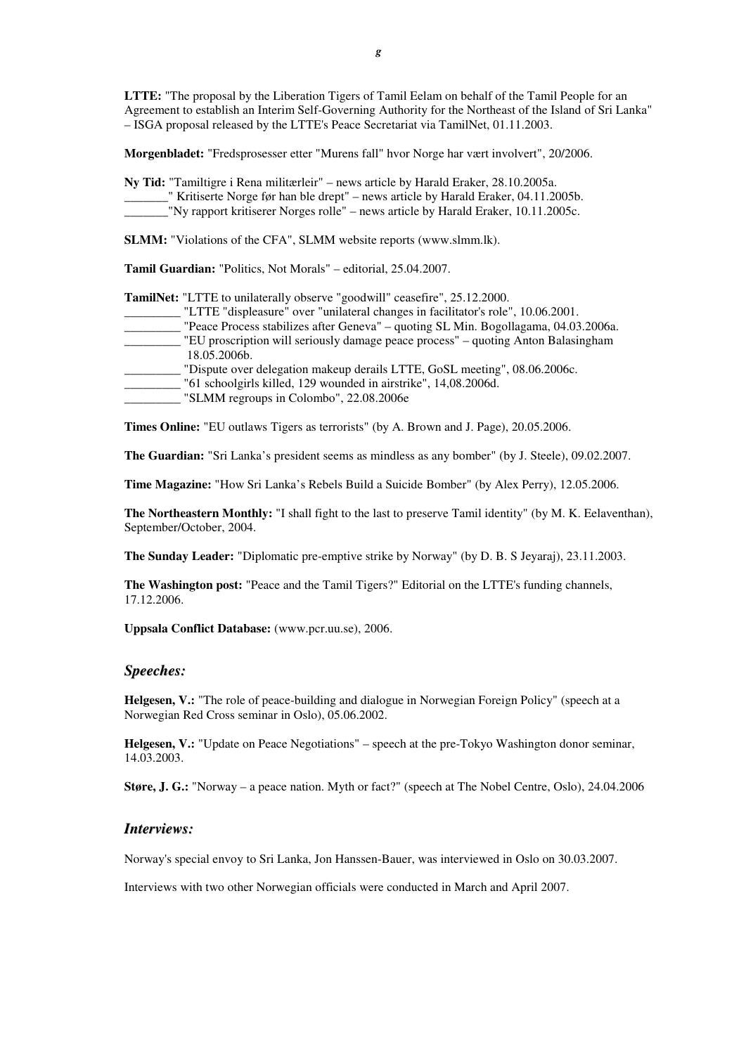**LTTE:** "The proposal by the Liberation Tigers of Tamil Eelam on behalf of the Tamil People for an Agreement to establish an Interim Self-Governing Authority for the Northeast of the Island of Sri Lanka" – ISGA proposal released by the LTTE's Peace Secretariat via TamilNet, 01.11.2003.

**Morgenbladet:** "Fredsprosesser etter "Murens fall" hvor Norge har vært involvert", 20/2006.

**Ny Tid:** "Tamiltigre i Rena militærleir" – news article by Harald Eraker, 28.10.2005a.
_______" Kritiserte Norge før han ble drept" – news article by Harald Eraker, 04.11.2005b.
_______"Ny rapport kritiserer Norges rolle" – news article by Harald Eraker, 10.11.2005c.

**SLMM:** "Violations of the CFA", SLMM website reports (www.slmm.lk).

**Tamil Guardian:** "Politics, Not Morals" – editorial, 25.04.2007.

**TamilNet:** "LTTE to unilaterally observe "goodwill" ceasefire", 25.12.2000.
_________ "LTTE "displeasure" over "unilateral changes in facilitator's role", 10.06.2001.
_________ "Peace Process stabilizes after Geneva" – quoting SL Min. Bogollagama, 04.03.2006a.
_________ "EU proscription will seriously damage peace process" – quoting Anton Balasingham 18.05.2006b.
_________ "Dispute over delegation makeup derails LTTE, GoSL meeting", 08.06.2006c.
_________ "61 schoolgirls killed, 129 wounded in airstrike", 14,08.2006d.
_________ "SLMM regroups in Colombo", 22.08.2006e

**Times Online:** "EU outlaws Tigers as terrorists" (by A. Brown and J. Page), 20.05.2006.

**The Guardian:** "Sri Lanka's president seems as mindless as any bomber" (by J. Steele), 09.02.2007.

**Time Magazine:** "How Sri Lanka's Rebels Build a Suicide Bomber" (by Alex Perry), 12.05.2006.

**The Northeastern Monthly:** "I shall fight to the last to preserve Tamil identity" (by M. K. Eelaventhan), September/October, 2004.

**The Sunday Leader:** "Diplomatic pre-emptive strike by Norway" (by D. B. S Jeyaraj), 23.11.2003.

**The Washington post:** "Peace and the Tamil Tigers?" Editorial on the LTTE's funding channels, 17.12.2006.

**Uppsala Conflict Database:** (www.pcr.uu.se), 2006.

## *Speeches:*

**Helgesen, V.:** "The role of peace-building and dialogue in Norwegian Foreign Policy" (speech at a Norwegian Red Cross seminar in Oslo), 05.06.2002.

**Helgesen, V.:** "Update on Peace Negotiations" – speech at the pre-Tokyo Washington donor seminar, 14.03.2003.

**Støre, J. G.:** "Norway – a peace nation. Myth or fact?" (speech at The Nobel Centre, Oslo), 24.04.2006

## *Interviews:*

Norway's special envoy to Sri Lanka, Jon Hanssen-Bauer, was interviewed in Oslo on 30.03.2007.

Interviews with two other Norwegian officials were conducted in March and April 2007.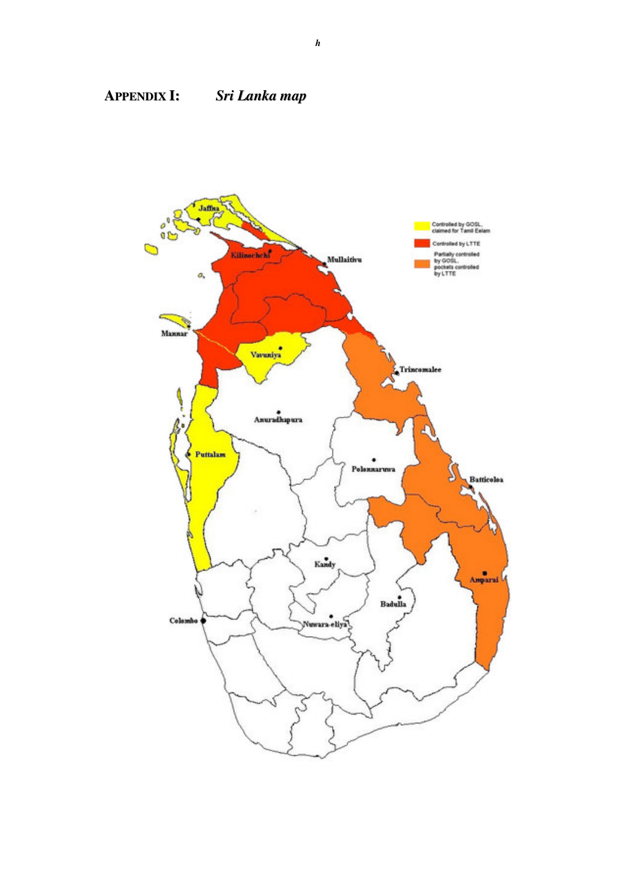## APPENDIX I: *Sri Lanka map*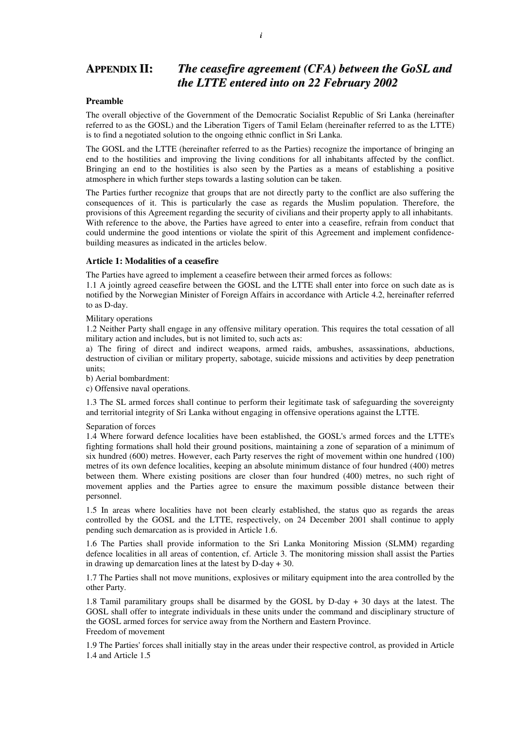# APPENDIX II: *The ceasefire agreement (CFA) between the GoSL and the LTTE entered into on 22 February 2002*

### Preamble

The overall objective of the Government of the Democratic Socialist Republic of Sri Lanka (hereinafter referred to as the GOSL) and the Liberation Tigers of Tamil Eelam (hereinafter referred to as the LTTE) is to find a negotiated solution to the ongoing ethnic conflict in Sri Lanka.

The GOSL and the LTTE (hereinafter referred to as the Parties) recognize the importance of bringing an end to the hostilities and improving the living conditions for all inhabitants affected by the conflict. Bringing an end to the hostilities is also seen by the Parties as a means of establishing a positive atmosphere in which further steps towards a lasting solution can be taken.

The Parties further recognize that groups that are not directly party to the conflict are also suffering the consequences of it. This is particularly the case as regards the Muslim population. Therefore, the provisions of this Agreement regarding the security of civilians and their property apply to all inhabitants. With reference to the above, the Parties have agreed to enter into a ceasefire, refrain from conduct that could undermine the good intentions or violate the spirit of this Agreement and implement confidence-building measures as indicated in the articles below.

### Article 1: Modalities of a ceasefire

The Parties have agreed to implement a ceasefire between their armed forces as follows:

1.1 A jointly agreed ceasefire between the GOSL and the LTTE shall enter into force on such date as is notified by the Norwegian Minister of Foreign Affairs in accordance with Article 4.2, hereinafter referred to as D-day.

Military operations

1.2 Neither Party shall engage in any offensive military operation. This requires the total cessation of all military action and includes, but is not limited to, such acts as:

a) The firing of direct and indirect weapons, armed raids, ambushes, assassinations, abductions, destruction of civilian or military property, sabotage, suicide missions and activities by deep penetration units;

b) Aerial bombardment:

c) Offensive naval operations.

1.3 The SL armed forces shall continue to perform their legitimate task of safeguarding the sovereignty and territorial integrity of Sri Lanka without engaging in offensive operations against the LTTE.

Separation of forces

1.4 Where forward defence localities have been established, the GOSL's armed forces and the LTTE's fighting formations shall hold their ground positions, maintaining a zone of separation of a minimum of six hundred (600) metres. However, each Party reserves the right of movement within one hundred (100) metres of its own defence localities, keeping an absolute minimum distance of four hundred (400) metres between them. Where existing positions are closer than four hundred (400) metres, no such right of movement applies and the Parties agree to ensure the maximum possible distance between their personnel.

1.5 In areas where localities have not been clearly established, the status quo as regards the areas controlled by the GOSL and the LTTE, respectively, on 24 December 2001 shall continue to apply pending such demarcation as is provided in Article 1.6.

1.6 The Parties shall provide information to the Sri Lanka Monitoring Mission (SLMM) regarding defence localities in all areas of contention, cf. Article 3. The monitoring mission shall assist the Parties in drawing up demarcation lines at the latest by D-day + 30.

1.7 The Parties shall not move munitions, explosives or military equipment into the area controlled by the other Party.

1.8 Tamil paramilitary groups shall be disarmed by the GOSL by D-day + 30 days at the latest. The GOSL shall offer to integrate individuals in these units under the command and disciplinary structure of the GOSL armed forces for service away from the Northern and Eastern Province.

Freedom of movement

1.9 The Parties' forces shall initially stay in the areas under their respective control, as provided in Article 1.4 and Article 1.5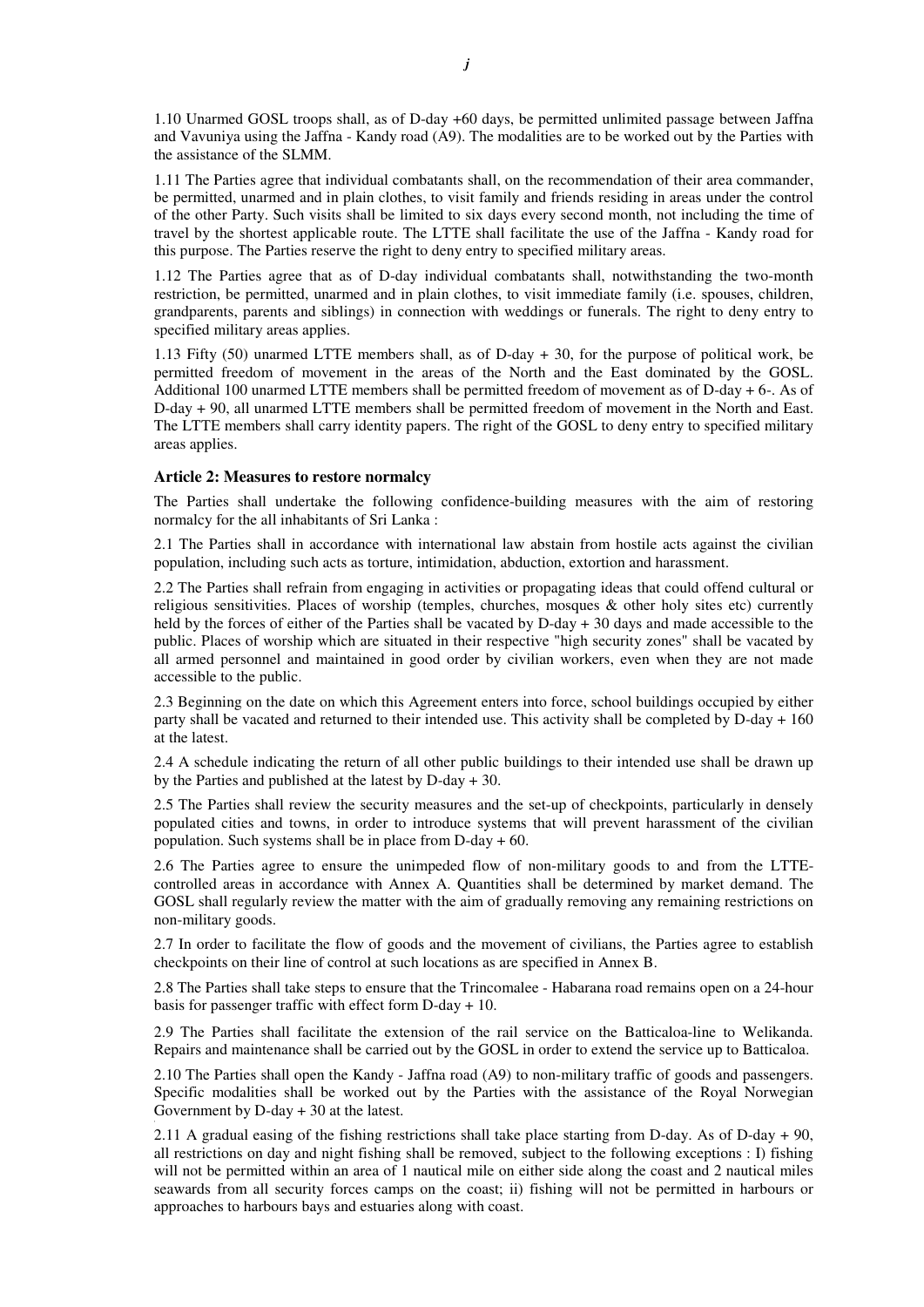1.10 Unarmed GOSL troops shall, as of D-day +60 days, be permitted unlimited passage between Jaffna and Vavuniya using the Jaffna - Kandy road (A9). The modalities are to be worked out by the Parties with the assistance of the SLMM.

1.11 The Parties agree that individual combatants shall, on the recommendation of their area commander, be permitted, unarmed and in plain clothes, to visit family and friends residing in areas under the control of the other Party. Such visits shall be limited to six days every second month, not including the time of travel by the shortest applicable route. The LTTE shall facilitate the use of the Jaffna - Kandy road for this purpose. The Parties reserve the right to deny entry to specified military areas.

1.12 The Parties agree that as of D-day individual combatants shall, notwithstanding the two-month restriction, be permitted, unarmed and in plain clothes, to visit immediate family (i.e. spouses, children, grandparents, parents and siblings) in connection with weddings or funerals. The right to deny entry to specified military areas applies.

1.13 Fifty (50) unarmed LTTE members shall, as of D-day + 30, for the purpose of political work, be permitted freedom of movement in the areas of the North and the East dominated by the GOSL. Additional 100 unarmed LTTE members shall be permitted freedom of movement as of D-day + 6-. As of D-day + 90, all unarmed LTTE members shall be permitted freedom of movement in the North and East. The LTTE members shall carry identity papers. The right of the GOSL to deny entry to specified military areas applies.

### Article 2: Measures to restore normalcy

The Parties shall undertake the following confidence-building measures with the aim of restoring normalcy for the all inhabitants of Sri Lanka :

2.1 The Parties shall in accordance with international law abstain from hostile acts against the civilian population, including such acts as torture, intimidation, abduction, extortion and harassment.

2.2 The Parties shall refrain from engaging in activities or propagating ideas that could offend cultural or religious sensitivities. Places of worship (temples, churches, mosques & other holy sites etc) currently held by the forces of either of the Parties shall be vacated by D-day + 30 days and made accessible to the public. Places of worship which are situated in their respective "high security zones" shall be vacated by all armed personnel and maintained in good order by civilian workers, even when they are not made accessible to the public.

2.3 Beginning on the date on which this Agreement enters into force, school buildings occupied by either party shall be vacated and returned to their intended use. This activity shall be completed by D-day + 160 at the latest.

2.4 A schedule indicating the return of all other public buildings to their intended use shall be drawn up by the Parties and published at the latest by D-day + 30.

2.5 The Parties shall review the security measures and the set-up of checkpoints, particularly in densely populated cities and towns, in order to introduce systems that will prevent harassment of the civilian population. Such systems shall be in place from D-day + 60.

2.6 The Parties agree to ensure the unimpeded flow of non-military goods to and from the LTTE-controlled areas in accordance with Annex A. Quantities shall be determined by market demand. The GOSL shall regularly review the matter with the aim of gradually removing any remaining restrictions on non-military goods.

2.7 In order to facilitate the flow of goods and the movement of civilians, the Parties agree to establish checkpoints on their line of control at such locations as are specified in Annex B.

2.8 The Parties shall take steps to ensure that the Trincomalee - Habarana road remains open on a 24-hour basis for passenger traffic with effect form D-day + 10.

2.9 The Parties shall facilitate the extension of the rail service on the Batticaloa-line to Welikanda. Repairs and maintenance shall be carried out by the GOSL in order to extend the service up to Batticaloa.

2.10 The Parties shall open the Kandy - Jaffna road (A9) to non-military traffic of goods and passengers. Specific modalities shall be worked out by the Parties with the assistance of the Royal Norwegian Government by D-day + 30 at the latest.

2.11 A gradual easing of the fishing restrictions shall take place starting from D-day. As of D-day + 90, all restrictions on day and night fishing shall be removed, subject to the following exceptions : I) fishing will not be permitted within an area of 1 nautical mile on either side along the coast and 2 nautical miles seawards from all security forces camps on the coast; ii) fishing will not be permitted in harbours or approaches to harbours bays and estuaries along with coast.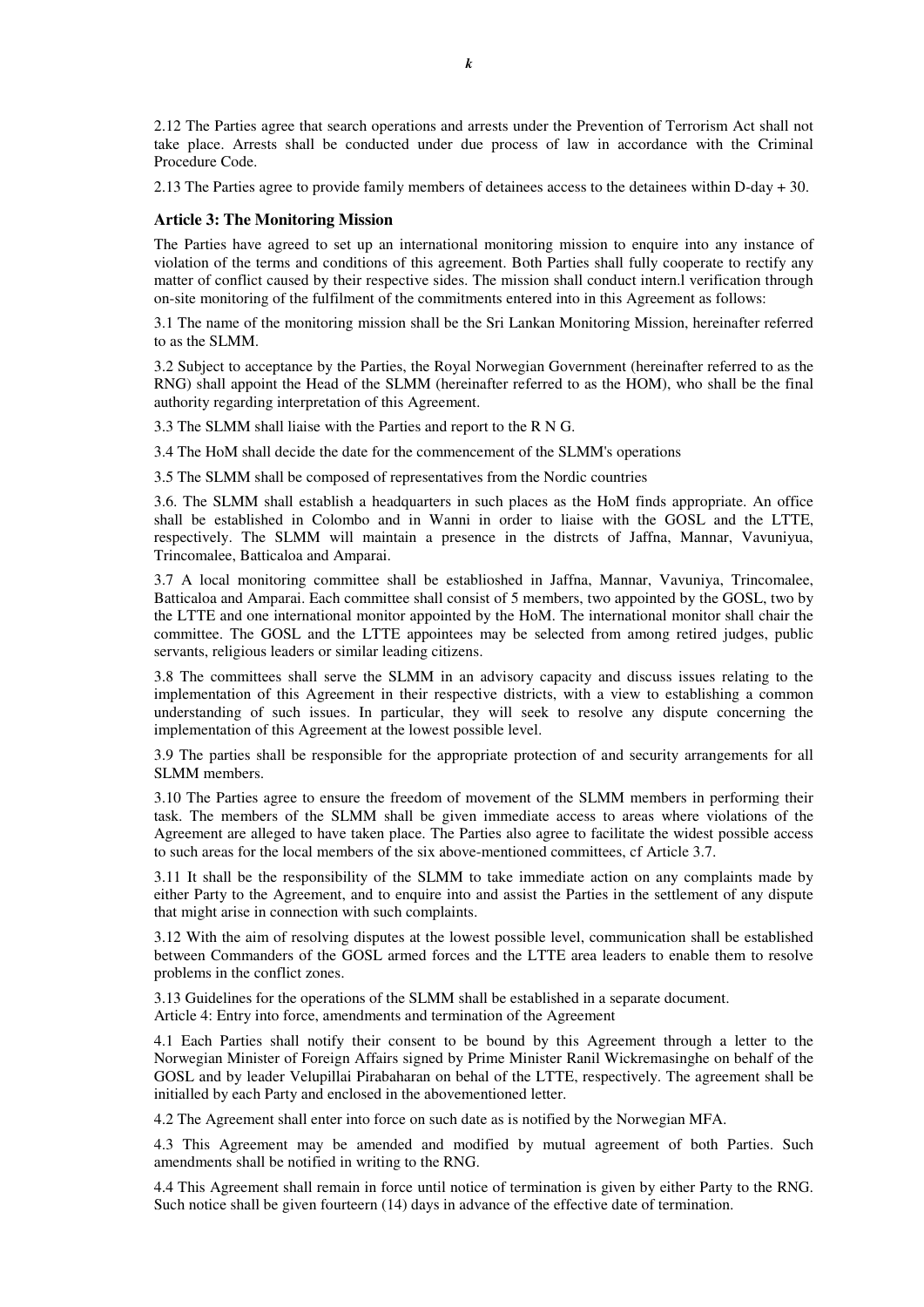2.12 The Parties agree that search operations and arrests under the Prevention of Terrorism Act shall not take place. Arrests shall be conducted under due process of law in accordance with the Criminal Procedure Code.

2.13 The Parties agree to provide family members of detainees access to the detainees within D-day + 30.

### Article 3: The Monitoring Mission

The Parties have agreed to set up an international monitoring mission to enquire into any instance of violation of the terms and conditions of this agreement. Both Parties shall fully cooperate to rectify any matter of conflict caused by their respective sides. The mission shall conduct intern.l verification through on-site monitoring of the fulfilment of the commitments entered into in this Agreement as follows:

3.1 The name of the monitoring mission shall be the Sri Lankan Monitoring Mission, hereinafter referred to as the SLMM.

3.2 Subject to acceptance by the Parties, the Royal Norwegian Government (hereinafter referred to as the RNG) shall appoint the Head of the SLMM (hereinafter referred to as the HOM), who shall be the final authority regarding interpretation of this Agreement.

3.3 The SLMM shall liaise with the Parties and report to the R N G.

3.4 The HoM shall decide the date for the commencement of the SLMM's operations

3.5 The SLMM shall be composed of representatives from the Nordic countries

3.6. The SLMM shall establish a headquarters in such places as the HoM finds appropriate. An office shall be established in Colombo and in Wanni in order to liaise with the GOSL and the LTTE, respectively. The SLMM will maintain a presence in the distrcts of Jaffna, Mannar, Vavuniyua, Trincomalee, Batticaloa and Amparai.

3.7 A local monitoring committee shall be establioshed in Jaffna, Mannar, Vavuniya, Trincomalee, Batticaloa and Amparai. Each committee shall consist of 5 members, two appointed by the GOSL, two by the LTTE and one international monitor appointed by the HoM. The international monitor shall chair the committee. The GOSL and the LTTE appointees may be selected from among retired judges, public servants, religious leaders or similar leading citizens.

3.8 The committees shall serve the SLMM in an advisory capacity and discuss issues relating to the implementation of this Agreement in their respective districts, with a view to establishing a common understanding of such issues. In particular, they will seek to resolve any dispute concerning the implementation of this Agreement at the lowest possible level.

3.9 The parties shall be responsible for the appropriate protection of and security arrangements for all SLMM members.

3.10 The Parties agree to ensure the freedom of movement of the SLMM members in performing their task. The members of the SLMM shall be given immediate access to areas where violations of the Agreement are alleged to have taken place. The Parties also agree to facilitate the widest possible access to such areas for the local members of the six above-mentioned committees, cf Article 3.7.

3.11 It shall be the responsibility of the SLMM to take immediate action on any complaints made by either Party to the Agreement, and to enquire into and assist the Parties in the settlement of any dispute that might arise in connection with such complaints.

3.12 With the aim of resolving disputes at the lowest possible level, communication shall be established between Commanders of the GOSL armed forces and the LTTE area leaders to enable them to resolve problems in the conflict zones.

3.13 Guidelines for the operations of the SLMM shall be established in a separate document.
Article 4: Entry into force, amendments and termination of the Agreement

4.1 Each Parties shall notify their consent to be bound by this Agreement through a letter to the Norwegian Minister of Foreign Affairs signed by Prime Minister Ranil Wickremasinghe on behalf of the GOSL and by leader Velupillai Pirabaharan on behal of the LTTE, respectively. The agreement shall be initialled by each Party and enclosed in the abovementioned letter.

4.2 The Agreement shall enter into force on such date as is notified by the Norwegian MFA.

4.3 This Agreement may be amended and modified by mutual agreement of both Parties. Such amendments shall be notified in writing to the RNG.

4.4 This Agreement shall remain in force until notice of termination is given by either Party to the RNG. Such notice shall be given fourteern (14) days in advance of the effective date of termination.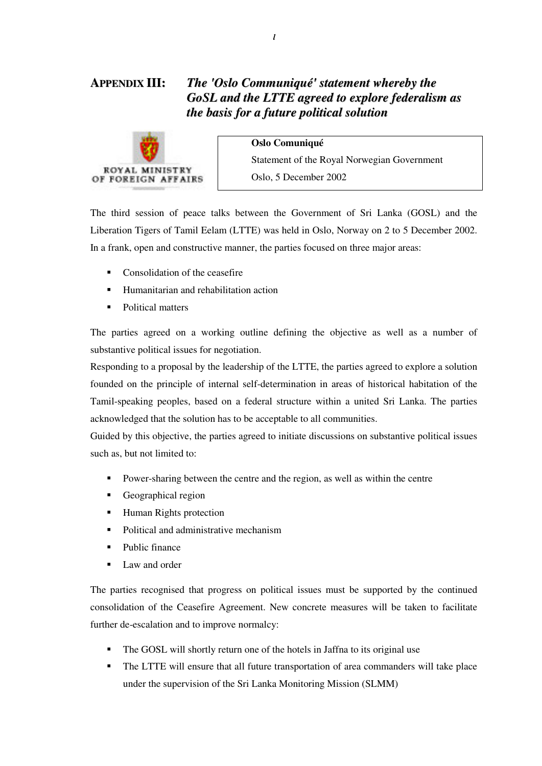## APPENDIX III: *The 'Oslo Communiqué' statement whereby the GoSL and the LTTE agreed to explore federalism as the basis for a future political solution*

ROYAL MINISTRY OF FOREIGN AFFAIRS

**Oslo Comuniqué**
Statement of the Royal Norwegian Government
Oslo, 5 December 2002

The third session of peace talks between the Government of Sri Lanka (GOSL) and the Liberation Tigers of Tamil Eelam (LTTE) was held in Oslo, Norway on 2 to 5 December 2002. In a frank, open and constructive manner, the parties focused on three major areas:

- Consolidation of the ceasefire
- Humanitarian and rehabilitation action
- Political matters

The parties agreed on a working outline defining the objective as well as a number of substantive political issues for negotiation.

Responding to a proposal by the leadership of the LTTE, the parties agreed to explore a solution founded on the principle of internal self-determination in areas of historical habitation of the Tamil-speaking peoples, based on a federal structure within a united Sri Lanka. The parties acknowledged that the solution has to be acceptable to all communities.

Guided by this objective, the parties agreed to initiate discussions on substantive political issues such as, but not limited to:

- Power-sharing between the centre and the region, as well as within the centre
- Geographical region
- Human Rights protection
- Political and administrative mechanism
- Public finance
- Law and order

The parties recognised that progress on political issues must be supported by the continued consolidation of the Ceasefire Agreement. New concrete measures will be taken to facilitate further de-escalation and to improve normalcy:

- The GOSL will shortly return one of the hotels in Jaffna to its original use
- The LTTE will ensure that all future transportation of area commanders will take place under the supervision of the Sri Lanka Monitoring Mission (SLMM)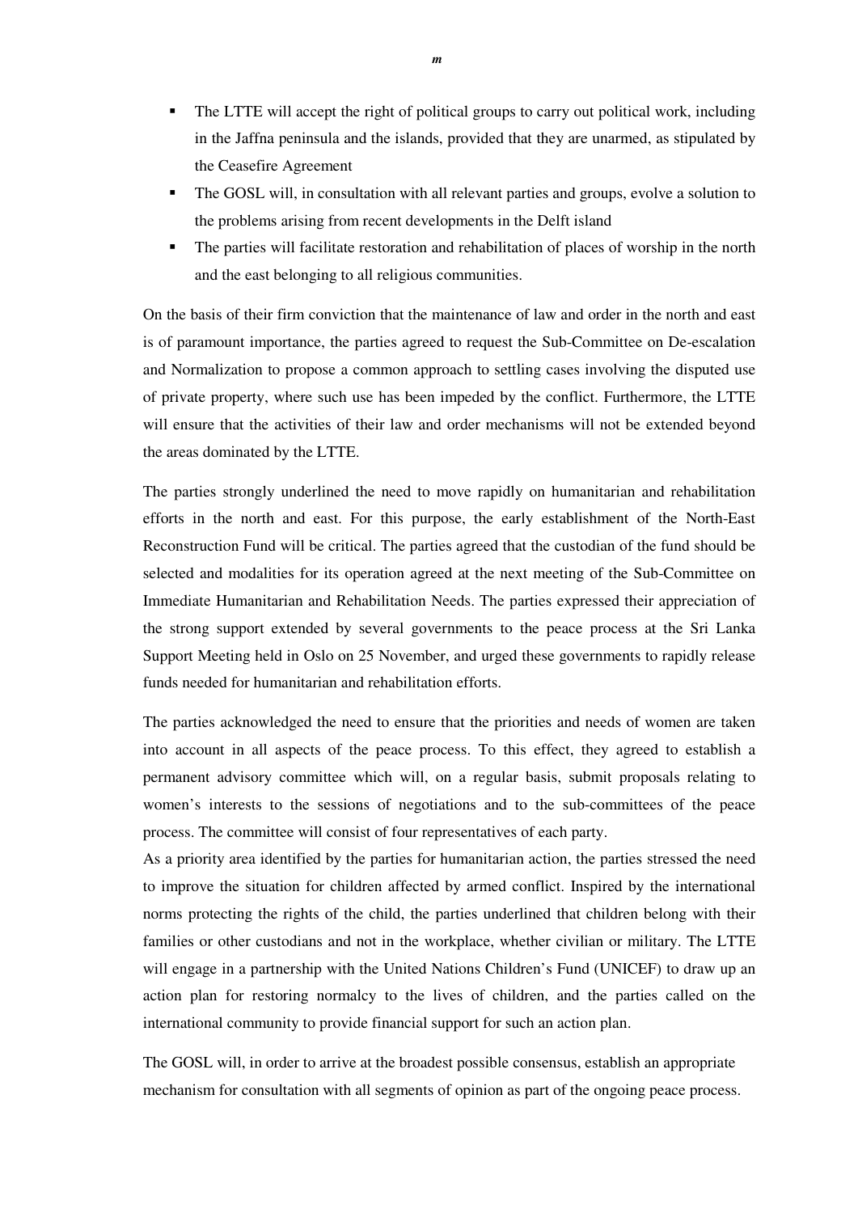- The LTTE will accept the right of political groups to carry out political work, including in the Jaffna peninsula and the islands, provided that they are unarmed, as stipulated by the Ceasefire Agreement
- The GOSL will, in consultation with all relevant parties and groups, evolve a solution to the problems arising from recent developments in the Delft island
- The parties will facilitate restoration and rehabilitation of places of worship in the north and the east belonging to all religious communities.

On the basis of their firm conviction that the maintenance of law and order in the north and east is of paramount importance, the parties agreed to request the Sub-Committee on De-escalation and Normalization to propose a common approach to settling cases involving the disputed use of private property, where such use has been impeded by the conflict. Furthermore, the LTTE will ensure that the activities of their law and order mechanisms will not be extended beyond the areas dominated by the LTTE.

The parties strongly underlined the need to move rapidly on humanitarian and rehabilitation efforts in the north and east. For this purpose, the early establishment of the North-East Reconstruction Fund will be critical. The parties agreed that the custodian of the fund should be selected and modalities for its operation agreed at the next meeting of the Sub-Committee on Immediate Humanitarian and Rehabilitation Needs. The parties expressed their appreciation of the strong support extended by several governments to the peace process at the Sri Lanka Support Meeting held in Oslo on 25 November, and urged these governments to rapidly release funds needed for humanitarian and rehabilitation efforts.

The parties acknowledged the need to ensure that the priorities and needs of women are taken into account in all aspects of the peace process. To this effect, they agreed to establish a permanent advisory committee which will, on a regular basis, submit proposals relating to women's interests to the sessions of negotiations and to the sub-committees of the peace process. The committee will consist of four representatives of each party.

As a priority area identified by the parties for humanitarian action, the parties stressed the need to improve the situation for children affected by armed conflict. Inspired by the international norms protecting the rights of the child, the parties underlined that children belong with their families or other custodians and not in the workplace, whether civilian or military. The LTTE will engage in a partnership with the United Nations Children's Fund (UNICEF) to draw up an action plan for restoring normalcy to the lives of children, and the parties called on the international community to provide financial support for such an action plan.

The GOSL will, in order to arrive at the broadest possible consensus, establish an appropriate mechanism for consultation with all segments of opinion as part of the ongoing peace process.